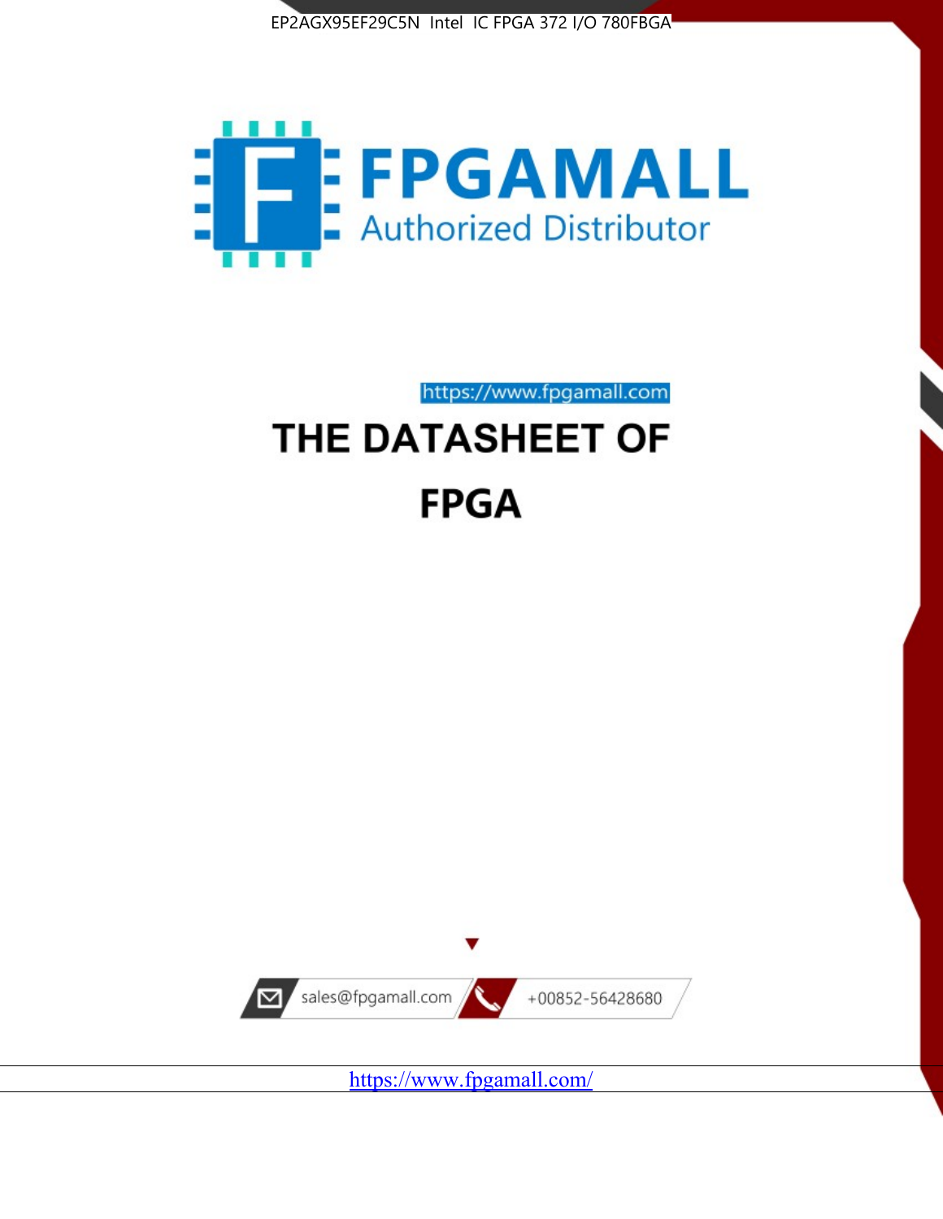EP2AGX95EF29C5N Intel IC FPGA 372 I/O 780FBGA

FPGAMALL

Authorized Distributor

https://www.fpgamall.com

# THE DATASHEET OF

# FPGA

sales@fpgamall.com

+00852-56428680

https://www.fpgamall.com/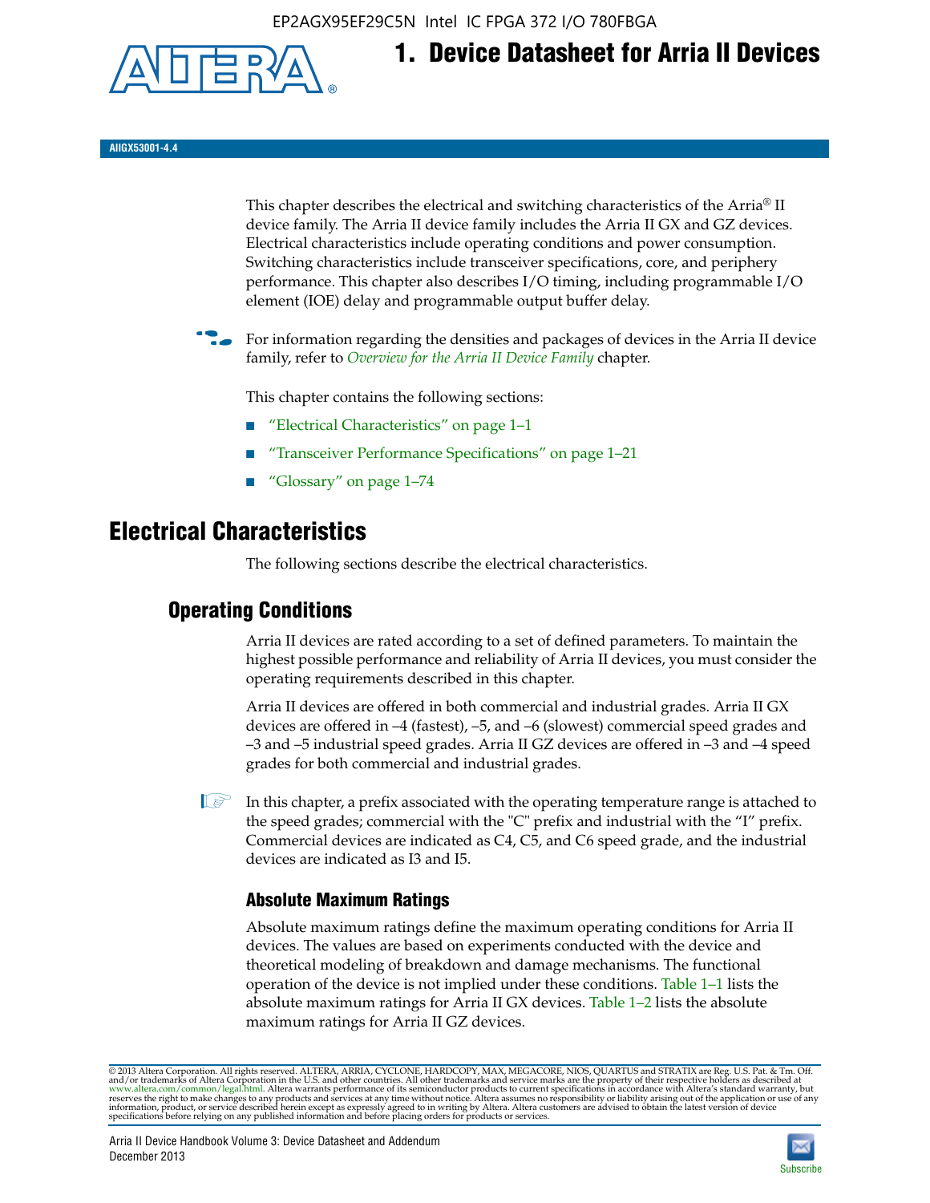# 1. Device Datasheet for Arria II Devices

AIIGX53001-4.4

This chapter describes the electrical and switching characteristics of the Arria® II device family. The Arria II device family includes the Arria II GX and GZ devices. Electrical characteristics include operating conditions and power consumption. Switching characteristics include transceiver specifications, core, and periphery performance. This chapter also describes I/O timing, including programmable I/O element (IOE) delay and programmable output buffer delay.

For information regarding the densities and packages of devices in the Arria II device family, refer to *Overview for the Arria II Device Family* chapter.

This chapter contains the following sections:

- "Electrical Characteristics" on page 1–1
- "Transceiver Performance Specifications" on page 1–21
- "Glossary" on page 1–74

# Electrical Characteristics

The following sections describe the electrical characteristics.

## Operating Conditions

Arria II devices are rated according to a set of defined parameters. To maintain the highest possible performance and reliability of Arria II devices, you must consider the operating requirements described in this chapter.

Arria II devices are offered in both commercial and industrial grades. Arria II GX devices are offered in –4 (fastest), –5, and –6 (slowest) commercial speed grades and –3 and –5 industrial speed grades. Arria II GZ devices are offered in –3 and –4 speed grades for both commercial and industrial grades.

In this chapter, a prefix associated with the operating temperature range is attached to the speed grades; commercial with the "C" prefix and industrial with the "I" prefix. Commercial devices are indicated as C4, C5, and C6 speed grade, and the industrial devices are indicated as I3 and I5.

### Absolute Maximum Ratings

Absolute maximum ratings define the maximum operating conditions for Arria II devices. The values are based on experiments conducted with the device and theoretical modeling of breakdown and damage mechanisms. The functional operation of the device is not implied under these conditions. Table 1–1 lists the absolute maximum ratings for Arria II GX devices. Table 1–2 lists the absolute maximum ratings for Arria II GZ devices.

© 2013 Altera Corporation. All rights reserved. ALTERA, ARRIA, CYCLONE, HARDCOPY, MAX, MEGACORE, NIOS, QUARTUS and STRATIX are Reg. U.S. Pat. & Tm. Off. and/or trademarks of Altera Corporation in the U.S. and other countries. All other trademarks and service marks are the property of their respective holders as described at www.altera.com/common/legal.html. Altera warrants performance of its semiconductor products to current specifications in accordance with Altera's standard warranty, but reserves the right to make changes to any products and services at any time without notice. Altera assumes no responsibility or liability arising out of the application or use of any information, product, or service described herein except as expressly agreed to in writing by Altera. Altera customers are advised to obtain the latest version of device specifications before relying on any published information and before placing orders for products or services.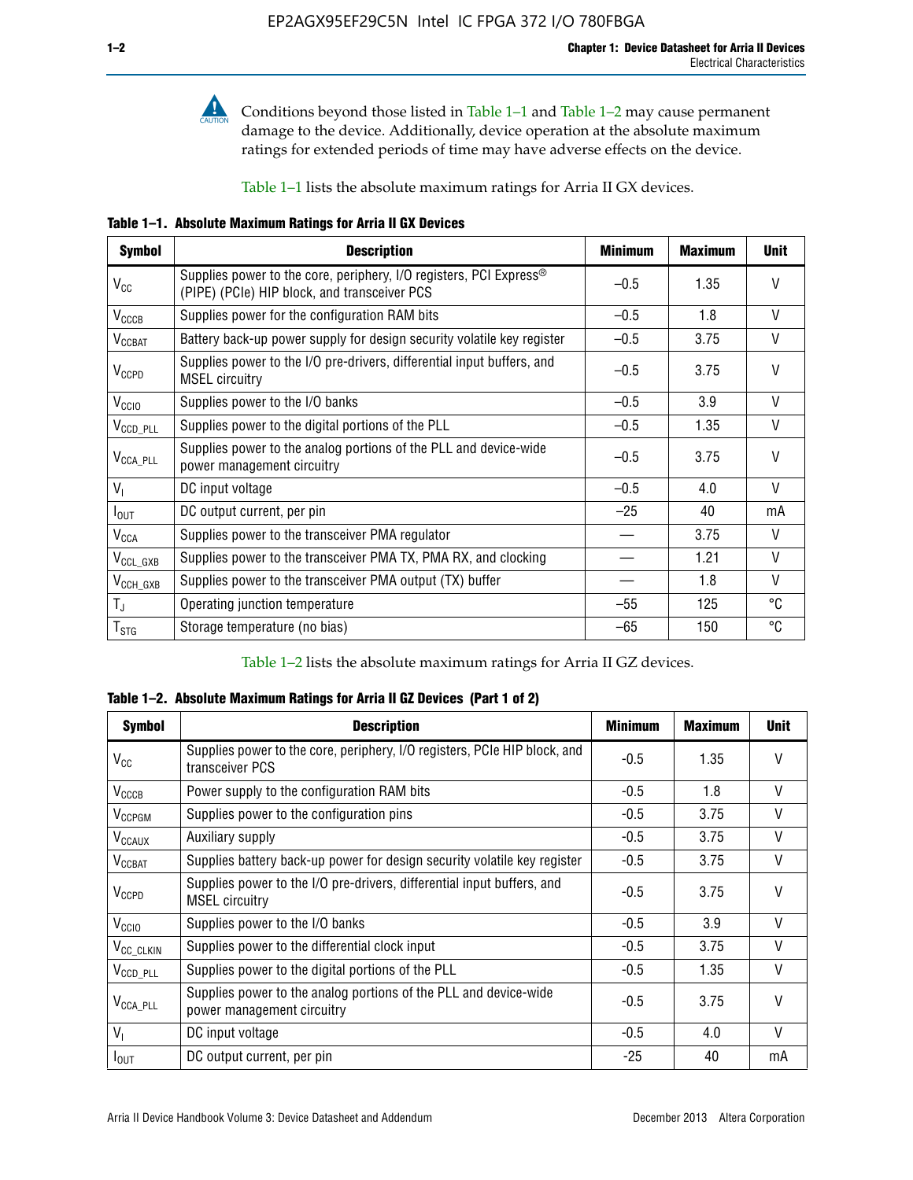Conditions beyond those listed in Table 1–1 and Table 1–2 may cause permanent damage to the device. Additionally, device operation at the absolute maximum ratings for extended periods of time may have adverse effects on the device.

Table 1–1 lists the absolute maximum ratings for Arria II GX devices.

**Table 1–1. Absolute Maximum Ratings for Arria II GX Devices**

| Symbol | Description | Minimum | Maximum | Unit |
|---|---|---|---|---|
| $V_{CC}$ | Supplies power to the core, periphery, I/O registers, PCI Express® (PIPE) (PCIe) HIP block, and transceiver PCS | –0.5 | 1.35 | V |
| $V_{CCCB}$ | Supplies power for the configuration RAM bits | –0.5 | 1.8 | V |
| $V_{CCBAT}$ | Battery back-up power supply for design security volatile key register | –0.5 | 3.75 | V |
| $V_{CCPD}$ | Supplies power to the I/O pre-drivers, differential input buffers, and MSEL circuitry | –0.5 | 3.75 | V |
| $V_{CCIO}$ | Supplies power to the I/O banks | –0.5 | 3.9 | V |
| $V_{CCD\_PLL}$ | Supplies power to the digital portions of the PLL | –0.5 | 1.35 | V |
| $V_{CCA\_PLL}$ | Supplies power to the analog portions of the PLL and device-wide power management circuitry | –0.5 | 3.75 | V |
| $V_I$ | DC input voltage | –0.5 | 4.0 | V |
| $I_{OUT}$ | DC output current, per pin | –25 | 40 | mA |
| $V_{CCA}$ | Supplies power to the transceiver PMA regulator | — | 3.75 | V |
| $V_{CCL\_GXB}$ | Supplies power to the transceiver PMA TX, PMA RX, and clocking | — | 1.21 | V |
| $V_{CCH\_GXB}$ | Supplies power to the transceiver PMA output (TX) buffer | — | 1.8 | V |
| $T_J$ | Operating junction temperature | –55 | 125 | °C |
| $T_{STG}$ | Storage temperature (no bias) | –65 | 150 | °C |

Table 1–2 lists the absolute maximum ratings for Arria II GZ devices.

**Table 1–2. Absolute Maximum Ratings for Arria II GZ Devices (Part 1 of 2)**

| Symbol | Description | Minimum | Maximum | Unit |
|---|---|---|---|---|
| $V_{CC}$ | Supplies power to the core, periphery, I/O registers, PCIe HIP block, and transceiver PCS | -0.5 | 1.35 | V |
| $V_{CCCB}$ | Power supply to the configuration RAM bits | -0.5 | 1.8 | V |
| $V_{CCPGM}$ | Supplies power to the configuration pins | -0.5 | 3.75 | V |
| $V_{CCAUX}$ | Auxiliary supply | -0.5 | 3.75 | V |
| $V_{CCBAT}$ | Supplies battery back-up power for design security volatile key register | -0.5 | 3.75 | V |
| $V_{CCPD}$ | Supplies power to the I/O pre-drivers, differential input buffers, and MSEL circuitry | -0.5 | 3.75 | V |
| $V_{CCIO}$ | Supplies power to the I/O banks | -0.5 | 3.9 | V |
| $V_{CC\_CLKIN}$ | Supplies power to the differential clock input | -0.5 | 3.75 | V |
| $V_{CCD\_PLL}$ | Supplies power to the digital portions of the PLL | -0.5 | 1.35 | V |
| $V_{CCA\_PLL}$ | Supplies power to the analog portions of the PLL and device-wide power management circuitry | -0.5 | 3.75 | V |
| $V_I$ | DC input voltage | -0.5 | 4.0 | V |
| $I_{OUT}$ | DC output current, per pin | -25 | 40 | mA |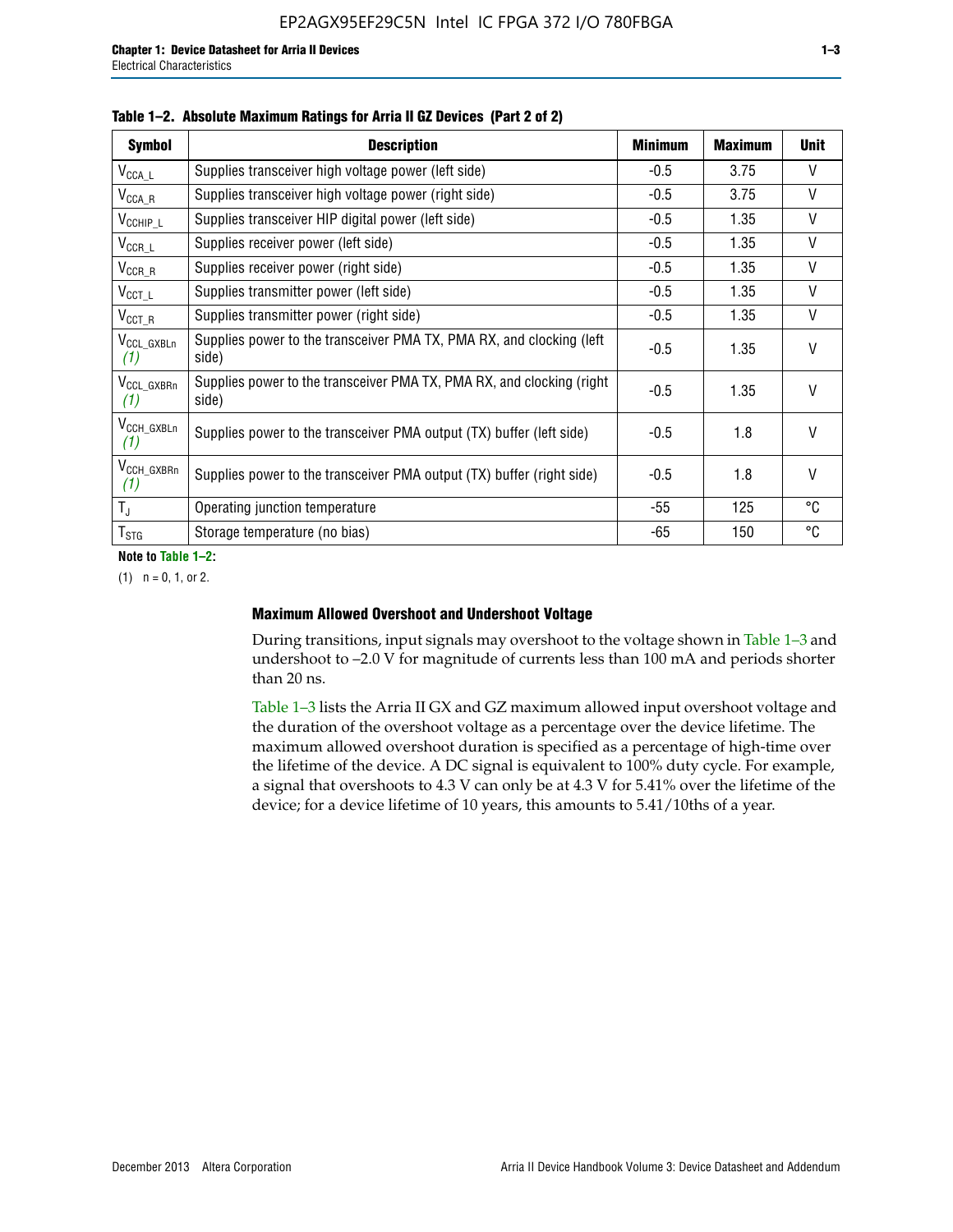**Table 1–2. Absolute Maximum Ratings for Arria II GZ Devices (Part 2 of 2)**

| Symbol | Description | Minimum | Maximum | Unit |
|---|---|---|---|---|
| $V_{CCA\_L}$ | Supplies transceiver high voltage power (left side) | -0.5 | 3.75 | V |
| $V_{CCA\_R}$ | Supplies transceiver high voltage power (right side) | -0.5 | 3.75 | V |
| $V_{CCHIP\_L}$ | Supplies transceiver HIP digital power (left side) | -0.5 | 1.35 | V |
| $V_{CCR\_L}$ | Supplies receiver power (left side) | -0.5 | 1.35 | V |
| $V_{CCR\_R}$ | Supplies receiver power (right side) | -0.5 | 1.35 | V |
| $V_{CCT\_L}$ | Supplies transmitter power (left side) | -0.5 | 1.35 | V |
| $V_{CCT\_R}$ | Supplies transmitter power (right side) | -0.5 | 1.35 | V |
| $V_{CCL\_GXBLn}$ (1) | Supplies power to the transceiver PMA TX, PMA RX, and clocking (left side) | -0.5 | 1.35 | V |
| $V_{CCL\_GXBRn}$ (1) | Supplies power to the transceiver PMA TX, PMA RX, and clocking (right side) | -0.5 | 1.35 | V |
| $V_{CCH\_GXBLn}$ (1) | Supplies power to the transceiver PMA output (TX) buffer (left side) | -0.5 | 1.8 | V |
| $V_{CCH\_GXBRn}$ (1) | Supplies power to the transceiver PMA output (TX) buffer (right side) | -0.5 | 1.8 | V |
| $T_J$ | Operating junction temperature | -55 | 125 | °C |
| $T_{STG}$ | Storage temperature (no bias) | -65 | 150 | °C |

**Note to Table 1–2:**

(1) n = 0, 1, or 2.

### Maximum Allowed Overshoot and Undershoot Voltage

During transitions, input signals may overshoot to the voltage shown in Table 1–3 and undershoot to –2.0 V for magnitude of currents less than 100 mA and periods shorter than 20 ns.

Table 1–3 lists the Arria II GX and GZ maximum allowed input overshoot voltage and the duration of the overshoot voltage as a percentage over the device lifetime. The maximum allowed overshoot duration is specified as a percentage of high-time over the lifetime of the device. A DC signal is equivalent to 100% duty cycle. For example, a signal that overshoots to 4.3 V can only be at 4.3 V for 5.41% over the lifetime of the device; for a device lifetime of 10 years, this amounts to 5.41/10ths of a year.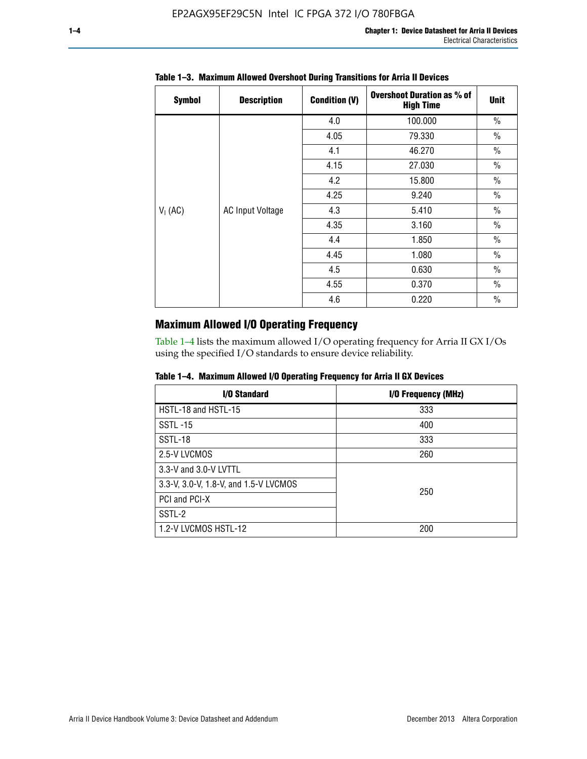**Table 1–3. Maximum Allowed Overshoot During Transitions for Arria II Devices**

| Symbol | Description | Condition (V) | Overshoot Duration as % of High Time | Unit |
|---|---|---|---|---|
| $V_I$ (AC) | AC Input Voltage | 4.0 | 100.000 | % |
| | | 4.05 | 79.330 | % |
| | | 4.1 | 46.270 | % |
| | | 4.15 | 27.030 | % |
| | | 4.2 | 15.800 | % |
| | | 4.25 | 9.240 | % |
| | | 4.3 | 5.410 | % |
| | | 4.35 | 3.160 | % |
| | | 4.4 | 1.850 | % |
| | | 4.45 | 1.080 | % |
| | | 4.5 | 0.630 | % |
| | | 4.55 | 0.370 | % |
| | | 4.6 | 0.220 | % |

## Maximum Allowed I/O Operating Frequency

Table 1–4 lists the maximum allowed I/O operating frequency for Arria II GX I/Os using the specified I/O standards to ensure device reliability.

**Table 1–4. Maximum Allowed I/O Operating Frequency for Arria II GX Devices**

| I/O Standard | I/O Frequency (MHz) |
|---|---|
| HSTL-18 and HSTL-15 | 333 |
| SSTL -15 | 400 |
| SSTL-18 | 333 |
| 2.5-V LVCMOS | 260 |
| 3.3-V and 3.0-V LVTTL | 250 |
| 3.3-V, 3.0-V, 1.8-V, and 1.5-V LVCMOS | |
| PCI and PCI-X | |
| SSTL-2 | |
| 1.2-V LVCMOS HSTL-12 | 200 |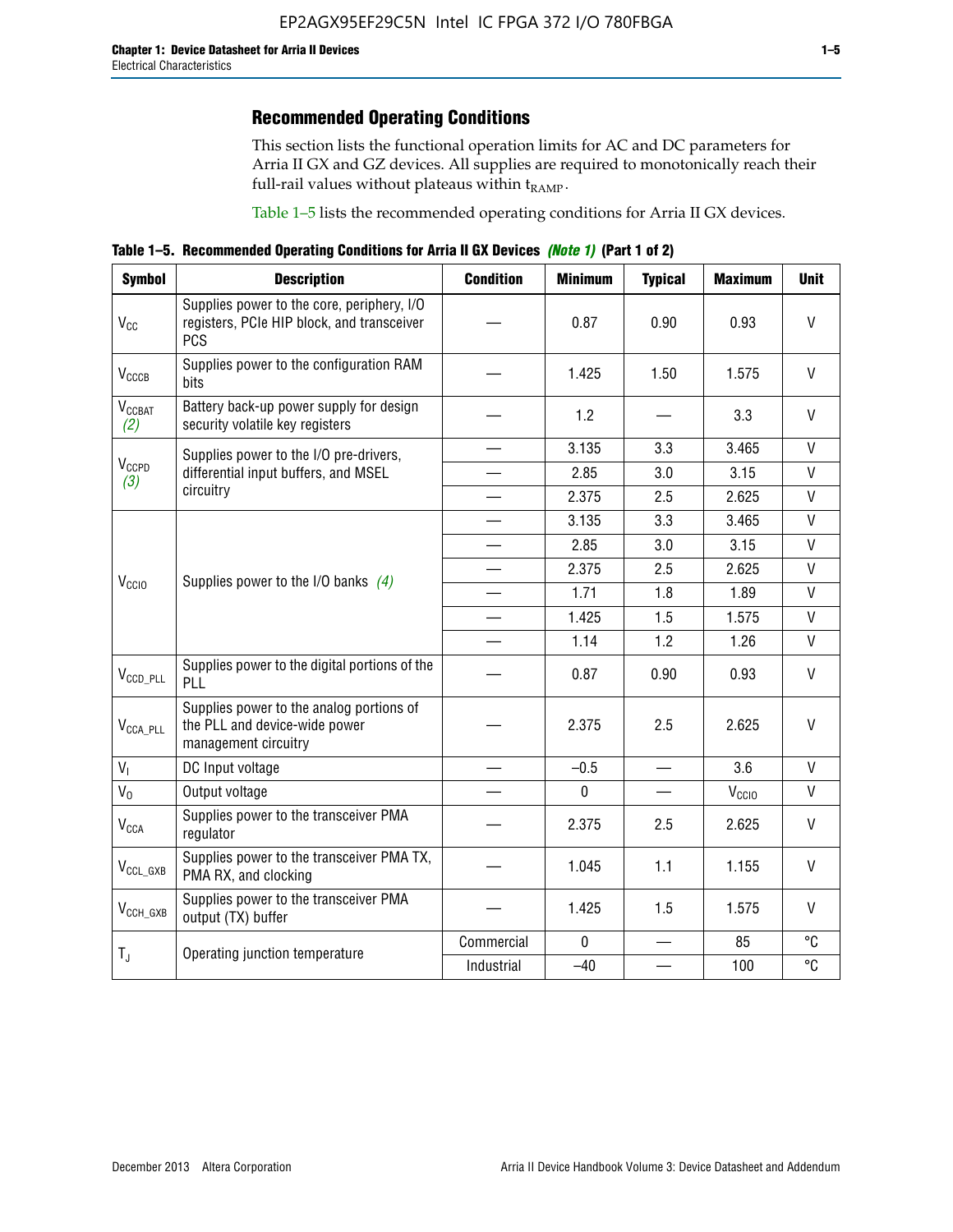## Recommended Operating Conditions

This section lists the functional operation limits for AC and DC parameters for Arria II GX and GZ devices. All supplies are required to monotonically reach their full-rail values without plateaus within $t_{RAMP}$.

Table 1–5 lists the recommended operating conditions for Arria II GX devices.

**Table 1–5. Recommended Operating Conditions for Arria II GX Devices *(Note 1)* (Part 1 of 2)**

| Symbol | Description | Condition | Minimum | Typical | Maximum | Unit |
|---|---|---|---|---|---|---|
| $V_{CC}$ | Supplies power to the core, periphery, I/O registers, PCIe HIP block, and transceiver PCS | — | 0.87 | 0.90 | 0.93 | V |
| $V_{CCCB}$ | Supplies power to the configuration RAM bits | — | 1.425 | 1.50 | 1.575 | V |
| $V_{CCBAT}$ *(2)* | Battery back-up power supply for design security volatile key registers | — | 1.2 | — | 3.3 | V |
| $V_{CCPD}$ *(3)* | Supplies power to the I/O pre-drivers, differential input buffers, and MSEL circuitry | — | 3.135 | 3.3 | 3.465 | V |
| | | — | 2.85 | 3.0 | 3.15 | V |
| | | — | 2.375 | 2.5 | 2.625 | V |
| $V_{CCIO}$ | Supplies power to the I/O banks *(4)* | — | 3.135 | 3.3 | 3.465 | V |
| | | — | 2.85 | 3.0 | 3.15 | V |
| | | — | 2.375 | 2.5 | 2.625 | V |
| | | — | 1.71 | 1.8 | 1.89 | V |
| | | — | 1.425 | 1.5 | 1.575 | V |
| | | — | 1.14 | 1.2 | 1.26 | V |
| $V_{CCD\_PLL}$ | Supplies power to the digital portions of the PLL | — | 0.87 | 0.90 | 0.93 | V |
| $V_{CCA\_PLL}$ | Supplies power to the analog portions of the PLL and device-wide power management circuitry | — | 2.375 | 2.5 | 2.625 | V |
| $V_I$ | DC Input voltage | — | –0.5 | — | 3.6 | V |
| $V_O$ | Output voltage | — | 0 | — | $V_{CCIO}$ | V |
| $V_{CCA}$ | Supplies power to the transceiver PMA regulator | — | 2.375 | 2.5 | 2.625 | V |
| $V_{CCL\_GXB}$ | Supplies power to the transceiver PMA TX, PMA RX, and clocking | — | 1.045 | 1.1 | 1.155 | V |
| $V_{CCH\_GXB}$ | Supplies power to the transceiver PMA output (TX) buffer | — | 1.425 | 1.5 | 1.575 | V |
| $T_J$ | Operating junction temperature | Commercial | 0 | — | 85 | °C |
| | | Industrial | –40 | — | 100 | °C |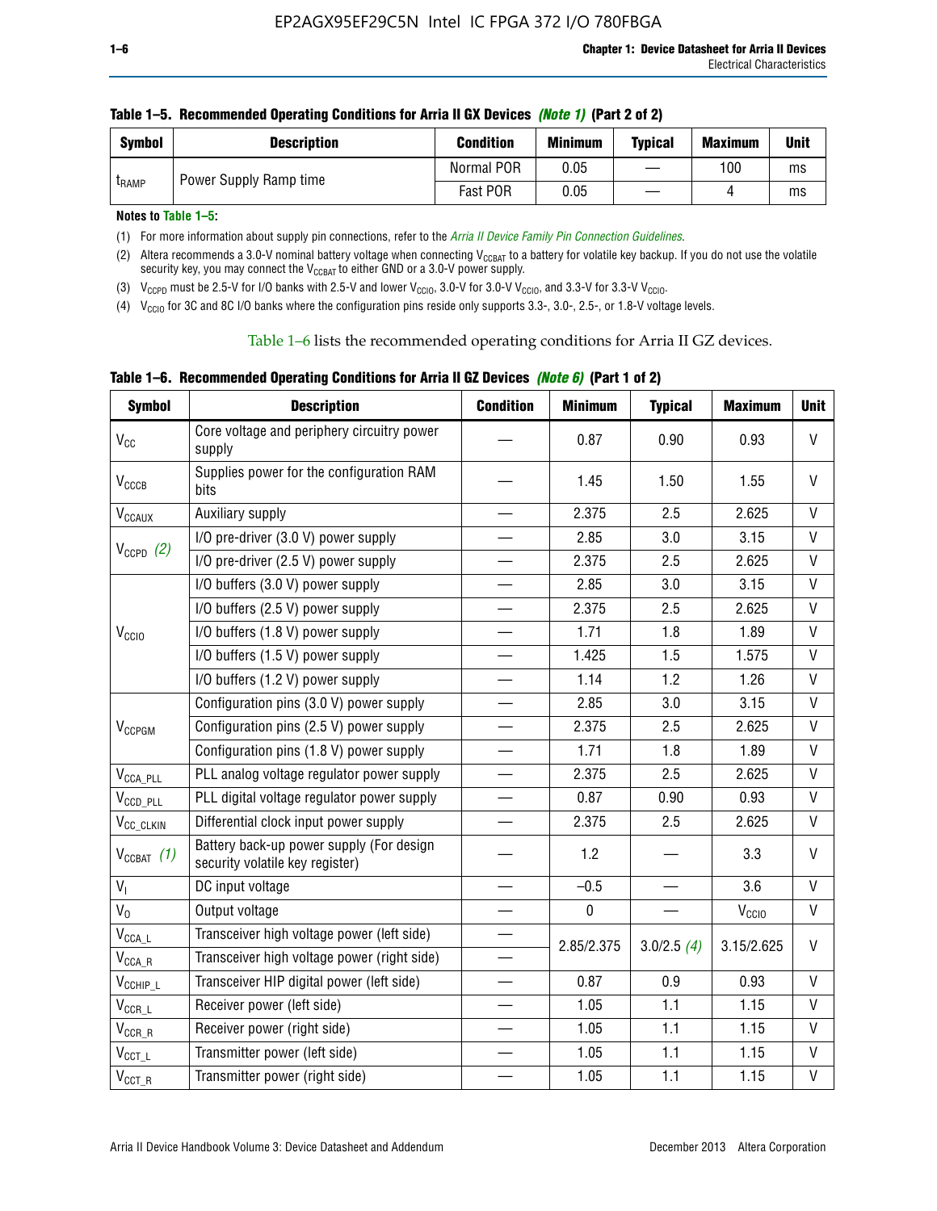**Table 1–5. Recommended Operating Conditions for Arria II GX Devices *(Note 1)* (Part 2 of 2)**

| Symbol | Description | Condition | Minimum | Typical | Maximum | Unit |
|---|---|---|---|---|---|---|
| $t_{RAMP}$ | Power Supply Ramp time | Normal POR | 0.05 | — | 100 | ms |
| | | Fast POR | 0.05 | — | 4 | ms |

**Notes to Table 1–5:**

(1) For more information about supply pin connections, refer to the *Arria II Device Family Pin Connection Guidelines*.

(2) Altera recommends a 3.0-V nominal battery voltage when connecting $V_{CCBAT}$ to a battery for volatile key backup. If you do not use the volatile security key, you may connect the $V_{CCBAT}$ to either GND or a 3.0-V power supply.

(3) $V_{CCPD}$ must be 2.5-V for I/O banks with 2.5-V and lower $V_{CCIO}$, 3.0-V for 3.0-V $V_{CCIO}$, and 3.3-V for 3.3-V $V_{CCIO}$.

(4) $V_{CCIO}$ for 3C and 8C I/O banks where the configuration pins reside only supports 3.3-, 3.0-, 2.5-, or 1.8-V voltage levels.

Table 1–6 lists the recommended operating conditions for Arria II GZ devices.

**Table 1–6. Recommended Operating Conditions for Arria II GZ Devices *(Note 6)* (Part 1 of 2)**

| Symbol | Description | Condition | Minimum | Typical | Maximum | Unit |
|---|---|---|---|---|---|---|
| $V_{CC}$ | Core voltage and periphery circuitry power supply | — | 0.87 | 0.90 | 0.93 | V |
| $V_{CCCB}$ | Supplies power for the configuration RAM bits | — | 1.45 | 1.50 | 1.55 | V |
| $V_{CCAUX}$ | Auxiliary supply | — | 2.375 | 2.5 | 2.625 | V |
| $V_{CCPD}$ *(2)* | I/O pre-driver (3.0 V) power supply | — | 2.85 | 3.0 | 3.15 | V |
| | I/O pre-driver (2.5 V) power supply | — | 2.375 | 2.5 | 2.625 | V |
| $V_{CCIO}$ | I/O buffers (3.0 V) power supply | — | 2.85 | 3.0 | 3.15 | V |
| | I/O buffers (2.5 V) power supply | — | 2.375 | 2.5 | 2.625 | V |
| | I/O buffers (1.8 V) power supply | — | 1.71 | 1.8 | 1.89 | V |
| | I/O buffers (1.5 V) power supply | — | 1.425 | 1.5 | 1.575 | V |
| | I/O buffers (1.2 V) power supply | — | 1.14 | 1.2 | 1.26 | V |
| $V_{CCPGM}$ | Configuration pins (3.0 V) power supply | — | 2.85 | 3.0 | 3.15 | V |
| | Configuration pins (2.5 V) power supply | — | 2.375 | 2.5 | 2.625 | V |
| | Configuration pins (1.8 V) power supply | — | 1.71 | 1.8 | 1.89 | V |
| $V_{CCA\_PLL}$ | PLL analog voltage regulator power supply | — | 2.375 | 2.5 | 2.625 | V |
| $V_{CCD\_PLL}$ | PLL digital voltage regulator power supply | — | 0.87 | 0.90 | 0.93 | V |
| $V_{CC\_CLKIN}$ | Differential clock input power supply | — | 2.375 | 2.5 | 2.625 | V |
| $V_{CCBAT}$ *(1)* | Battery back-up power supply (For design security volatile key register) | — | 1.2 | — | 3.3 | V |
| $V_I$ | DC input voltage | — | –0.5 | — | 3.6 | V |
| $V_O$ | Output voltage | — | 0 | — | $V_{CCIO}$ | V |
| $V_{CCA\_L}$ | Transceiver high voltage power (left side) | — | 2.85/2.375 | 3.0/2.5 *(4)* | 3.15/2.625 | V |
| $V_{CCA\_R}$ | Transceiver high voltage power (right side) | — | | | | |
| $V_{CCHIP\_L}$ | Transceiver HIP digital power (left side) | — | 0.87 | 0.9 | 0.93 | V |
| $V_{CCR\_L}$ | Receiver power (left side) | — | 1.05 | 1.1 | 1.15 | V |
| $V_{CCR\_R}$ | Receiver power (right side) | — | 1.05 | 1.1 | 1.15 | V |
| $V_{CCT\_L}$ | Transmitter power (left side) | — | 1.05 | 1.1 | 1.15 | V |
| $V_{CCT\_R}$ | Transmitter power (right side) | — | 1.05 | 1.1 | 1.15 | V |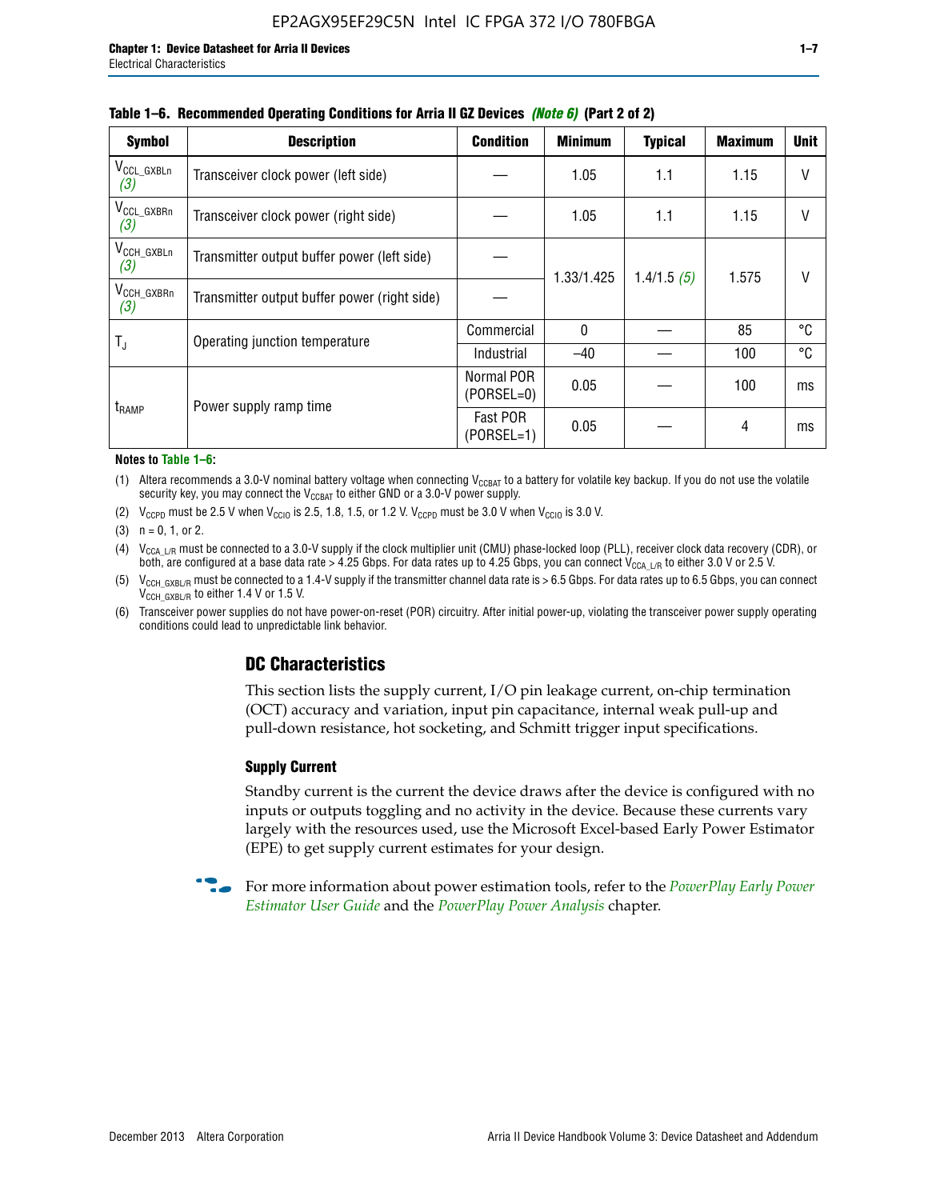Table 1–6. Recommended Operating Conditions for Arria II GZ Devices *(Note 6)* (Part 2 of 2)

| Symbol | Description | Condition | Minimum | Typical | Maximum | Unit |
|---|---|---|---|---|---|---|
| $V_{CCL\_GXBLn}$ *(3)* | Transceiver clock power (left side) | — | 1.05 | 1.1 | 1.15 | V |
| $V_{CCL\_GXBRn}$ *(3)* | Transceiver clock power (right side) | — | 1.05 | 1.1 | 1.15 | V |
| $V_{CCH\_GXBLn}$ *(3)* | Transmitter output buffer power (left side) | — | 1.33/1.425 | 1.4/1.5 *(5)* | 1.575 | V |
| $V_{CCH\_GXBRn}$ *(3)* | Transmitter output buffer power (right side) | — | | | | |
| $T_J$ | Operating junction temperature | Commercial | 0 | — | 85 | °C |
| | | Industrial | –40 | — | 100 | °C |
| $t_{RAMP}$ | Power supply ramp time | Normal POR (PORSEL=0) | 0.05 | — | 100 | ms |
| | | Fast POR (PORSEL=1) | 0.05 | — | 4 | ms |

**Notes to Table 1–6:**

(1) Altera recommends a 3.0-V nominal battery voltage when connecting $V_{CCBAT}$ to a battery for volatile key backup. If you do not use the volatile security key, you may connect the $V_{CCBAT}$ to either GND or a 3.0-V power supply.

(2) $V_{CCPD}$ must be 2.5 V when $V_{CCIO}$ is 2.5, 1.8, 1.5, or 1.2 V. $V_{CCPD}$ must be 3.0 V when $V_{CCIO}$ is 3.0 V.

(3) n = 0, 1, or 2.

(4) $V_{CCA\_L/R}$ must be connected to a 3.0-V supply if the clock multiplier unit (CMU) phase-locked loop (PLL), receiver clock data recovery (CDR), or both, are configured at a base data rate > 4.25 Gbps. For data rates up to 4.25 Gbps, you can connect $V_{CCA\_L/R}$ to either 3.0 V or 2.5 V.

(5) $V_{CCH\_GXBL/R}$ must be connected to a 1.4-V supply if the transmitter channel data rate is > 6.5 Gbps. For data rates up to 6.5 Gbps, you can connect $V_{CCH\_GXBL/R}$ to either 1.4 V or 1.5 V.

(6) Transceiver power supplies do not have power-on-reset (POR) circuitry. After initial power-up, violating the transceiver power supply operating conditions could lead to unpredictable link behavior.

## DC Characteristics

This section lists the supply current, I/O pin leakage current, on-chip termination (OCT) accuracy and variation, input pin capacitance, internal weak pull-up and pull-down resistance, hot socketing, and Schmitt trigger input specifications.

### Supply Current

Standby current is the current the device draws after the device is configured with no inputs or outputs toggling and no activity in the device. Because these currents vary largely with the resources used, use the Microsoft Excel-based Early Power Estimator (EPE) to get supply current estimates for your design.

For more information about power estimation tools, refer to the *PowerPlay Early Power Estimator User Guide* and the *PowerPlay Power Analysis* chapter.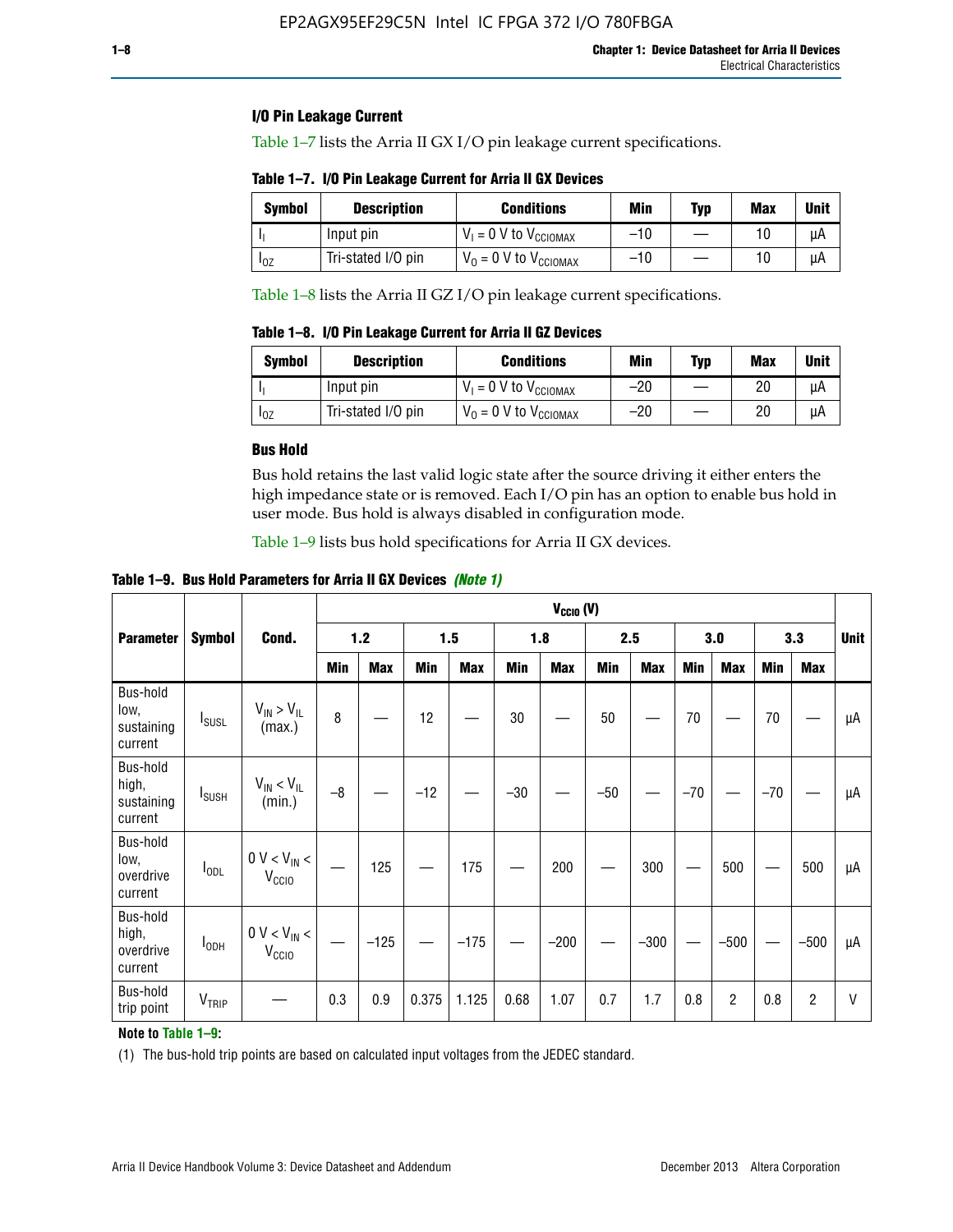### I/O Pin Leakage Current

Table 1–7 lists the Arria II GX I/O pin leakage current specifications.

**Table 1–7. I/O Pin Leakage Current for Arria II GX Devices**

| Symbol | Description | Conditions | Min | Typ | Max | Unit |
|---|---|---|---|---|---|---|
| $I_I$ | Input pin | $V_I$ = 0 V to $V_{CCIOMAX}$ | –10 | — | 10 | µA |
| $I_{OZ}$ | Tri-stated I/O pin | $V_O$ = 0 V to $V_{CCIOMAX}$ | –10 | — | 10 | µA |

Table 1–8 lists the Arria II GZ I/O pin leakage current specifications.

**Table 1–8. I/O Pin Leakage Current for Arria II GZ Devices**

| Symbol | Description | Conditions | Min | Typ | Max | Unit |
|---|---|---|---|---|---|---|
| $I_I$ | Input pin | $V_I$ = 0 V to $V_{CCIOMAX}$ | –20 | — | 20 | µA |
| $I_{OZ}$ | Tri-stated I/O pin | $V_O$ = 0 V to $V_{CCIOMAX}$ | –20 | — | 20 | µA |

### Bus Hold

Bus hold retains the last valid logic state after the source driving it either enters the high impedance state or is removed. Each I/O pin has an option to enable bus hold in user mode. Bus hold is always disabled in configuration mode.

Table 1–9 lists bus hold specifications for Arria II GX devices.

**Table 1–9. Bus Hold Parameters for Arria II GX Devices** *(Note 1)*

| Parameter | Symbol | Cond. | $V_{CCIO}$ (V) | | | | | | | | | | | | Unit |
|---|---|---|---|---|---|---|---|---|---|---|---|---|---|---|---|
| | | | 1.2 | | 1.5 | | 1.8 | | 2.5 | | 3.0 | | 3.3 | | |
| | | | Min | Max | Min | Max | Min | Max | Min | Max | Min | Max | Min | Max | |
| Bus-hold low, sustaining current | $I_{SUSL}$ | $V_{IN} > V_{IL}$ (max.) | 8 | — | 12 | — | 30 | — | 50 | — | 70 | — | 70 | — | µA |
| Bus-hold high, sustaining current | $I_{SUSH}$ | $V_{IN} < V_{IL}$ (min.) | –8 | — | –12 | — | –30 | — | –50 | — | –70 | — | –70 | — | µA |
| Bus-hold low, overdrive current | $I_{ODL}$ | 0 V < $V_{IN}$ < $V_{CCIO}$ | — | 125 | — | 175 | — | 200 | — | 300 | — | 500 | — | 500 | µA |
| Bus-hold high, overdrive current | $I_{ODH}$ | 0 V < $V_{IN}$ < $V_{CCIO}$ | — | –125 | — | –175 | — | –200 | — | –300 | — | –500 | — | –500 | µA |
| Bus-hold trip point | $V_{TRIP}$ | — | 0.3 | 0.9 | 0.375 | 1.125 | 0.68 | 1.07 | 0.7 | 1.7 | 0.8 | 2 | 0.8 | 2 | V |

**Note to Table 1–9:**

(1) The bus-hold trip points are based on calculated input voltages from the JEDEC standard.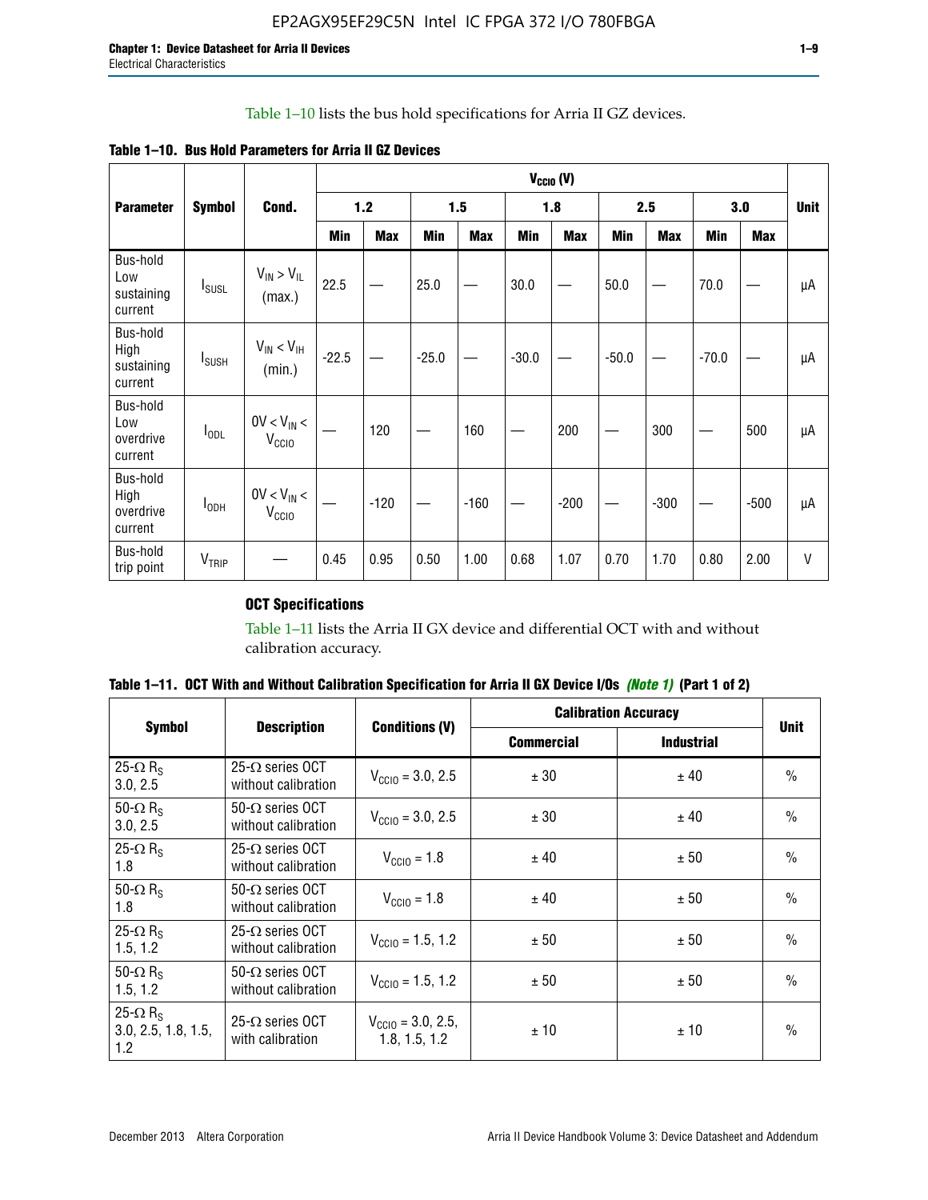Table 1–10 lists the bus hold specifications for Arria II GZ devices.

**Table 1–10. Bus Hold Parameters for Arria II GZ Devices**

| Parameter | Symbol | Cond. | $V_{CCIO}$ (V) | | | | | | | | | | Unit |
|---|---|---|---|---|---|---|---|---|---|---|---|---|---|
| | | | 1.2 | | 1.5 | | 1.8 | | 2.5 | | 3.0 | | |
| | | | Min | Max | Min | Max | Min | Max | Min | Max | Min | Max | |
| Bus-hold Low sustaining current | $I_{SUSL}$ | $V_{IN} > V_{IL}$ (max.) | 22.5 | — | 25.0 | — | 30.0 | — | 50.0 | — | 70.0 | — | µA |
| Bus-hold High sustaining current | $I_{SUSH}$ | $V_{IN} < V_{IH}$ (min.) | -22.5 | — | -25.0 | — | -30.0 | — | -50.0 | — | -70.0 | — | µA |
| Bus-hold Low overdrive current | $I_{ODL}$ | $0V < V_{IN} < V_{CCIO}$ | — | 120 | — | 160 | — | 200 | — | 300 | — | 500 | µA |
| Bus-hold High overdrive current | $I_{ODH}$ | $0V < V_{IN} < V_{CCIO}$ | — | -120 | — | -160 | — | -200 | — | -300 | — | -500 | µA |
| Bus-hold trip point | $V_{TRIP}$ | — | 0.45 | 0.95 | 0.50 | 1.00 | 0.68 | 1.07 | 0.70 | 1.70 | 0.80 | 2.00 | V |

### OCT Specifications

Table 1–11 lists the Arria II GX device and differential OCT with and without calibration accuracy.

**Table 1–11. OCT With and Without Calibration Specification for Arria II GX Device I/Os *(Note 1)* (Part 1 of 2)**

| Symbol | Description | Conditions (V) | Calibration Accuracy | | Unit |
|---|---|---|---|---|---|
| | | | Commercial | Industrial | |
| 25-Ω $R_S$ 3.0, 2.5 | 25-Ω series OCT without calibration | $V_{CCIO}$ = 3.0, 2.5 | ± 30 | ± 40 | % |
| 50-Ω $R_S$ 3.0, 2.5 | 50-Ω series OCT without calibration | $V_{CCIO}$ = 3.0, 2.5 | ± 30 | ± 40 | % |
| 25-Ω $R_S$ 1.8 | 25-Ω series OCT without calibration | $V_{CCIO}$ = 1.8 | ± 40 | ± 50 | % |
| 50-Ω $R_S$ 1.8 | 50-Ω series OCT without calibration | $V_{CCIO}$ = 1.8 | ± 40 | ± 50 | % |
| 25-Ω $R_S$ 1.5, 1.2 | 25-Ω series OCT without calibration | $V_{CCIO}$ = 1.5, 1.2 | ± 50 | ± 50 | % |
| 50-Ω $R_S$ 1.5, 1.2 | 50-Ω series OCT without calibration | $V_{CCIO}$ = 1.5, 1.2 | ± 50 | ± 50 | % |
| 25-Ω $R_S$ 3.0, 2.5, 1.8, 1.5, 1.2 | 25-Ω series OCT with calibration | $V_{CCIO}$ = 3.0, 2.5, 1.8, 1.5, 1.2 | ± 10 | ± 10 | % |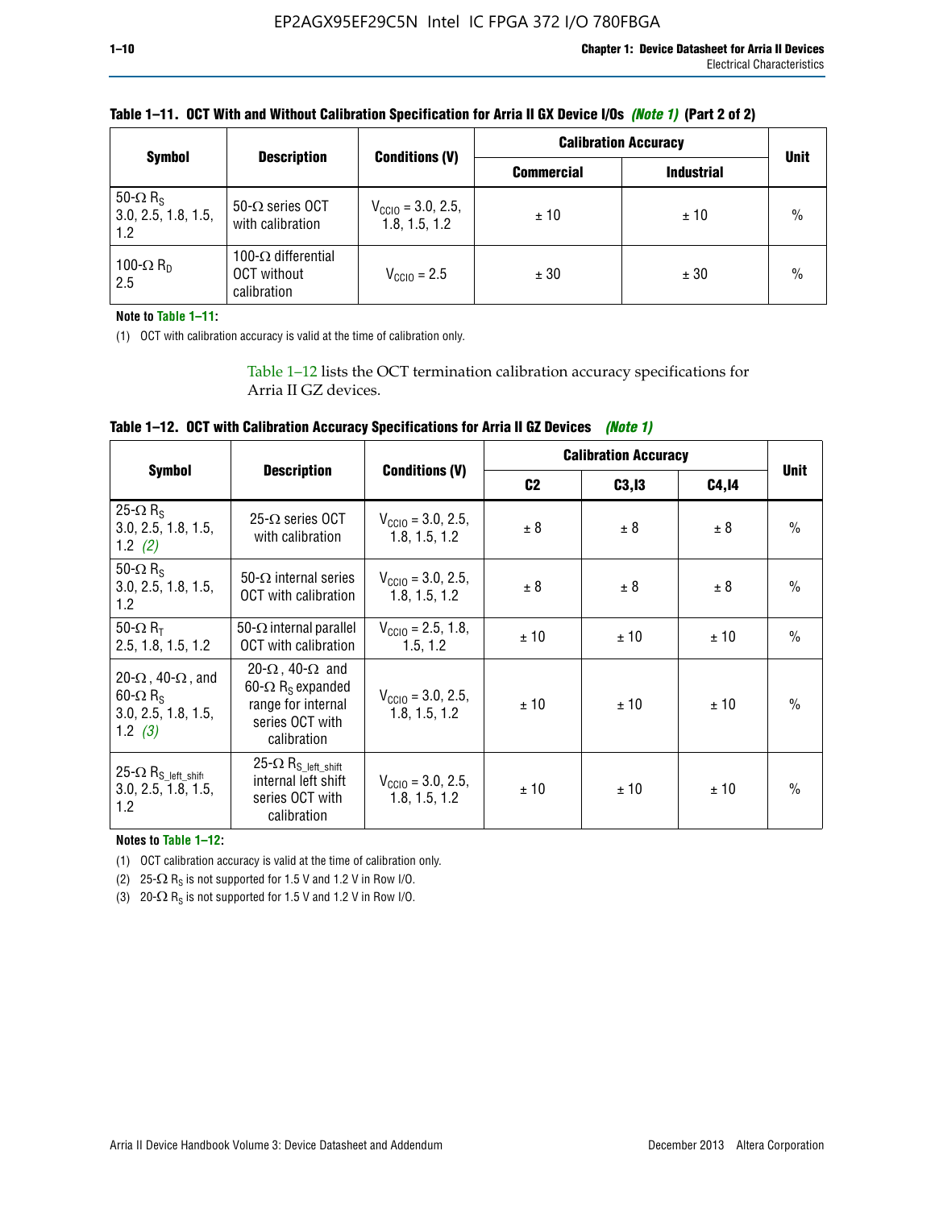**Table 1–11. OCT With and Without Calibration Specification for Arria II GX Device I/Os *(Note 1)* (Part 2 of 2)**

| Symbol | Description | Conditions (V) | Calibration Accuracy | | Unit |
|---|---|---|---|---|---|
| | | | Commercial | Industrial | |
| 50-Ω $R_S$ 3.0, 2.5, 1.8, 1.5, 1.2 | 50-Ω series OCT with calibration | $V_{CCIO}$ = 3.0, 2.5, 1.8, 1.5, 1.2 | ± 10 | ± 10 | % |
| 100-Ω $R_D$ 2.5 | 100-Ω differential OCT without calibration | $V_{CCIO}$ = 2.5 | ± 30 | ± 30 | % |

**Note to Table 1–11:**

(1) OCT with calibration accuracy is valid at the time of calibration only.

Table 1–12 lists the OCT termination calibration accuracy specifications for Arria II GZ devices.

**Table 1–12. OCT with Calibration Accuracy Specifications for Arria II GZ Devices *(Note 1)***

| Symbol | Description | Conditions (V) | Calibration Accuracy | | | Unit |
|---|---|---|---|---|---|---|
| | | | C2 | C3,I3 | C4,I4 | |
| 25-Ω $R_S$ 3.0, 2.5, 1.8, 1.5, 1.2 *(2)* | 25-Ω series OCT with calibration | $V_{CCIO}$ = 3.0, 2.5, 1.8, 1.5, 1.2 | ± 8 | ± 8 | ± 8 | % |
| 50-Ω $R_S$ 3.0, 2.5, 1.8, 1.5, 1.2 | 50-Ω internal series OCT with calibration | $V_{CCIO}$ = 3.0, 2.5, 1.8, 1.5, 1.2 | ± 8 | ± 8 | ± 8 | % |
| 50-Ω $R_T$ 2.5, 1.8, 1.5, 1.2 | 50-Ω internal parallel OCT with calibration | $V_{CCIO}$ = 2.5, 1.8, 1.5, 1.2 | ± 10 | ± 10 | ± 10 | % |
| 20-Ω , 40-Ω , and 60-Ω $R_S$ 3.0, 2.5, 1.8, 1.5, 1.2 *(3)* | 20-Ω , 40-Ω and 60-Ω $R_S$ expanded range for internal series OCT with calibration | $V_{CCIO}$ = 3.0, 2.5, 1.8, 1.5, 1.2 | ± 10 | ± 10 | ± 10 | % |
| 25-Ω $R_{S\_left\_shift}$ 3.0, 2.5, 1.8, 1.5, 1.2 | 25-Ω $R_{S\_left\_shift}$ internal left shift series OCT with calibration | $V_{CCIO}$ = 3.0, 2.5, 1.8, 1.5, 1.2 | ± 10 | ± 10 | ± 10 | % |

**Notes to Table 1–12:**

(1) OCT calibration accuracy is valid at the time of calibration only.

(2) 25-Ω $R_S$ is not supported for 1.5 V and 1.2 V in Row I/O.

(3) 20-Ω $R_S$ is not supported for 1.5 V and 1.2 V in Row I/O.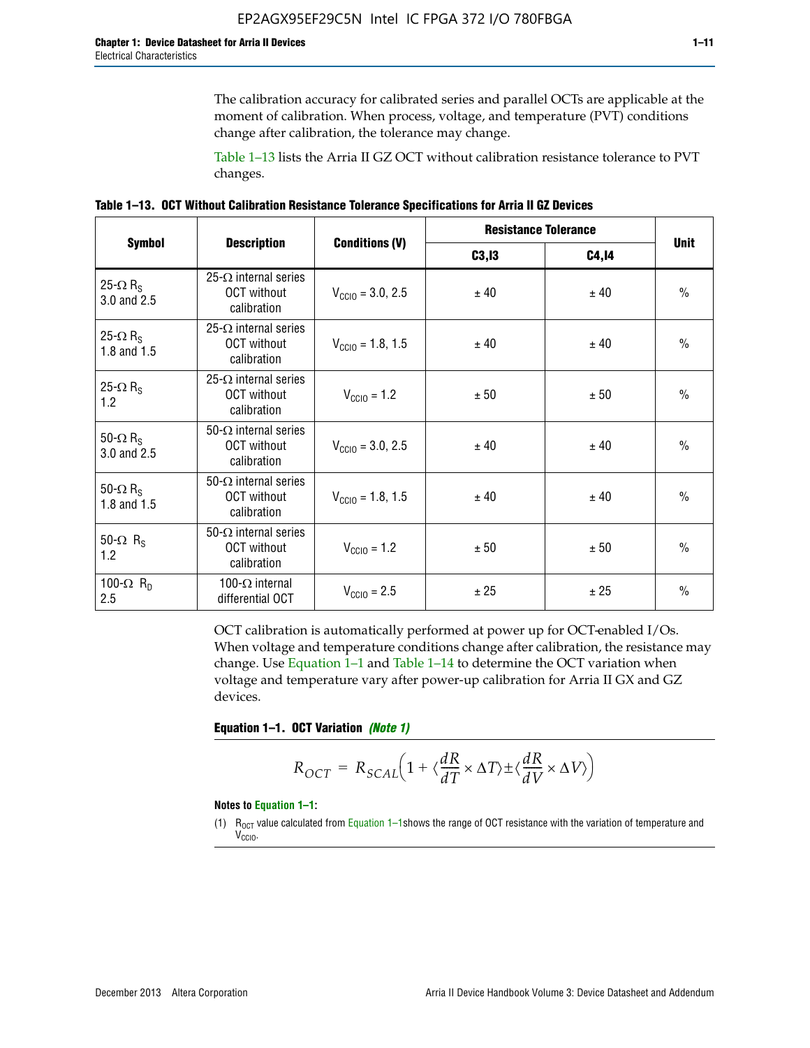The calibration accuracy for calibrated series and parallel OCTs are applicable at the moment of calibration. When process, voltage, and temperature (PVT) conditions change after calibration, the tolerance may change.

Table 1–13 lists the Arria II GZ OCT without calibration resistance tolerance to PVT changes.

**Table 1–13. OCT Without Calibration Resistance Tolerance Specifications for Arria II GZ Devices**

| Symbol | Description | Conditions (V) | Resistance Tolerance | | Unit |
|---|---|---|---|---|---|
| | | | C3,I3 | C4,I4 | |
| 25-Ω $R_S$ 3.0 and 2.5 | 25-Ω internal series OCT without calibration | $V_{CCIO}$ = 3.0, 2.5 | ± 40 | ± 40 | % |
| 25-Ω $R_S$ 1.8 and 1.5 | 25-Ω internal series OCT without calibration | $V_{CCIO}$ = 1.8, 1.5 | ± 40 | ± 40 | % |
| 25-Ω $R_S$ 1.2 | 25-Ω internal series OCT without calibration | $V_{CCIO}$ = 1.2 | ± 50 | ± 50 | % |
| 50-Ω $R_S$ 3.0 and 2.5 | 50-Ω internal series OCT without calibration | $V_{CCIO}$ = 3.0, 2.5 | ± 40 | ± 40 | % |
| 50-Ω $R_S$ 1.8 and 1.5 | 50-Ω internal series OCT without calibration | $V_{CCIO}$ = 1.8, 1.5 | ± 40 | ± 40 | % |
| 50-Ω $R_S$ 1.2 | 50-Ω internal series OCT without calibration | $V_{CCIO}$ = 1.2 | ± 50 | ± 50 | % |
| 100-Ω $R_D$ 2.5 | 100-Ω internal differential OCT | $V_{CCIO}$ = 2.5 | ± 25 | ± 25 | % |

OCT calibration is automatically performed at power up for OCT-enabled I/Os. When voltage and temperature conditions change after calibration, the resistance may change. Use Equation 1–1 and Table 1–14 to determine the OCT variation when voltage and temperature vary after power-up calibration for Arria II GX and GZ devices.

**Equation 1–1. OCT Variation** *(Note 1)*

$$R_{OCT} = R_{SCAL}\left(1 + \langle\frac{dR}{dT} \times \Delta T\rangle \pm \langle\frac{dR}{dV} \times \Delta V\rangle\right)$$

**Notes to Equation 1–1:**

(1) $R_{OCT}$ value calculated from Equation 1–1shows the range of OCT resistance with the variation of temperature and $V_{CCIO}$.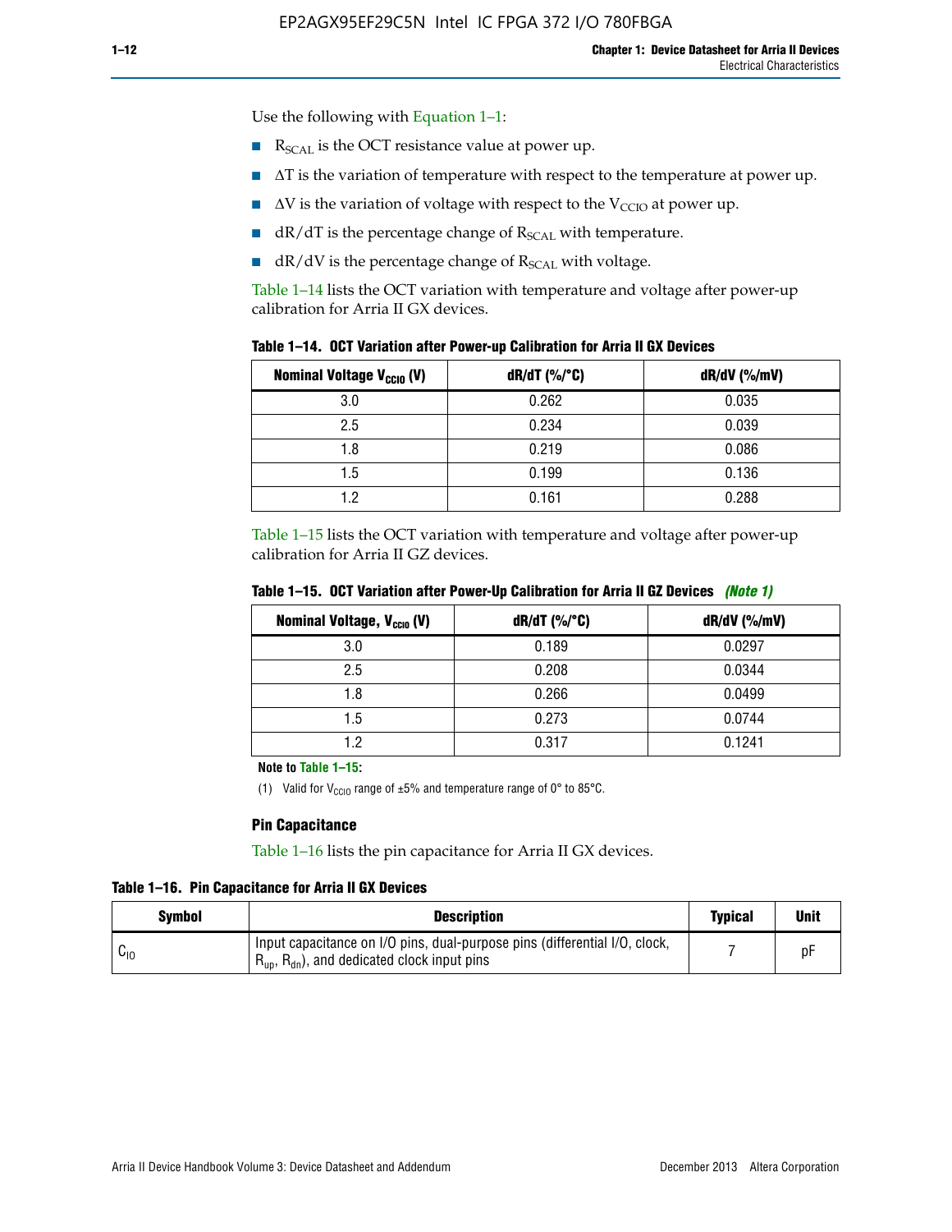Use the following with Equation 1–1:

- $R_{SCAL}$ is the OCT resistance value at power up.
- $\Delta T$ is the variation of temperature with respect to the temperature at power up.
- $\Delta V$ is the variation of voltage with respect to the $V_{CCIO}$ at power up.
- $dR/dT$ is the percentage change of $R_{SCAL}$ with temperature.
- $dR/dV$ is the percentage change of $R_{SCAL}$ with voltage.

Table 1–14 lists the OCT variation with temperature and voltage after power-up calibration for Arria II GX devices.

**Table 1–14. OCT Variation after Power-up Calibration for Arria II GX Devices**

| Nominal Voltage $V_{CCIO}$ (V) | dR/dT (%/°C) | dR/dV (%/mV) |
|---|---|---|
| 3.0 | 0.262 | 0.035 |
| 2.5 | 0.234 | 0.039 |
| 1.8 | 0.219 | 0.086 |
| 1.5 | 0.199 | 0.136 |
| 1.2 | 0.161 | 0.288 |

Table 1–15 lists the OCT variation with temperature and voltage after power-up calibration for Arria II GZ devices.

**Table 1–15. OCT Variation after Power-Up Calibration for Arria II GZ Devices** *(Note 1)*

| Nominal Voltage, $V_{CCIO}$ (V) | dR/dT (%/°C) | dR/dV (%/mV) |
|---|---|---|
| 3.0 | 0.189 | 0.0297 |
| 2.5 | 0.208 | 0.0344 |
| 1.8 | 0.266 | 0.0499 |
| 1.5 | 0.273 | 0.0744 |
| 1.2 | 0.317 | 0.1241 |

**Note to Table 1–15:**

(1) Valid for $V_{CCIO}$ range of ±5% and temperature range of 0° to 85°C.

### Pin Capacitance

Table 1–16 lists the pin capacitance for Arria II GX devices.

**Table 1–16. Pin Capacitance for Arria II GX Devices**

| Symbol | Description | Typical | Unit |
|---|---|---|---|
| $C_{IO}$ | Input capacitance on I/O pins, dual-purpose pins (differential I/O, clock, $R_{up}$, $R_{dn}$), and dedicated clock input pins | 7 | pF |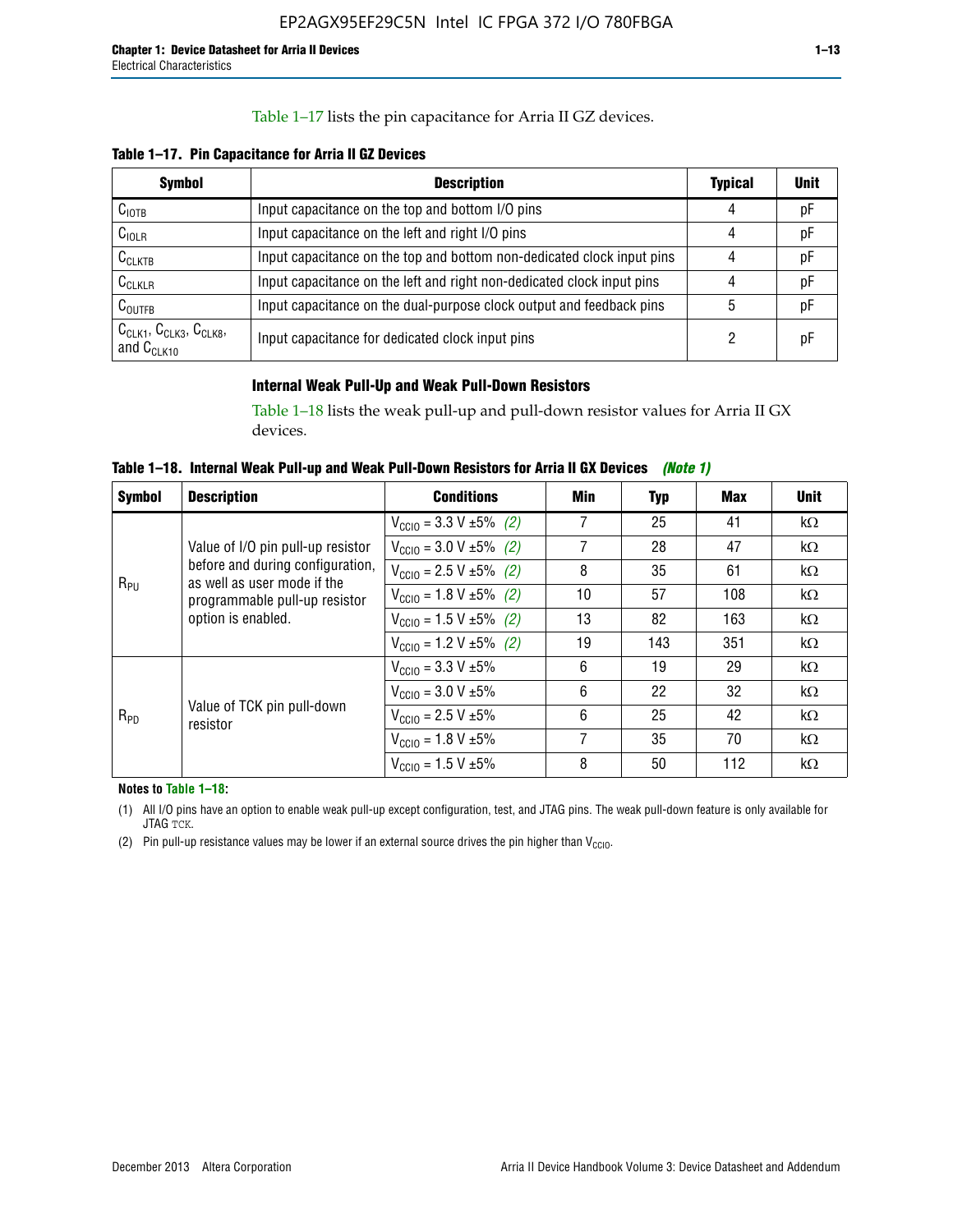Table 1–17 lists the pin capacitance for Arria II GZ devices.

**Table 1–17. Pin Capacitance for Arria II GZ Devices**

| Symbol | Description | Typical | Unit |
|---|---|---|---|
| $C_{IOTB}$ | Input capacitance on the top and bottom I/O pins | 4 | pF |
| $C_{IOLR}$ | Input capacitance on the left and right I/O pins | 4 | pF |
| $C_{CLKTB}$ | Input capacitance on the top and bottom non-dedicated clock input pins | 4 | pF |
| $C_{CLKLR}$ | Input capacitance on the left and right non-dedicated clock input pins | 4 | pF |
| $C_{OUTFB}$ | Input capacitance on the dual-purpose clock output and feedback pins | 5 | pF |
| $C_{CLK1}$, $C_{CLK3}$, $C_{CLK8}$, and $C_{CLK10}$ | Input capacitance for dedicated clock input pins | 2 | pF |

### Internal Weak Pull-Up and Weak Pull-Down Resistors

Table 1–18 lists the weak pull-up and pull-down resistor values for Arria II GX devices.

**Table 1–18. Internal Weak Pull-up and Weak Pull-Down Resistors for Arria II GX Devices** *(Note 1)*

| Symbol | Description | Conditions | Min | Typ | Max | Unit |
|---|---|---|---|---|---|---|
| $R_{PU}$ | Value of I/O pin pull-up resistor before and during configuration, as well as user mode if the programmable pull-up resistor option is enabled. | $V_{CCIO}$ = 3.3 V ±5% *(2)* | 7 | 25 | 41 | kΩ |
| | | $V_{CCIO}$ = 3.0 V ±5% *(2)* | 7 | 28 | 47 | kΩ |
| | | $V_{CCIO}$ = 2.5 V ±5% *(2)* | 8 | 35 | 61 | kΩ |
| | | $V_{CCIO}$ = 1.8 V ±5% *(2)* | 10 | 57 | 108 | kΩ |
| | | $V_{CCIO}$ = 1.5 V ±5% *(2)* | 13 | 82 | 163 | kΩ |
| | | $V_{CCIO}$ = 1.2 V ±5% *(2)* | 19 | 143 | 351 | kΩ |
| $R_{PD}$ | Value of TCK pin pull-down resistor | $V_{CCIO}$ = 3.3 V ±5% | 6 | 19 | 29 | kΩ |
| | | $V_{CCIO}$ = 3.0 V ±5% | 6 | 22 | 32 | kΩ |
| | | $V_{CCIO}$ = 2.5 V ±5% | 6 | 25 | 42 | kΩ |
| | | $V_{CCIO}$ = 1.8 V ±5% | 7 | 35 | 70 | kΩ |
| | | $V_{CCIO}$ = 1.5 V ±5% | 8 | 50 | 112 | kΩ |

**Notes to Table 1–18:**

(1) All I/O pins have an option to enable weak pull-up except configuration, test, and JTAG pins. The weak pull-down feature is only available for JTAG TCK.

(2) Pin pull-up resistance values may be lower if an external source drives the pin higher than $V_{CCIO}$.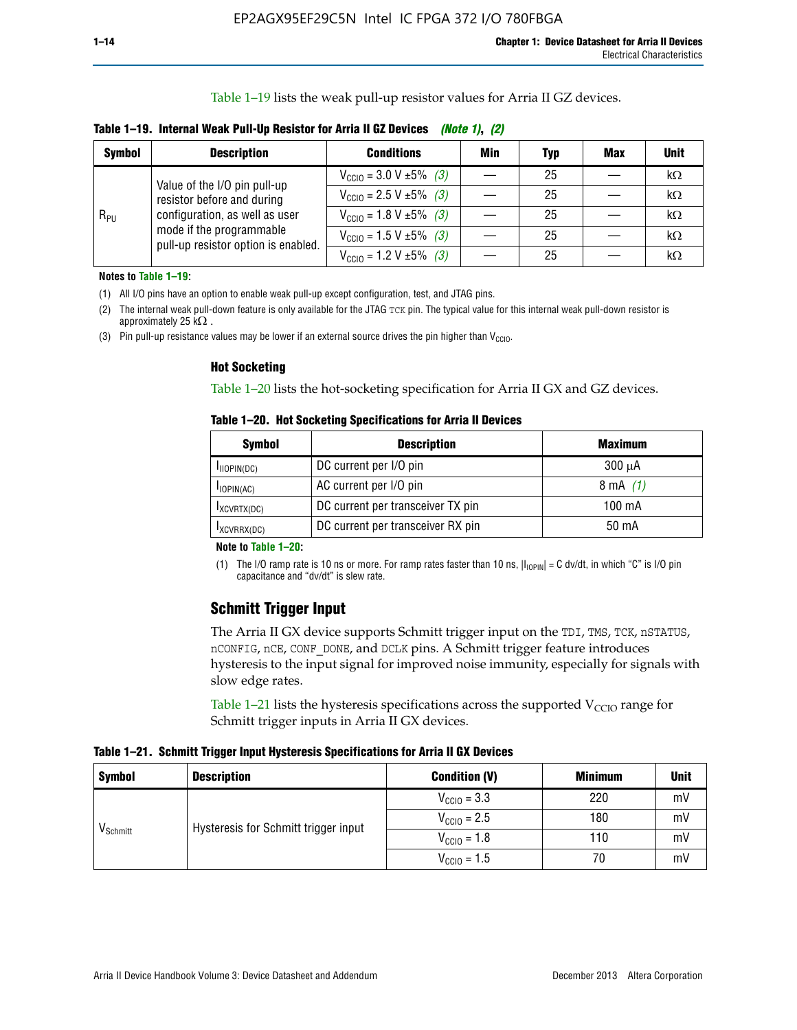Table 1–19 lists the weak pull-up resistor values for Arria II GZ devices.

**Table 1–19. Internal Weak Pull-Up Resistor for Arria II GZ Devices** *(Note 1)*, *(2)*

| Symbol | Description | Conditions | Min | Typ | Max | Unit |
|---|---|---|---|---|---|---|
| $R_{PU}$ | Value of the I/O pin pull-up resistor before and during configuration, as well as user mode if the programmable pull-up resistor option is enabled. | $V_{CCIO}$ = 3.0 V ±5% *(3)* | — | 25 | — | kΩ |
| | | $V_{CCIO}$ = 2.5 V ±5% *(3)* | — | 25 | — | kΩ |
| | | $V_{CCIO}$ = 1.8 V ±5% *(3)* | — | 25 | — | kΩ |
| | | $V_{CCIO}$ = 1.5 V ±5% *(3)* | — | 25 | — | kΩ |
| | | $V_{CCIO}$ = 1.2 V ±5% *(3)* | — | 25 | — | kΩ |

**Notes to Table 1–19:**

(1) All I/O pins have an option to enable weak pull-up except configuration, test, and JTAG pins.

(2) The internal weak pull-down feature is only available for the JTAG TCK pin. The typical value for this internal weak pull-down resistor is approximately 25 kΩ .

(3) Pin pull-up resistance values may be lower if an external source drives the pin higher than $V_{CCIO}$.

### Hot Socketing

Table 1–20 lists the hot-socketing specification for Arria II GX and GZ devices.

**Table 1–20. Hot Socketing Specifications for Arria II Devices**

| Symbol | Description | Maximum |
|---|---|---|
| $I_{IIOPIN(DC)}$ | DC current per I/O pin | 300 μA |
| $I_{IOPIN(AC)}$ | AC current per I/O pin | 8 mA *(1)* |
| $I_{XCVRTX(DC)}$ | DC current per transceiver TX pin | 100 mA |
| $I_{XCVRRX(DC)}$ | DC current per transceiver RX pin | 50 mA |

**Note to Table 1–20:**

(1) The I/O ramp rate is 10 ns or more. For ramp rates faster than 10 ns, $|I_{IOPIN}|$ = C dv/dt, in which "C" is I/O pin capacitance and "dv/dt" is slew rate.

## Schmitt Trigger Input

The Arria II GX device supports Schmitt trigger input on the TDI, TMS, TCK, nSTATUS, nCONFIG, nCE, CONF_DONE, and DCLK pins. A Schmitt trigger feature introduces hysteresis to the input signal for improved noise immunity, especially for signals with slow edge rates.

Table 1–21 lists the hysteresis specifications across the supported $V_{CCIO}$ range for Schmitt trigger inputs in Arria II GX devices.

**Table 1–21. Schmitt Trigger Input Hysteresis Specifications for Arria II GX Devices**

| Symbol | Description | Condition (V) | Minimum | Unit |
|---|---|---|---|---|
| $V_{Schmitt}$ | Hysteresis for Schmitt trigger input | $V_{CCIO}$ = 3.3 | 220 | mV |
| | | $V_{CCIO}$ = 2.5 | 180 | mV |
| | | $V_{CCIO}$ = 1.8 | 110 | mV |
| | | $V_{CCIO}$ = 1.5 | 70 | mV |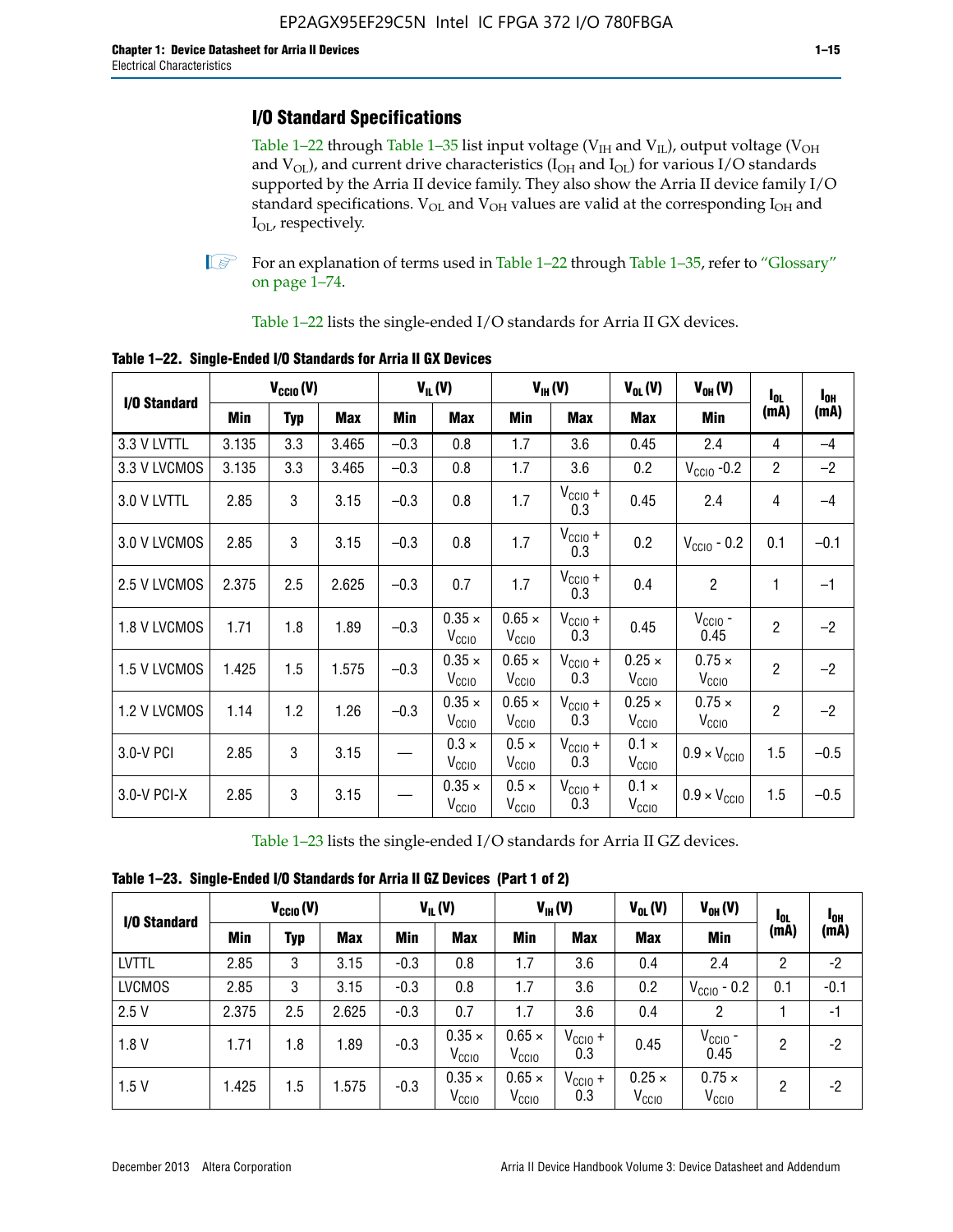## I/O Standard Specifications

Table 1–22 through Table 1–35 list input voltage ($V_{IH}$ and $V_{IL}$), output voltage ($V_{OH}$ and $V_{OL}$), and current drive characteristics ($I_{OH}$ and $I_{OL}$) for various I/O standards supported by the Arria II device family. They also show the Arria II device family I/O standard specifications. $V_{OL}$ and $V_{OH}$ values are valid at the corresponding $I_{OH}$ and $I_{OL}$, respectively.

For an explanation of terms used in Table 1–22 through Table 1–35, refer to "Glossary" on page 1–74.

Table 1–22 lists the single-ended I/O standards for Arria II GX devices.

**Table 1–22. Single-Ended I/O Standards for Arria II GX Devices**

| I/O Standard | $V_{CCIO}$ (V) | | | $V_{IL}$ (V) | | $V_{IH}$ (V) | | $V_{OL}$ (V) | $V_{OH}$ (V) | $I_{OL}$ (mA) | $I_{OH}$ (mA) |
|---|---|---|---|---|---|---|---|---|---|---|---|
| | Min | Typ | Max | Min | Max | Min | Max | Max | Min | | |
| 3.3 V LVTTL | 3.135 | 3.3 | 3.465 | –0.3 | 0.8 | 1.7 | 3.6 | 0.45 | 2.4 | 4 | –4 |
| 3.3 V LVCMOS | 3.135 | 3.3 | 3.465 | –0.3 | 0.8 | 1.7 | 3.6 | 0.2 | $V_{CCIO}$ -0.2 | 2 | –2 |
| 3.0 V LVTTL | 2.85 | 3 | 3.15 | –0.3 | 0.8 | 1.7 | $V_{CCIO}$ + 0.3 | 0.45 | 2.4 | 4 | –4 |
| 3.0 V LVCMOS | 2.85 | 3 | 3.15 | –0.3 | 0.8 | 1.7 | $V_{CCIO}$ + 0.3 | 0.2 | $V_{CCIO}$ - 0.2 | 0.1 | –0.1 |
| 2.5 V LVCMOS | 2.375 | 2.5 | 2.625 | –0.3 | 0.7 | 1.7 | $V_{CCIO}$ + 0.3 | 0.4 | 2 | 1 | –1 |
| 1.8 V LVCMOS | 1.71 | 1.8 | 1.89 | –0.3 | 0.35 × $V_{CCIO}$ | 0.65 × $V_{CCIO}$ | $V_{CCIO}$ + 0.3 | 0.45 | $V_{CCIO}$ - 0.45 | 2 | –2 |
| 1.5 V LVCMOS | 1.425 | 1.5 | 1.575 | –0.3 | 0.35 × $V_{CCIO}$ | 0.65 × $V_{CCIO}$ | $V_{CCIO}$ + 0.3 | 0.25 × $V_{CCIO}$ | 0.75 × $V_{CCIO}$ | 2 | –2 |
| 1.2 V LVCMOS | 1.14 | 1.2 | 1.26 | –0.3 | 0.35 × $V_{CCIO}$ | 0.65 × $V_{CCIO}$ | $V_{CCIO}$ + 0.3 | 0.25 × $V_{CCIO}$ | 0.75 × $V_{CCIO}$ | 2 | –2 |
| 3.0-V PCI | 2.85 | 3 | 3.15 | — | 0.3 × $V_{CCIO}$ | 0.5 × $V_{CCIO}$ | $V_{CCIO}$ + 0.3 | 0.1 × $V_{CCIO}$ | 0.9 × $V_{CCIO}$ | 1.5 | –0.5 |
| 3.0-V PCI-X | 2.85 | 3 | 3.15 | — | 0.35 × $V_{CCIO}$ | 0.5 × $V_{CCIO}$ | $V_{CCIO}$ + 0.3 | 0.1 × $V_{CCIO}$ | 0.9 × $V_{CCIO}$ | 1.5 | –0.5 |

Table 1–23 lists the single-ended I/O standards for Arria II GZ devices.

**Table 1–23. Single-Ended I/O Standards for Arria II GZ Devices (Part 1 of 2)**

| I/O Standard | $V_{CCIO}$ (V) | | | $V_{IL}$ (V) | | $V_{IH}$ (V) | | $V_{OL}$ (V) | $V_{OH}$ (V) | $I_{OL}$ (mA) | $I_{OH}$ (mA) |
|---|---|---|---|---|---|---|---|---|---|---|---|
| | Min | Typ | Max | Min | Max | Min | Max | Max | Min | | |
| LVTTL | 2.85 | 3 | 3.15 | -0.3 | 0.8 | 1.7 | 3.6 | 0.4 | 2.4 | 2 | -2 |
| LVCMOS | 2.85 | 3 | 3.15 | -0.3 | 0.8 | 1.7 | 3.6 | 0.2 | $V_{CCIO}$ - 0.2 | 0.1 | -0.1 |
| 2.5 V | 2.375 | 2.5 | 2.625 | -0.3 | 0.7 | 1.7 | 3.6 | 0.4 | 2 | 1 | -1 |
| 1.8 V | 1.71 | 1.8 | 1.89 | -0.3 | 0.35 × $V_{CCIO}$ | 0.65 × $V_{CCIO}$ | $V_{CCIO}$ + 0.3 | 0.45 | $V_{CCIO}$ - 0.45 | 2 | -2 |
| 1.5 V | 1.425 | 1.5 | 1.575 | -0.3 | 0.35 × $V_{CCIO}$ | 0.65 × $V_{CCIO}$ | $V_{CCIO}$ + 0.3 | 0.25 × $V_{CCIO}$ | 0.75 × $V_{CCIO}$ | 2 | -2 |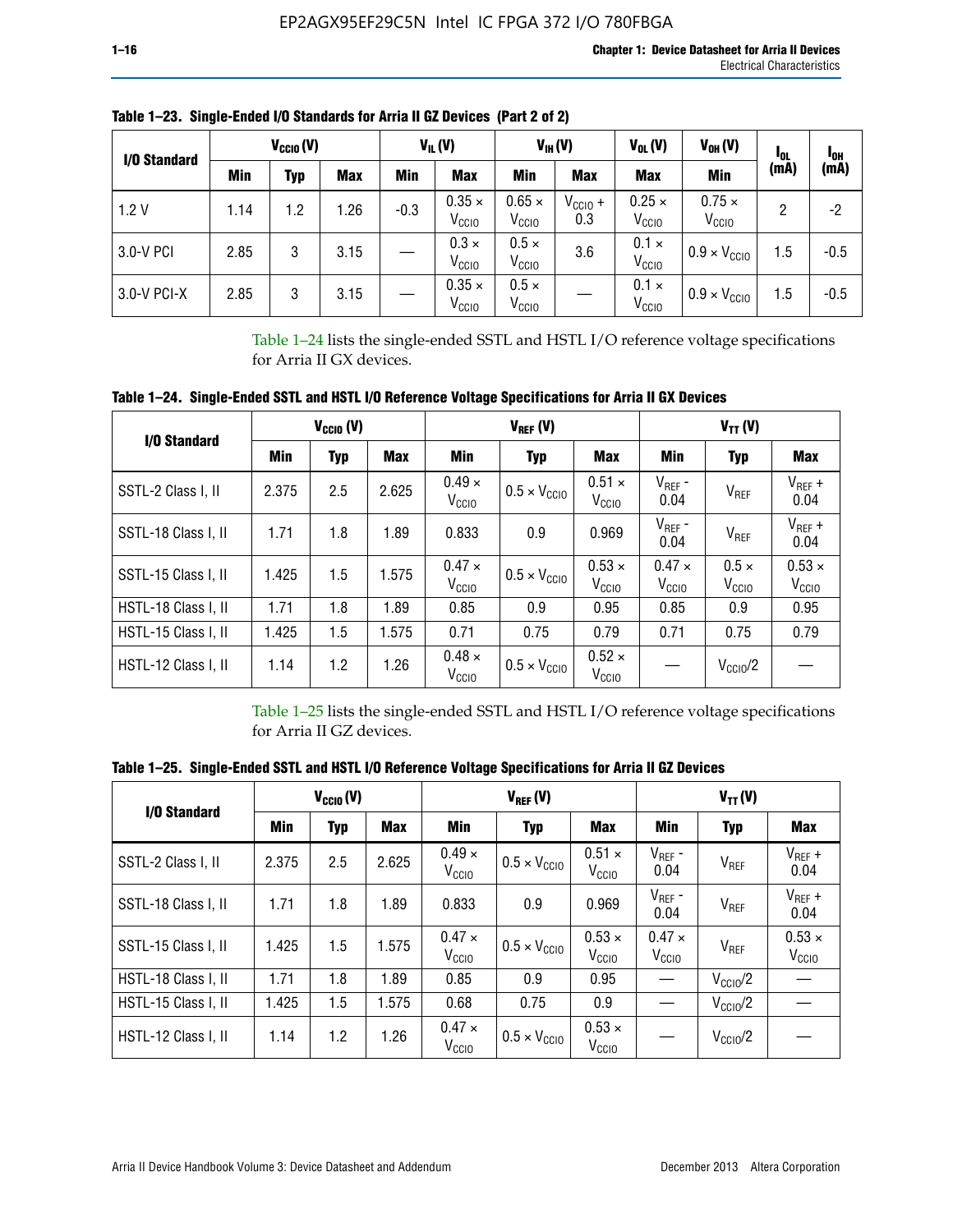**Table 1–23. Single-Ended I/O Standards for Arria II GZ Devices (Part 2 of 2)**

| I/O Standard | $V_{CCIO}$ (V) | | | $V_{IL}$ (V) | | $V_{IH}$ (V) | | $V_{OL}$ (V) | $V_{OH}$ (V) | $I_{OL}$ (mA) | $I_{OH}$ (mA) |
|---|---|---|---|---|---|---|---|---|---|---|---|
| | Min | Typ | Max | Min | Max | Min | Max | Max | Min | | |
| 1.2 V | 1.14 | 1.2 | 1.26 | -0.3 | $0.35 \times V_{CCIO}$ | $0.65 \times V_{CCIO}$ | $V_{CCIO} + 0.3$ | $0.25 \times V_{CCIO}$ | $0.75 \times V_{CCIO}$ | 2 | -2 |
| 3.0-V PCI | 2.85 | 3 | 3.15 | — | $0.3 \times V_{CCIO}$ | $0.5 \times V_{CCIO}$ | 3.6 | $0.1 \times V_{CCIO}$ | $0.9 \times V_{CCIO}$ | 1.5 | -0.5 |
| 3.0-V PCI-X | 2.85 | 3 | 3.15 | — | $0.35 \times V_{CCIO}$ | $0.5 \times V_{CCIO}$ | — | $0.1 \times V_{CCIO}$ | $0.9 \times V_{CCIO}$ | 1.5 | -0.5 |

Table 1–24 lists the single-ended SSTL and HSTL I/O reference voltage specifications for Arria II GX devices.

**Table 1–24. Single-Ended SSTL and HSTL I/O Reference Voltage Specifications for Arria II GX Devices**

| I/O Standard | $V_{CCIO}$ (V) | | | $V_{REF}$ (V) | | | $V_{TT}$ (V) | | |
|---|---|---|---|---|---|---|---|---|---|
| | Min | Typ | Max | Min | Typ | Max | Min | Typ | Max |
| SSTL-2 Class I, II | 2.375 | 2.5 | 2.625 | $0.49 \times V_{CCIO}$ | $0.5 \times V_{CCIO}$ | $0.51 \times V_{CCIO}$ | $V_{REF}$ - 0.04 | $V_{REF}$ | $V_{REF}$ + 0.04 |
| SSTL-18 Class I, II | 1.71 | 1.8 | 1.89 | 0.833 | 0.9 | 0.969 | $V_{REF}$ - 0.04 | $V_{REF}$ | $V_{REF}$ + 0.04 |
| SSTL-15 Class I, II | 1.425 | 1.5 | 1.575 | $0.47 \times V_{CCIO}$ | $0.5 \times V_{CCIO}$ | $0.53 \times V_{CCIO}$ | $0.47 \times V_{CCIO}$ | $0.5 \times V_{CCIO}$ | $0.53 \times V_{CCIO}$ |
| HSTL-18 Class I, II | 1.71 | 1.8 | 1.89 | 0.85 | 0.9 | 0.95 | 0.85 | 0.9 | 0.95 |
| HSTL-15 Class I, II | 1.425 | 1.5 | 1.575 | 0.71 | 0.75 | 0.79 | 0.71 | 0.75 | 0.79 |
| HSTL-12 Class I, II | 1.14 | 1.2 | 1.26 | $0.48 \times V_{CCIO}$ | $0.5 \times V_{CCIO}$ | $0.52 \times V_{CCIO}$ | — | $V_{CCIO}/2$ | — |

Table 1–25 lists the single-ended SSTL and HSTL I/O reference voltage specifications for Arria II GZ devices.

**Table 1–25. Single-Ended SSTL and HSTL I/O Reference Voltage Specifications for Arria II GZ Devices**

| I/O Standard | $V_{CCIO}$ (V) | | | $V_{REF}$ (V) | | | $V_{TT}$ (V) | | |
|---|---|---|---|---|---|---|---|---|---|
| | Min | Typ | Max | Min | Typ | Max | Min | Typ | Max |
| SSTL-2 Class I, II | 2.375 | 2.5 | 2.625 | $0.49 \times V_{CCIO}$ | $0.5 \times V_{CCIO}$ | $0.51 \times V_{CCIO}$ | $V_{REF}$ - 0.04 | $V_{REF}$ | $V_{REF}$ + 0.04 |
| SSTL-18 Class I, II | 1.71 | 1.8 | 1.89 | 0.833 | 0.9 | 0.969 | $V_{REF}$ - 0.04 | $V_{REF}$ | $V_{REF}$ + 0.04 |
| SSTL-15 Class I, II | 1.425 | 1.5 | 1.575 | $0.47 \times V_{CCIO}$ | $0.5 \times V_{CCIO}$ | $0.53 \times V_{CCIO}$ | $0.47 \times V_{CCIO}$ | $V_{REF}$ | $0.53 \times V_{CCIO}$ |
| HSTL-18 Class I, II | 1.71 | 1.8 | 1.89 | 0.85 | 0.9 | 0.95 | — | $V_{CCIO}/2$ | — |
| HSTL-15 Class I, II | 1.425 | 1.5 | 1.575 | 0.68 | 0.75 | 0.9 | — | $V_{CCIO}/2$ | — |
| HSTL-12 Class I, II | 1.14 | 1.2 | 1.26 | $0.47 \times V_{CCIO}$ | $0.5 \times V_{CCIO}$ | $0.53 \times V_{CCIO}$ | — | $V_{CCIO}/2$ | — |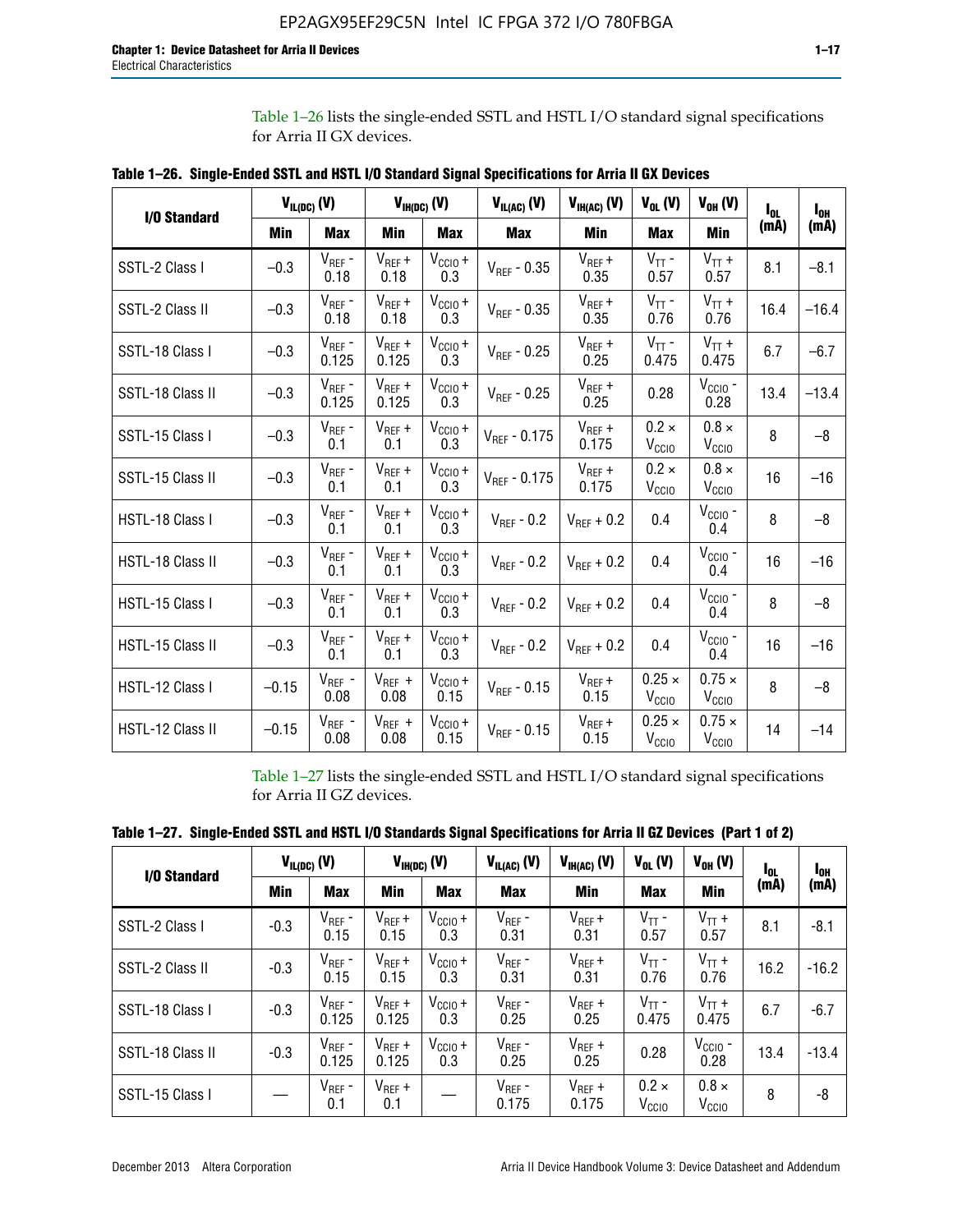Table 1–26 lists the single-ended SSTL and HSTL I/O standard signal specifications for Arria II GX devices.

**Table 1–26. Single-Ended SSTL and HSTL I/O Standard Signal Specifications for Arria II GX Devices**

| I/O Standard | $V_{IL(DC)}$ (V) | | $V_{IH(DC)}$ (V) | | $V_{IL(AC)}$ (V) | $V_{IH(AC)}$ (V) | $V_{OL}$ (V) | $V_{OH}$ (V) | $I_{OL}$ (mA) | $I_{OH}$ (mA) |
|---|---|---|---|---|---|---|---|---|---|---|
| | Min | Max | Min | Max | Max | Min | Max | Min | | |
| SSTL-2 Class I | –0.3 | $V_{REF}$ - 0.18 | $V_{REF}$ + 0.18 | $V_{CCIO}$ + 0.3 | $V_{REF}$ - 0.35 | $V_{REF}$ + 0.35 | $V_{TT}$ - 0.57 | $V_{TT}$ + 0.57 | 8.1 | –8.1 |
| SSTL-2 Class II | –0.3 | $V_{REF}$ - 0.18 | $V_{REF}$ + 0.18 | $V_{CCIO}$ + 0.3 | $V_{REF}$ - 0.35 | $V_{REF}$ + 0.35 | $V_{TT}$ - 0.76 | $V_{TT}$ + 0.76 | 16.4 | –16.4 |
| SSTL-18 Class I | –0.3 | $V_{REF}$ - 0.125 | $V_{REF}$ + 0.125 | $V_{CCIO}$ + 0.3 | $V_{REF}$ - 0.25 | $V_{REF}$ + 0.25 | $V_{TT}$ - 0.475 | $V_{TT}$ + 0.475 | 6.7 | –6.7 |
| SSTL-18 Class II | –0.3 | $V_{REF}$ - 0.125 | $V_{REF}$ + 0.125 | $V_{CCIO}$ + 0.3 | $V_{REF}$ - 0.25 | $V_{REF}$ + 0.25 | 0.28 | $V_{CCIO}$ - 0.28 | 13.4 | –13.4 |
| SSTL-15 Class I | –0.3 | $V_{REF}$ - 0.1 | $V_{REF}$ + 0.1 | $V_{CCIO}$ + 0.3 | $V_{REF}$ - 0.175 | $V_{REF}$ + 0.175 | 0.2 × $V_{CCIO}$ | 0.8 × $V_{CCIO}$ | 8 | –8 |
| SSTL-15 Class II | –0.3 | $V_{REF}$ - 0.1 | $V_{REF}$ + 0.1 | $V_{CCIO}$ + 0.3 | $V_{REF}$ - 0.175 | $V_{REF}$ + 0.175 | 0.2 × $V_{CCIO}$ | 0.8 × $V_{CCIO}$ | 16 | –16 |
| HSTL-18 Class I | –0.3 | $V_{REF}$ - 0.1 | $V_{REF}$ + 0.1 | $V_{CCIO}$ + 0.3 | $V_{REF}$ - 0.2 | $V_{REF}$ + 0.2 | 0.4 | $V_{CCIO}$ - 0.4 | 8 | –8 |
| HSTL-18 Class II | –0.3 | $V_{REF}$ - 0.1 | $V_{REF}$ + 0.1 | $V_{CCIO}$ + 0.3 | $V_{REF}$ - 0.2 | $V_{REF}$ + 0.2 | 0.4 | $V_{CCIO}$ - 0.4 | 16 | –16 |
| HSTL-15 Class I | –0.3 | $V_{REF}$ - 0.1 | $V_{REF}$ + 0.1 | $V_{CCIO}$ + 0.3 | $V_{REF}$ - 0.2 | $V_{REF}$ + 0.2 | 0.4 | $V_{CCIO}$ - 0.4 | 8 | –8 |
| HSTL-15 Class II | –0.3 | $V_{REF}$ - 0.1 | $V_{REF}$ + 0.1 | $V_{CCIO}$ + 0.3 | $V_{REF}$ - 0.2 | $V_{REF}$ + 0.2 | 0.4 | $V_{CCIO}$ - 0.4 | 16 | –16 |
| HSTL-12 Class I | –0.15 | $V_{REF}$ - 0.08 | $V_{REF}$ + 0.08 | $V_{CCIO}$ + 0.15 | $V_{REF}$ - 0.15 | $V_{REF}$ + 0.15 | 0.25 × $V_{CCIO}$ | 0.75 × $V_{CCIO}$ | 8 | –8 |
| HSTL-12 Class II | –0.15 | $V_{REF}$ - 0.08 | $V_{REF}$ + 0.08 | $V_{CCIO}$ + 0.15 | $V_{REF}$ - 0.15 | $V_{REF}$ + 0.15 | 0.25 × $V_{CCIO}$ | 0.75 × $V_{CCIO}$ | 14 | –14 |

Table 1–27 lists the single-ended SSTL and HSTL I/O standard signal specifications for Arria II GZ devices.

**Table 1–27. Single-Ended SSTL and HSTL I/O Standards Signal Specifications for Arria II GZ Devices (Part 1 of 2)**

| I/O Standard | $V_{IL(DC)}$ (V) | | $V_{IH(DC)}$ (V) | | $V_{IL(AC)}$ (V) | $V_{IH(AC)}$ (V) | $V_{OL}$ (V) | $V_{OH}$ (V) | $I_{OL}$ (mA) | $I_{OH}$ (mA) |
|---|---|---|---|---|---|---|---|---|---|---|
| | Min | Max | Min | Max | Max | Min | Max | Min | | |
| SSTL-2 Class I | -0.3 | $V_{REF}$ - 0.15 | $V_{REF}$ + 0.15 | $V_{CCIO}$ + 0.3 | $V_{REF}$ - 0.31 | $V_{REF}$ + 0.31 | $V_{TT}$ - 0.57 | $V_{TT}$ + 0.57 | 8.1 | -8.1 |
| SSTL-2 Class II | -0.3 | $V_{REF}$ - 0.15 | $V_{REF}$ + 0.15 | $V_{CCIO}$ + 0.3 | $V_{REF}$ - 0.31 | $V_{REF}$ + 0.31 | $V_{TT}$ - 0.76 | $V_{TT}$ + 0.76 | 16.2 | -16.2 |
| SSTL-18 Class I | -0.3 | $V_{REF}$ - 0.125 | $V_{REF}$ + 0.125 | $V_{CCIO}$ + 0.3 | $V_{REF}$ - 0.25 | $V_{REF}$ + 0.25 | $V_{TT}$ - 0.475 | $V_{TT}$ + 0.475 | 6.7 | -6.7 |
| SSTL-18 Class II | -0.3 | $V_{REF}$ - 0.125 | $V_{REF}$ + 0.125 | $V_{CCIO}$ + 0.3 | $V_{REF}$ - 0.25 | $V_{REF}$ + 0.25 | 0.28 | $V_{CCIO}$ - 0.28 | 13.4 | -13.4 |
| SSTL-15 Class I | — | $V_{REF}$ - 0.1 | $V_{REF}$ + 0.1 | — | $V_{REF}$ - 0.175 | $V_{REF}$ + 0.175 | 0.2 × $V_{CCIO}$ | 0.8 × $V_{CCIO}$ | 8 | -8 |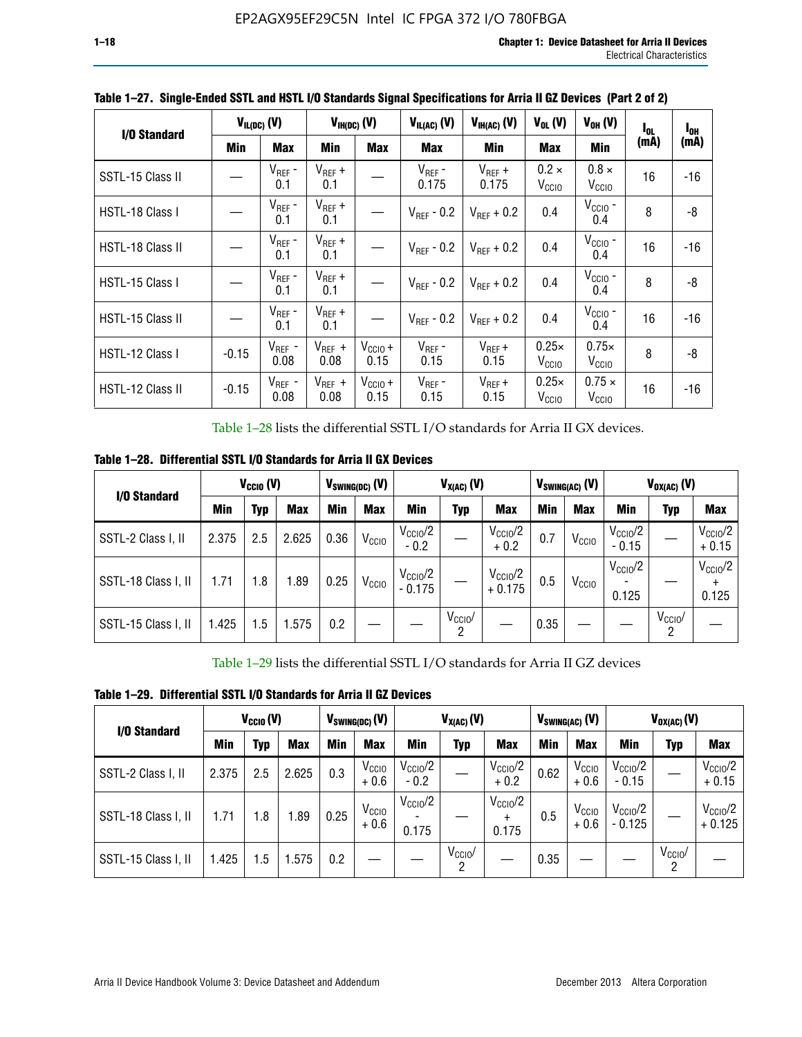**Table 1–27. Single-Ended SSTL and HSTL I/O Standards Signal Specifications for Arria II GZ Devices (Part 2 of 2)**

| I/O Standard | $V_{IL(DC)}$ (V) | | $V_{IH(DC)}$ (V) | | $V_{IL(AC)}$ (V) | $V_{IH(AC)}$ (V) | $V_{OL}$ (V) | $V_{OH}$ (V) | $I_{OL}$ (mA) | $I_{OH}$ (mA) |
|---|---|---|---|---|---|---|---|---|---|---|
| | Min | Max | Min | Max | Max | Min | Max | Min | | |
| SSTL-15 Class II | — | $V_{REF}$ - 0.1 | $V_{REF}$ + 0.1 | — | $V_{REF}$ - 0.175 | $V_{REF}$ + 0.175 | 0.2 × $V_{CCIO}$ | 0.8 × $V_{CCIO}$ | 16 | -16 |
| HSTL-18 Class I | — | $V_{REF}$ - 0.1 | $V_{REF}$ + 0.1 | — | $V_{REF}$ - 0.2 | $V_{REF}$ + 0.2 | 0.4 | $V_{CCIO}$ - 0.4 | 8 | -8 |
| HSTL-18 Class II | — | $V_{REF}$ - 0.1 | $V_{REF}$ + 0.1 | — | $V_{REF}$ - 0.2 | $V_{REF}$ + 0.2 | 0.4 | $V_{CCIO}$ - 0.4 | 16 | -16 |
| HSTL-15 Class I | — | $V_{REF}$ - 0.1 | $V_{REF}$ + 0.1 | — | $V_{REF}$ - 0.2 | $V_{REF}$ + 0.2 | 0.4 | $V_{CCIO}$ - 0.4 | 8 | -8 |
| HSTL-15 Class II | — | $V_{REF}$ - 0.1 | $V_{REF}$ + 0.1 | — | $V_{REF}$ - 0.2 | $V_{REF}$ + 0.2 | 0.4 | $V_{CCIO}$ - 0.4 | 16 | -16 |
| HSTL-12 Class I | -0.15 | $V_{REF}$ - 0.08 | $V_{REF}$ + 0.08 | $V_{CCIO}$ + 0.15 | $V_{REF}$ - 0.15 | $V_{REF}$ + 0.15 | 0.25× $V_{CCIO}$ | 0.75× $V_{CCIO}$ | 8 | -8 |
| HSTL-12 Class II | -0.15 | $V_{REF}$ - 0.08 | $V_{REF}$ + 0.08 | $V_{CCIO}$ + 0.15 | $V_{REF}$ - 0.15 | $V_{REF}$ + 0.15 | 0.25× $V_{CCIO}$ | 0.75 × $V_{CCIO}$ | 16 | -16 |

Table 1–28 lists the differential SSTL I/O standards for Arria II GX devices.

**Table 1–28. Differential SSTL I/O Standards for Arria II GX Devices**

| I/O Standard | $V_{CCIO}$ (V) | | | $V_{SWING(DC)}$ (V) | | $V_{X(AC)}$ (V) | | | $V_{SWING(AC)}$ (V) | | $V_{OX(AC)}$ (V) | | |
|---|---|---|---|---|---|---|---|---|---|---|---|---|---|
| | Min | Typ | Max | Min | Max | Min | Typ | Max | Min | Max | Min | Typ | Max |
| SSTL-2 Class I, II | 2.375 | 2.5 | 2.625 | 0.36 | $V_{CCIO}$ | $V_{CCIO}/2$ - 0.2 | — | $V_{CCIO}/2$ + 0.2 | 0.7 | $V_{CCIO}$ | $V_{CCIO}/2$ - 0.15 | — | $V_{CCIO}/2$ + 0.15 |
| SSTL-18 Class I, II | 1.71 | 1.8 | 1.89 | 0.25 | $V_{CCIO}$ | $V_{CCIO}/2$ - 0.175 | — | $V_{CCIO}/2$ + 0.175 | 0.5 | $V_{CCIO}$ | $V_{CCIO}/2$ - 0.125 | — | $V_{CCIO}/2$ + 0.125 |
| SSTL-15 Class I, II | 1.425 | 1.5 | 1.575 | 0.2 | — | — | $V_{CCIO}/2$ | — | 0.35 | — | — | $V_{CCIO}/2$ | — |

Table 1–29 lists the differential SSTL I/O standards for Arria II GZ devices

**Table 1–29. Differential SSTL I/O Standards for Arria II GZ Devices**

| I/O Standard | $V_{CCIO}$ (V) | | | $V_{SWING(DC)}$ (V) | | $V_{X(AC)}$ (V) | | | $V_{SWING(AC)}$ (V) | | $V_{OX(AC)}$ (V) | | |
|---|---|---|---|---|---|---|---|---|---|---|---|---|---|
| | Min | Typ | Max | Min | Max | Min | Typ | Max | Min | Max | Min | Typ | Max |
| SSTL-2 Class I, II | 2.375 | 2.5 | 2.625 | 0.3 | $V_{CCIO}$ + 0.6 | $V_{CCIO}/2$ - 0.2 | — | $V_{CCIO}/2$ + 0.2 | 0.62 | $V_{CCIO}$ + 0.6 | $V_{CCIO}/2$ - 0.15 | — | $V_{CCIO}/2$ + 0.15 |
| SSTL-18 Class I, II | 1.71 | 1.8 | 1.89 | 0.25 | $V_{CCIO}$ + 0.6 | $V_{CCIO}/2$ - 0.175 | — | $V_{CCIO}/2$ + 0.175 | 0.5 | $V_{CCIO}$ + 0.6 | $V_{CCIO}/2$ - 0.125 | — | $V_{CCIO}/2$ + 0.125 |
| SSTL-15 Class I, II | 1.425 | 1.5 | 1.575 | 0.2 | — | — | $V_{CCIO}/2$ | — | 0.35 | — | — | $V_{CCIO}/2$ | — |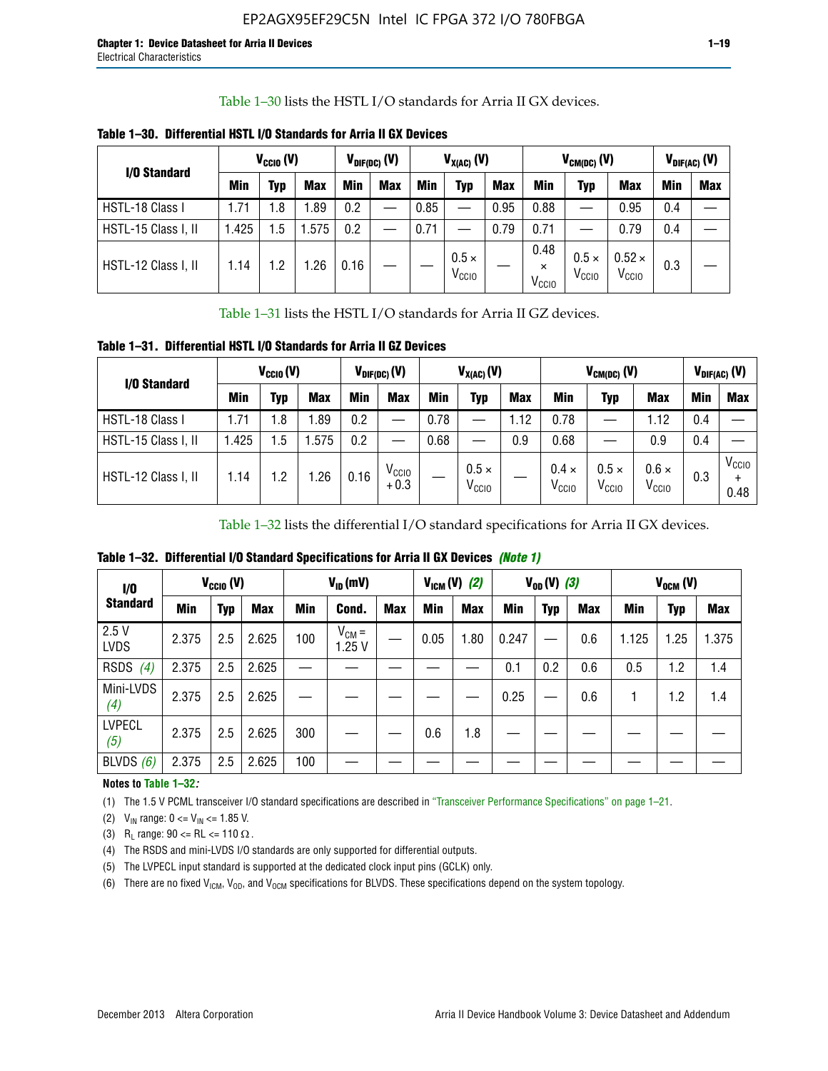Table 1–30 lists the HSTL I/O standards for Arria II GX devices.

**Table 1–30. Differential HSTL I/O Standards for Arria II GX Devices**

| I/O Standard | $V_{CCIO}$ (V) | | | $V_{DIF(DC)}$ (V) | | $V_{X(AC)}$ (V) | | | $V_{CM(DC)}$ (V) | | | $V_{DIF(AC)}$ (V) | |
|---|---|---|---|---|---|---|---|---|---|---|---|---|---|
| | Min | Typ | Max | Min | Max | Min | Typ | Max | Min | Typ | Max | Min | Max |
| HSTL-18 Class I | 1.71 | 1.8 | 1.89 | 0.2 | — | 0.85 | — | 0.95 | 0.88 | — | 0.95 | 0.4 | — |
| HSTL-15 Class I, II | 1.425 | 1.5 | 1.575 | 0.2 | — | 0.71 | — | 0.79 | 0.71 | — | 0.79 | 0.4 | — |
| HSTL-12 Class I, II | 1.14 | 1.2 | 1.26 | 0.16 | — | — | $0.5 \times V_{CCIO}$ | — | $0.48 \times V_{CCIO}$ | $0.5 \times V_{CCIO}$ | $0.52 \times V_{CCIO}$ | 0.3 | — |

Table 1–31 lists the HSTL I/O standards for Arria II GZ devices.

**Table 1–31. Differential HSTL I/O Standards for Arria II GZ Devices**

| I/O Standard | $V_{CCIO}$ (V) | | | $V_{DIF(DC)}$ (V) | | $V_{X(AC)}$ (V) | | | $V_{CM(DC)}$ (V) | | | $V_{DIF(AC)}$ (V) | |
|---|---|---|---|---|---|---|---|---|---|---|---|---|---|
| | Min | Typ | Max | Min | Max | Min | Typ | Max | Min | Typ | Max | Min | Max |
| HSTL-18 Class I | 1.71 | 1.8 | 1.89 | 0.2 | — | 0.78 | — | 1.12 | 0.78 | — | 1.12 | 0.4 | — |
| HSTL-15 Class I, II | 1.425 | 1.5 | 1.575 | 0.2 | — | 0.68 | — | 0.9 | 0.68 | — | 0.9 | 0.4 | — |
| HSTL-12 Class I, II | 1.14 | 1.2 | 1.26 | 0.16 | $V_{CCIO} + 0.3$ | — | $0.5 \times V_{CCIO}$ | — | $0.4 \times V_{CCIO}$ | $0.5 \times V_{CCIO}$ | $0.6 \times V_{CCIO}$ | 0.3 | $V_{CCIO} + 0.48$ |

Table 1–32 lists the differential I/O standard specifications for Arria II GX devices.

**Table 1–32. Differential I/O Standard Specifications for Arria II GX Devices** *(Note 1)*

| I/O Standard | $V_{CCIO}$ (V) | | | $V_{ID}$ (mV) | | | $V_{ICM}$ (V) *(2)* | | $V_{OD}$ (V) *(3)* | | | $V_{OCM}$ (V) | | |
|---|---|---|---|---|---|---|---|---|---|---|---|---|---|---|
| | Min | Typ | Max | Min | Cond. | Max | Min | Max | Min | Typ | Max | Min | Typ | Max |
| 2.5 V LVDS | 2.375 | 2.5 | 2.625 | 100 | $V_{CM}$ = 1.25 V | — | 0.05 | 1.80 | 0.247 | — | 0.6 | 1.125 | 1.25 | 1.375 |
| RSDS *(4)* | 2.375 | 2.5 | 2.625 | — | — | — | — | — | 0.1 | 0.2 | 0.6 | 0.5 | 1.2 | 1.4 |
| Mini-LVDS *(4)* | 2.375 | 2.5 | 2.625 | — | — | — | — | — | 0.25 | — | 0.6 | 1 | 1.2 | 1.4 |
| LVPECL *(5)* | 2.375 | 2.5 | 2.625 | 300 | — | — | 0.6 | 1.8 | — | — | — | — | — | — |
| BLVDS *(6)* | 2.375 | 2.5 | 2.625 | 100 | — | — | — | — | — | — | — | — | — | — |

**Notes to Table 1–32:**

(1) The 1.5 V PCML transceiver I/O standard specifications are described in "Transceiver Performance Specifications" on page 1–21.

(2) $V_{IN}$ range: 0 <= $V_{IN}$ <= 1.85 V.

(3) $R_L$ range: 90 <= RL <= 110 Ω.

(4) The RSDS and mini-LVDS I/O standards are only supported for differential outputs.

(5) The LVPECL input standard is supported at the dedicated clock input pins (GCLK) only.

(6) There are no fixed $V_{ICM}$, $V_{OD}$, and $V_{OCM}$ specifications for BLVDS. These specifications depend on the system topology.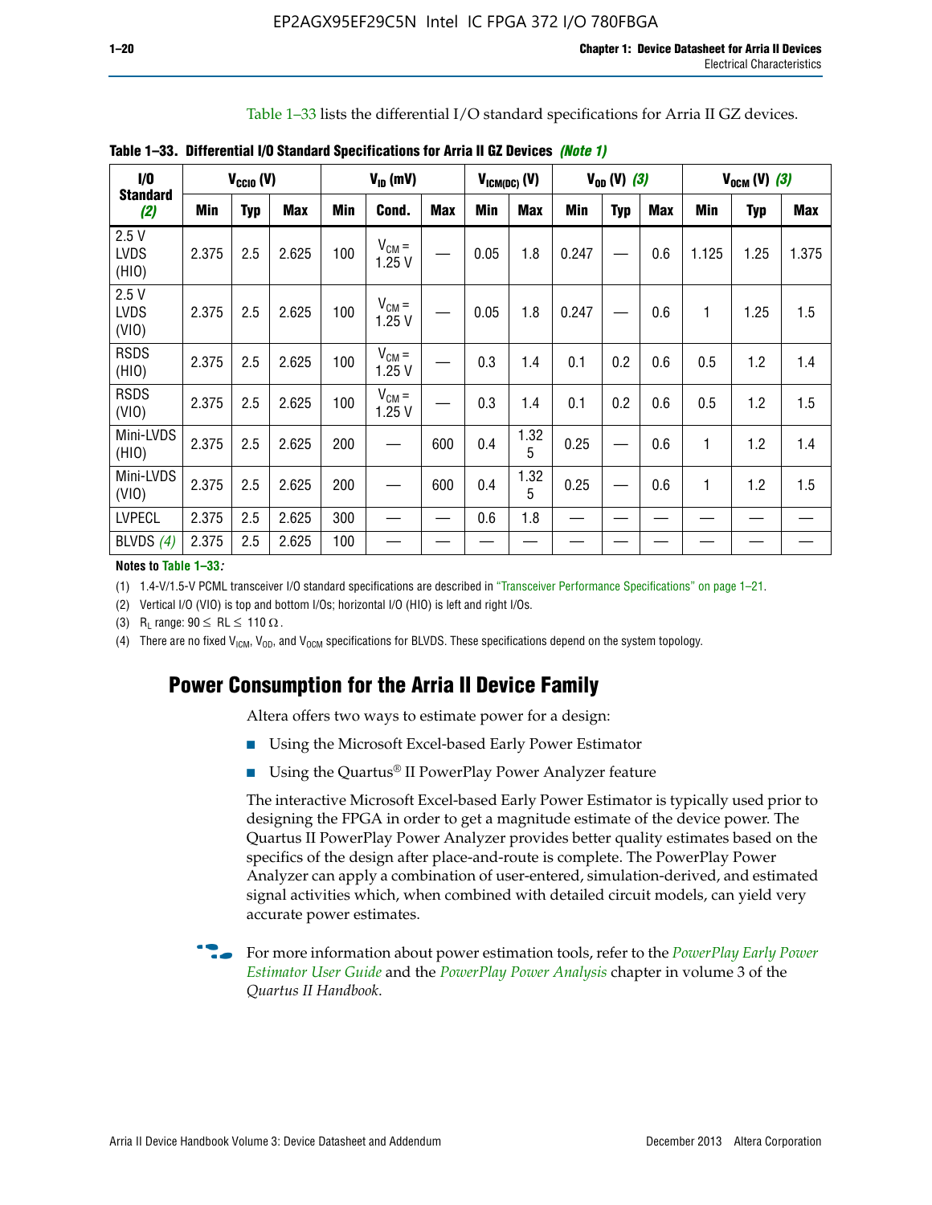Table 1–33 lists the differential I/O standard specifications for Arria II GZ devices.

**Table 1–33. Differential I/O Standard Specifications for Arria II GZ Devices** *(Note 1)*

| I/O Standard *(2)* | $V_{CCIO}$ (V) | | | $V_{ID}$ (mV) | | | $V_{ICM(DC)}$ (V) | | $V_{OD}$ (V) *(3)* | | | $V_{OCM}$ (V) *(3)* | | |
|---|---|---|---|---|---|---|---|---|---|---|---|---|---|---|
| | Min | Typ | Max | Min | Cond. | Max | Min | Max | Min | Typ | Max | Min | Typ | Max |
| 2.5 V LVDS (HIO) | 2.375 | 2.5 | 2.625 | 100 | $V_{CM}$ = 1.25 V | — | 0.05 | 1.8 | 0.247 | — | 0.6 | 1.125 | 1.25 | 1.375 |
| 2.5 V LVDS (VIO) | 2.375 | 2.5 | 2.625 | 100 | $V_{CM}$ = 1.25 V | — | 0.05 | 1.8 | 0.247 | — | 0.6 | 1 | 1.25 | 1.5 |
| RSDS (HIO) | 2.375 | 2.5 | 2.625 | 100 | $V_{CM}$ = 1.25 V | — | 0.3 | 1.4 | 0.1 | 0.2 | 0.6 | 0.5 | 1.2 | 1.4 |
| RSDS (VIO) | 2.375 | 2.5 | 2.625 | 100 | $V_{CM}$ = 1.25 V | — | 0.3 | 1.4 | 0.1 | 0.2 | 0.6 | 0.5 | 1.2 | 1.5 |
| Mini-LVDS (HIO) | 2.375 | 2.5 | 2.625 | 200 | — | 600 | 0.4 | 1.325 | 0.25 | — | 0.6 | 1 | 1.2 | 1.4 |
| Mini-LVDS (VIO) | 2.375 | 2.5 | 2.625 | 200 | — | 600 | 0.4 | 1.325 | 0.25 | — | 0.6 | 1 | 1.2 | 1.5 |
| LVPECL | 2.375 | 2.5 | 2.625 | 300 | — | — | 0.6 | 1.8 | — | — | — | — | — | — |
| BLVDS *(4)* | 2.375 | 2.5 | 2.625 | 100 | — | — | — | — | — | — | — | — | — | — |

**Notes to Table 1–33:**

(1) 1.4-V/1.5-V PCML transceiver I/O standard specifications are described in "Transceiver Performance Specifications" on page 1–21.

(2) Vertical I/O (VIO) is top and bottom I/Os; horizontal I/O (HIO) is left and right I/Os.

(3) $R_L$ range: $90 \leq RL \leq 110\ \Omega$.

(4) There are no fixed $V_{ICM}$, $V_{OD}$, and $V_{OCM}$ specifications for BLVDS. These specifications depend on the system topology.

## Power Consumption for the Arria II Device Family

Altera offers two ways to estimate power for a design:

- Using the Microsoft Excel-based Early Power Estimator
- Using the Quartus® II PowerPlay Power Analyzer feature

The interactive Microsoft Excel-based Early Power Estimator is typically used prior to designing the FPGA in order to get a magnitude estimate of the device power. The Quartus II PowerPlay Power Analyzer provides better quality estimates based on the specifics of the design after place-and-route is complete. The PowerPlay Power Analyzer can apply a combination of user-entered, simulation-derived, and estimated signal activities which, when combined with detailed circuit models, can yield very accurate power estimates.

For more information about power estimation tools, refer to the *PowerPlay Early Power Estimator User Guide* and the *PowerPlay Power Analysis* chapter in volume 3 of the *Quartus II Handbook*.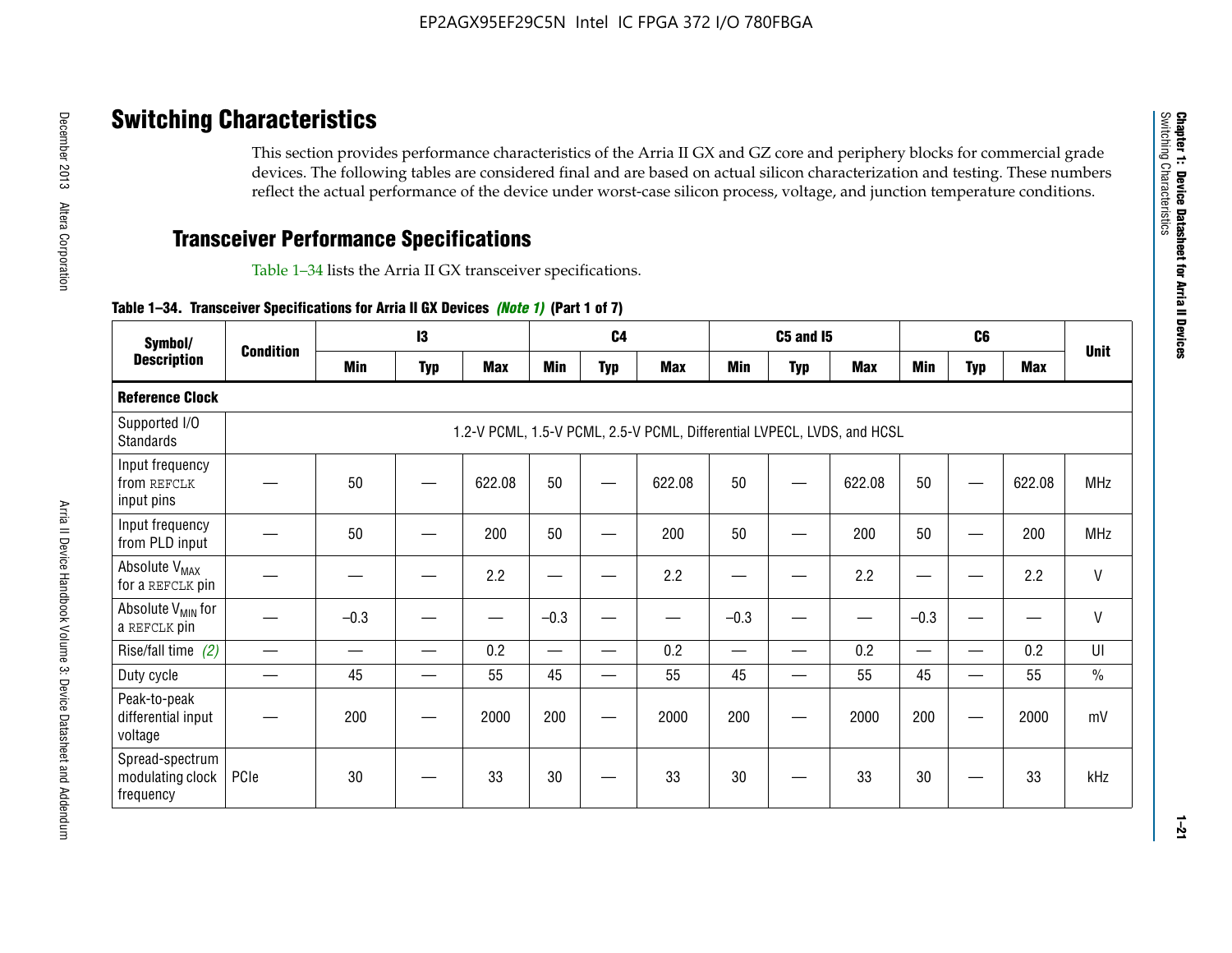# Switching Characteristics

This section provides performance characteristics of the Arria II GX and GZ core and periphery blocks for commercial grade devices. The following tables are considered final and are based on actual silicon characterization and testing. These numbers reflect the actual performance of the device under worst-case silicon process, voltage, and junction temperature conditions.

## Transceiver Performance Specifications

Table 1–34 lists the Arria II GX transceiver specifications.

**Table 1–34. Transceiver Specifications for Arria II GX Devices *(Note 1)* (Part 1 of 7)**

| Symbol/ Description | Condition | I3 | | | C4 | | | C5 and I5 | | | C6 | | | Unit |
|---|---|---|---|---|---|---|---|---|---|---|---|---|---|---|
| | | Min | Typ | Max | Min | Typ | Max | Min | Typ | Max | Min | Typ | Max | |
| **Reference Clock** | | | | | | | | | | | | | | |
| Supported I/O Standards | 1.2-V PCML, 1.5-V PCML, 2.5-V PCML, Differential LVPECL, LVDS, and HCSL | | | | | | | | | | | | | |
| Input frequency from REFCLK input pins | — | 50 | — | 622.08 | 50 | — | 622.08 | 50 | — | 622.08 | 50 | — | 622.08 | MHz |
| Input frequency from PLD input | — | 50 | — | 200 | 50 | — | 200 | 50 | — | 200 | 50 | — | 200 | MHz |
| Absolute $V_{MAX}$ for a REFCLK pin | — | — | — | 2.2 | — | — | 2.2 | — | — | 2.2 | — | — | 2.2 | V |
| Absolute $V_{MIN}$ for a REFCLK pin | — | –0.3 | — | — | –0.3 | — | — | –0.3 | — | — | –0.3 | — | — | V |
| Rise/fall time *(2)* | — | — | — | 0.2 | — | — | 0.2 | — | — | 0.2 | — | — | 0.2 | UI |
| Duty cycle | — | 45 | — | 55 | 45 | — | 55 | 45 | — | 55 | 45 | — | 55 | % |
| Peak-to-peak differential input voltage | — | 200 | — | 2000 | 200 | — | 2000 | 200 | — | 2000 | 200 | — | 2000 | mV |
| Spread-spectrum modulating clock frequency | PCIe | 30 | — | 33 | 30 | — | 33 | 30 | — | 33 | 30 | — | 33 | kHz |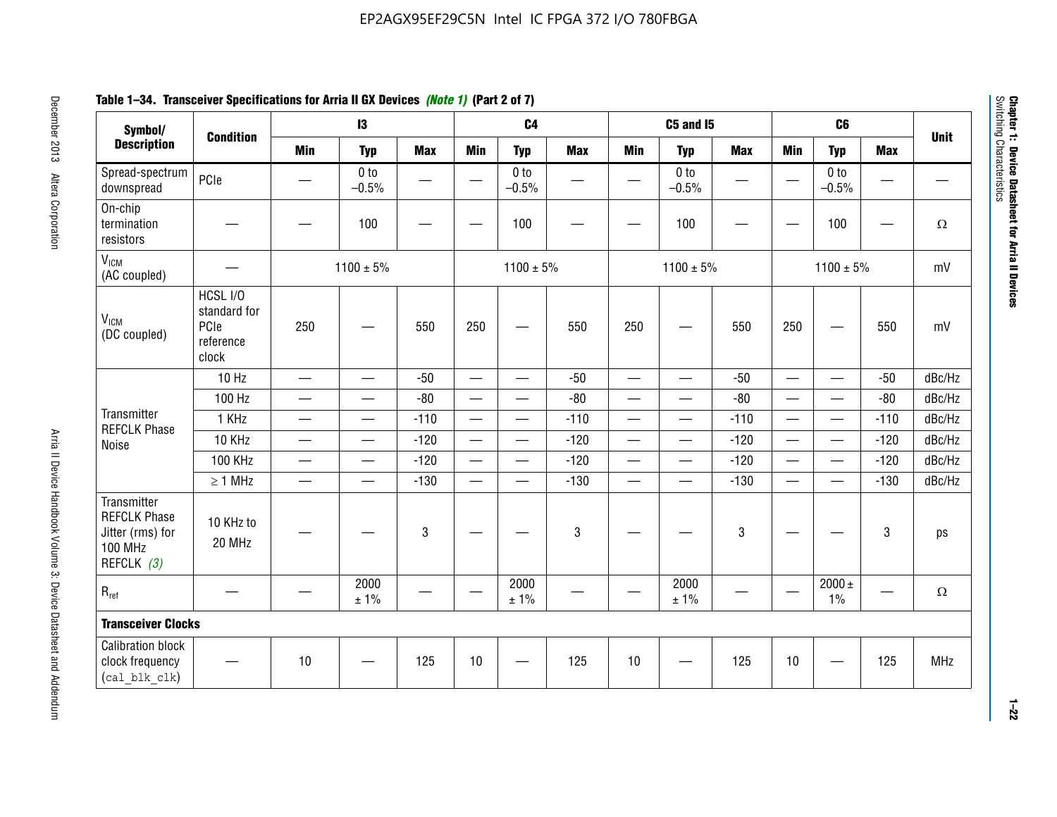**Table 1–34. Transceiver Specifications for Arria II GX Devices** *(Note 1)* **(Part 2 of 7)**

| Symbol/ Description | Condition | I3 | | | C4 | | | C5 and I5 | | | C6 | | | Unit |
|---|---|---|---|---|---|---|---|---|---|---|---|---|---|---|
| | | Min | Typ | Max | Min | Typ | Max | Min | Typ | Max | Min | Typ | Max | |
| Spread-spectrum downspread | PCIe | — | 0 to –0.5% | — | — | 0 to –0.5% | — | — | 0 to –0.5% | — | — | 0 to –0.5% | — | — |
| On-chip termination resistors | — | — | 100 | — | — | 100 | — | — | 100 | — | — | 100 | — | Ω |
| $V_{ICM}$ (AC coupled) | — | 1100 ± 5% | | | 1100 ± 5% | | | 1100 ± 5% | | | 1100 ± 5% | | | mV |
| $V_{ICM}$ (DC coupled) | HCSL I/O standard for PCIe reference clock | 250 | — | 550 | 250 | — | 550 | 250 | — | 550 | 250 | — | 550 | mV |
| Transmitter REFCLK Phase Noise | 10 Hz | — | — | -50 | — | — | -50 | — | — | -50 | — | — | -50 | dBc/Hz |
| | 100 Hz | — | — | -80 | — | — | -80 | — | — | -80 | — | — | -80 | dBc/Hz |
| | 1 KHz | — | — | -110 | — | — | -110 | — | — | -110 | — | — | -110 | dBc/Hz |
| | 10 KHz | — | — | -120 | — | — | -120 | — | — | -120 | — | — | -120 | dBc/Hz |
| | 100 KHz | — | — | -120 | — | — | -120 | — | — | -120 | — | — | -120 | dBc/Hz |
| | ≥ 1 MHz | — | — | -130 | — | — | -130 | — | — | -130 | — | — | -130 | dBc/Hz |
| Transmitter REFCLK Phase Jitter (rms) for 100 MHz REFCLK *(3)* | 10 KHz to 20 MHz | — | — | 3 | — | — | 3 | — | — | 3 | — | — | 3 | ps |
| $R_{ref}$ | — | — | 2000 ± 1% | — | — | 2000 ± 1% | — | — | 2000 ± 1% | — | — | 2000 ± 1% | — | Ω |
| **Transceiver Clocks** | | | | | | | | | | | | | | |
| Calibration block clock frequency (`cal_blk_clk`) | — | 10 | — | 125 | 10 | — | 125 | 10 | — | 125 | 10 | — | 125 | MHz |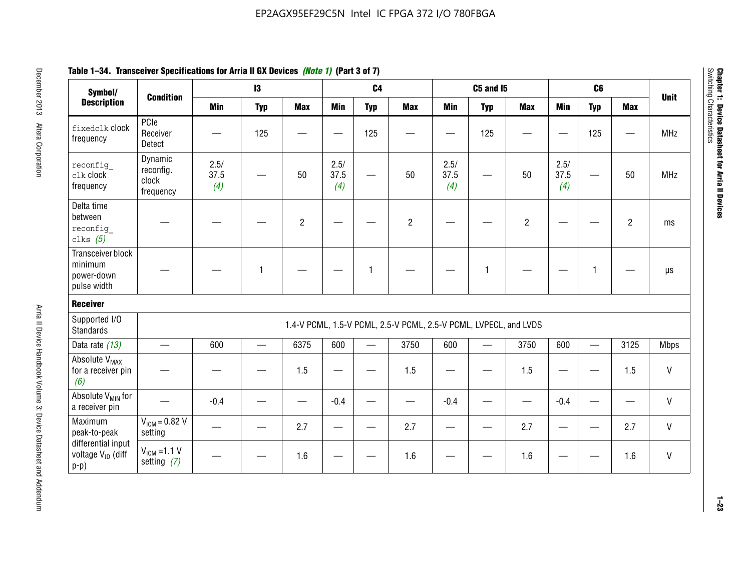**Table 1–34. Transceiver Specifications for Arria II GX Devices *(Note 1)* (Part 3 of 7)**

| Symbol/ Description | Condition | I3 | | | C4 | | | C5 and I5 | | | C6 | | | Unit |
|---|---|---|---|---|---|---|---|---|---|---|---|---|---|---|
| | | Min | Typ | Max | Min | Typ | Max | Min | Typ | Max | Min | Typ | Max | |
| `fixedclk` clock frequency | PCIe Receiver Detect | — | 125 | — | — | 125 | — | — | 125 | — | — | 125 | — | MHz |
| `reconfig_clk` clock frequency | Dynamic reconfig. clock frequency | 2.5/ 37.5 *(4)* | — | 50 | 2.5/ 37.5 *(4)* | — | 50 | 2.5/ 37.5 *(4)* | — | 50 | 2.5/ 37.5 *(4)* | — | 50 | MHz |
| Delta time between `reconfig_clks` *(5)* | — | — | — | 2 | — | — | 2 | — | — | 2 | — | — | 2 | ms |
| Transceiver block minimum power-down pulse width | — | — | 1 | — | — | 1 | — | — | 1 | — | — | 1 | — | µs |
| **Receiver** | | | | | | | | | | | | | | |
| Supported I/O Standards | 1.4-V PCML, 1.5-V PCML, 2.5-V PCML, 2.5-V PCML, LVPECL, and LVDS | | | | | | | | | | | | | |
| Data rate *(13)* | — | 600 | — | 6375 | 600 | — | 3750 | 600 | — | 3750 | 600 | — | 3125 | Mbps |
| Absolute $V_{MAX}$ for a receiver pin *(6)* | — | — | — | 1.5 | — | — | 1.5 | — | — | 1.5 | — | — | 1.5 | V |
| Absolute $V_{MIN}$ for a receiver pin | — | -0.4 | — | — | -0.4 | — | — | -0.4 | — | — | -0.4 | — | — | V |
| Maximum peak-to-peak differential input voltage $V_{ID}$ (diff p-p) | $V_{ICM}$ = 0.82 V setting | — | — | 2.7 | — | — | 2.7 | — | — | 2.7 | — | — | 2.7 | V |
| | $V_{ICM}$ =1.1 V setting *(7)* | — | — | 1.6 | — | — | 1.6 | — | — | 1.6 | — | — | 1.6 | V |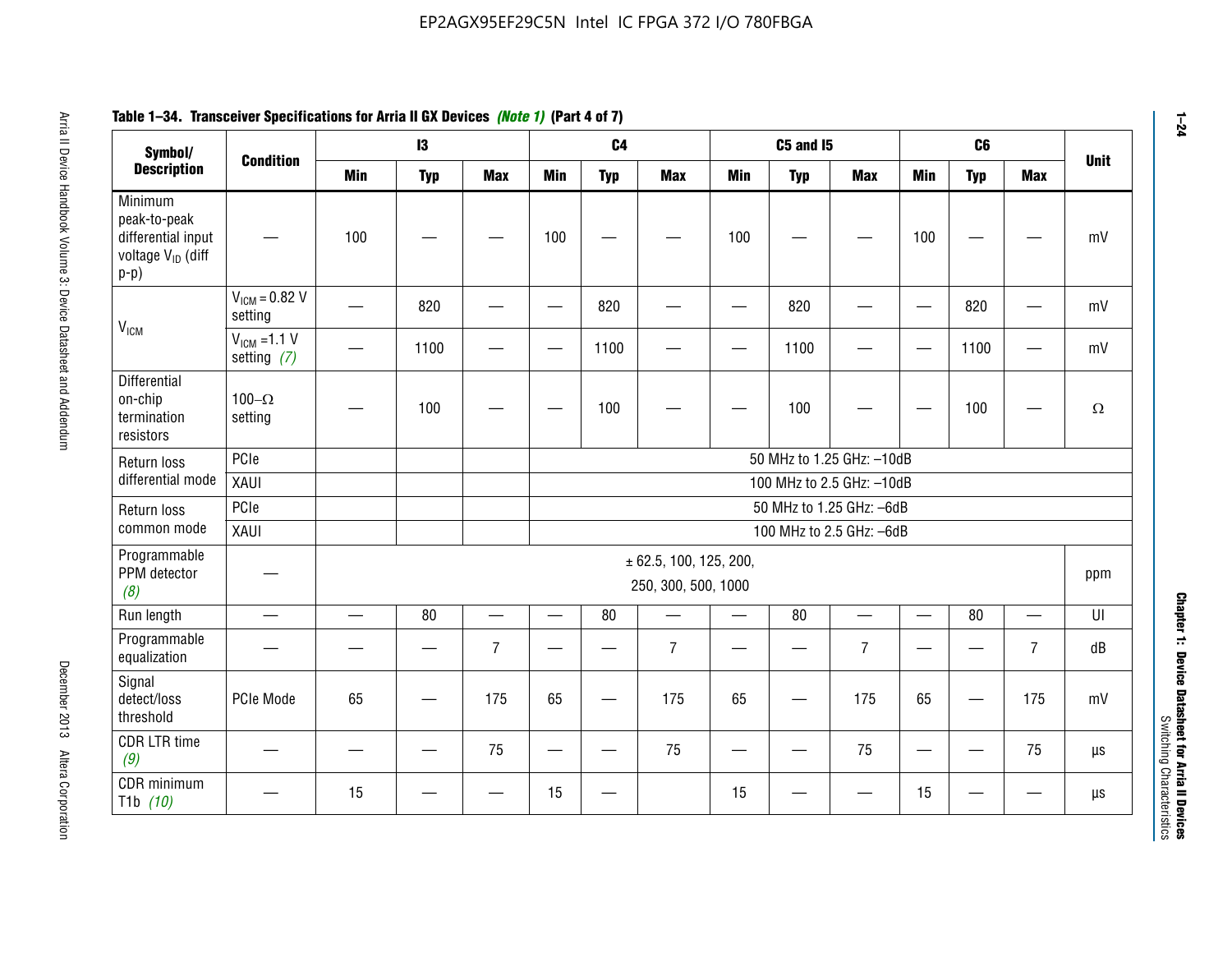**Table 1–34. Transceiver Specifications for Arria II GX Devices *(Note 1)* (Part 4 of 7)**

| Symbol/ Description | Condition | I3 | | | C4 | | | C5 and I5 | | | C6 | | | Unit |
|---|---|---|---|---|---|---|---|---|---|---|---|---|---|---|
| | | Min | Typ | Max | Min | Typ | Max | Min | Typ | Max | Min | Typ | Max | |
| Minimum peak-to-peak differential input voltage $V_{ID}$ (diff p-p) | — | 100 | — | — | 100 | — | — | 100 | — | — | 100 | — | — | mV |
| $V_{ICM}$ | $V_{ICM}$ = 0.82 V setting | — | 820 | — | — | 820 | — | — | 820 | — | — | 820 | — | mV |
| | $V_{ICM}$ =1.1 V setting *(7)* | — | 1100 | — | — | 1100 | — | — | 1100 | — | — | 1100 | — | mV |
| Differential on-chip termination resistors | 100–Ω setting | — | 100 | — | — | 100 | — | — | 100 | — | — | 100 | — | Ω |
| Return loss differential mode | PCIe | | | | 50 MHz to 1.25 GHz: –10dB | | | | | | | | | |
| | XAUI | | | | 100 MHz to 2.5 GHz: –10dB | | | | | | | | | |
| Return loss common mode | PCIe | | | | 50 MHz to 1.25 GHz: –6dB | | | | | | | | | |
| | XAUI | | | | 100 MHz to 2.5 GHz: –6dB | | | | | | | | | |
| Programmable PPM detector *(8)* | — | ± 62.5, 100, 125, 200, 250, 300, 500, 1000 | | | | | | | | | | | | ppm |
| Run length | — | — | 80 | — | — | 80 | — | — | 80 | — | — | 80 | — | UI |
| Programmable equalization | — | — | — | 7 | — | — | 7 | — | — | 7 | — | — | 7 | dB |
| Signal detect/loss threshold | PCIe Mode | 65 | — | 175 | 65 | — | 175 | 65 | — | 175 | 65 | — | 175 | mV |
| CDR LTR time *(9)* | — | — | — | 75 | — | — | 75 | — | — | 75 | — | — | 75 | µs |
| CDR minimum T1b *(10)* | — | 15 | — | — | 15 | — | | 15 | — | — | 15 | — | — | µs |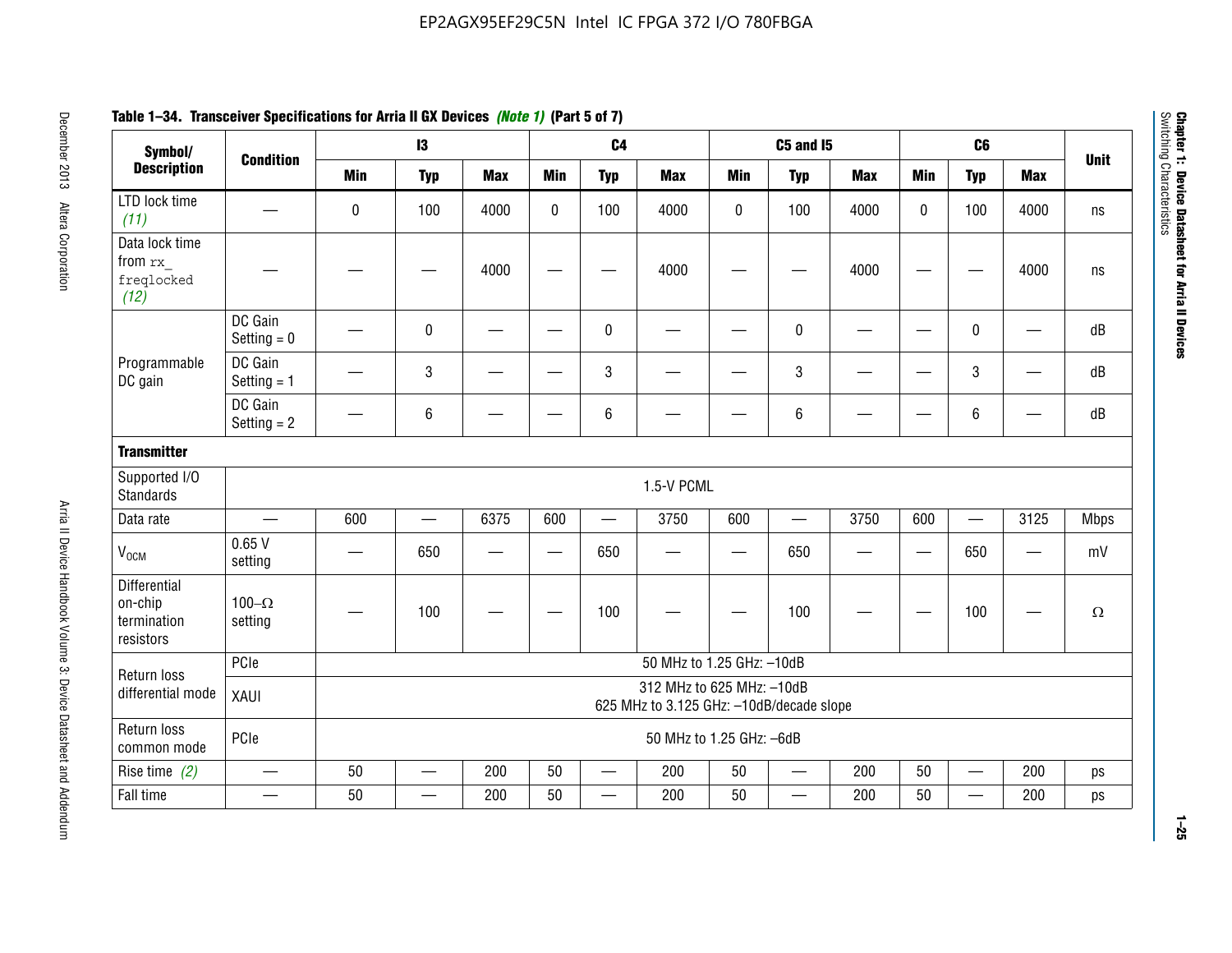**Table 1–34. Transceiver Specifications for Arria II GX Devices *(Note 1)* (Part 5 of 7)**

| Symbol/ Description | Condition | I3 | | | C4 | | | C5 and I5 | | | C6 | | | Unit |
|---|---|---|---|---|---|---|---|---|---|---|---|---|---|---|
| | | Min | Typ | Max | Min | Typ | Max | Min | Typ | Max | Min | Typ | Max | |
| LTD lock time *(11)* | — | 0 | 100 | 4000 | 0 | 100 | 4000 | 0 | 100 | 4000 | 0 | 100 | 4000 | ns |
| Data lock time from `rx_freqlocked` *(12)* | — | — | — | 4000 | — | — | 4000 | — | — | 4000 | — | — | 4000 | ns |
| Programmable DC gain | DC Gain Setting = 0 | — | 0 | — | — | 0 | — | — | 0 | — | — | 0 | — | dB |
| | DC Gain Setting = 1 | — | 3 | — | — | 3 | — | — | 3 | — | — | 3 | — | dB |
| | DC Gain Setting = 2 | — | 6 | — | — | 6 | — | — | 6 | — | — | 6 | — | dB |
| **Transmitter** | | | | | | | | | | | | | | |
| Supported I/O Standards | 1.5-V PCML | | | | | | | | | | | | | |
| Data rate | — | 600 | — | 6375 | 600 | — | 3750 | 600 | — | 3750 | 600 | — | 3125 | Mbps |
| $V_{OCM}$ | 0.65 V setting | — | 650 | — | — | 650 | — | — | 650 | — | — | 650 | — | mV |
| Differential on-chip termination resistors | 100–Ω setting | — | 100 | — | — | 100 | — | — | 100 | — | — | 100 | — | Ω |
| Return loss differential mode | PCIe | 50 MHz to 1.25 GHz: –10dB | | | | | | | | | | | | |
| | XAUI | 312 MHz to 625 MHz: –10dB<br>625 MHz to 3.125 GHz: –10dB/decade slope | | | | | | | | | | | | |
| Return loss common mode | PCIe | 50 MHz to 1.25 GHz: –6dB | | | | | | | | | | | | |
| Rise time *(2)* | — | 50 | — | 200 | 50 | — | 200 | 50 | — | 200 | 50 | — | 200 | ps |
| Fall time | — | 50 | — | 200 | 50 | — | 200 | 50 | — | 200 | 50 | — | 200 | ps |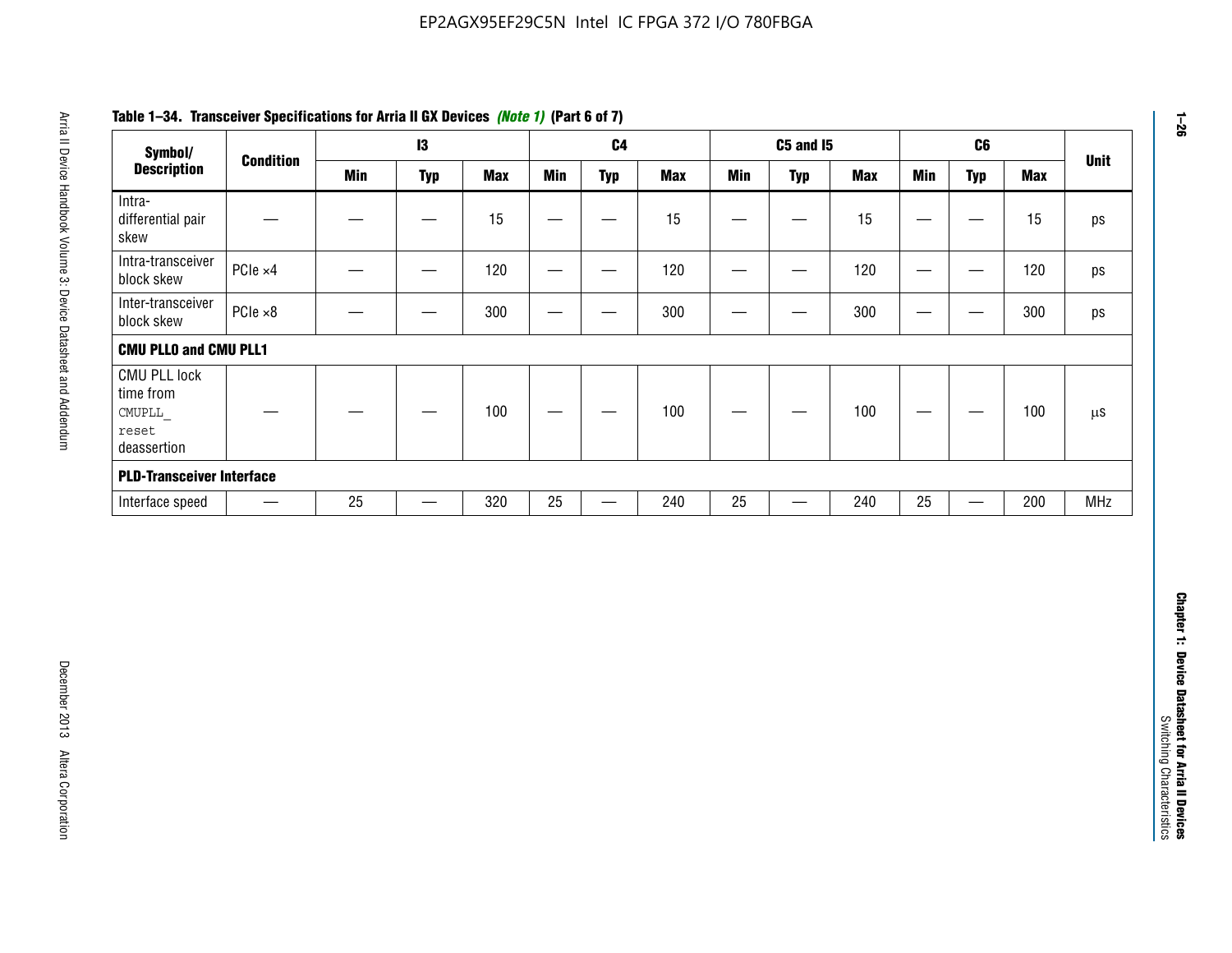**Table 1–34. Transceiver Specifications for Arria II GX Devices *(Note 1)* (Part 6 of 7)**

| Symbol/ Description | Condition | I3 | | | C4 | | | C5 and I5 | | | C6 | | | Unit |
|---|---|---|---|---|---|---|---|---|---|---|---|---|---|---|
| | | Min | Typ | Max | Min | Typ | Max | Min | Typ | Max | Min | Typ | Max | |
| Intra-differential pair skew | — | — | — | 15 | — | — | 15 | — | — | 15 | — | — | 15 | ps |
| Intra-transceiver block skew | PCIe ×4 | — | — | 120 | — | — | 120 | — | — | 120 | — | — | 120 | ps |
| Inter-transceiver block skew | PCIe ×8 | — | — | 300 | — | — | 300 | — | — | 300 | — | — | 300 | ps |
| **CMU PLL0 and CMU PLL1** | | | | | | | | | | | | | | |
| CMU PLL lock time from `CMUPLL_reset` deassertion | — | — | — | 100 | — | — | 100 | — | — | 100 | — | — | 100 | µs |
| **PLD-Transceiver Interface** | | | | | | | | | | | | | | |
| Interface speed | — | 25 | — | 320 | 25 | — | 240 | 25 | — | 240 | 25 | — | 200 | MHz |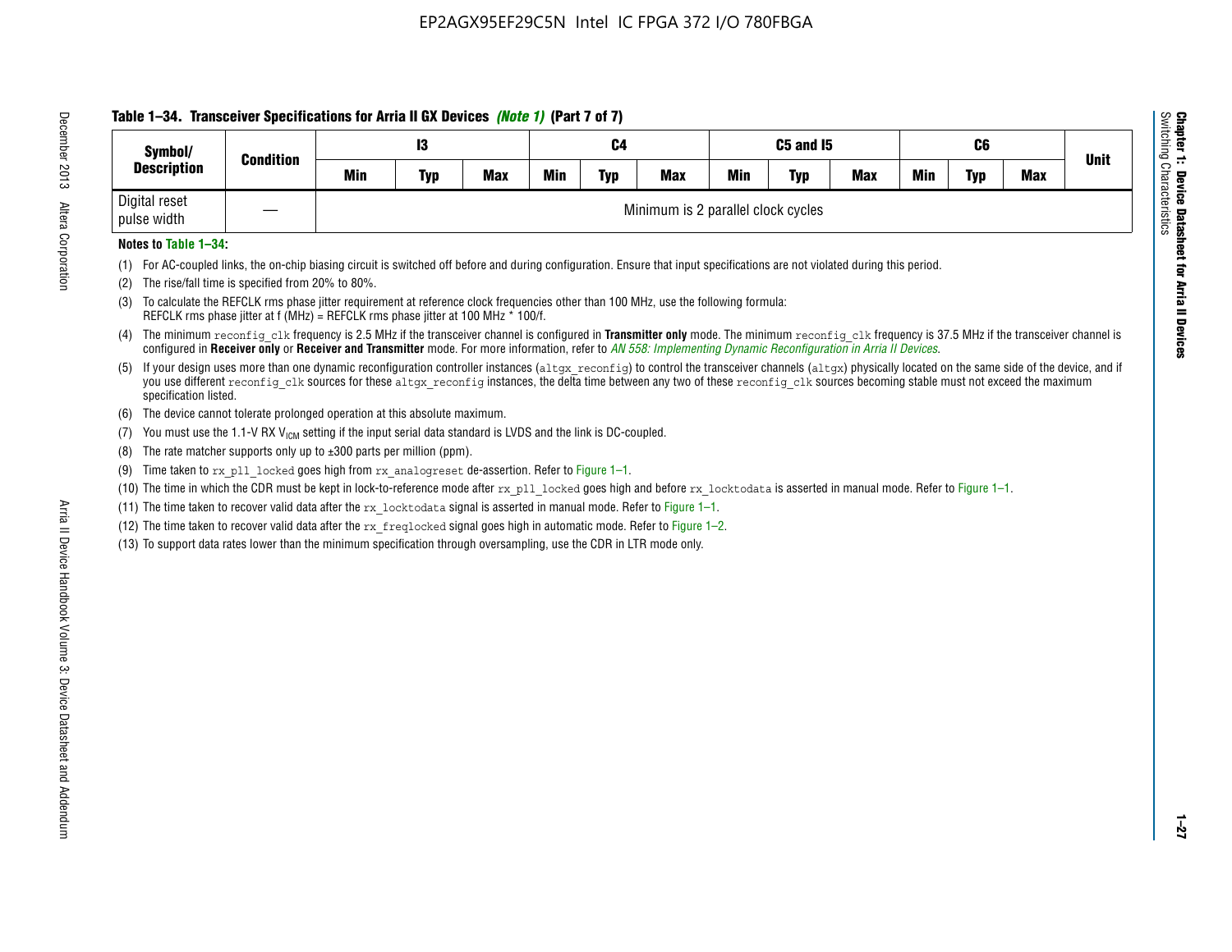**Table 1–34. Transceiver Specifications for Arria II GX Devices *(Note 1)* (Part 7 of 7)**

| Symbol/ Description | Condition | I3 | | | C4 | | | C5 and I5 | | | C6 | | | Unit |
|---|---|---|---|---|---|---|---|---|---|---|---|---|---|---|
| | | Min | Typ | Max | Min | Typ | Max | Min | Typ | Max | Min | Typ | Max | |
| Digital reset pulse width | — | Minimum is 2 parallel clock cycles | | | | | | | | | | | | |

**Notes to Table 1–34:**

(1) For AC-coupled links, the on-chip biasing circuit is switched off before and during configuration. Ensure that input specifications are not violated during this period.

(2) The rise/fall time is specified from 20% to 80%.

(3) To calculate the REFCLK rms phase jitter requirement at reference clock frequencies other than 100 MHz, use the following formula:
REFCLK rms phase jitter at f (MHz) = REFCLK rms phase jitter at 100 MHz * 100/f.

(4) The minimum `reconfig_clk` frequency is 2.5 MHz if the transceiver channel is configured in **Transmitter only** mode. The minimum `reconfig_clk` frequency is 37.5 MHz if the transceiver channel is configured in **Receiver only** or **Receiver and Transmitter** mode. For more information, refer to *AN 558: Implementing Dynamic Reconfiguration in Arria II Devices*.

(5) If your design uses more than one dynamic reconfiguration controller instances (`altgx_reconfig`) to control the transceiver channels (`altgx`) physically located on the same side of the device, and if you use different `reconfig_clk` sources for these `altgx_reconfig` instances, the delta time between any two of these `reconfig_clk` sources becoming stable must not exceed the maximum specification listed.

(6) The device cannot tolerate prolonged operation at this absolute maximum.

(7) You must use the 1.1-V RX $V_{ICM}$ setting if the input serial data standard is LVDS and the link is DC-coupled.

(8) The rate matcher supports only up to ±300 parts per million (ppm).

(9) Time taken to `rx_pll_locked` goes high from `rx_analogreset` de-assertion. Refer to Figure 1–1.

(10) The time in which the CDR must be kept in lock-to-reference mode after `rx_pll_locked` goes high and before `rx_locktodata` is asserted in manual mode. Refer to Figure 1–1.

(11) The time taken to recover valid data after the `rx_locktodata` signal is asserted in manual mode. Refer to Figure 1–1.

(12) The time taken to recover valid data after the `rx_freqlocked` signal goes high in automatic mode. Refer to Figure 1–2.

(13) To support data rates lower than the minimum specification through oversampling, use the CDR in LTR mode only.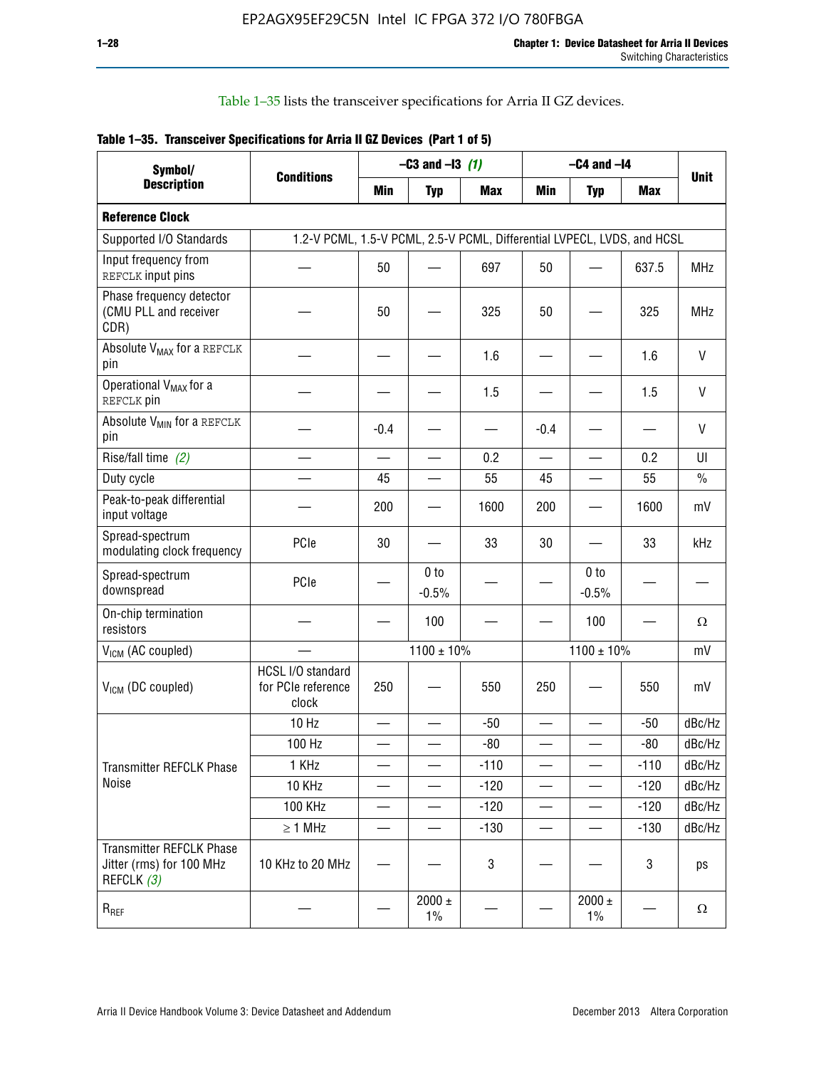Table 1–35 lists the transceiver specifications for Arria II GZ devices.

**Table 1–35. Transceiver Specifications for Arria II GZ Devices (Part 1 of 5)**

| Symbol/ Description | Conditions | –C3 and –I3 *(1)* | | | –C4 and –I4 | | | Unit |
|---|---|---|---|---|---|---|---|---|
| | | Min | Typ | Max | Min | Typ | Max | |
| **Reference Clock** | | | | | | | | |
| Supported I/O Standards | 1.2-V PCML, 1.5-V PCML, 2.5-V PCML, Differential LVPECL, LVDS, and HCSL | | | | | | | |
| Input frequency from REFCLK input pins | — | 50 | — | 697 | 50 | — | 637.5 | MHz |
| Phase frequency detector (CMU PLL and receiver CDR) | — | 50 | — | 325 | 50 | — | 325 | MHz |
| Absolute $V_{MAX}$ for a REFCLK pin | — | — | — | 1.6 | — | — | 1.6 | V |
| Operational $V_{MAX}$ for a REFCLK pin | — | — | — | 1.5 | — | — | 1.5 | V |
| Absolute $V_{MIN}$ for a REFCLK pin | — | -0.4 | — | — | -0.4 | — | — | V |
| Rise/fall time *(2)* | — | — | — | 0.2 | — | — | 0.2 | UI |
| Duty cycle | — | 45 | — | 55 | 45 | — | 55 | % |
| Peak-to-peak differential input voltage | — | 200 | — | 1600 | 200 | — | 1600 | mV |
| Spread-spectrum modulating clock frequency | PCIe | 30 | — | 33 | 30 | — | 33 | kHz |
| Spread-spectrum downspread | PCIe | — | 0 to -0.5% | — | — | 0 to -0.5% | — | — |
| On-chip termination resistors | — | — | 100 | — | — | 100 | — | Ω |
| $V_{ICM}$ (AC coupled) | — | | 1100 ± 10% | | | 1100 ± 10% | | mV |
| $V_{ICM}$ (DC coupled) | HCSL I/O standard for PCIe reference clock | 250 | — | 550 | 250 | — | 550 | mV |
| Transmitter REFCLK Phase Noise | 10 Hz | — | — | -50 | — | — | -50 | dBc/Hz |
| | 100 Hz | — | — | -80 | — | — | -80 | dBc/Hz |
| | 1 KHz | — | — | -110 | — | — | -110 | dBc/Hz |
| | 10 KHz | — | — | -120 | — | — | -120 | dBc/Hz |
| | 100 KHz | — | — | -120 | — | — | -120 | dBc/Hz |
| | ≥ 1 MHz | — | — | -130 | — | — | -130 | dBc/Hz |
| Transmitter REFCLK Phase Jitter (rms) for 100 MHz REFCLK *(3)* | 10 KHz to 20 MHz | — | — | 3 | — | — | 3 | ps |
| $R_{REF}$ | — | — | 2000 ± 1% | — | — | 2000 ± 1% | — | Ω |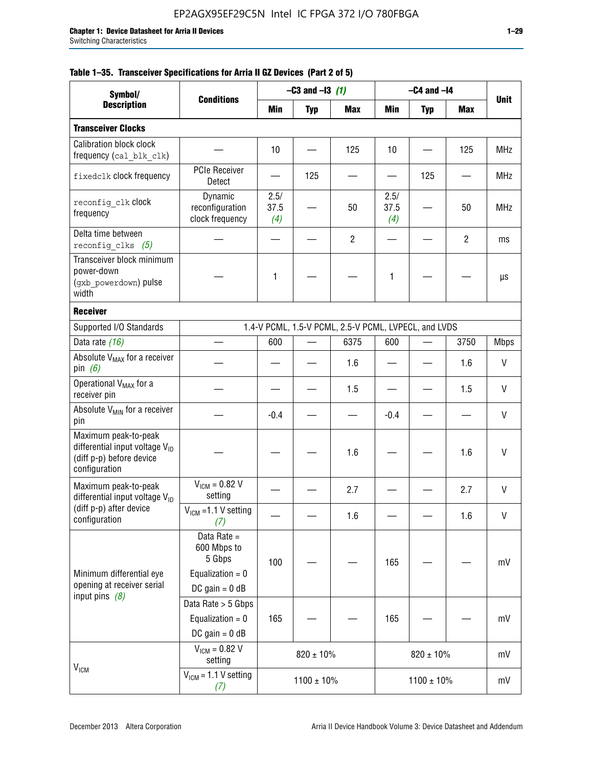**Table 1–35. Transceiver Specifications for Arria II GZ Devices (Part 2 of 5)**

| Symbol/ Description | Conditions | –C3 and –I3 *(1)* | | | –C4 and –I4 | | | Unit |
|---|---|---|---|---|---|---|---|---|
| | | Min | Typ | Max | Min | Typ | Max | |
| **Transceiver Clocks** | | | | | | | | |
| Calibration block clock frequency (`cal_blk_clk`) | — | 10 | — | 125 | 10 | — | 125 | MHz |
| `fixedclk` clock frequency | PCIe Receiver Detect | — | 125 | — | — | 125 | — | MHz |
| `reconfig_clk` clock frequency | Dynamic reconfiguration clock frequency | 2.5/ 37.5 *(4)* | — | 50 | 2.5/ 37.5 *(4)* | — | 50 | MHz |
| Delta time between `reconfig_clks` *(5)* | — | — | — | 2 | — | — | 2 | ms |
| Transceiver block minimum power-down (`gxb_powerdown`) pulse width | — | 1 | — | — | 1 | — | — | µs |
| **Receiver** | | | | | | | | |
| Supported I/O Standards | 1.4-V PCML, 1.5-V PCML, 2.5-V PCML, LVPECL, and LVDS | | | | | | | |
| Data rate *(16)* | — | 600 | — | 6375 | 600 | — | 3750 | Mbps |
| Absolute $V_{MAX}$ for a receiver pin *(6)* | — | — | — | 1.6 | — | — | 1.6 | V |
| Operational $V_{MAX}$ for a receiver pin | — | — | — | 1.5 | — | — | 1.5 | V |
| Absolute $V_{MIN}$ for a receiver pin | — | -0.4 | — | — | -0.4 | — | — | V |
| Maximum peak-to-peak differential input voltage $V_{ID}$ (diff p-p) before device configuration | — | — | — | 1.6 | — | — | 1.6 | V |
| Maximum peak-to-peak differential input voltage $V_{ID}$ (diff p-p) after device configuration | $V_{ICM}$ = 0.82 V setting | — | — | 2.7 | — | — | 2.7 | V |
| | $V_{ICM}$ =1.1 V setting *(7)* | — | — | 1.6 | — | — | 1.6 | V |
| Minimum differential eye opening at receiver serial input pins *(8)* | Data Rate = 600 Mbps to 5 Gbps Equalization = 0 DC gain = 0 dB | 100 | — | — | 165 | — | — | mV |
| | Data Rate > 5 Gbps Equalization = 0 DC gain = 0 dB | 165 | — | — | 165 | — | — | mV |
| $V_{ICM}$ | $V_{ICM}$ = 0.82 V setting | 820 ± 10% | | | 820 ± 10% | | | mV |
| | $V_{ICM}$ = 1.1 V setting *(7)* | 1100 ± 10% | | | 1100 ± 10% | | | mV |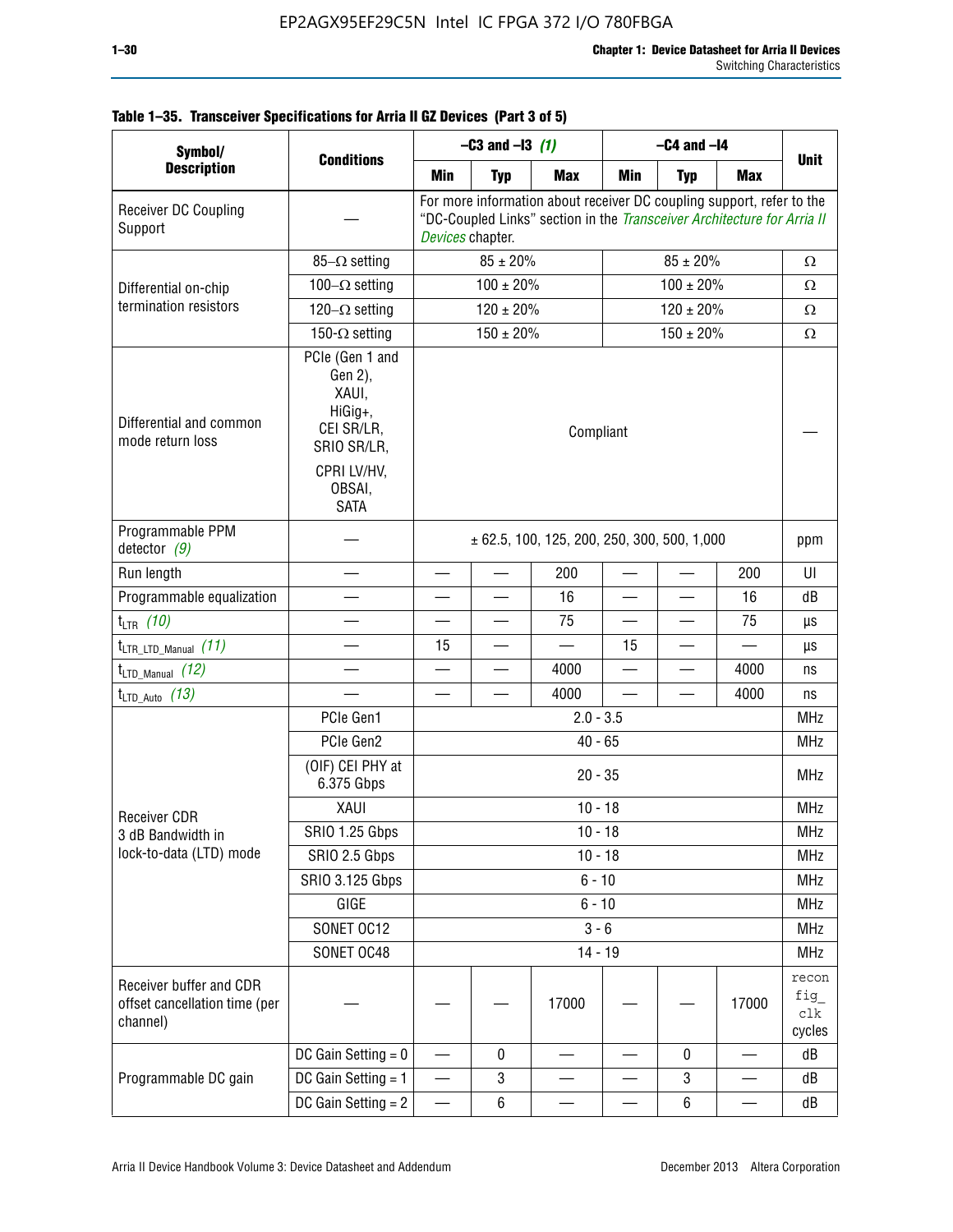**Table 1–35. Transceiver Specifications for Arria II GZ Devices (Part 3 of 5)**

| Symbol/ Description | Conditions | –C3 and –I3 *(1)* | | | –C4 and –I4 | | | Unit |
|---|---|---|---|---|---|---|---|---|
| | | Min | Typ | Max | Min | Typ | Max | |
| Receiver DC Coupling Support | — | For more information about receiver DC coupling support, refer to the "DC-Coupled Links" section in the *Transceiver Architecture for Arria II Devices* chapter. | | | | | | |
| Differential on-chip termination resistors | 85–Ω setting | 85 ± 20% | | | 85 ± 20% | | | Ω |
| | 100–Ω setting | 100 ± 20% | | | 100 ± 20% | | | Ω |
| | 120–Ω setting | 120 ± 20% | | | 120 ± 20% | | | Ω |
| | 150-Ω setting | 150 ± 20% | | | 150 ± 20% | | | Ω |
| Differential and common mode return loss | PCIe (Gen 1 and Gen 2), XAUI, HiGig+, CEI SR/LR, SRIO SR/LR, CPRI LV/HV, OBSAI, SATA | Compliant | | | | | | — |
| Programmable PPM detector *(9)* | — | ± 62.5, 100, 125, 200, 250, 300, 500, 1,000 | | | | | | ppm |
| Run length | — | — | — | 200 | — | — | 200 | UI |
| Programmable equalization | — | — | — | 16 | — | — | 16 | dB |
| $t_{LTR}$ *(10)* | — | — | — | 75 | — | — | 75 | µs |
| $t_{LTR\_LTD\_Manual}$ *(11)* | — | 15 | — | — | 15 | — | — | µs |
| $t_{LTD\_Manual}$ *(12)* | — | — | — | 4000 | — | — | 4000 | ns |
| $t_{LTD\_Auto}$ *(13)* | — | — | — | 4000 | — | — | 4000 | ns |
| Receiver CDR 3 dB Bandwidth in lock-to-data (LTD) mode | PCIe Gen1 | 2.0 - 3.5 | | | | | | MHz |
| | PCIe Gen2 | 40 - 65 | | | | | | MHz |
| | (OIF) CEI PHY at 6.375 Gbps | 20 - 35 | | | | | | MHz |
| | XAUI | 10 - 18 | | | | | | MHz |
| | SRIO 1.25 Gbps | 10 - 18 | | | | | | MHz |
| | SRIO 2.5 Gbps | 10 - 18 | | | | | | MHz |
| | SRIO 3.125 Gbps | 6 - 10 | | | | | | MHz |
| | GIGE | 6 - 10 | | | | | | MHz |
| | SONET OC12 | 3 - 6 | | | | | | MHz |
| | SONET OC48 | 14 - 19 | | | | | | MHz |
| Receiver buffer and CDR offset cancellation time (per channel) | — | — | — | 17000 | — | — | 17000 | reconfig_clk cycles |
| Programmable DC gain | DC Gain Setting = 0 | — | 0 | — | — | 0 | — | dB |
| | DC Gain Setting = 1 | — | 3 | — | — | 3 | — | dB |
| | DC Gain Setting = 2 | — | 6 | — | — | 6 | — | dB |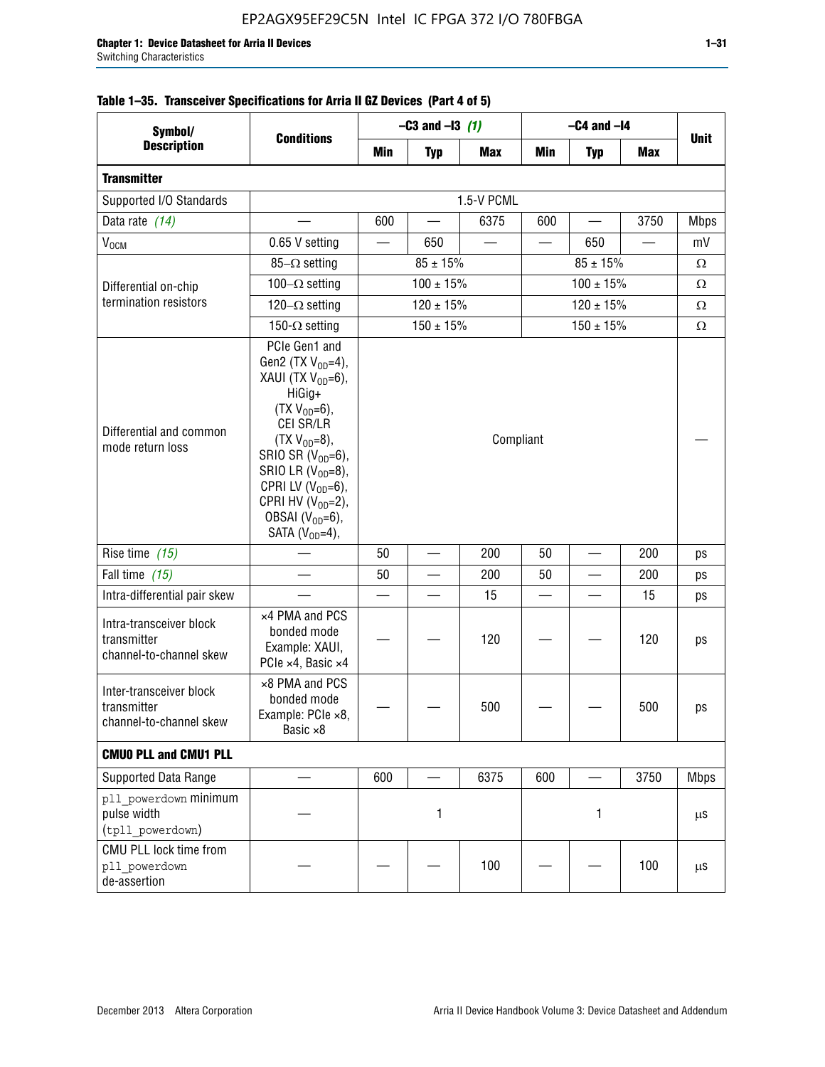**Table 1–35. Transceiver Specifications for Arria II GZ Devices (Part 4 of 5)**

| Symbol/ Description | Conditions | –C3 and –I3 *(1)* | | | –C4 and –I4 | | | Unit |
|---|---|---|---|---|---|---|---|---|
| | | Min | Typ | Max | Min | Typ | Max | |
| **Transmitter** | | | | | | | | |
| Supported I/O Standards | 1.5-V PCML | | | | | | | |
| Data rate *(14)* | — | 600 | — | 6375 | 600 | — | 3750 | Mbps |
| $V_{OCM}$ | 0.65 V setting | — | 650 | — | — | 650 | — | mV |
| Differential on-chip termination resistors | 85–Ω setting | 85 ± 15% | | | 85 ± 15% | | | Ω |
| | 100–Ω setting | 100 ± 15% | | | 100 ± 15% | | | Ω |
| | 120–Ω setting | 120 ± 15% | | | 120 ± 15% | | | Ω |
| | 150-Ω setting | 150 ± 15% | | | 150 ± 15% | | | Ω |
| Differential and common mode return loss | PCIe Gen1 and Gen2 (TX $V_{OD}$=4), XAUI (TX $V_{OD}$=6), HiGig+ (TX $V_{OD}$=6), CEI SR/LR (TX $V_{OD}$=8), SRIO SR ($V_{OD}$=6), SRIO LR ($V_{OD}$=8), CPRI LV ($V_{OD}$=6), CPRI HV ($V_{OD}$=2), OBSAI ($V_{OD}$=6), SATA ($V_{OD}$=4), | Compliant | | | | | | — |
| Rise time *(15)* | — | 50 | — | 200 | 50 | — | 200 | ps |
| Fall time *(15)* | — | 50 | — | 200 | 50 | — | 200 | ps |
| Intra-differential pair skew | — | — | — | 15 | — | — | 15 | ps |
| Intra-transceiver block transmitter channel-to-channel skew | ×4 PMA and PCS bonded mode Example: XAUI, PCIe ×4, Basic ×4 | — | — | 120 | — | — | 120 | ps |
| Inter-transceiver block transmitter channel-to-channel skew | ×8 PMA and PCS bonded mode Example: PCIe ×8, Basic ×8 | — | — | 500 | — | — | 500 | ps |
| **CMU0 PLL and CMU1 PLL** | | | | | | | | |
| Supported Data Range | — | 600 | — | 6375 | 600 | — | 3750 | Mbps |
| pll_powerdown minimum pulse width (tpll_powerdown) | — | | 1 | | | 1 | | µs |
| CMU PLL lock time from pll_powerdown de-assertion | — | — | — | 100 | — | — | 100 | µs |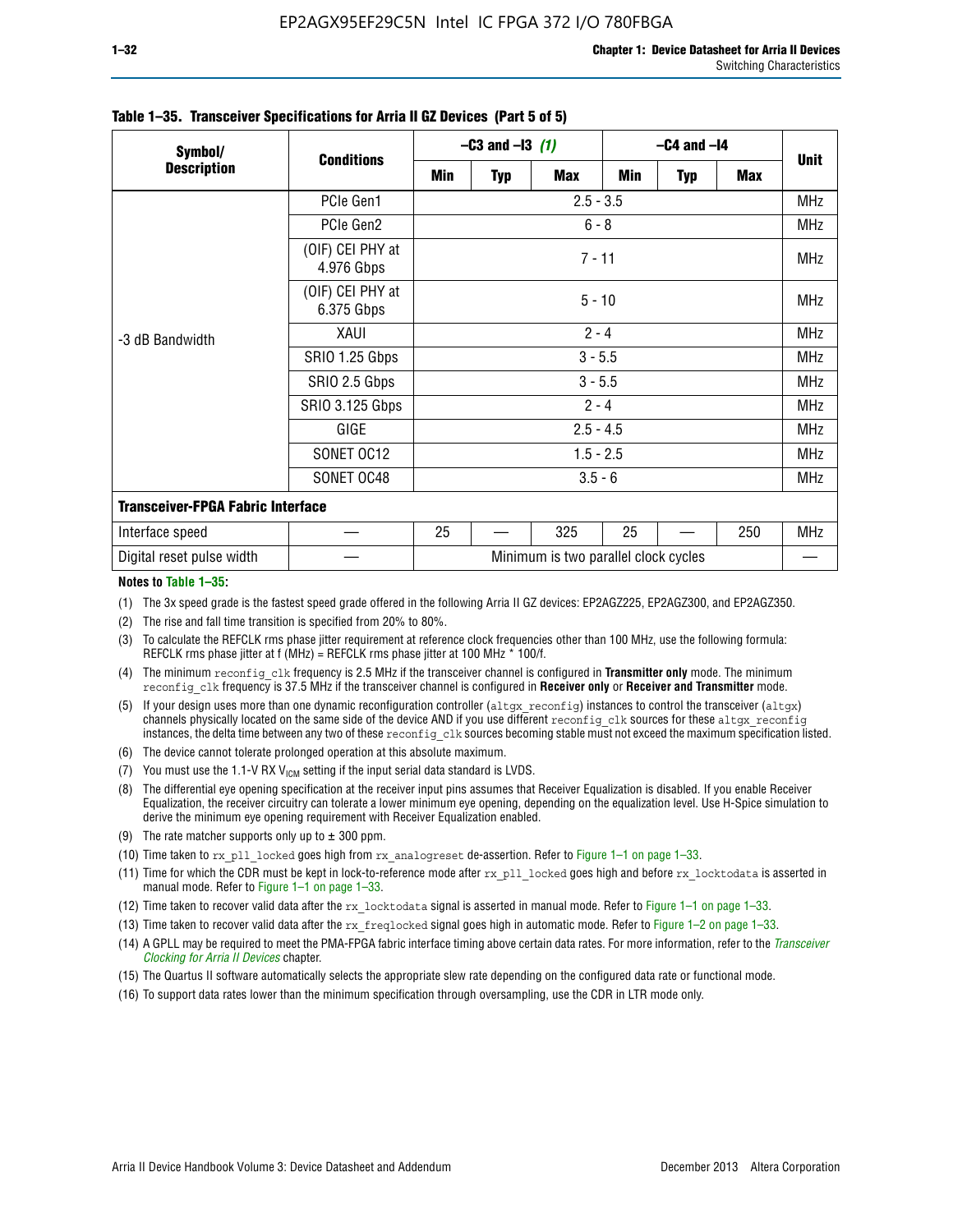**Table 1–35. Transceiver Specifications for Arria II GZ Devices (Part 5 of 5)**

| Symbol/ Description | Conditions | –C3 and –I3 (1) | | | –C4 and –I4 | | | Unit |
|---|---|---|---|---|---|---|---|---|
| | | Min | Typ | Max | Min | Typ | Max | |
| -3 dB Bandwidth | PCIe Gen1 | 2.5 - 3.5 | | | | | | MHz |
| | PCIe Gen2 | 6 - 8 | | | | | | MHz |
| | (OIF) CEI PHY at 4.976 Gbps | 7 - 11 | | | | | | MHz |
| | (OIF) CEI PHY at 6.375 Gbps | 5 - 10 | | | | | | MHz |
| | XAUI | 2 - 4 | | | | | | MHz |
| | SRIO 1.25 Gbps | 3 - 5.5 | | | | | | MHz |
| | SRIO 2.5 Gbps | 3 - 5.5 | | | | | | MHz |
| | SRIO 3.125 Gbps | 2 - 4 | | | | | | MHz |
| | GIGE | 2.5 - 4.5 | | | | | | MHz |
| | SONET OC12 | 1.5 - 2.5 | | | | | | MHz |
| | SONET OC48 | 3.5 - 6 | | | | | | MHz |
| **Transceiver-FPGA Fabric Interface** | | | | | | | | |
| Interface speed | — | 25 | — | 325 | 25 | — | 250 | MHz |
| Digital reset pulse width | — | Minimum is two parallel clock cycles | | | | | | — |

**Notes to Table 1–35:**

(1) The 3x speed grade is the fastest speed grade offered in the following Arria II GZ devices: EP2AGZ225, EP2AGZ300, and EP2AGZ350.

(2) The rise and fall time transition is specified from 20% to 80%.

(3) To calculate the REFCLK rms phase jitter requirement at reference clock frequencies other than 100 MHz, use the following formula: REFCLK rms phase jitter at f (MHz) = REFCLK rms phase jitter at 100 MHz * 100/f.

(4) The minimum `reconfig_clk` frequency is 2.5 MHz if the transceiver channel is configured in **Transmitter only** mode. The minimum `reconfig_clk` frequency is 37.5 MHz if the transceiver channel is configured in **Receiver only** or **Receiver and Transmitter** mode.

(5) If your design uses more than one dynamic reconfiguration controller (`altgx_reconfig`) instances to control the transceiver (`altgx`) channels physically located on the same side of the device AND if you use different `reconfig_clk` sources for these `altgx_reconfig` instances, the delta time between any two of these `reconfig_clk` sources becoming stable must not exceed the maximum specification listed.

(6) The device cannot tolerate prolonged operation at this absolute maximum.

(7) You must use the 1.1-V RX $V_{ICM}$ setting if the input serial data standard is LVDS.

(8) The differential eye opening specification at the receiver input pins assumes that Receiver Equalization is disabled. If you enable Receiver Equalization, the receiver circuitry can tolerate a lower minimum eye opening, depending on the equalization level. Use H-Spice simulation to derive the minimum eye opening requirement with Receiver Equalization enabled.

(9) The rate matcher supports only up to ± 300 ppm.

(10) Time taken to `rx_pll_locked` goes high from `rx_analogreset` de-assertion. Refer to Figure 1–1 on page 1–33.

(11) Time for which the CDR must be kept in lock-to-reference mode after `rx_pll_locked` goes high and before `rx_locktodata` is asserted in manual mode. Refer to Figure 1–1 on page 1–33.

(12) Time taken to recover valid data after the `rx_locktodata` signal is asserted in manual mode. Refer to Figure 1–1 on page 1–33.

(13) Time taken to recover valid data after the `rx_freqlocked` signal goes high in automatic mode. Refer to Figure 1–2 on page 1–33.

(14) A GPLL may be required to meet the PMA-FPGA fabric interface timing above certain data rates. For more information, refer to the *Transceiver Clocking for Arria II Devices* chapter.

(15) The Quartus II software automatically selects the appropriate slew rate depending on the configured data rate or functional mode.

(16) To support data rates lower than the minimum specification through oversampling, use the CDR in LTR mode only.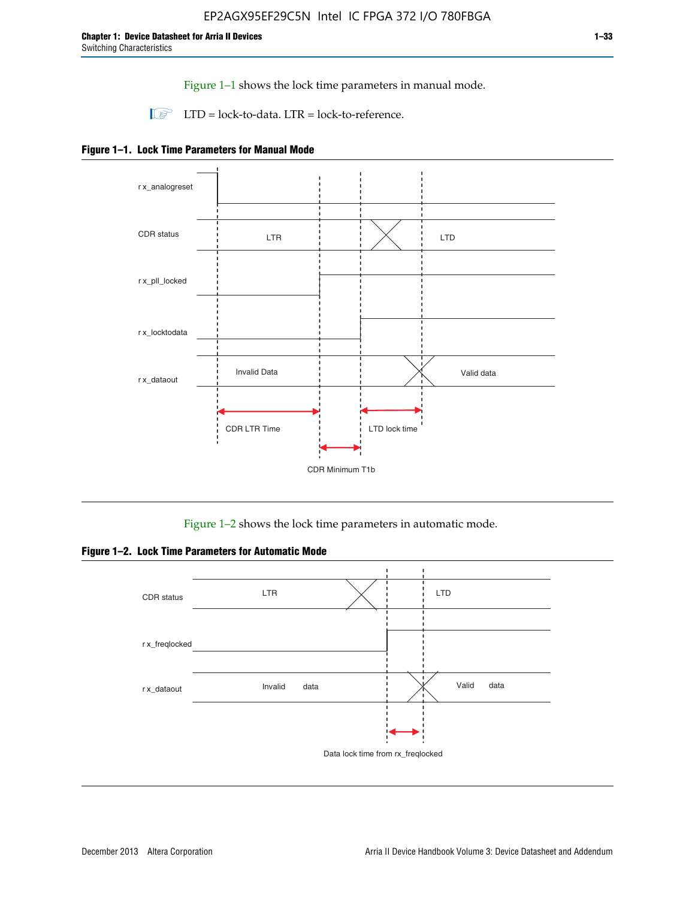Figure 1–1 shows the lock time parameters in manual mode.

LTD = lock-to-data. LTR = lock-to-reference.

**Figure 1–1. Lock Time Parameters for Manual Mode**

r x_analogreset

CDR status LTR LTD

r x_pll_locked

r x_locktodata

r x_dataout Invalid Data Valid data

CDR LTR Time LTD lock time

CDR Minimum T1b

Figure 1–2 shows the lock time parameters in automatic mode.

**Figure 1–2. Lock Time Parameters for Automatic Mode**

CDR status LTR LTD

r x_freqlocked

r x_dataout Invalid data Valid data

Data lock time from rx_freqlocked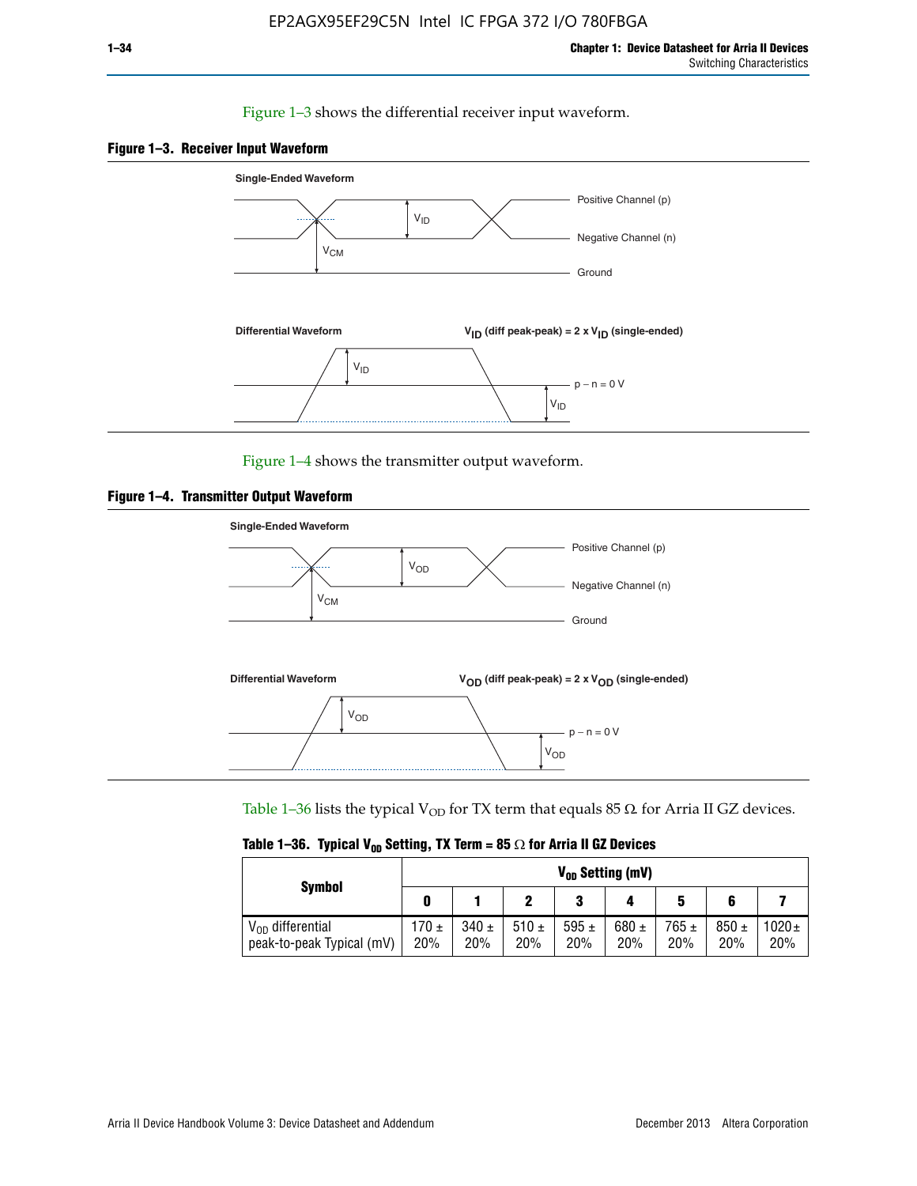Figure 1–3 shows the differential receiver input waveform.

**Figure 1–3. Receiver Input Waveform**

Figure 1–4 shows the transmitter output waveform.

**Figure 1–4. Transmitter Output Waveform**

Table 1–36 lists the typical $V_{OD}$ for TX term that equals 85 Ω for Arria II GZ devices.

**Table 1–36. Typical $V_{OD}$ Setting, TX Term = 85 Ω for Arria II GZ Devices**

| Symbol | $V_{OD}$ Setting (mV) | | | | | | | |
|---|---|---|---|---|---|---|---|---|
| | 0 | 1 | 2 | 3 | 4 | 5 | 6 | 7 |
| $V_{OD}$ differential peak-to-peak Typical (mV) | 170 ± 20% | 340 ± 20% | 510 ± 20% | 595 ± 20% | 680 ± 20% | 765 ± 20% | 850 ± 20% | 1020 ± 20% |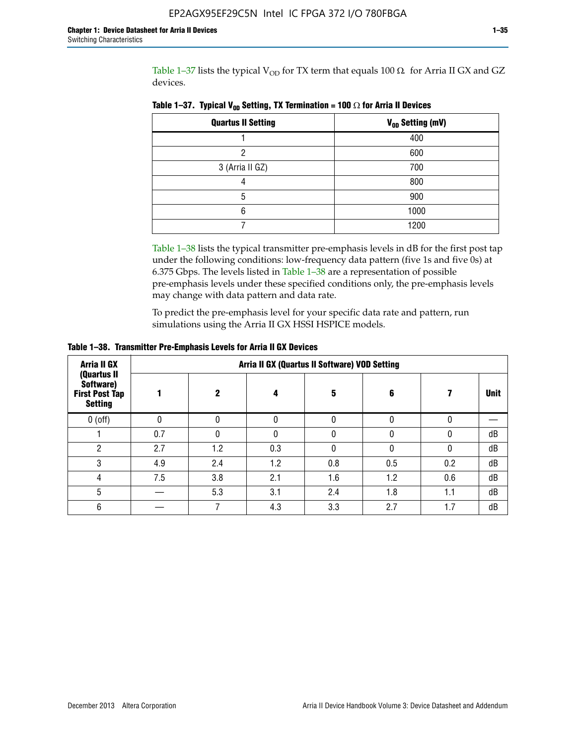Table 1–37 lists the typical $V_{OD}$ for TX term that equals 100 Ω for Arria II GX and GZ devices.

**Table 1–37. Typical $V_{OD}$ Setting, TX Termination = 100 Ω for Arria II Devices**

| Quartus II Setting | $V_{OD}$ Setting (mV) |
|---|---|
| 1 | 400 |
| 2 | 600 |
| 3 (Arria II GZ) | 700 |
| 4 | 800 |
| 5 | 900 |
| 6 | 1000 |
| 7 | 1200 |

Table 1–38 lists the typical transmitter pre-emphasis levels in dB for the first post tap under the following conditions: low-frequency data pattern (five 1s and five 0s) at 6.375 Gbps. The levels listed in Table 1–38 are a representation of possible pre-emphasis levels under these specified conditions only, the pre-emphasis levels may change with data pattern and data rate.

To predict the pre-emphasis level for your specific data rate and pattern, run simulations using the Arria II GX HSSI HSPICE models.

**Table 1–38. Transmitter Pre-Emphasis Levels for Arria II GX Devices**

| Arria II GX (Quartus II Software) First Post Tap Setting | Arria II GX (Quartus II Software) VOD Setting | | | | | | |
|---|---|---|---|---|---|---|---|
| | 1 | 2 | 4 | 5 | 6 | 7 | Unit |
| 0 (off) | 0 | 0 | 0 | 0 | 0 | 0 | — |
| 1 | 0.7 | 0 | 0 | 0 | 0 | 0 | dB |
| 2 | 2.7 | 1.2 | 0.3 | 0 | 0 | 0 | dB |
| 3 | 4.9 | 2.4 | 1.2 | 0.8 | 0.5 | 0.2 | dB |
| 4 | 7.5 | 3.8 | 2.1 | 1.6 | 1.2 | 0.6 | dB |
| 5 | — | 5.3 | 3.1 | 2.4 | 1.8 | 1.1 | dB |
| 6 | — | 7 | 4.3 | 3.3 | 2.7 | 1.7 | dB |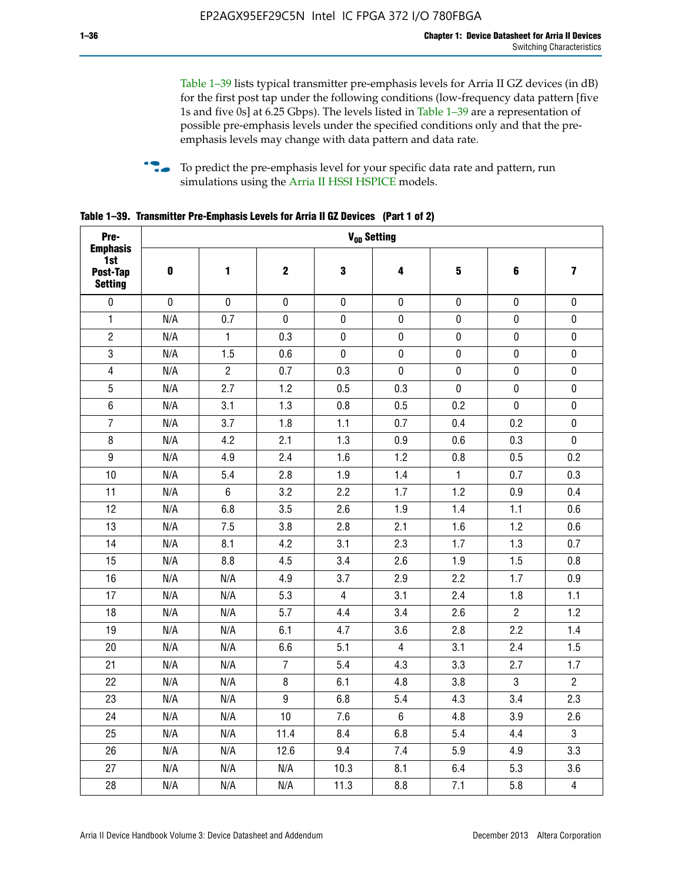Table 1–39 lists typical transmitter pre-emphasis levels for Arria II GZ devices (in dB) for the first post tap under the following conditions (low-frequency data pattern [five 1s and five 0s] at 6.25 Gbps). The levels listed in Table 1–39 are a representation of possible pre-emphasis levels under the specified conditions only and that the pre-emphasis levels may change with data pattern and data rate.

To predict the pre-emphasis level for your specific data rate and pattern, run simulations using the Arria II HSSI HSPICE models.

**Table 1–39. Transmitter Pre-Emphasis Levels for Arria II GZ Devices (Part 1 of 2)**

| Pre-Emphasis 1st Post-Tap Setting | $V_{OD}$ Setting | | | | | | | |
|---|---|---|---|---|---|---|---|---|
| | 0 | 1 | 2 | 3 | 4 | 5 | 6 | 7 |
| 0 | 0 | 0 | 0 | 0 | 0 | 0 | 0 | 0 |
| 1 | N/A | 0.7 | 0 | 0 | 0 | 0 | 0 | 0 |
| 2 | N/A | 1 | 0.3 | 0 | 0 | 0 | 0 | 0 |
| 3 | N/A | 1.5 | 0.6 | 0 | 0 | 0 | 0 | 0 |
| 4 | N/A | 2 | 0.7 | 0.3 | 0 | 0 | 0 | 0 |
| 5 | N/A | 2.7 | 1.2 | 0.5 | 0.3 | 0 | 0 | 0 |
| 6 | N/A | 3.1 | 1.3 | 0.8 | 0.5 | 0.2 | 0 | 0 |
| 7 | N/A | 3.7 | 1.8 | 1.1 | 0.7 | 0.4 | 0.2 | 0 |
| 8 | N/A | 4.2 | 2.1 | 1.3 | 0.9 | 0.6 | 0.3 | 0 |
| 9 | N/A | 4.9 | 2.4 | 1.6 | 1.2 | 0.8 | 0.5 | 0.2 |
| 10 | N/A | 5.4 | 2.8 | 1.9 | 1.4 | 1 | 0.7 | 0.3 |
| 11 | N/A | 6 | 3.2 | 2.2 | 1.7 | 1.2 | 0.9 | 0.4 |
| 12 | N/A | 6.8 | 3.5 | 2.6 | 1.9 | 1.4 | 1.1 | 0.6 |
| 13 | N/A | 7.5 | 3.8 | 2.8 | 2.1 | 1.6 | 1.2 | 0.6 |
| 14 | N/A | 8.1 | 4.2 | 3.1 | 2.3 | 1.7 | 1.3 | 0.7 |
| 15 | N/A | 8.8 | 4.5 | 3.4 | 2.6 | 1.9 | 1.5 | 0.8 |
| 16 | N/A | N/A | 4.9 | 3.7 | 2.9 | 2.2 | 1.7 | 0.9 |
| 17 | N/A | N/A | 5.3 | 4 | 3.1 | 2.4 | 1.8 | 1.1 |
| 18 | N/A | N/A | 5.7 | 4.4 | 3.4 | 2.6 | 2 | 1.2 |
| 19 | N/A | N/A | 6.1 | 4.7 | 3.6 | 2.8 | 2.2 | 1.4 |
| 20 | N/A | N/A | 6.6 | 5.1 | 4 | 3.1 | 2.4 | 1.5 |
| 21 | N/A | N/A | 7 | 5.4 | 4.3 | 3.3 | 2.7 | 1.7 |
| 22 | N/A | N/A | 8 | 6.1 | 4.8 | 3.8 | 3 | 2 |
| 23 | N/A | N/A | 9 | 6.8 | 5.4 | 4.3 | 3.4 | 2.3 |
| 24 | N/A | N/A | 10 | 7.6 | 6 | 4.8 | 3.9 | 2.6 |
| 25 | N/A | N/A | 11.4 | 8.4 | 6.8 | 5.4 | 4.4 | 3 |
| 26 | N/A | N/A | 12.6 | 9.4 | 7.4 | 5.9 | 4.9 | 3.3 |
| 27 | N/A | N/A | N/A | 10.3 | 8.1 | 6.4 | 5.3 | 3.6 |
| 28 | N/A | N/A | N/A | 11.3 | 8.8 | 7.1 | 5.8 | 4 |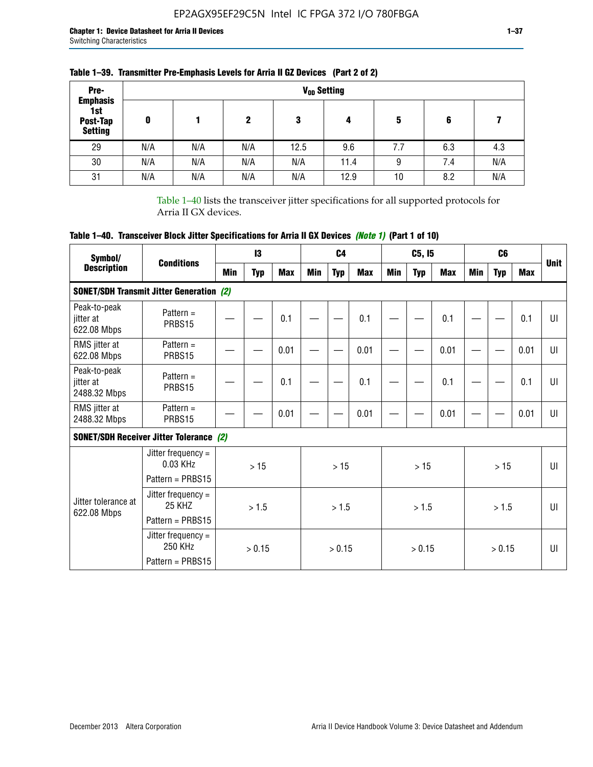**Table 1–39. Transmitter Pre-Emphasis Levels for Arria II GZ Devices (Part 2 of 2)**

| Pre-Emphasis 1st Post-Tap Setting | $V_{OD}$ Setting | | | | | | | |
|---|---|---|---|---|---|---|---|---|
| | 0 | 1 | 2 | 3 | 4 | 5 | 6 | 7 |
| 29 | N/A | N/A | N/A | 12.5 | 9.6 | 7.7 | 6.3 | 4.3 |
| 30 | N/A | N/A | N/A | N/A | 11.4 | 9 | 7.4 | N/A |
| 31 | N/A | N/A | N/A | N/A | 12.9 | 10 | 8.2 | N/A |

Table 1–40 lists the transceiver jitter specifications for all supported protocols for Arria II GX devices.

**Table 1–40. Transceiver Block Jitter Specifications for Arria II GX Devices *(Note 1)* (Part 1 of 10)**

| Symbol/ Description | Conditions | I3 | | | C4 | | | C5, I5 | | | C6 | | | Unit |
|---|---|---|---|---|---|---|---|---|---|---|---|---|---|---|
| | | Min | Typ | Max | Min | Typ | Max | Min | Typ | Max | Min | Typ | Max | |
| **SONET/SDH Transmit Jitter Generation *(2)*** | | | | | | | | | | | | | | |
| Peak-to-peak jitter at 622.08 Mbps | Pattern = PRBS15 | — | — | 0.1 | — | — | 0.1 | — | — | 0.1 | — | — | 0.1 | UI |
| RMS jitter at 622.08 Mbps | Pattern = PRBS15 | — | — | 0.01 | — | — | 0.01 | — | — | 0.01 | — | — | 0.01 | UI |
| Peak-to-peak jitter at 2488.32 Mbps | Pattern = PRBS15 | — | — | 0.1 | — | — | 0.1 | — | — | 0.1 | — | — | 0.1 | UI |
| RMS jitter at 2488.32 Mbps | Pattern = PRBS15 | — | — | 0.01 | — | — | 0.01 | — | — | 0.01 | — | — | 0.01 | UI |
| **SONET/SDH Receiver Jitter Tolerance *(2)*** | | | | | | | | | | | | | | |
| Jitter tolerance at 622.08 Mbps | Jitter frequency = 0.03 KHz Pattern = PRBS15 | > 15 | | | > 15 | | | > 15 | | | > 15 | | | UI |
| | Jitter frequency = 25 KHZ Pattern = PRBS15 | > 1.5 | | | > 1.5 | | | > 1.5 | | | > 1.5 | | | UI |
| | Jitter frequency = 250 KHz Pattern = PRBS15 | > 0.15 | | | > 0.15 | | | > 0.15 | | | > 0.15 | | | UI |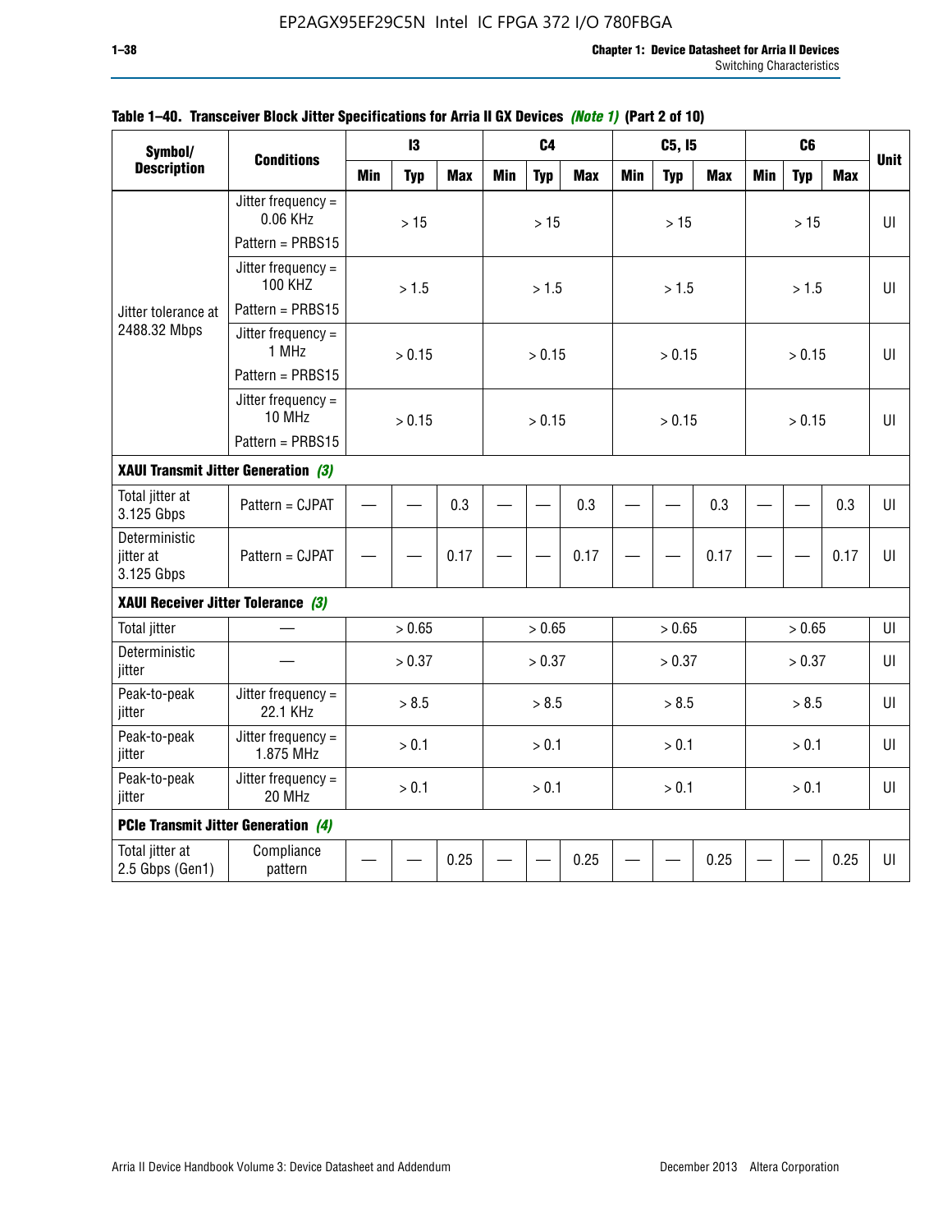**Table 1–40. Transceiver Block Jitter Specifications for Arria II GX Devices *(Note 1)* (Part 2 of 10)**

| Symbol/ Description | Conditions | I3 | | | C4 | | | C5, I5 | | | C6 | | | Unit |
|---|---|---|---|---|---|---|---|---|---|---|---|---|---|---|
| | | Min | Typ | Max | Min | Typ | Max | Min | Typ | Max | Min | Typ | Max | |
| Jitter tolerance at 2488.32 Mbps | Jitter frequency = 0.06 KHz Pattern = PRBS15 | | > 15 | | | > 15 | | | > 15 | | | > 15 | | UI |
| | Jitter frequency = 100 KHZ Pattern = PRBS15 | | > 1.5 | | | > 1.5 | | | > 1.5 | | | > 1.5 | | UI |
| | Jitter frequency = 1 MHz Pattern = PRBS15 | | > 0.15 | | | > 0.15 | | | > 0.15 | | | > 0.15 | | UI |
| | Jitter frequency = 10 MHz Pattern = PRBS15 | | > 0.15 | | | > 0.15 | | | > 0.15 | | | > 0.15 | | UI |
| **XAUI Transmit Jitter Generation *(3)*** | | | | | | | | | | | | | | |
| Total jitter at 3.125 Gbps | Pattern = CJPAT | — | — | 0.3 | — | — | 0.3 | — | — | 0.3 | — | — | 0.3 | UI |
| Deterministic jitter at 3.125 Gbps | Pattern = CJPAT | — | — | 0.17 | — | — | 0.17 | — | — | 0.17 | — | — | 0.17 | UI |
| **XAUI Receiver Jitter Tolerance *(3)*** | | | | | | | | | | | | | | |
| Total jitter | — | | > 0.65 | | | > 0.65 | | | > 0.65 | | | > 0.65 | | UI |
| Deterministic jitter | — | | > 0.37 | | | > 0.37 | | | > 0.37 | | | > 0.37 | | UI |
| Peak-to-peak jitter | Jitter frequency = 22.1 KHz | | > 8.5 | | | > 8.5 | | | > 8.5 | | | > 8.5 | | UI |
| Peak-to-peak jitter | Jitter frequency = 1.875 MHz | | > 0.1 | | | > 0.1 | | | > 0.1 | | | > 0.1 | | UI |
| Peak-to-peak jitter | Jitter frequency = 20 MHz | | > 0.1 | | | > 0.1 | | | > 0.1 | | | > 0.1 | | UI |
| **PCIe Transmit Jitter Generation *(4)*** | | | | | | | | | | | | | | |
| Total jitter at 2.5 Gbps (Gen1) | Compliance pattern | — | — | 0.25 | — | — | 0.25 | — | — | 0.25 | — | — | 0.25 | UI |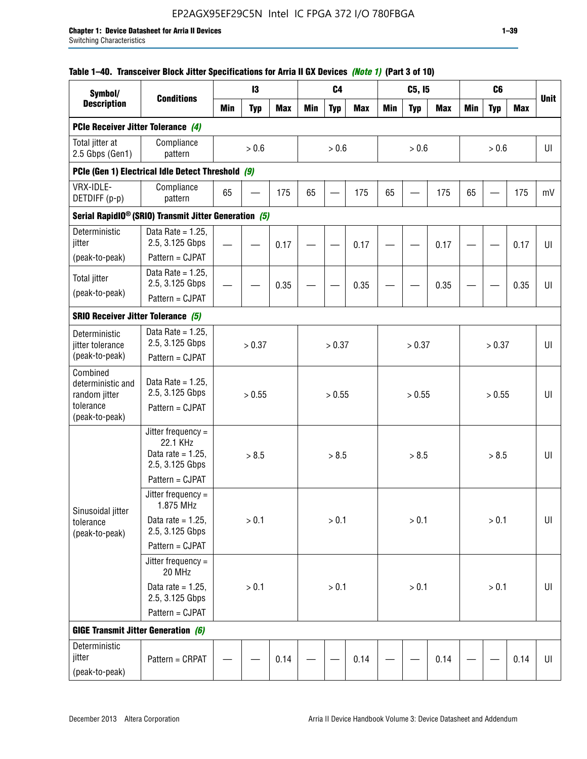#### Table 1–40. Transceiver Block Jitter Specifications for Arria II GX Devices *(Note 1)* (Part 3 of 10)

| Symbol/ Description | Conditions | I3 | | | C4 | | | C5, I5 | | | C6 | | | Unit |
|---|---|---|---|---|---|---|---|---|---|---|---|---|---|---|
| | | Min | Typ | Max | Min | Typ | Max | Min | Typ | Max | Min | Typ | Max | |
| **PCIe Receiver Jitter Tolerance** *(4)* | | | | | | | | | | | | | | |
| Total jitter at 2.5 Gbps (Gen1) | Compliance pattern | | > 0.6 | | | > 0.6 | | | > 0.6 | | | > 0.6 | | UI |
| **PCIe (Gen 1) Electrical Idle Detect Threshold** *(9)* | | | | | | | | | | | | | | |
| VRX-IDLE-DETDIFF (p-p) | Compliance pattern | 65 | — | 175 | 65 | — | 175 | 65 | — | 175 | 65 | — | 175 | mV |
| **Serial RapidIO® (SRIO) Transmit Jitter Generation** *(5)* | | | | | | | | | | | | | | |
| Deterministic jitter (peak-to-peak) | Data Rate = 1.25, 2.5, 3.125 Gbps Pattern = CJPAT | — | — | 0.17 | — | — | 0.17 | — | — | 0.17 | — | — | 0.17 | UI |
| Total jitter (peak-to-peak) | Data Rate = 1.25, 2.5, 3.125 Gbps Pattern = CJPAT | — | — | 0.35 | — | — | 0.35 | — | — | 0.35 | — | — | 0.35 | UI |
| **SRIO Receiver Jitter Tolerance** *(5)* | | | | | | | | | | | | | | |
| Deterministic jitter tolerance (peak-to-peak) | Data Rate = 1.25, 2.5, 3.125 Gbps Pattern = CJPAT | | > 0.37 | | | > 0.37 | | | > 0.37 | | | > 0.37 | | UI |
| Combined deterministic and random jitter tolerance (peak-to-peak) | Data Rate = 1.25, 2.5, 3.125 Gbps Pattern = CJPAT | | > 0.55 | | | > 0.55 | | | > 0.55 | | | > 0.55 | | UI |
| Sinusoidal jitter tolerance (peak-to-peak) | Jitter frequency = 22.1 KHz Data rate = 1.25, 2.5, 3.125 Gbps Pattern = CJPAT | | > 8.5 | | | > 8.5 | | | > 8.5 | | | > 8.5 | | UI |
| | Jitter frequency = 1.875 MHz Data rate = 1.25, 2.5, 3.125 Gbps Pattern = CJPAT | | > 0.1 | | | > 0.1 | | | > 0.1 | | | > 0.1 | | UI |
| | Jitter frequency = 20 MHz Data rate = 1.25, 2.5, 3.125 Gbps Pattern = CJPAT | | > 0.1 | | | > 0.1 | | | > 0.1 | | | > 0.1 | | UI |
| **GIGE Transmit Jitter Generation** *(6)* | | | | | | | | | | | | | | |
| Deterministic jitter (peak-to-peak) | Pattern = CRPAT | — | — | 0.14 | — | — | 0.14 | — | — | 0.14 | — | — | 0.14 | UI |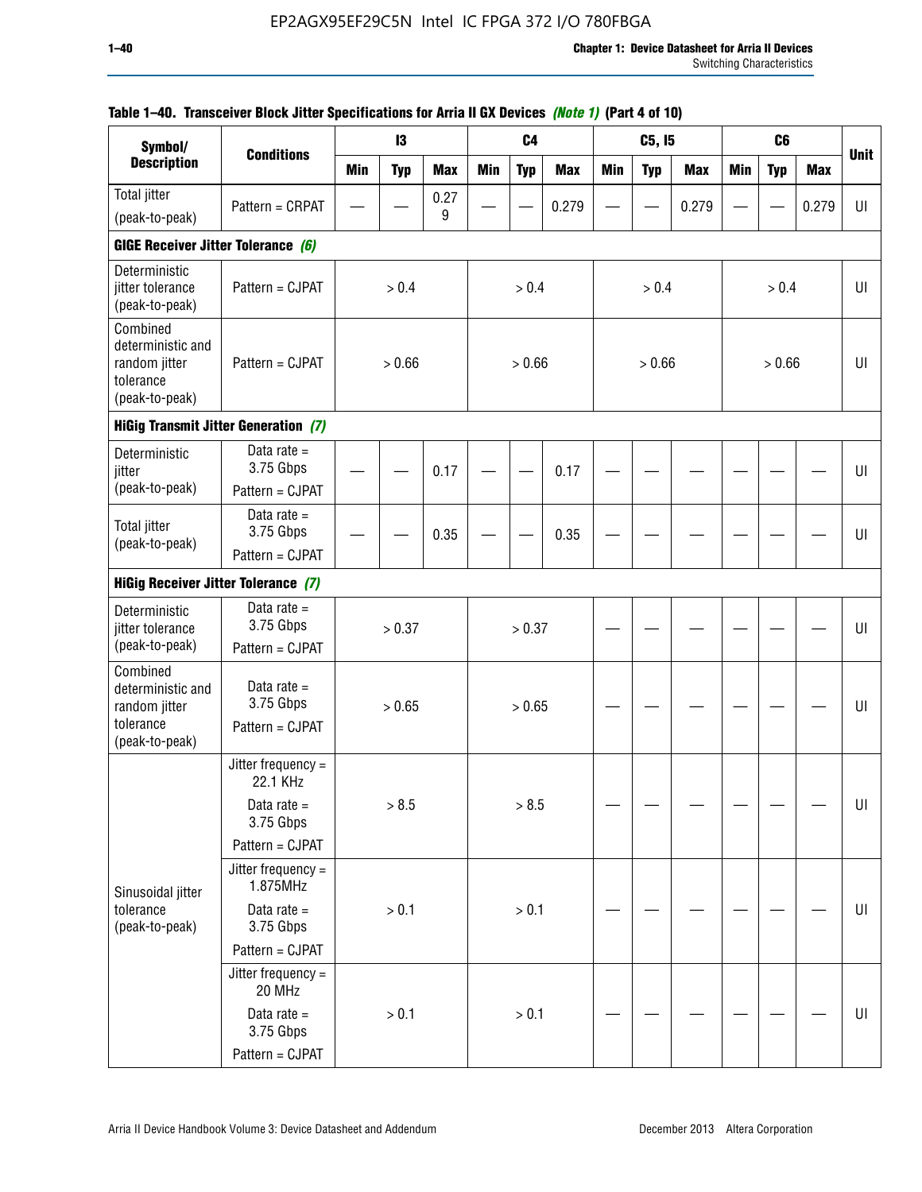**Table 1–40. Transceiver Block Jitter Specifications for Arria II GX Devices *(Note 1)* (Part 4 of 10)**

| Symbol/ Description | Conditions | I3 | | | C4 | | | C5, I5 | | | C6 | | | Unit |
|---|---|---|---|---|---|---|---|---|---|---|---|---|---|---|
| | | Min | Typ | Max | Min | Typ | Max | Min | Typ | Max | Min | Typ | Max | |
| Total jitter (peak-to-peak) | Pattern = CRPAT | — | — | 0.279 | — | — | 0.279 | — | — | 0.279 | — | — | 0.279 | UI |
| **GIGE Receiver Jitter Tolerance *(6)*** | | | | | | | | | | | | | | |
| Deterministic jitter tolerance (peak-to-peak) | Pattern = CJPAT | > 0.4 | | | > 0.4 | | | > 0.4 | | | > 0.4 | | | UI |
| Combined deterministic and random jitter tolerance (peak-to-peak) | Pattern = CJPAT | > 0.66 | | | > 0.66 | | | > 0.66 | | | > 0.66 | | | UI |
| **HiGig Transmit Jitter Generation *(7)*** | | | | | | | | | | | | | | |
| Deterministic jitter (peak-to-peak) | Data rate = 3.75 Gbps Pattern = CJPAT | — | — | 0.17 | — | — | 0.17 | — | — | — | — | — | — | UI |
| Total jitter (peak-to-peak) | Data rate = 3.75 Gbps Pattern = CJPAT | — | — | 0.35 | — | — | 0.35 | — | — | — | — | — | — | UI |
| **HiGig Receiver Jitter Tolerance *(7)*** | | | | | | | | | | | | | | |
| Deterministic jitter tolerance (peak-to-peak) | Data rate = 3.75 Gbps Pattern = CJPAT | > 0.37 | | | > 0.37 | | | — | — | — | — | — | — | UI |
| Combined deterministic and random jitter tolerance (peak-to-peak) | Data rate = 3.75 Gbps Pattern = CJPAT | > 0.65 | | | > 0.65 | | | — | — | — | — | — | — | UI |
| Sinusoidal jitter tolerance (peak-to-peak) | Jitter frequency = 22.1 KHz Data rate = 3.75 Gbps Pattern = CJPAT | > 8.5 | | | > 8.5 | | | — | — | — | — | — | — | UI |
| | Jitter frequency = 1.875MHz Data rate = 3.75 Gbps Pattern = CJPAT | > 0.1 | | | > 0.1 | | | — | — | — | — | — | — | UI |
| | Jitter frequency = 20 MHz Data rate = 3.75 Gbps Pattern = CJPAT | > 0.1 | | | > 0.1 | | | — | — | — | — | — | — | UI |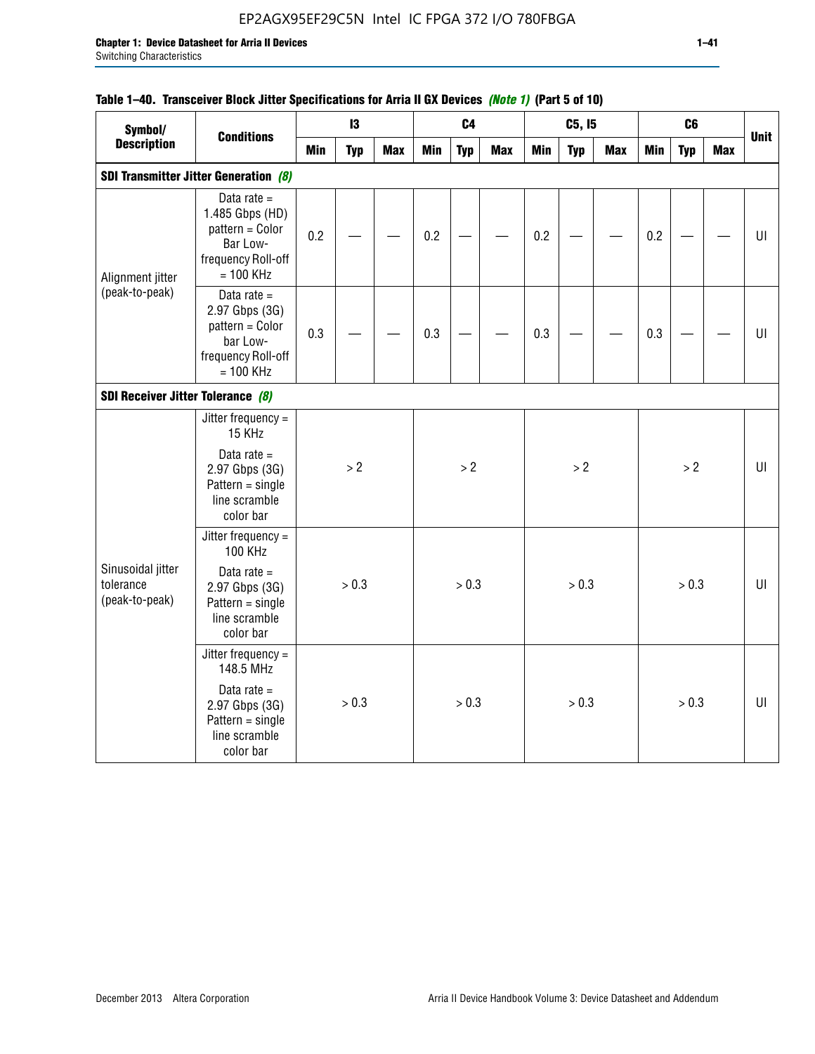**Table 1–40. Transceiver Block Jitter Specifications for Arria II GX Devices *(Note 1)* (Part 5 of 10)**

| Symbol/ Description | Conditions | I3 | | | C4 | | | C5, I5 | | | C6 | | | Unit |
|---|---|---|---|---|---|---|---|---|---|---|---|---|---|---|
| | | Min | Typ | Max | Min | Typ | Max | Min | Typ | Max | Min | Typ | Max | |
| **SDI Transmitter Jitter Generation *(8)*** | | | | | | | | | | | | | | |
| Alignment jitter (peak-to-peak) | Data rate = 1.485 Gbps (HD) pattern = Color Bar Low-frequency Roll-off = 100 KHz | 0.2 | — | — | 0.2 | — | — | 0.2 | — | — | 0.2 | — | — | UI |
| | Data rate = 2.97 Gbps (3G) pattern = Color bar Low-frequency Roll-off = 100 KHz | 0.3 | — | — | 0.3 | — | — | 0.3 | — | — | 0.3 | — | — | UI |
| **SDI Receiver Jitter Tolerance *(8)*** | | | | | | | | | | | | | | |
| Sinusoidal jitter tolerance (peak-to-peak) | Jitter frequency = 15 KHz<br>Data rate = 2.97 Gbps (3G) Pattern = single line scramble color bar | > 2 | | | > 2 | | | > 2 | | | > 2 | | | UI |
| | Jitter frequency = 100 KHz<br>Data rate = 2.97 Gbps (3G) Pattern = single line scramble color bar | > 0.3 | | | > 0.3 | | | > 0.3 | | | > 0.3 | | | UI |
| | Jitter frequency = 148.5 MHz<br>Data rate = 2.97 Gbps (3G) Pattern = single line scramble color bar | > 0.3 | | | > 0.3 | | | > 0.3 | | | > 0.3 | | | UI |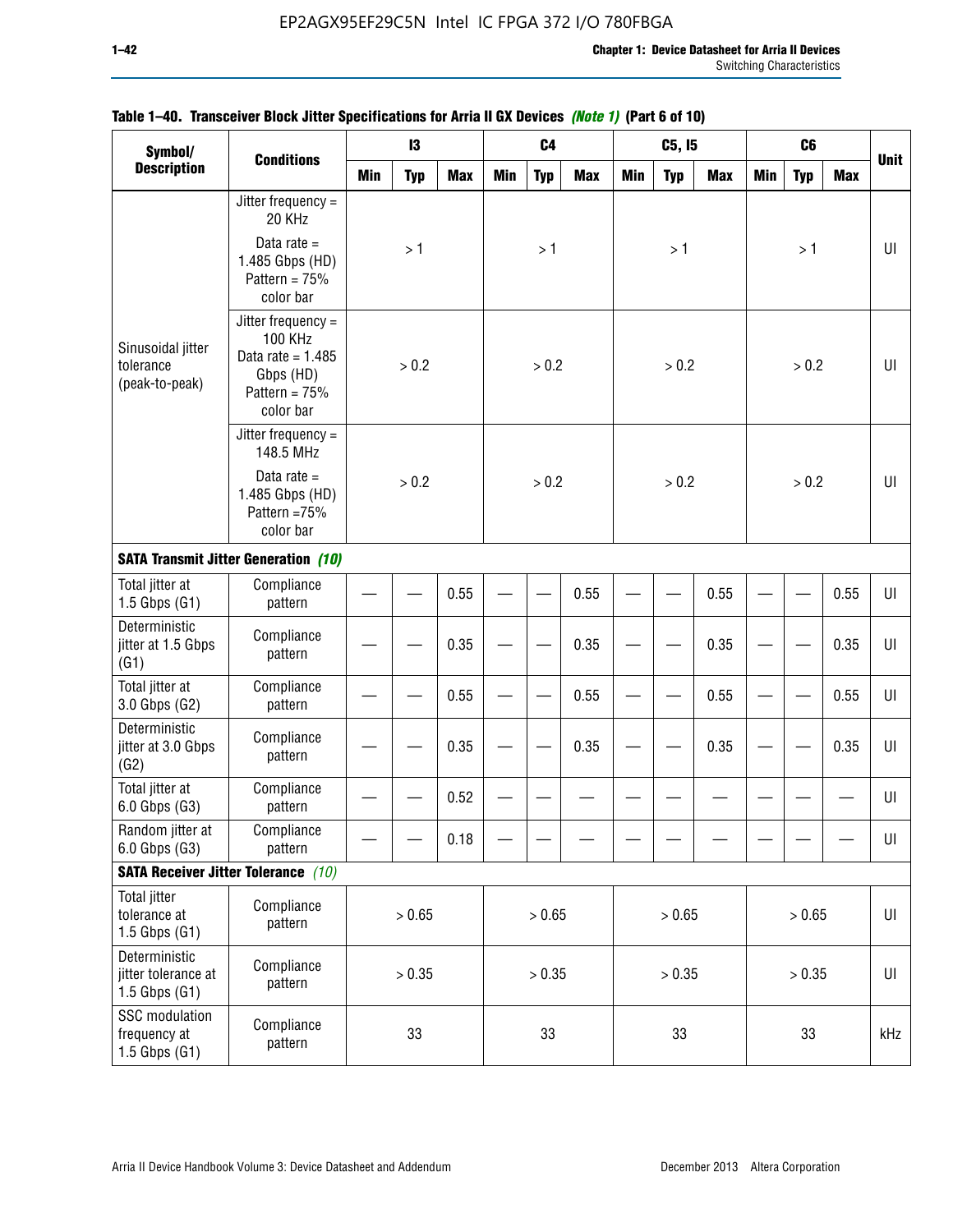**Table 1–40. Transceiver Block Jitter Specifications for Arria II GX Devices *(Note 1)* (Part 6 of 10)**

| Symbol/ Description | Conditions | I3 | | | C4 | | | C5, I5 | | | C6 | | | Unit |
|---|---|---|---|---|---|---|---|---|---|---|---|---|---|---|
| | | Min | Typ | Max | Min | Typ | Max | Min | Typ | Max | Min | Typ | Max | |
| Sinusoidal jitter tolerance (peak-to-peak) | Jitter frequency = 20 KHz Data rate = 1.485 Gbps (HD) Pattern = 75% color bar | | > 1 | | | > 1 | | | > 1 | | | > 1 | | UI |
| | Jitter frequency = 100 KHz Data rate = 1.485 Gbps (HD) Pattern = 75% color bar | | > 0.2 | | | > 0.2 | | | > 0.2 | | | > 0.2 | | UI |
| | Jitter frequency = 148.5 MHz Data rate = 1.485 Gbps (HD) Pattern =75% color bar | | > 0.2 | | | > 0.2 | | | > 0.2 | | | > 0.2 | | UI |
| **SATA Transmit Jitter Generation *(10)*** | | | | | | | | | | | | | | |
| Total jitter at 1.5 Gbps (G1) | Compliance pattern | — | — | 0.55 | — | — | 0.55 | — | — | 0.55 | — | — | 0.55 | UI |
| Deterministic jitter at 1.5 Gbps (G1) | Compliance pattern | — | — | 0.35 | — | — | 0.35 | — | — | 0.35 | — | — | 0.35 | UI |
| Total jitter at 3.0 Gbps (G2) | Compliance pattern | — | — | 0.55 | — | — | 0.55 | — | — | 0.55 | — | — | 0.55 | UI |
| Deterministic jitter at 3.0 Gbps (G2) | Compliance pattern | — | — | 0.35 | — | — | 0.35 | — | — | 0.35 | — | — | 0.35 | UI |
| Total jitter at 6.0 Gbps (G3) | Compliance pattern | — | — | 0.52 | — | — | — | — | — | — | — | — | — | UI |
| Random jitter at 6.0 Gbps (G3) | Compliance pattern | — | — | 0.18 | — | — | — | — | — | — | — | — | — | UI |
| **SATA Receiver Jitter Tolerance *(10)*** | | | | | | | | | | | | | | |
| Total jitter tolerance at 1.5 Gbps (G1) | Compliance pattern | | > 0.65 | | | > 0.65 | | | > 0.65 | | | > 0.65 | | UI |
| Deterministic jitter tolerance at 1.5 Gbps (G1) | Compliance pattern | | > 0.35 | | | > 0.35 | | | > 0.35 | | | > 0.35 | | UI |
| SSC modulation frequency at 1.5 Gbps (G1) | Compliance pattern | | 33 | | | 33 | | | 33 | | | 33 | | kHz |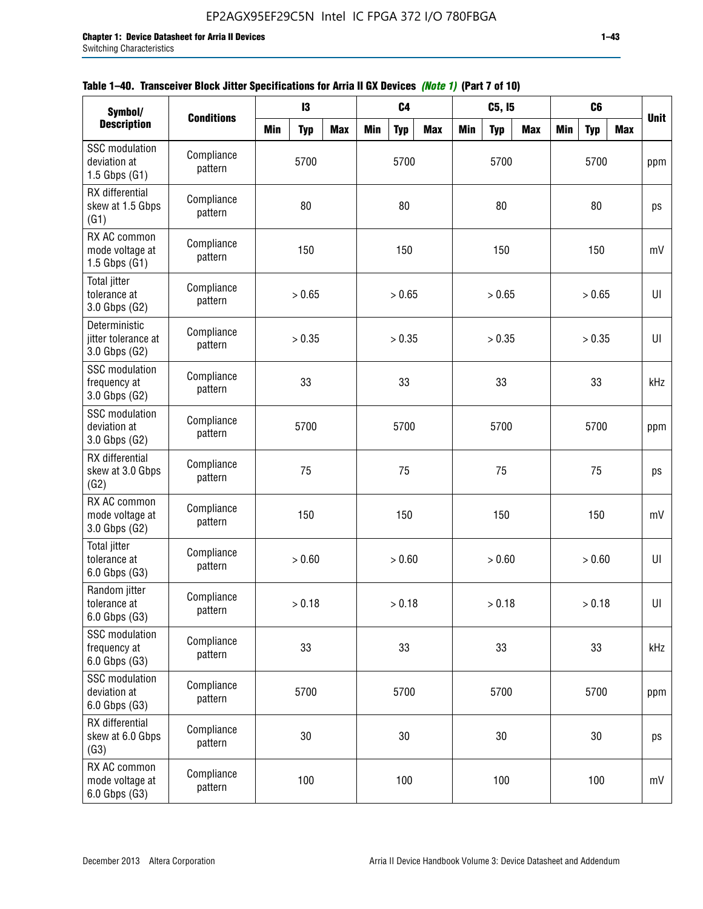**Table 1–40. Transceiver Block Jitter Specifications for Arria II GX Devices *(Note 1)* (Part 7 of 10)**

| Symbol/ Description | Conditions | I3 | | | C4 | | | C5, I5 | | | C6 | | | Unit |
|---|---|---|---|---|---|---|---|---|---|---|---|---|---|---|
| | | Min | Typ | Max | Min | Typ | Max | Min | Typ | Max | Min | Typ | Max | |
| SSC modulation deviation at 1.5 Gbps (G1) | Compliance pattern | | 5700 | | | 5700 | | | 5700 | | | 5700 | | ppm |
| RX differential skew at 1.5 Gbps (G1) | Compliance pattern | | 80 | | | 80 | | | 80 | | | 80 | | ps |
| RX AC common mode voltage at 1.5 Gbps (G1) | Compliance pattern | | 150 | | | 150 | | | 150 | | | 150 | | mV |
| Total jitter tolerance at 3.0 Gbps (G2) | Compliance pattern | | > 0.65 | | | > 0.65 | | | > 0.65 | | | > 0.65 | | UI |
| Deterministic jitter tolerance at 3.0 Gbps (G2) | Compliance pattern | | > 0.35 | | | > 0.35 | | | > 0.35 | | | > 0.35 | | UI |
| SSC modulation frequency at 3.0 Gbps (G2) | Compliance pattern | | 33 | | | 33 | | | 33 | | | 33 | | kHz |
| SSC modulation deviation at 3.0 Gbps (G2) | Compliance pattern | | 5700 | | | 5700 | | | 5700 | | | 5700 | | ppm |
| RX differential skew at 3.0 Gbps (G2) | Compliance pattern | | 75 | | | 75 | | | 75 | | | 75 | | ps |
| RX AC common mode voltage at 3.0 Gbps (G2) | Compliance pattern | | 150 | | | 150 | | | 150 | | | 150 | | mV |
| Total jitter tolerance at 6.0 Gbps (G3) | Compliance pattern | | > 0.60 | | | > 0.60 | | | > 0.60 | | | > 0.60 | | UI |
| Random jitter tolerance at 6.0 Gbps (G3) | Compliance pattern | | > 0.18 | | | > 0.18 | | | > 0.18 | | | > 0.18 | | UI |
| SSC modulation frequency at 6.0 Gbps (G3) | Compliance pattern | | 33 | | | 33 | | | 33 | | | 33 | | kHz |
| SSC modulation deviation at 6.0 Gbps (G3) | Compliance pattern | | 5700 | | | 5700 | | | 5700 | | | 5700 | | ppm |
| RX differential skew at 6.0 Gbps (G3) | Compliance pattern | | 30 | | | 30 | | | 30 | | | 30 | | ps |
| RX AC common mode voltage at 6.0 Gbps (G3) | Compliance pattern | | 100 | | | 100 | | | 100 | | | 100 | | mV |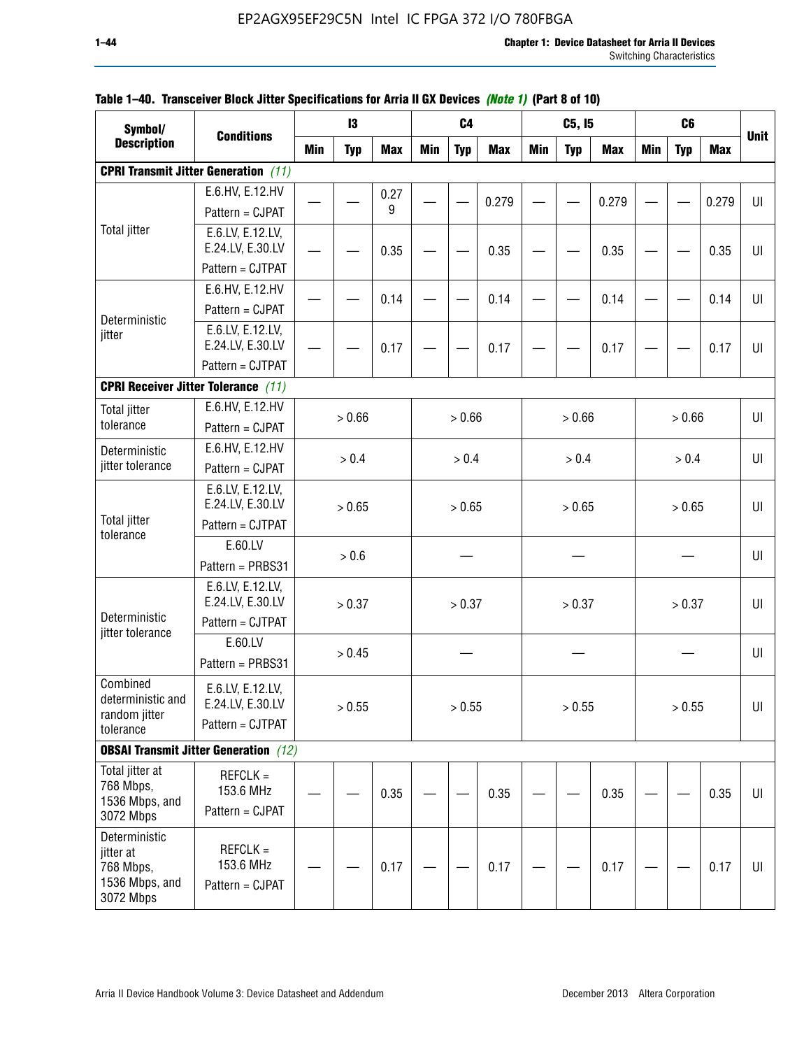**Table 1–40. Transceiver Block Jitter Specifications for Arria II GX Devices *(Note 1)* (Part 8 of 10)**

| Symbol/ Description | Conditions | I3 | | | C4 | | | C5, I5 | | | C6 | | | Unit |
|---|---|---|---|---|---|---|---|---|---|---|---|---|---|---|
| | | Min | Typ | Max | Min | Typ | Max | Min | Typ | Max | Min | Typ | Max | |
| **CPRI Transmit Jitter Generation** *(11)* | | | | | | | | | | | | | | |
| Total jitter | E.6.HV, E.12.HV Pattern = CJPAT | — | — | 0.279 | — | — | 0.279 | — | — | 0.279 | — | — | 0.279 | UI |
| | E.6.LV, E.12.LV, E.24.LV, E.30.LV Pattern = CJTPAT | — | — | 0.35 | — | — | 0.35 | — | — | 0.35 | — | — | 0.35 | UI |
| Deterministic jitter | E.6.HV, E.12.HV Pattern = CJPAT | — | — | 0.14 | — | — | 0.14 | — | — | 0.14 | — | — | 0.14 | UI |
| | E.6.LV, E.12.LV, E.24.LV, E.30.LV Pattern = CJTPAT | — | — | 0.17 | — | — | 0.17 | — | — | 0.17 | — | — | 0.17 | UI |
| **CPRI Receiver Jitter Tolerance** *(11)* | | | | | | | | | | | | | | |
| Total jitter tolerance | E.6.HV, E.12.HV Pattern = CJPAT | > 0.66 | | | > 0.66 | | | > 0.66 | | | > 0.66 | | | UI |
| Deterministic jitter tolerance | E.6.HV, E.12.HV Pattern = CJPAT | > 0.4 | | | > 0.4 | | | > 0.4 | | | > 0.4 | | | UI |
| Total jitter tolerance | E.6.LV, E.12.LV, E.24.LV, E.30.LV Pattern = CJTPAT | > 0.65 | | | > 0.65 | | | > 0.65 | | | > 0.65 | | | UI |
| | E.60.LV Pattern = PRBS31 | > 0.6 | | | — | | | — | | | — | | | UI |
| Deterministic jitter tolerance | E.6.LV, E.12.LV, E.24.LV, E.30.LV Pattern = CJTPAT | > 0.37 | | | > 0.37 | | | > 0.37 | | | > 0.37 | | | UI |
| | E.60.LV Pattern = PRBS31 | > 0.45 | | | — | | | — | | | — | | | UI |
| Combined deterministic and random jitter tolerance | E.6.LV, E.12.LV, E.24.LV, E.30.LV Pattern = CJTPAT | > 0.55 | | | > 0.55 | | | > 0.55 | | | > 0.55 | | | UI |
| **OBSAI Transmit Jitter Generation** *(12)* | | | | | | | | | | | | | | |
| Total jitter at 768 Mbps, 1536 Mbps, and 3072 Mbps | REFCLK = 153.6 MHz Pattern = CJPAT | — | — | 0.35 | — | — | 0.35 | — | — | 0.35 | — | — | 0.35 | UI |
| Deterministic jitter at 768 Mbps, 1536 Mbps, and 3072 Mbps | REFCLK = 153.6 MHz Pattern = CJPAT | — | — | 0.17 | — | — | 0.17 | — | — | 0.17 | — | — | 0.17 | UI |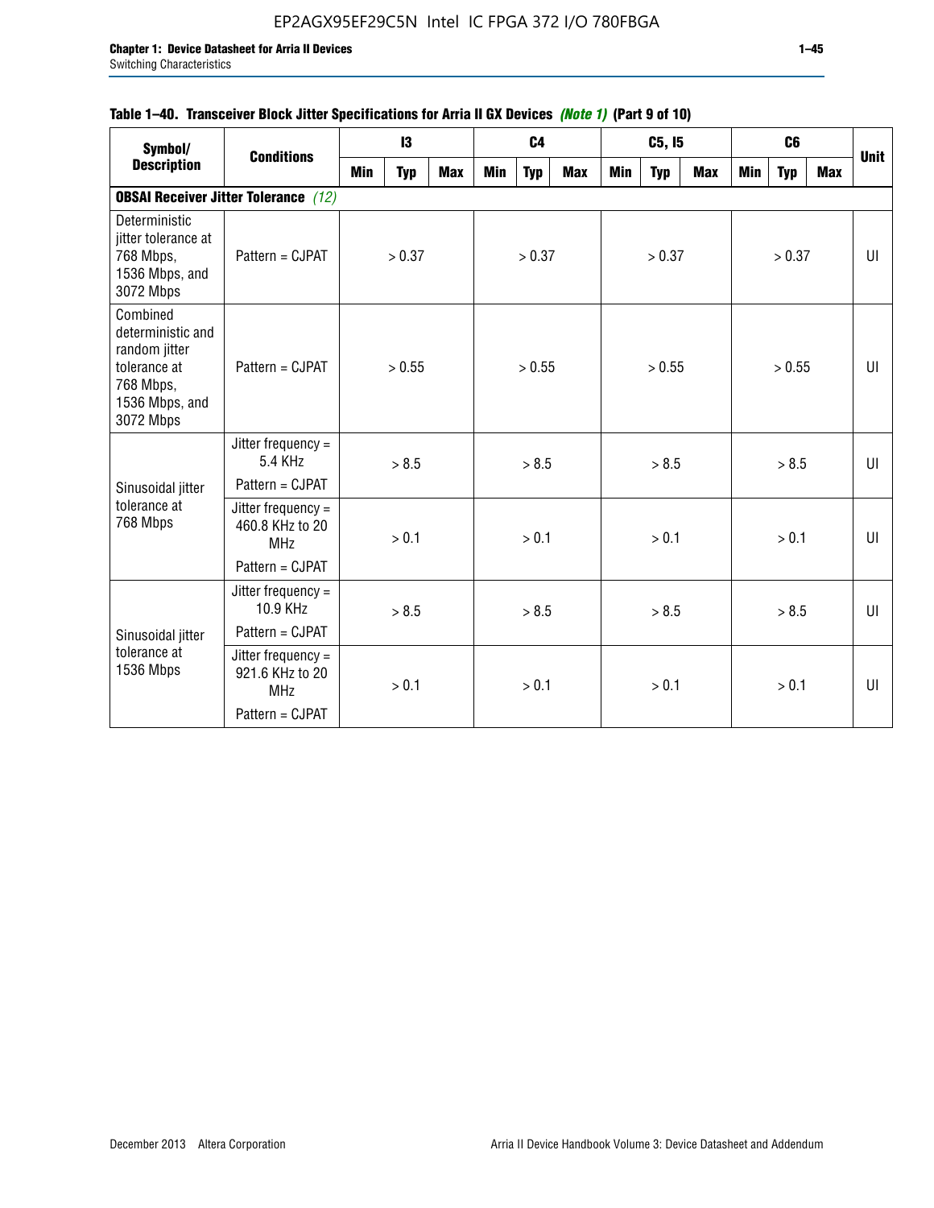**Table 1–40. Transceiver Block Jitter Specifications for Arria II GX Devices** *(Note 1)* **(Part 9 of 10)**

| Symbol/ Description | Conditions | I3 | | | C4 | | | C5, I5 | | | C6 | | | Unit |
|---|---|---|---|---|---|---|---|---|---|---|---|---|---|---|
| | | Min | Typ | Max | Min | Typ | Max | Min | Typ | Max | Min | Typ | Max | |
| **OBSAI Receiver Jitter Tolerance** *(12)* | | | | | | | | | | | | | | |
| Deterministic jitter tolerance at 768 Mbps, 1536 Mbps, and 3072 Mbps | Pattern = CJPAT | | > 0.37 | | | > 0.37 | | | > 0.37 | | | > 0.37 | | UI |
| Combined deterministic and random jitter tolerance at 768 Mbps, 1536 Mbps, and 3072 Mbps | Pattern = CJPAT | | > 0.55 | | | > 0.55 | | | > 0.55 | | | > 0.55 | | UI |
| Sinusoidal jitter tolerance at 768 Mbps | Jitter frequency = 5.4 KHz Pattern = CJPAT | | > 8.5 | | | > 8.5 | | | > 8.5 | | | > 8.5 | | UI |
| | Jitter frequency = 460.8 KHz to 20 MHz Pattern = CJPAT | | > 0.1 | | | > 0.1 | | | > 0.1 | | | > 0.1 | | UI |
| Sinusoidal jitter tolerance at 1536 Mbps | Jitter frequency = 10.9 KHz Pattern = CJPAT | | > 8.5 | | | > 8.5 | | | > 8.5 | | | > 8.5 | | UI |
| | Jitter frequency = 921.6 KHz to 20 MHz Pattern = CJPAT | | > 0.1 | | | > 0.1 | | | > 0.1 | | | > 0.1 | | UI |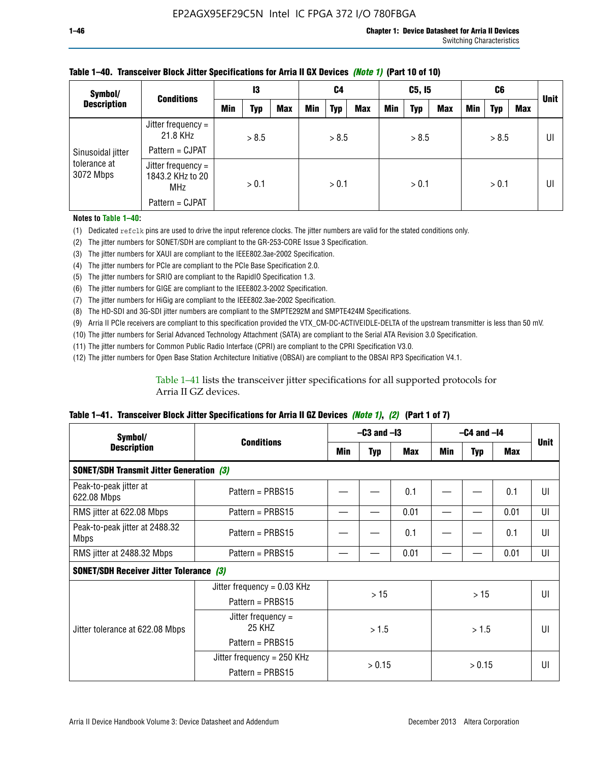**Table 1–40. Transceiver Block Jitter Specifications for Arria II GX Devices *(Note 1)* (Part 10 of 10)**

| Symbol/ Description | Conditions | I3 | | | C4 | | | C5, I5 | | | C6 | | | Unit |
|---|---|---|---|---|---|---|---|---|---|---|---|---|---|---|
| | | Min | Typ | Max | Min | Typ | Max | Min | Typ | Max | Min | Typ | Max | |
| Sinusoidal jitter tolerance at 3072 Mbps | Jitter frequency = 21.8 KHz<br>Pattern = CJPAT | | > 8.5 | | | > 8.5 | | | > 8.5 | | | > 8.5 | | UI |
| | Jitter frequency = 1843.2 KHz to 20 MHz<br>Pattern = CJPAT | | > 0.1 | | | > 0.1 | | | > 0.1 | | | > 0.1 | | UI |

**Notes to Table 1–40:**

(1) Dedicated refclk pins are used to drive the input reference clocks. The jitter numbers are valid for the stated conditions only.
(2) The jitter numbers for SONET/SDH are compliant to the GR-253-CORE Issue 3 Specification.
(3) The jitter numbers for XAUI are compliant to the IEEE802.3ae-2002 Specification.
(4) The jitter numbers for PCIe are compliant to the PCIe Base Specification 2.0.
(5) The jitter numbers for SRIO are compliant to the RapidIO Specification 1.3.
(6) The jitter numbers for GIGE are compliant to the IEEE802.3-2002 Specification.
(7) The jitter numbers for HiGig are compliant to the IEEE802.3ae-2002 Specification.
(8) The HD-SDI and 3G-SDI jitter numbers are compliant to the SMPTE292M and SMPTE424M Specifications.
(9) Arria II PCIe receivers are compliant to this specification provided the VTX_CM-DC-ACTIVEIDLE-DELTA of the upstream transmitter is less than 50 mV.
(10) The jitter numbers for Serial Advanced Technology Attachment (SATA) are compliant to the Serial ATA Revision 3.0 Specification.
(11) The jitter numbers for Common Public Radio Interface (CPRI) are compliant to the CPRI Specification V3.0.
(12) The jitter numbers for Open Base Station Architecture Initiative (OBSAI) are compliant to the OBSAI RP3 Specification V4.1.

Table 1–41 lists the transceiver jitter specifications for all supported protocols for Arria II GZ devices.

**Table 1–41. Transceiver Block Jitter Specifications for Arria II GZ Devices *(Note 1)*, *(2)* (Part 1 of 7)**

| Symbol/ Description | Conditions | –C3 and –I3 | | | –C4 and –I4 | | | Unit |
|---|---|---|---|---|---|---|---|---|
| | | Min | Typ | Max | Min | Typ | Max | |
| **SONET/SDH Transmit Jitter Generation *(3)*** | | | | | | | | |
| Peak-to-peak jitter at 622.08 Mbps | Pattern = PRBS15 | — | — | 0.1 | — | — | 0.1 | UI |
| RMS jitter at 622.08 Mbps | Pattern = PRBS15 | — | — | 0.01 | — | — | 0.01 | UI |
| Peak-to-peak jitter at 2488.32 Mbps | Pattern = PRBS15 | — | — | 0.1 | — | — | 0.1 | UI |
| RMS jitter at 2488.32 Mbps | Pattern = PRBS15 | — | — | 0.01 | — | — | 0.01 | UI |
| **SONET/SDH Receiver Jitter Tolerance *(3)*** | | | | | | | | |
| Jitter tolerance at 622.08 Mbps | Jitter frequency = 0.03 KHz<br>Pattern = PRBS15 | | > 15 | | | > 15 | | UI |
| | Jitter frequency = 25 KHZ<br>Pattern = PRBS15 | | > 1.5 | | | > 1.5 | | UI |
| | Jitter frequency = 250 KHz<br>Pattern = PRBS15 | | > 0.15 | | | > 0.15 | | UI |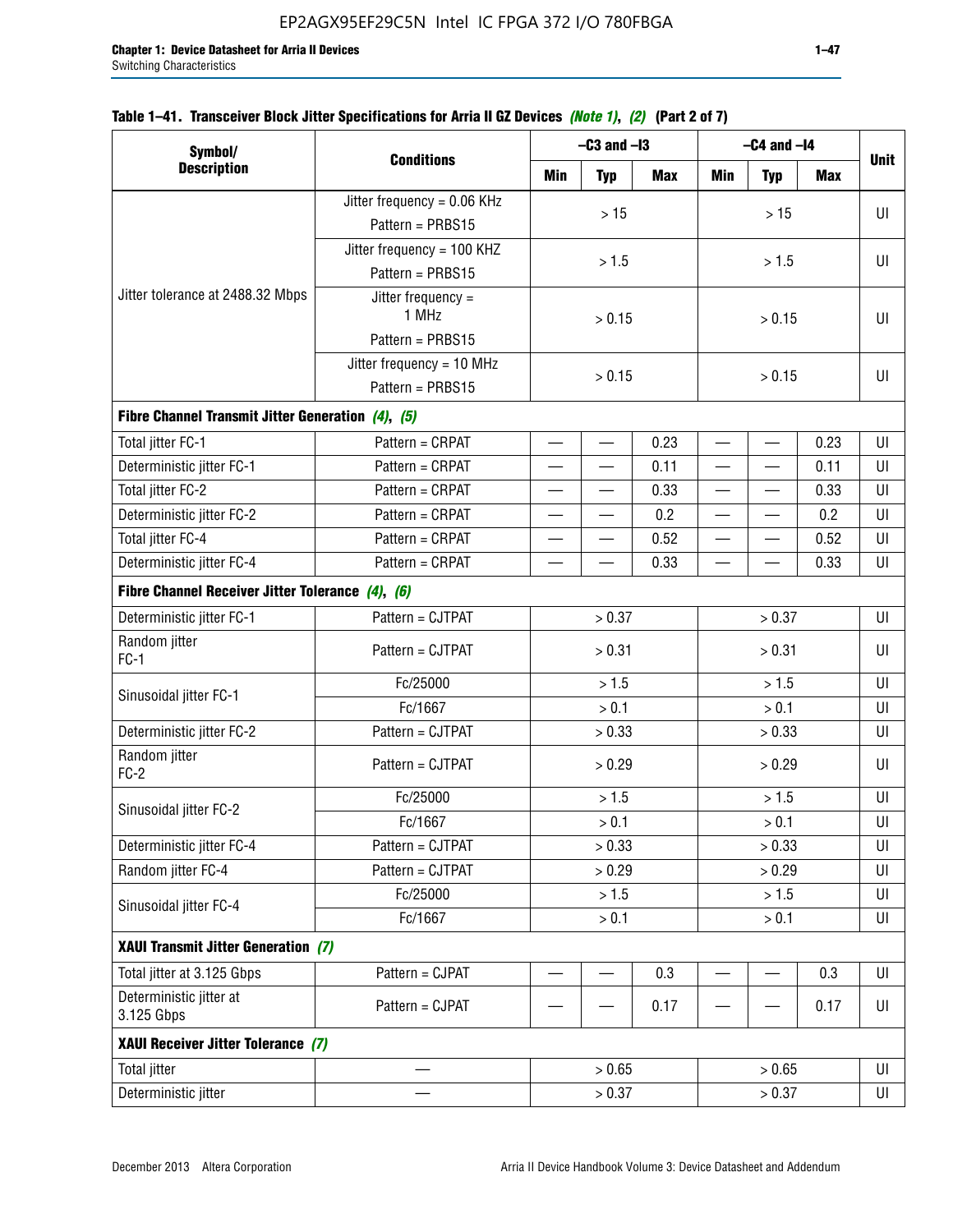**Table 1–41. Transceiver Block Jitter Specifications for Arria II GZ Devices *(Note 1)*, *(2)* (Part 2 of 7)**

| Symbol/ Description | Conditions | –C3 and –I3 | | | –C4 and –I4 | | | Unit |
|---|---|---|---|---|---|---|---|---|
| | | Min | Typ | Max | Min | Typ | Max | |
| Jitter tolerance at 2488.32 Mbps | Jitter frequency = 0.06 KHz Pattern = PRBS15 | > 15 | | | > 15 | | | UI |
| | Jitter frequency = 100 KHZ Pattern = PRBS15 | > 1.5 | | | > 1.5 | | | UI |
| | Jitter frequency = 1 MHz Pattern = PRBS15 | > 0.15 | | | > 0.15 | | | UI |
| | Jitter frequency = 10 MHz Pattern = PRBS15 | > 0.15 | | | > 0.15 | | | UI |
| **Fibre Channel Transmit Jitter Generation *(4)*, *(5)*** | | | | | | | | |
| Total jitter FC-1 | Pattern = CRPAT | — | — | 0.23 | — | — | 0.23 | UI |
| Deterministic jitter FC-1 | Pattern = CRPAT | — | — | 0.11 | — | — | 0.11 | UI |
| Total jitter FC-2 | Pattern = CRPAT | — | — | 0.33 | — | — | 0.33 | UI |
| Deterministic jitter FC-2 | Pattern = CRPAT | — | — | 0.2 | — | — | 0.2 | UI |
| Total jitter FC-4 | Pattern = CRPAT | — | — | 0.52 | — | — | 0.52 | UI |
| Deterministic jitter FC-4 | Pattern = CRPAT | — | — | 0.33 | — | — | 0.33 | UI |
| **Fibre Channel Receiver Jitter Tolerance *(4)*, *(6)*** | | | | | | | | |
| Deterministic jitter FC-1 | Pattern = CJTPAT | > 0.37 | | | > 0.37 | | | UI |
| Random jitter FC-1 | Pattern = CJTPAT | > 0.31 | | | > 0.31 | | | UI |
| Sinusoidal jitter FC-1 | Fc/25000 | > 1.5 | | | > 1.5 | | | UI |
| | Fc/1667 | > 0.1 | | | > 0.1 | | | UI |
| Deterministic jitter FC-2 | Pattern = CJTPAT | > 0.33 | | | > 0.33 | | | UI |
| Random jitter FC-2 | Pattern = CJTPAT | > 0.29 | | | > 0.29 | | | UI |
| Sinusoidal jitter FC-2 | Fc/25000 | > 1.5 | | | > 1.5 | | | UI |
| | Fc/1667 | > 0.1 | | | > 0.1 | | | UI |
| Deterministic jitter FC-4 | Pattern = CJTPAT | > 0.33 | | | > 0.33 | | | UI |
| Random jitter FC-4 | Pattern = CJTPAT | > 0.29 | | | > 0.29 | | | UI |
| Sinusoidal jitter FC-4 | Fc/25000 | > 1.5 | | | > 1.5 | | | UI |
| | Fc/1667 | > 0.1 | | | > 0.1 | | | UI |
| **XAUI Transmit Jitter Generation *(7)*** | | | | | | | | |
| Total jitter at 3.125 Gbps | Pattern = CJPAT | — | — | 0.3 | — | — | 0.3 | UI |
| Deterministic jitter at 3.125 Gbps | Pattern = CJPAT | — | — | 0.17 | — | — | 0.17 | UI |
| **XAUI Receiver Jitter Tolerance *(7)*** | | | | | | | | |
| Total jitter | — | > 0.65 | | | > 0.65 | | | UI |
| Deterministic jitter | — | > 0.37 | | | > 0.37 | | | UI |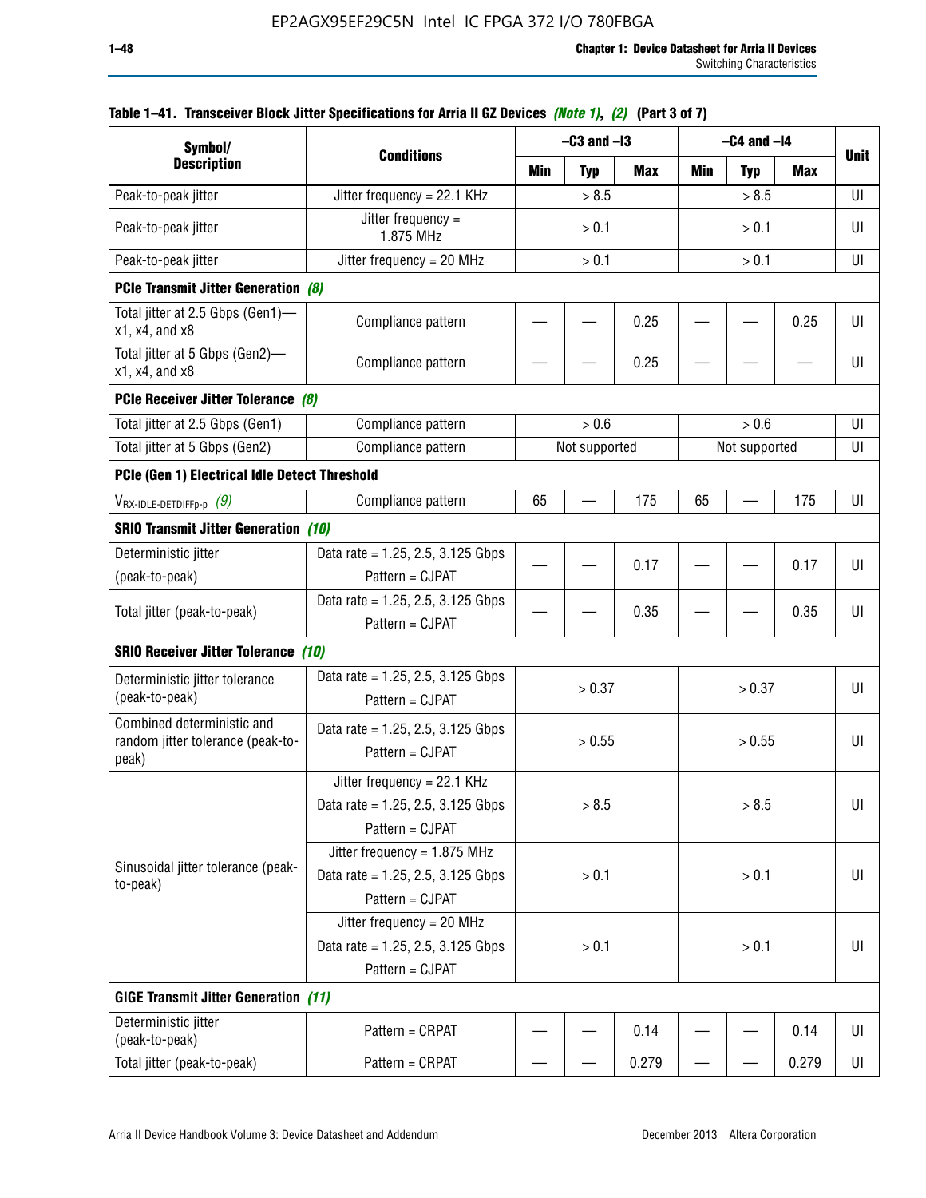**Table 1–41. Transceiver Block Jitter Specifications for Arria II GZ Devices** *(Note 1)*, *(2)* **(Part 3 of 7)**

| Symbol/ Description | Conditions | –C3 and –I3 | | | –C4 and –I4 | | | Unit |
|---|---|---|---|---|---|---|---|---|
| | | Min | Typ | Max | Min | Typ | Max | |
| Peak-to-peak jitter | Jitter frequency = 22.1 KHz | > 8.5 | | | > 8.5 | | | UI |
| Peak-to-peak jitter | Jitter frequency = 1.875 MHz | > 0.1 | | | > 0.1 | | | UI |
| Peak-to-peak jitter | Jitter frequency = 20 MHz | > 0.1 | | | > 0.1 | | | UI |
| **PCIe Transmit Jitter Generation** *(8)* | | | | | | | | |
| Total jitter at 2.5 Gbps (Gen1)—x1, x4, and x8 | Compliance pattern | — | — | 0.25 | — | — | 0.25 | UI |
| Total jitter at 5 Gbps (Gen2)—x1, x4, and x8 | Compliance pattern | — | — | 0.25 | — | — | — | UI |
| **PCIe Receiver Jitter Tolerance** *(8)* | | | | | | | | |
| Total jitter at 2.5 Gbps (Gen1) | Compliance pattern | > 0.6 | | | > 0.6 | | | UI |
| Total jitter at 5 Gbps (Gen2) | Compliance pattern | Not supported | | | Not supported | | | UI |
| **PCIe (Gen 1) Electrical Idle Detect Threshold** | | | | | | | | |
| $V_{RX\text{-}IDLE\text{-}DETDIFFp\text{-}p}$ *(9)* | Compliance pattern | 65 | — | 175 | 65 | — | 175 | UI |
| **SRIO Transmit Jitter Generation** *(10)* | | | | | | | | |
| Deterministic jitter (peak-to-peak) | Data rate = 1.25, 2.5, 3.125 Gbps Pattern = CJPAT | — | — | 0.17 | — | — | 0.17 | UI |
| Total jitter (peak-to-peak) | Data rate = 1.25, 2.5, 3.125 Gbps Pattern = CJPAT | — | — | 0.35 | — | — | 0.35 | UI |
| **SRIO Receiver Jitter Tolerance** *(10)* | | | | | | | | |
| Deterministic jitter tolerance (peak-to-peak) | Data rate = 1.25, 2.5, 3.125 Gbps Pattern = CJPAT | > 0.37 | | | > 0.37 | | | UI |
| Combined deterministic and random jitter tolerance (peak-to-peak) | Data rate = 1.25, 2.5, 3.125 Gbps Pattern = CJPAT | > 0.55 | | | > 0.55 | | | UI |
| Sinusoidal jitter tolerance (peak-to-peak) | Jitter frequency = 22.1 KHz Data rate = 1.25, 2.5, 3.125 Gbps Pattern = CJPAT | > 8.5 | | | > 8.5 | | | UI |
| | Jitter frequency = 1.875 MHz Data rate = 1.25, 2.5, 3.125 Gbps Pattern = CJPAT | > 0.1 | | | > 0.1 | | | UI |
| | Jitter frequency = 20 MHz Data rate = 1.25, 2.5, 3.125 Gbps Pattern = CJPAT | > 0.1 | | | > 0.1 | | | UI |
| **GIGE Transmit Jitter Generation** *(11)* | | | | | | | | |
| Deterministic jitter (peak-to-peak) | Pattern = CRPAT | — | — | 0.14 | — | — | 0.14 | UI |
| Total jitter (peak-to-peak) | Pattern = CRPAT | — | — | 0.279 | — | — | 0.279 | UI |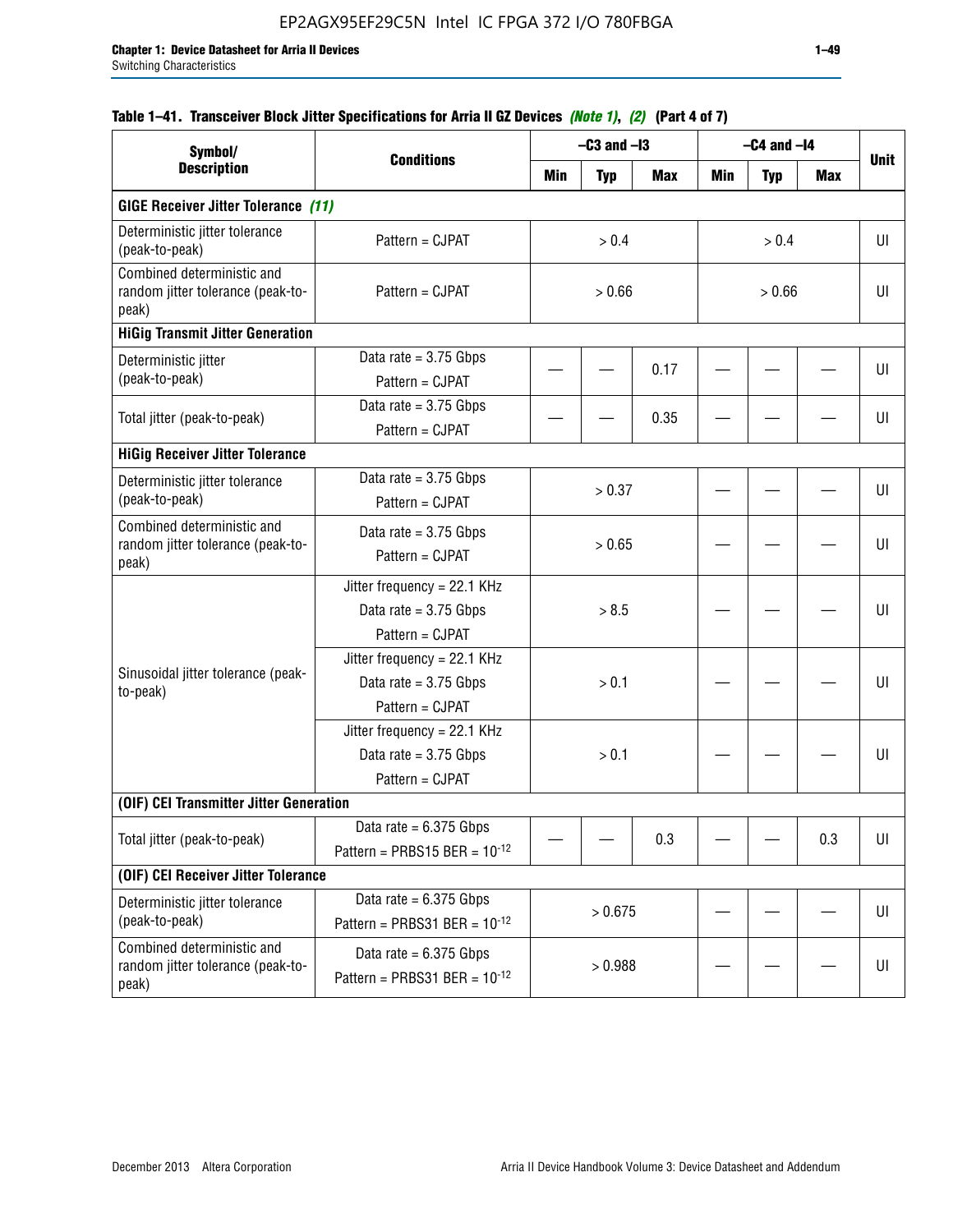EP2AGX95EF29C5N Intel IC FPGA 372 I/O 780FBGA

**Table 1–41. Transceiver Block Jitter Specifications for Arria II GZ Devices *(Note 1)*, *(2)* (Part 4 of 7)**

| Symbol/ Description | Conditions | –C3 and –I3 | | | –C4 and –I4 | | | Unit |
|---|---|---|---|---|---|---|---|---|
| | | Min | Typ | Max | Min | Typ | Max | |
| **GIGE Receiver Jitter Tolerance *(11)*** | | | | | | | | |
| Deterministic jitter tolerance (peak-to-peak) | Pattern = CJPAT | > 0.4 | | | > 0.4 | | | UI |
| Combined deterministic and random jitter tolerance (peak-to-peak) | Pattern = CJPAT | > 0.66 | | | > 0.66 | | | UI |
| **HiGig Transmit Jitter Generation** | | | | | | | | |
| Deterministic jitter (peak-to-peak) | Data rate = 3.75 Gbps<br>Pattern = CJPAT | — | — | 0.17 | — | — | — | UI |
| Total jitter (peak-to-peak) | Data rate = 3.75 Gbps<br>Pattern = CJPAT | — | — | 0.35 | — | — | — | UI |
| **HiGig Receiver Jitter Tolerance** | | | | | | | | |
| Deterministic jitter tolerance (peak-to-peak) | Data rate = 3.75 Gbps<br>Pattern = CJPAT | > 0.37 | | | — | — | — | UI |
| Combined deterministic and random jitter tolerance (peak-to-peak) | Data rate = 3.75 Gbps<br>Pattern = CJPAT | > 0.65 | | | — | — | — | UI |
| Sinusoidal jitter tolerance (peak-to-peak) | Jitter frequency = 22.1 KHz<br>Data rate = 3.75 Gbps<br>Pattern = CJPAT | > 8.5 | | | — | — | — | UI |
| | Jitter frequency = 22.1 KHz<br>Data rate = 3.75 Gbps<br>Pattern = CJPAT | > 0.1 | | | — | — | — | UI |
| | Jitter frequency = 22.1 KHz<br>Data rate = 3.75 Gbps<br>Pattern = CJPAT | > 0.1 | | | — | — | — | UI |
| **(OIF) CEI Transmitter Jitter Generation** | | | | | | | | |
| Total jitter (peak-to-peak) | Data rate = 6.375 Gbps<br>Pattern = PRBS15 BER = $10^{-12}$ | — | — | 0.3 | — | — | 0.3 | UI |
| **(OIF) CEI Receiver Jitter Tolerance** | | | | | | | | |
| Deterministic jitter tolerance (peak-to-peak) | Data rate = 6.375 Gbps<br>Pattern = PRBS31 BER = $10^{-12}$ | > 0.675 | | | — | — | — | UI |
| Combined deterministic and random jitter tolerance (peak-to-peak) | Data rate = 6.375 Gbps<br>Pattern = PRBS31 BER = $10^{-12}$ | > 0.988 | | | — | — | — | UI |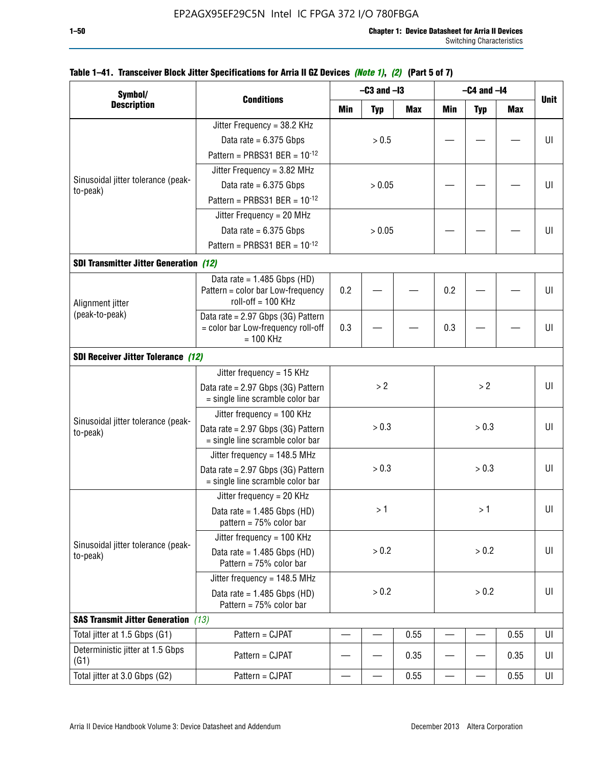EP2AGX95EF29C5N Intel IC FPGA 372 I/O 780FBGA

**Table 1–41. Transceiver Block Jitter Specifications for Arria II GZ Devices *(Note 1)*, *(2)* (Part 5 of 7)**

| Symbol/ Description | Conditions | –C3 and –I3 | | | –C4 and –I4 | | | Unit |
|---|---|---|---|---|---|---|---|---|
| | | Min | Typ | Max | Min | Typ | Max | |
| Sinusoidal jitter tolerance (peak-to-peak) | Jitter Frequency = 38.2 KHz Data rate = 6.375 Gbps Pattern = PRBS31 BER = $10^{-12}$ | > 0.5 | | | — | — | — | UI |
| | Jitter Frequency = 3.82 MHz Data rate = 6.375 Gbps Pattern = PRBS31 BER = $10^{-12}$ | > 0.05 | | | — | — | — | UI |
| | Jitter Frequency = 20 MHz Data rate = 6.375 Gbps Pattern = PRBS31 BER = $10^{-12}$ | > 0.05 | | | — | — | — | UI |
| **SDI Transmitter Jitter Generation** *(12)* | | | | | | | | |
| Alignment jitter (peak-to-peak) | Data rate = 1.485 Gbps (HD) Pattern = color bar Low-frequency roll-off = 100 KHz | 0.2 | — | — | 0.2 | — | — | UI |
| | Data rate = 2.97 Gbps (3G) Pattern = color bar Low-frequency roll-off = 100 KHz | 0.3 | — | — | 0.3 | — | — | UI |
| **SDI Receiver Jitter Tolerance** *(12)* | | | | | | | | |
| Sinusoidal jitter tolerance (peak-to-peak) | Jitter frequency = 15 KHz Data rate = 2.97 Gbps (3G) Pattern = single line scramble color bar | > 2 | | | > 2 | | | UI |
| | Jitter frequency = 100 KHz Data rate = 2.97 Gbps (3G) Pattern = single line scramble color bar | > 0.3 | | | > 0.3 | | | UI |
| | Jitter frequency = 148.5 MHz Data rate = 2.97 Gbps (3G) Pattern = single line scramble color bar | > 0.3 | | | > 0.3 | | | UI |
| Sinusoidal jitter tolerance (peak-to-peak) | Jitter frequency = 20 KHz Data rate = 1.485 Gbps (HD) pattern = 75% color bar | > 1 | | | > 1 | | | UI |
| | Jitter frequency = 100 KHz Data rate = 1.485 Gbps (HD) Pattern = 75% color bar | > 0.2 | | | > 0.2 | | | UI |
| | Jitter frequency = 148.5 MHz Data rate = 1.485 Gbps (HD) Pattern = 75% color bar | > 0.2 | | | > 0.2 | | | UI |
| **SAS Transmit Jitter Generation** *(13)* | | | | | | | | |
| Total jitter at 1.5 Gbps (G1) | Pattern = CJPAT | — | — | 0.55 | — | — | 0.55 | UI |
| Deterministic jitter at 1.5 Gbps (G1) | Pattern = CJPAT | — | — | 0.35 | — | — | 0.35 | UI |
| Total jitter at 3.0 Gbps (G2) | Pattern = CJPAT | — | — | 0.55 | — | — | 0.55 | UI |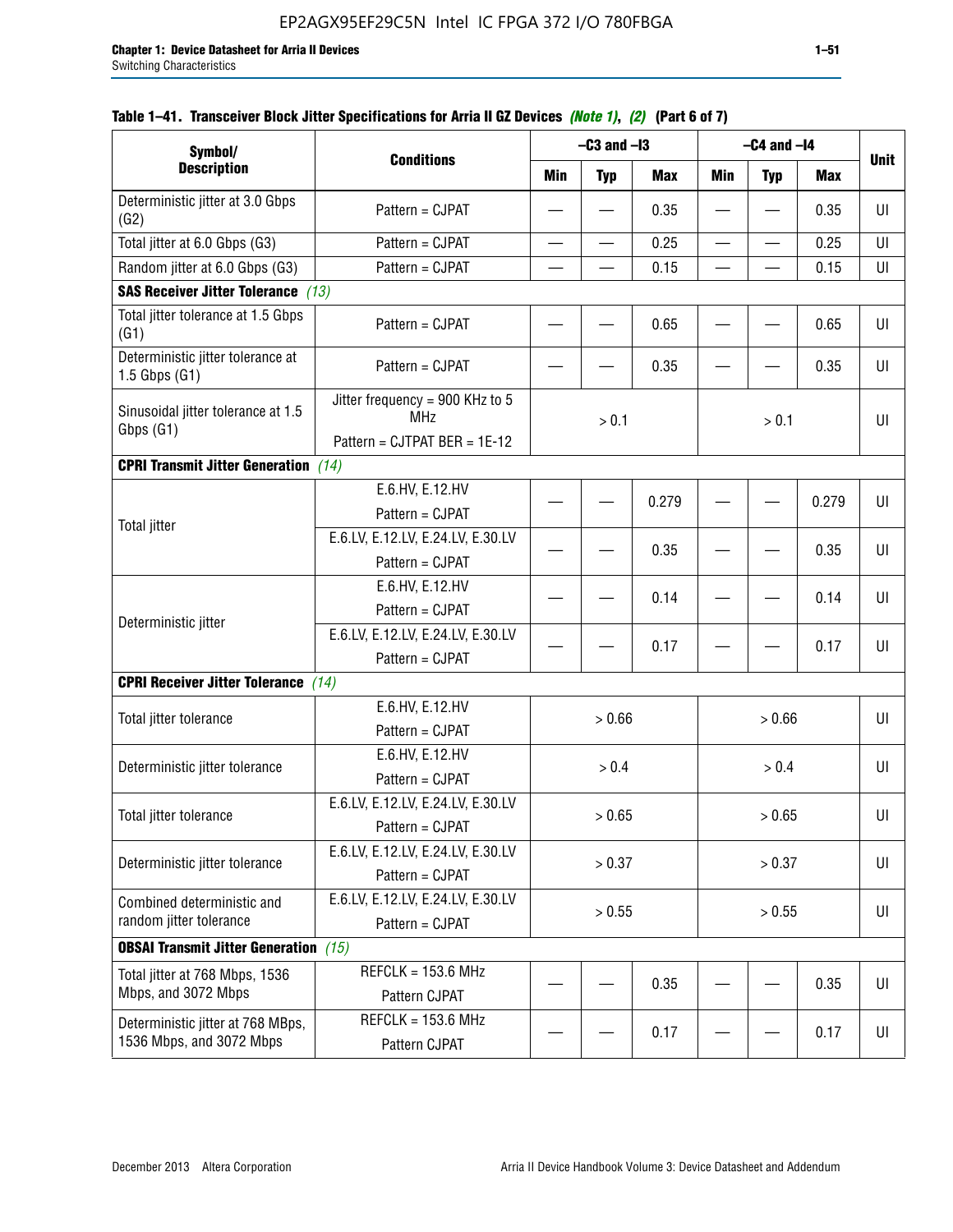**Table 1–41. Transceiver Block Jitter Specifications for Arria II GZ Devices** ***(Note 1)*****,** ***(2)*** **(Part 6 of 7)**

| Symbol/ Description | Conditions | –C3 and –I3 | | | –C4 and –I4 | | | Unit |
|---|---|---|---|---|---|---|---|---|
| | | Min | Typ | Max | Min | Typ | Max | |
| Deterministic jitter at 3.0 Gbps (G2) | Pattern = CJPAT | — | — | 0.35 | — | — | 0.35 | UI |
| Total jitter at 6.0 Gbps (G3) | Pattern = CJPAT | — | — | 0.25 | — | — | 0.25 | UI |
| Random jitter at 6.0 Gbps (G3) | Pattern = CJPAT | — | — | 0.15 | — | — | 0.15 | UI |
| **SAS Receiver Jitter Tolerance** *(13)* | | | | | | | | |
| Total jitter tolerance at 1.5 Gbps (G1) | Pattern = CJPAT | — | — | 0.65 | — | — | 0.65 | UI |
| Deterministic jitter tolerance at 1.5 Gbps (G1) | Pattern = CJPAT | — | — | 0.35 | — | — | 0.35 | UI |
| Sinusoidal jitter tolerance at 1.5 Gbps (G1) | Jitter frequency = 900 KHz to 5 MHz<br>Pattern = CJTPAT BER = 1E-12 | > 0.1 | | | > 0.1 | | | UI |
| **CPRI Transmit Jitter Generation** *(14)* | | | | | | | | |
| Total jitter | E.6.HV, E.12.HV<br>Pattern = CJPAT | — | — | 0.279 | — | — | 0.279 | UI |
| | E.6.LV, E.12.LV, E.24.LV, E.30.LV<br>Pattern = CJPAT | — | — | 0.35 | — | — | 0.35 | UI |
| Deterministic jitter | E.6.HV, E.12.HV<br>Pattern = CJPAT | — | — | 0.14 | — | — | 0.14 | UI |
| | E.6.LV, E.12.LV, E.24.LV, E.30.LV<br>Pattern = CJPAT | — | — | 0.17 | — | — | 0.17 | UI |
| **CPRI Receiver Jitter Tolerance** *(14)* | | | | | | | | |
| Total jitter tolerance | E.6.HV, E.12.HV<br>Pattern = CJPAT | > 0.66 | | | > 0.66 | | | UI |
| Deterministic jitter tolerance | E.6.HV, E.12.HV<br>Pattern = CJPAT | > 0.4 | | | > 0.4 | | | UI |
| Total jitter tolerance | E.6.LV, E.12.LV, E.24.LV, E.30.LV<br>Pattern = CJPAT | > 0.65 | | | > 0.65 | | | UI |
| Deterministic jitter tolerance | E.6.LV, E.12.LV, E.24.LV, E.30.LV<br>Pattern = CJPAT | > 0.37 | | | > 0.37 | | | UI |
| Combined deterministic and random jitter tolerance | E.6.LV, E.12.LV, E.24.LV, E.30.LV<br>Pattern = CJPAT | > 0.55 | | | > 0.55 | | | UI |
| **OBSAI Transmit Jitter Generation** *(15)* | | | | | | | | |
| Total jitter at 768 Mbps, 1536 Mbps, and 3072 Mbps | REFCLK = 153.6 MHz<br>Pattern CJPAT | — | — | 0.35 | — | — | 0.35 | UI |
| Deterministic jitter at 768 MBps, 1536 Mbps, and 3072 Mbps | REFCLK = 153.6 MHz<br>Pattern CJPAT | — | — | 0.17 | — | — | 0.17 | UI |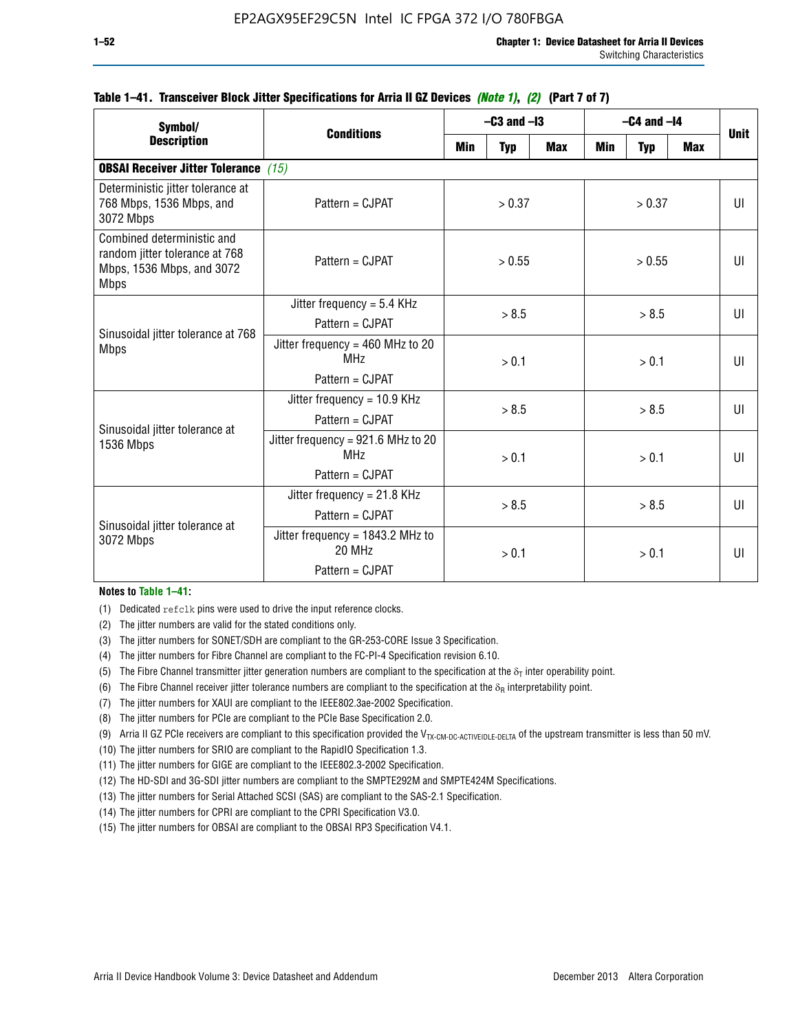**Table 1–41. Transceiver Block Jitter Specifications for Arria II GZ Devices *(Note 1)*, *(2)* (Part 7 of 7)**

| Symbol/ Description | Conditions | –C3 and –I3 | | | –C4 and –I4 | | | Unit |
|---|---|---|---|---|---|---|---|---|
| | | Min | Typ | Max | Min | Typ | Max | |
| **OBSAI Receiver Jitter Tolerance** *(15)* | | | | | | | | |
| Deterministic jitter tolerance at 768 Mbps, 1536 Mbps, and 3072 Mbps | Pattern = CJPAT | > 0.37 | | | > 0.37 | | | UI |
| Combined deterministic and random jitter tolerance at 768 Mbps, 1536 Mbps, and 3072 Mbps | Pattern = CJPAT | > 0.55 | | | > 0.55 | | | UI |
| Sinusoidal jitter tolerance at 768 Mbps | Jitter frequency = 5.4 KHz Pattern = CJPAT | > 8.5 | | | > 8.5 | | | UI |
| | Jitter frequency = 460 MHz to 20 MHz Pattern = CJPAT | > 0.1 | | | > 0.1 | | | UI |
| Sinusoidal jitter tolerance at 1536 Mbps | Jitter frequency = 10.9 KHz Pattern = CJPAT | > 8.5 | | | > 8.5 | | | UI |
| | Jitter frequency = 921.6 MHz to 20 MHz Pattern = CJPAT | > 0.1 | | | > 0.1 | | | UI |
| Sinusoidal jitter tolerance at 3072 Mbps | Jitter frequency = 21.8 KHz Pattern = CJPAT | > 8.5 | | | > 8.5 | | | UI |
| | Jitter frequency = 1843.2 MHz to 20 MHz Pattern = CJPAT | > 0.1 | | | > 0.1 | | | UI |

**Notes to Table 1–41:**

(1) Dedicated refclk pins were used to drive the input reference clocks.

(2) The jitter numbers are valid for the stated conditions only.

(3) The jitter numbers for SONET/SDH are compliant to the GR-253-CORE Issue 3 Specification.

(4) The jitter numbers for Fibre Channel are compliant to the FC-PI-4 Specification revision 6.10.

(5) The Fibre Channel transmitter jitter generation numbers are compliant to the specification at the $\delta_T$ inter operability point.

(6) The Fibre Channel receiver jitter tolerance numbers are compliant to the specification at the $\delta_R$ interpretability point.

(7) The jitter numbers for XAUI are compliant to the IEEE802.3ae-2002 Specification.

(8) The jitter numbers for PCIe are compliant to the PCIe Base Specification 2.0.

(9) Arria II GZ PCIe receivers are compliant to this specification provided the $V_{TX\text{-}CM\text{-}DC\text{-}ACTIVEIDLE\text{-}DELTA}$ of the upstream transmitter is less than 50 mV.

(10) The jitter numbers for SRIO are compliant to the RapidIO Specification 1.3.

(11) The jitter numbers for GIGE are compliant to the IEEE802.3-2002 Specification.

(12) The HD-SDI and 3G-SDI jitter numbers are compliant to the SMPTE292M and SMPTE424M Specifications.

(13) The jitter numbers for Serial Attached SCSI (SAS) are compliant to the SAS-2.1 Specification.

(14) The jitter numbers for CPRI are compliant to the CPRI Specification V3.0.

(15) The jitter numbers for OBSAI are compliant to the OBSAI RP3 Specification V4.1.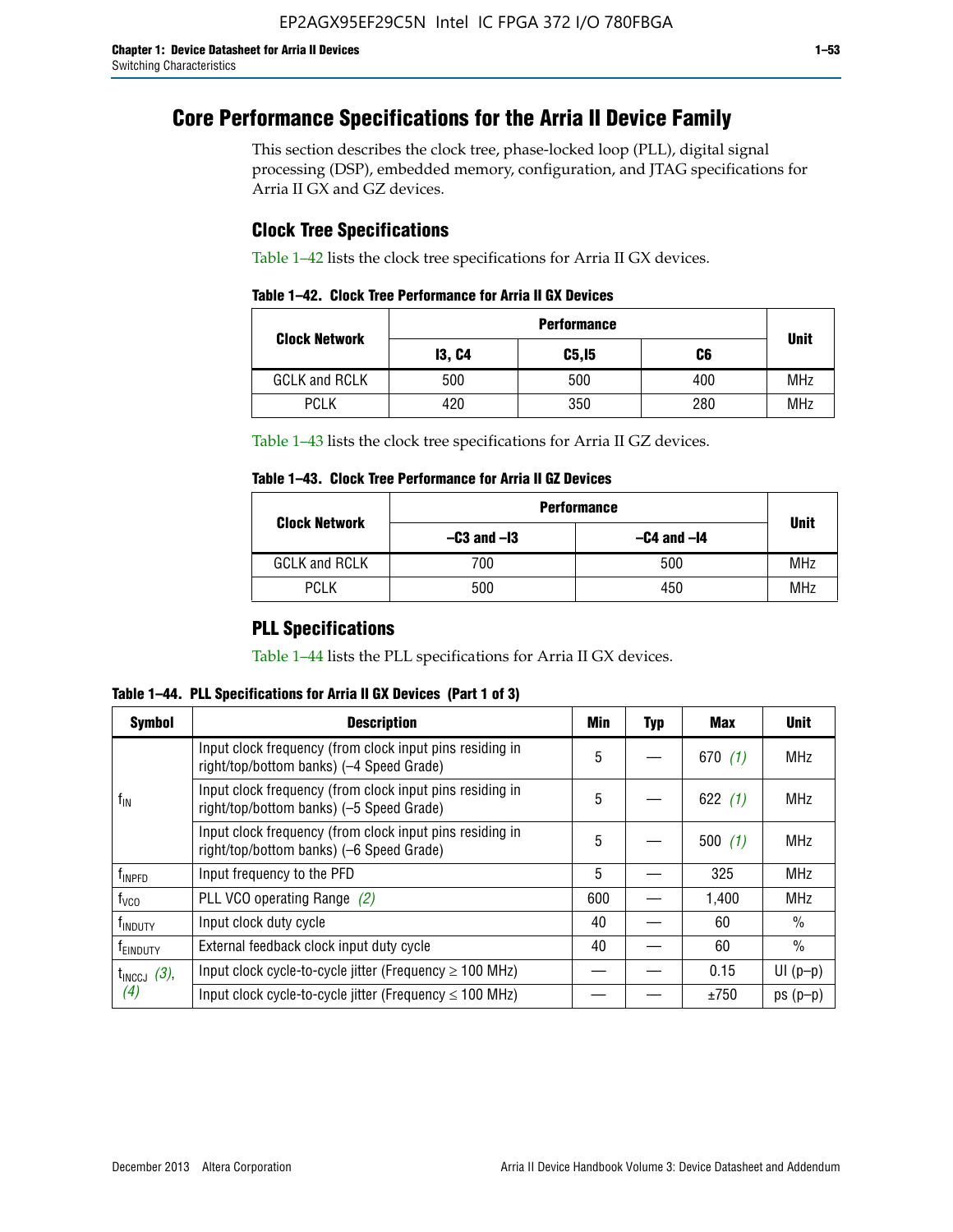# Core Performance Specifications for the Arria II Device Family

This section describes the clock tree, phase-locked loop (PLL), digital signal processing (DSP), embedded memory, configuration, and JTAG specifications for Arria II GX and GZ devices.

## Clock Tree Specifications

Table 1–42 lists the clock tree specifications for Arria II GX devices.

**Table 1–42. Clock Tree Performance for Arria II GX Devices**

| Clock Network | Performance | | | Unit |
|---|---|---|---|---|
| | I3, C4 | C5,I5 | C6 | |
| GCLK and RCLK | 500 | 500 | 400 | MHz |
| PCLK | 420 | 350 | 280 | MHz |

Table 1–43 lists the clock tree specifications for Arria II GZ devices.

**Table 1–43. Clock Tree Performance for Arria II GZ Devices**

| Clock Network | Performance | | Unit |
|---|---|---|---|
| | –C3 and –I3 | –C4 and –I4 | |
| GCLK and RCLK | 700 | 500 | MHz |
| PCLK | 500 | 450 | MHz |

## PLL Specifications

Table 1–44 lists the PLL specifications for Arria II GX devices.

**Table 1–44. PLL Specifications for Arria II GX Devices (Part 1 of 3)**

| Symbol | Description | Min | Typ | Max | Unit |
|---|---|---|---|---|---|
| $f_{IN}$ | Input clock frequency (from clock input pins residing in right/top/bottom banks) (–4 Speed Grade) | 5 | — | 670 *(1)* | MHz |
| | Input clock frequency (from clock input pins residing in right/top/bottom banks) (–5 Speed Grade) | 5 | — | 622 *(1)* | MHz |
| | Input clock frequency (from clock input pins residing in right/top/bottom banks) (–6 Speed Grade) | 5 | — | 500 *(1)* | MHz |
| $f_{INPFD}$ | Input frequency to the PFD | 5 | — | 325 | MHz |
| $f_{VCO}$ | PLL VCO operating Range *(2)* | 600 | — | 1,400 | MHz |
| $f_{INDUTY}$ | Input clock duty cycle | 40 | — | 60 | % |
| $f_{EINDUTY}$ | External feedback clock input duty cycle | 40 | — | 60 | % |
| $t_{INCCJ}$ *(3)*, *(4)* | Input clock cycle-to-cycle jitter (Frequency $\geq$ 100 MHz) | — | — | 0.15 | UI (p–p) |
| | Input clock cycle-to-cycle jitter (Frequency $\leq$ 100 MHz) | — | — | ±750 | ps (p–p) |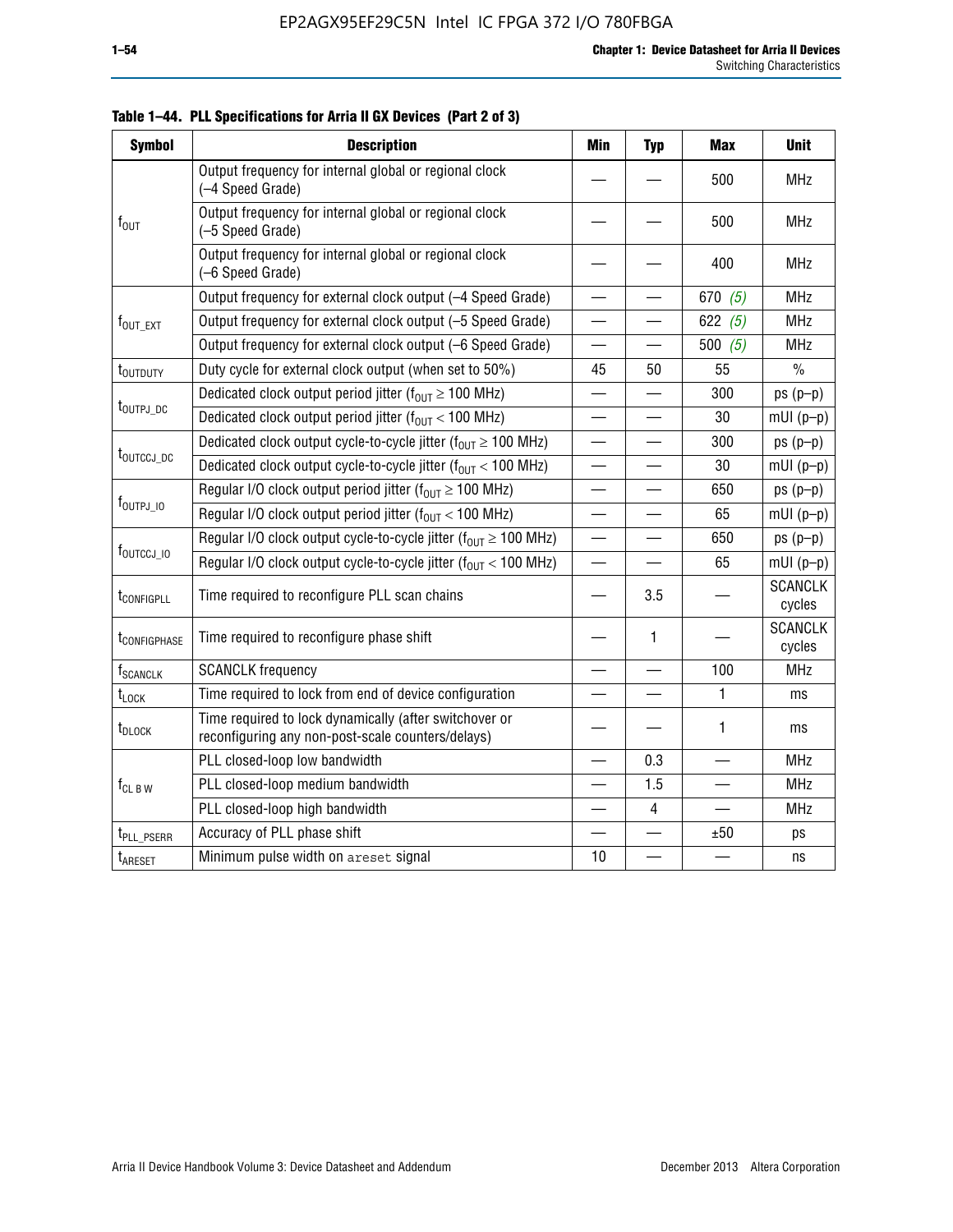**Table 1–44. PLL Specifications for Arria II GX Devices (Part 2 of 3)**

| Symbol | Description | Min | Typ | Max | Unit |
|---|---|---|---|---|---|
| $f_{OUT}$ | Output frequency for internal global or regional clock (–4 Speed Grade) | — | — | 500 | MHz |
| | Output frequency for internal global or regional clock (–5 Speed Grade) | — | — | 500 | MHz |
| | Output frequency for internal global or regional clock (–6 Speed Grade) | — | — | 400 | MHz |
| $f_{OUT\_EXT}$ | Output frequency for external clock output (–4 Speed Grade) | — | — | 670 (5) | MHz |
| | Output frequency for external clock output (–5 Speed Grade) | — | — | 622 (5) | MHz |
| | Output frequency for external clock output (–6 Speed Grade) | — | — | 500 (5) | MHz |
| $t_{OUTDUTY}$ | Duty cycle for external clock output (when set to 50%) | 45 | 50 | 55 | % |
| $t_{OUTPJ\_DC}$ | Dedicated clock output period jitter ($f_{OUT} \geq$ 100 MHz) | — | — | 300 | ps (p–p) |
| | Dedicated clock output period jitter ($f_{OUT} <$ 100 MHz) | — | — | 30 | mUI (p–p) |
| $t_{OUTCCJ\_DC}$ | Dedicated clock output cycle-to-cycle jitter ($f_{OUT} \geq$ 100 MHz) | — | — | 300 | ps (p–p) |
| | Dedicated clock output cycle-to-cycle jitter ($f_{OUT} <$ 100 MHz) | — | — | 30 | mUI (p–p) |
| $f_{OUTPJ\_IO}$ | Regular I/O clock output period jitter ($f_{OUT} \geq$ 100 MHz) | — | — | 650 | ps (p–p) |
| | Regular I/O clock output period jitter ($f_{OUT} <$ 100 MHz) | — | — | 65 | mUI (p–p) |
| $f_{OUTCCJ\_IO}$ | Regular I/O clock output cycle-to-cycle jitter ($f_{OUT} \geq$ 100 MHz) | — | — | 650 | ps (p–p) |
| | Regular I/O clock output cycle-to-cycle jitter ($f_{OUT} <$ 100 MHz) | — | — | 65 | mUI (p–p) |
| $t_{CONFIGPLL}$ | Time required to reconfigure PLL scan chains | — | 3.5 | — | SCANCLK cycles |
| $t_{CONFIGPHASE}$ | Time required to reconfigure phase shift | — | 1 | — | SCANCLK cycles |
| $f_{SCANCLK}$ | SCANCLK frequency | — | — | 100 | MHz |
| $t_{LOCK}$ | Time required to lock from end of device configuration | — | — | 1 | ms |
| $t_{DLOCK}$ | Time required to lock dynamically (after switchover or reconfiguring any non-post-scale counters/delays) | — | — | 1 | ms |
| $f_{CL\ B\ W}$ | PLL closed-loop low bandwidth | — | 0.3 | — | MHz |
| | PLL closed-loop medium bandwidth | — | 1.5 | — | MHz |
| | PLL closed-loop high bandwidth | — | 4 | — | MHz |
| $t_{PLL\_PSERR}$ | Accuracy of PLL phase shift | — | — | ±50 | ps |
| $t_{ARESET}$ | Minimum pulse width on `areset` signal | 10 | — | — | ns |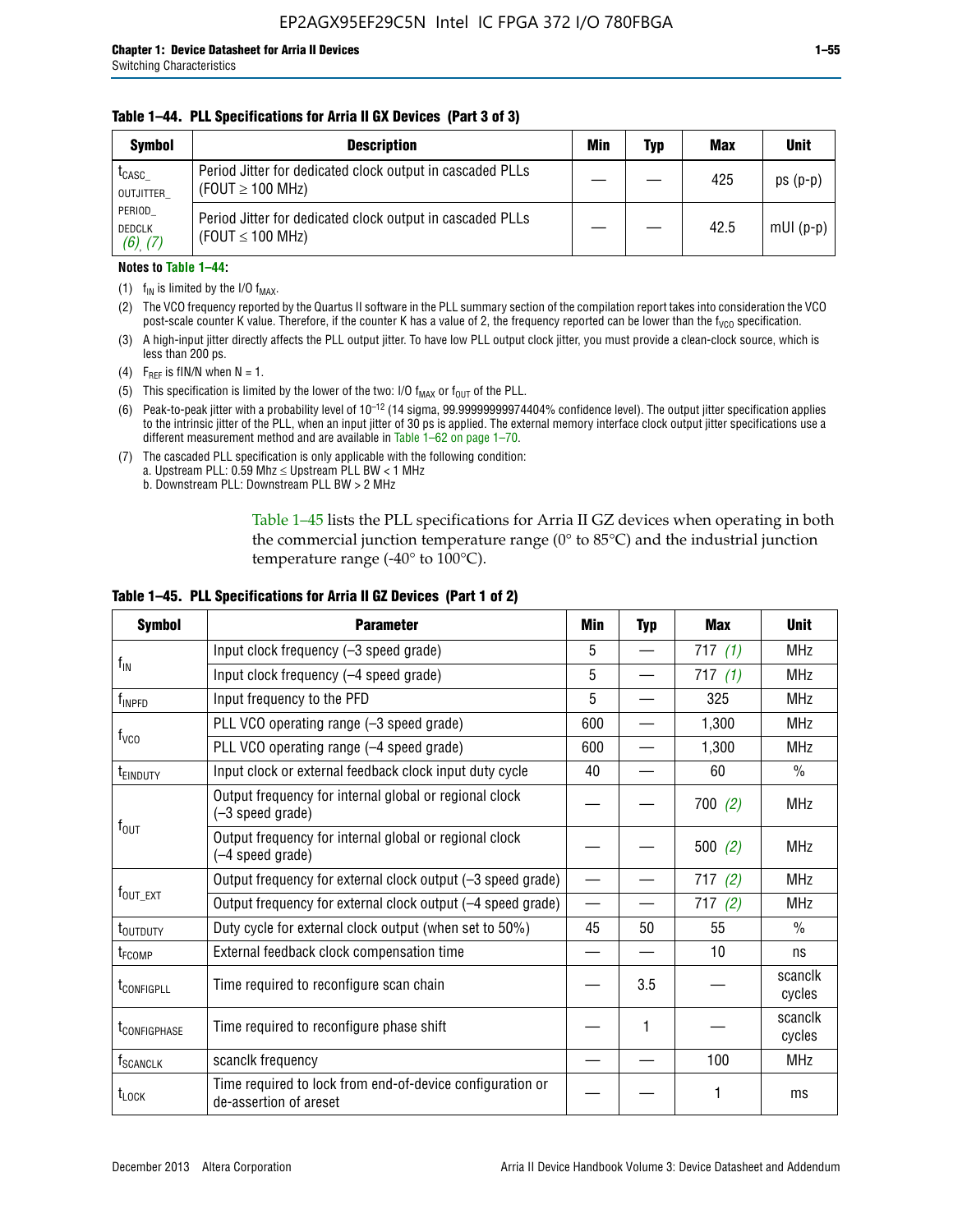**Table 1–44. PLL Specifications for Arria II GX Devices (Part 3 of 3)**

| Symbol | Description | Min | Typ | Max | Unit |
|---|---|---|---|---|---|
| $t_{CASC\_OUTJITTER\_PERIOD\_DEDCLK}$ *(6)*, *(7)* | Period Jitter for dedicated clock output in cascaded PLLs (FOUT ≥ 100 MHz) | — | — | 425 | ps (p-p) |
| | Period Jitter for dedicated clock output in cascaded PLLs (FOUT ≤ 100 MHz) | — | — | 42.5 | mUI (p-p) |

**Notes to Table 1–44:**

(1) $f_{IN}$ is limited by the I/O $f_{MAX}$.

(2) The VCO frequency reported by the Quartus II software in the PLL summary section of the compilation report takes into consideration the VCO post-scale counter K value. Therefore, if the counter K has a value of 2, the frequency reported can be lower than the $f_{VCO}$ specification.

(3) A high-input jitter directly affects the PLL output jitter. To have low PLL output clock jitter, you must provide a clean-clock source, which is less than 200 ps.

(4) $F_{REF}$ is fIN/N when N = 1.

(5) This specification is limited by the lower of the two: I/O $f_{MAX}$ or $f_{OUT}$ of the PLL.

(6) Peak-to-peak jitter with a probability level of $10^{-12}$ (14 sigma, 99.99999999974404% confidence level). The output jitter specification applies to the intrinsic jitter of the PLL, when an input jitter of 30 ps is applied. The external memory interface clock output jitter specifications use a different measurement method and are available in Table 1–62 on page 1–70.

(7) The cascaded PLL specification is only applicable with the following condition:
a. Upstream PLL: 0.59 Mhz ≤ Upstream PLL BW < 1 MHz
b. Downstream PLL: Downstream PLL BW > 2 MHz

Table 1–45 lists the PLL specifications for Arria II GZ devices when operating in both the commercial junction temperature range (0° to 85°C) and the industrial junction temperature range (-40° to 100°C).

**Table 1–45. PLL Specifications for Arria II GZ Devices (Part 1 of 2)**

| Symbol | Parameter | Min | Typ | Max | Unit |
|---|---|---|---|---|---|
| $f_{IN}$ | Input clock frequency (–3 speed grade) | 5 | — | 717 *(1)* | MHz |
| | Input clock frequency (–4 speed grade) | 5 | — | 717 *(1)* | MHz |
| $f_{INPFD}$ | Input frequency to the PFD | 5 | — | 325 | MHz |
| $f_{VCO}$ | PLL VCO operating range (–3 speed grade) | 600 | — | 1,300 | MHz |
| | PLL VCO operating range (–4 speed grade) | 600 | — | 1,300 | MHz |
| $t_{EINDUTY}$ | Input clock or external feedback clock input duty cycle | 40 | — | 60 | % |
| $f_{OUT}$ | Output frequency for internal global or regional clock (–3 speed grade) | — | — | 700 *(2)* | MHz |
| | Output frequency for internal global or regional clock (–4 speed grade) | — | — | 500 *(2)* | MHz |
| $f_{OUT\_EXT}$ | Output frequency for external clock output (–3 speed grade) | — | — | 717 *(2)* | MHz |
| | Output frequency for external clock output (–4 speed grade) | — | — | 717 *(2)* | MHz |
| $t_{OUTDUTY}$ | Duty cycle for external clock output (when set to 50%) | 45 | 50 | 55 | % |
| $t_{FCOMP}$ | External feedback clock compensation time | — | — | 10 | ns |
| $t_{CONFIGPLL}$ | Time required to reconfigure scan chain | — | 3.5 | — | scanclk cycles |
| $t_{CONFIGPHASE}$ | Time required to reconfigure phase shift | — | 1 | — | scanclk cycles |
| $f_{SCANCLK}$ | scanclk frequency | — | — | 100 | MHz |
| $t_{LOCK}$ | Time required to lock from end-of-device configuration or de-assertion of areset | — | — | 1 | ms |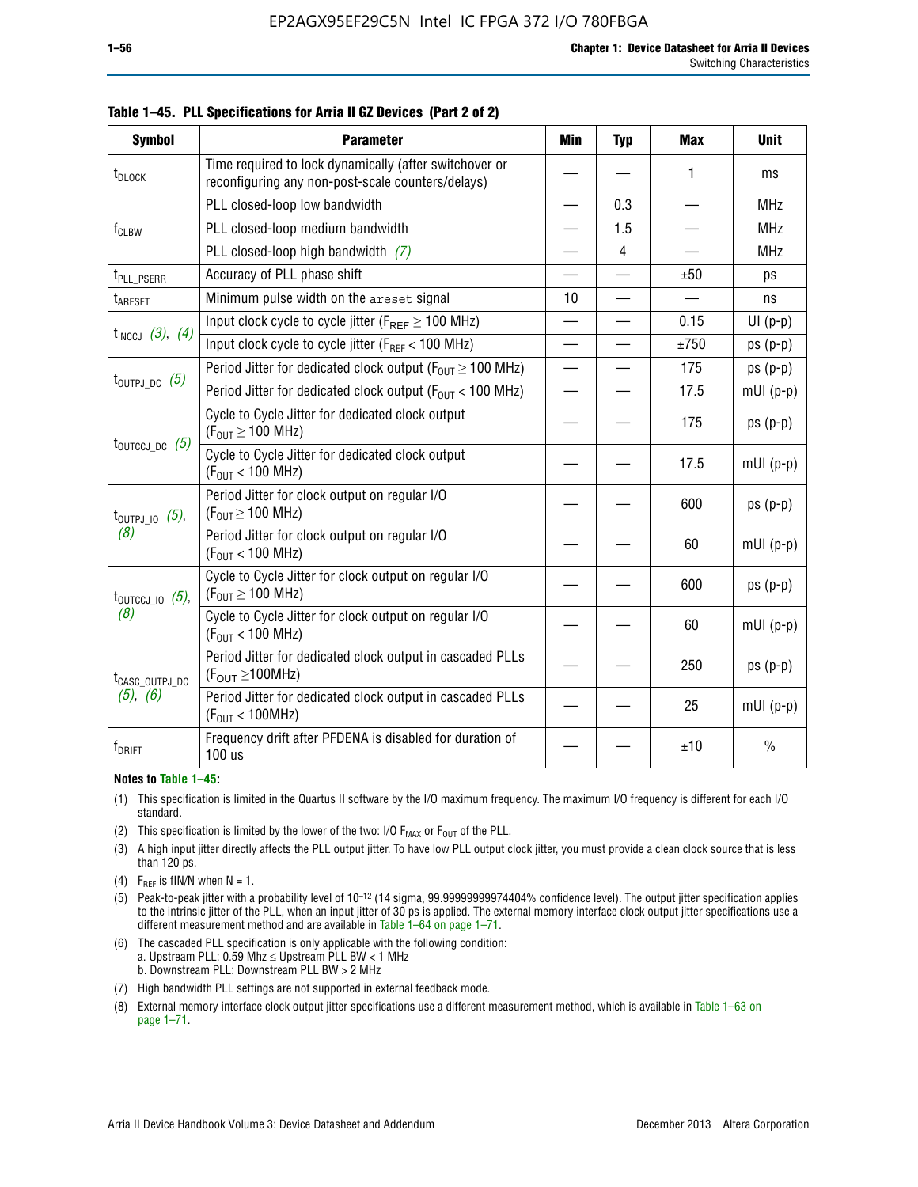**Table 1–45. PLL Specifications for Arria II GZ Devices (Part 2 of 2)**

| Symbol | Parameter | Min | Typ | Max | Unit |
|---|---|---|---|---|---|
| $t_{DLOCK}$ | Time required to lock dynamically (after switchover or reconfiguring any non-post-scale counters/delays) | — | — | 1 | ms |
| $f_{CLBW}$ | PLL closed-loop low bandwidth | — | 0.3 | — | MHz |
| | PLL closed-loop medium bandwidth | — | 1.5 | — | MHz |
| | PLL closed-loop high bandwidth *(7)* | — | 4 | — | MHz |
| $t_{PLL\_PSERR}$ | Accuracy of PLL phase shift | — | — | ±50 | ps |
| $t_{ARESET}$ | Minimum pulse width on the `areset` signal | 10 | — | — | ns |
| $t_{INCCJ}$ *(3)*, *(4)* | Input clock cycle to cycle jitter ($F_{REF} \geq 100$ MHz) | — | — | 0.15 | UI (p-p) |
| | Input clock cycle to cycle jitter ($F_{REF} < 100$ MHz) | — | — | ±750 | ps (p-p) |
| $t_{OUTPJ\_DC}$ *(5)* | Period Jitter for dedicated clock output ($F_{OUT} \geq 100$ MHz) | — | — | 175 | ps (p-p) |
| | Period Jitter for dedicated clock output ($F_{OUT} < 100$ MHz) | — | — | 17.5 | mUI (p-p) |
| $t_{OUTCCJ\_DC}$ *(5)* | Cycle to Cycle Jitter for dedicated clock output ($F_{OUT} \geq 100$ MHz) | — | — | 175 | ps (p-p) |
| | Cycle to Cycle Jitter for dedicated clock output ($F_{OUT} < 100$ MHz) | — | — | 17.5 | mUI (p-p) |
| $t_{OUTPJ\_IO}$ *(5)*, *(8)* | Period Jitter for clock output on regular I/O ($F_{OUT} \geq 100$ MHz) | — | — | 600 | ps (p-p) |
| | Period Jitter for clock output on regular I/O ($F_{OUT} < 100$ MHz) | — | — | 60 | mUI (p-p) |
| $t_{OUTCCJ\_IO}$ *(5)*, *(8)* | Cycle to Cycle Jitter for clock output on regular I/O ($F_{OUT} \geq 100$ MHz) | — | — | 600 | ps (p-p) |
| | Cycle to Cycle Jitter for clock output on regular I/O ($F_{OUT} < 100$ MHz) | — | — | 60 | mUI (p-p) |
| $t_{CASC\_OUTPJ\_DC}$ *(5)*, *(6)* | Period Jitter for dedicated clock output in cascaded PLLs ($F_{OUT} \geq 100$MHz) | — | — | 250 | ps (p-p) |
| | Period Jitter for dedicated clock output in cascaded PLLs ($F_{OUT} < 100$MHz) | — | — | 25 | mUI (p-p) |
| $f_{DRIFT}$ | Frequency drift after PFDENA is disabled for duration of 100 us | — | — | ±10 | % |

**Notes to Table 1–45:**

(1) This specification is limited in the Quartus II software by the I/O maximum frequency. The maximum I/O frequency is different for each I/O standard.

(2) This specification is limited by the lower of the two: I/O $F_{MAX}$ or $F_{OUT}$ of the PLL.

(3) A high input jitter directly affects the PLL output jitter. To have low PLL output clock jitter, you must provide a clean clock source that is less than 120 ps.

(4) $F_{REF}$ is fIN/N when N = 1.

(5) Peak-to-peak jitter with a probability level of $10^{-12}$ (14 sigma, 99.99999999974404% confidence level). The output jitter specification applies to the intrinsic jitter of the PLL, when an input jitter of 30 ps is applied. The external memory interface clock output jitter specifications use a different measurement method and are available in Table 1–64 on page 1–71.

(6) The cascaded PLL specification is only applicable with the following condition:
a. Upstream PLL: 0.59 Mhz ≤ Upstream PLL BW < 1 MHz
b. Downstream PLL: Downstream PLL BW > 2 MHz

(7) High bandwidth PLL settings are not supported in external feedback mode.

(8) External memory interface clock output jitter specifications use a different measurement method, which is available in Table 1–63 on page 1–71.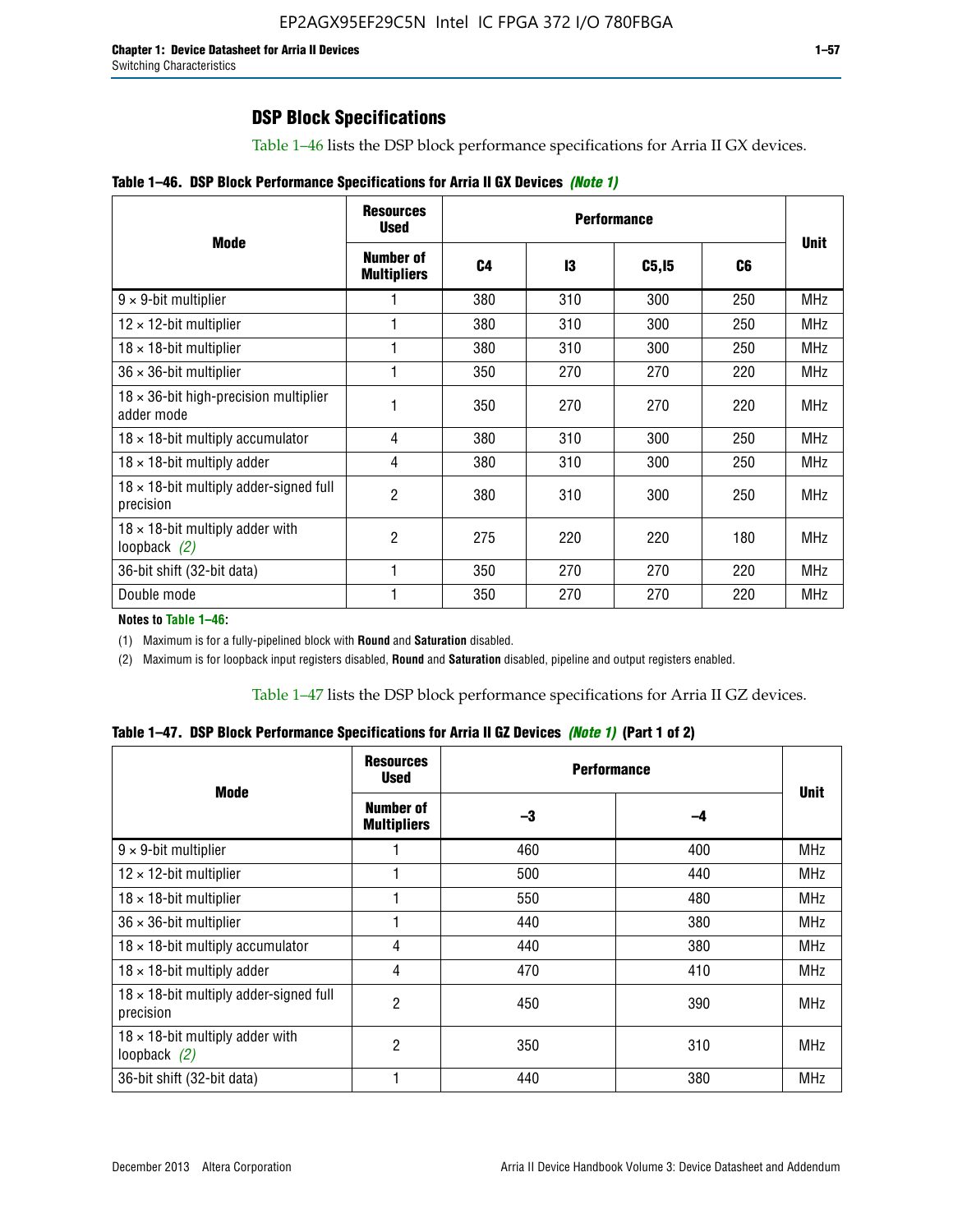## DSP Block Specifications

Table 1–46 lists the DSP block performance specifications for Arria II GX devices.

**Table 1–46. DSP Block Performance Specifications for Arria II GX Devices** *(Note 1)*

| Mode | Resources Used | Performance | | | | Unit |
|---|---|---|---|---|---|---|
| | Number of Multipliers | C4 | I3 | C5,I5 | C6 | |
| 9 × 9-bit multiplier | 1 | 380 | 310 | 300 | 250 | MHz |
| 12 × 12-bit multiplier | 1 | 380 | 310 | 300 | 250 | MHz |
| 18 × 18-bit multiplier | 1 | 380 | 310 | 300 | 250 | MHz |
| 36 × 36-bit multiplier | 1 | 350 | 270 | 270 | 220 | MHz |
| 18 × 36-bit high-precision multiplier adder mode | 1 | 350 | 270 | 270 | 220 | MHz |
| 18 × 18-bit multiply accumulator | 4 | 380 | 310 | 300 | 250 | MHz |
| 18 × 18-bit multiply adder | 4 | 380 | 310 | 300 | 250 | MHz |
| 18 × 18-bit multiply adder-signed full precision | 2 | 380 | 310 | 300 | 250 | MHz |
| 18 × 18-bit multiply adder with loopback *(2)* | 2 | 275 | 220 | 220 | 180 | MHz |
| 36-bit shift (32-bit data) | 1 | 350 | 270 | 270 | 220 | MHz |
| Double mode | 1 | 350 | 270 | 270 | 220 | MHz |

**Notes to Table 1–46:**

(1) Maximum is for a fully-pipelined block with **Round** and **Saturation** disabled.

(2) Maximum is for loopback input registers disabled, **Round** and **Saturation** disabled, pipeline and output registers enabled.

Table 1–47 lists the DSP block performance specifications for Arria II GZ devices.

**Table 1–47. DSP Block Performance Specifications for Arria II GZ Devices** *(Note 1)* **(Part 1 of 2)**

| Mode | Resources Used | Performance | | Unit |
|---|---|---|---|---|
| | Number of Multipliers | –3 | –4 | |
| 9 × 9-bit multiplier | 1 | 460 | 400 | MHz |
| 12 × 12-bit multiplier | 1 | 500 | 440 | MHz |
| 18 × 18-bit multiplier | 1 | 550 | 480 | MHz |
| 36 × 36-bit multiplier | 1 | 440 | 380 | MHz |
| 18 × 18-bit multiply accumulator | 4 | 440 | 380 | MHz |
| 18 × 18-bit multiply adder | 4 | 470 | 410 | MHz |
| 18 × 18-bit multiply adder-signed full precision | 2 | 450 | 390 | MHz |
| 18 × 18-bit multiply adder with loopback *(2)* | 2 | 350 | 310 | MHz |
| 36-bit shift (32-bit data) | 1 | 440 | 380 | MHz |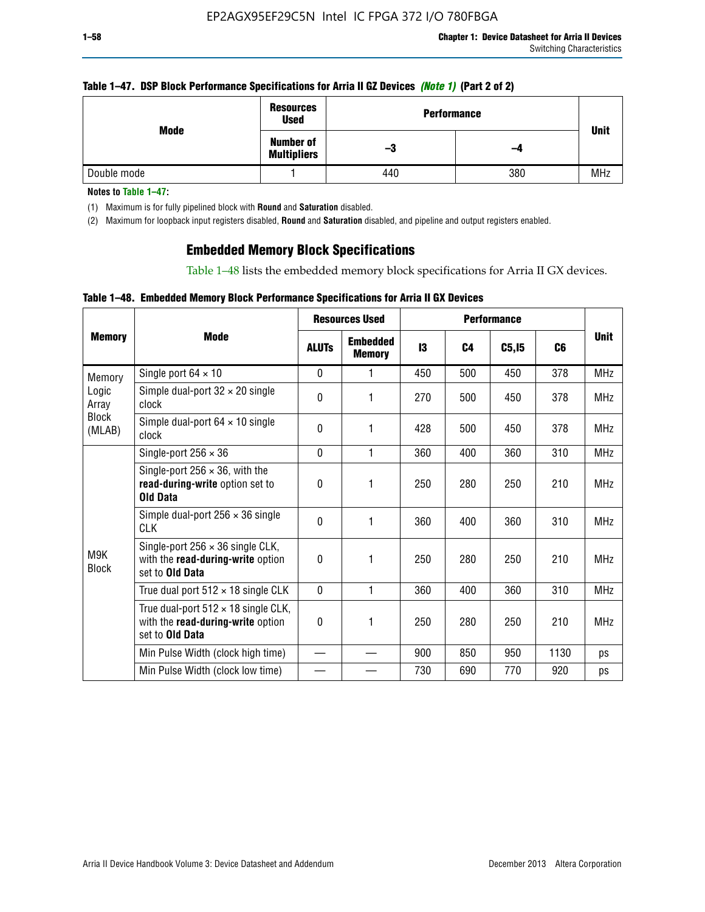**Table 1–47. DSP Block Performance Specifications for Arria II GZ Devices** *(Note 1)* **(Part 2 of 2)**

| Mode | Resources Used | Performance | | Unit |
|---|---|---|---|---|
| | Number of Multipliers | –3 | –4 | |
| Double mode | 1 | 440 | 380 | MHz |

**Notes to Table 1–47:**

(1) Maximum is for fully pipelined block with **Round** and **Saturation** disabled.

(2) Maximum for loopback input registers disabled, **Round** and **Saturation** disabled, and pipeline and output registers enabled.

## Embedded Memory Block Specifications

Table 1–48 lists the embedded memory block specifications for Arria II GX devices.

**Table 1–48. Embedded Memory Block Performance Specifications for Arria II GX Devices**

| Memory | Mode | Resources Used | | Performance | | | | Unit |
|---|---|---|---|---|---|---|---|---|
| | | ALUTs | Embedded Memory | I3 | C4 | C5,I5 | C6 | |
| Memory Logic Array Block (MLAB) | Single port 64 × 10 | 0 | 1 | 450 | 500 | 450 | 378 | MHz |
| | Simple dual-port 32 × 20 single clock | 0 | 1 | 270 | 500 | 450 | 378 | MHz |
| | Simple dual-port 64 × 10 single clock | 0 | 1 | 428 | 500 | 450 | 378 | MHz |
| M9K Block | Single-port 256 × 36 | 0 | 1 | 360 | 400 | 360 | 310 | MHz |
| | Single-port 256 × 36, with the **read-during-write** option set to **Old Data** | 0 | 1 | 250 | 280 | 250 | 210 | MHz |
| | Simple dual-port 256 × 36 single CLK | 0 | 1 | 360 | 400 | 360 | 310 | MHz |
| | Single-port 256 × 36 single CLK, with the **read-during-write** option set to **Old Data** | 0 | 1 | 250 | 280 | 250 | 210 | MHz |
| | True dual port 512 × 18 single CLK | 0 | 1 | 360 | 400 | 360 | 310 | MHz |
| | True dual-port 512 × 18 single CLK, with the **read-during-write** option set to **Old Data** | 0 | 1 | 250 | 280 | 250 | 210 | MHz |
| | Min Pulse Width (clock high time) | — | — | 900 | 850 | 950 | 1130 | ps |
| | Min Pulse Width (clock low time) | — | — | 730 | 690 | 770 | 920 | ps |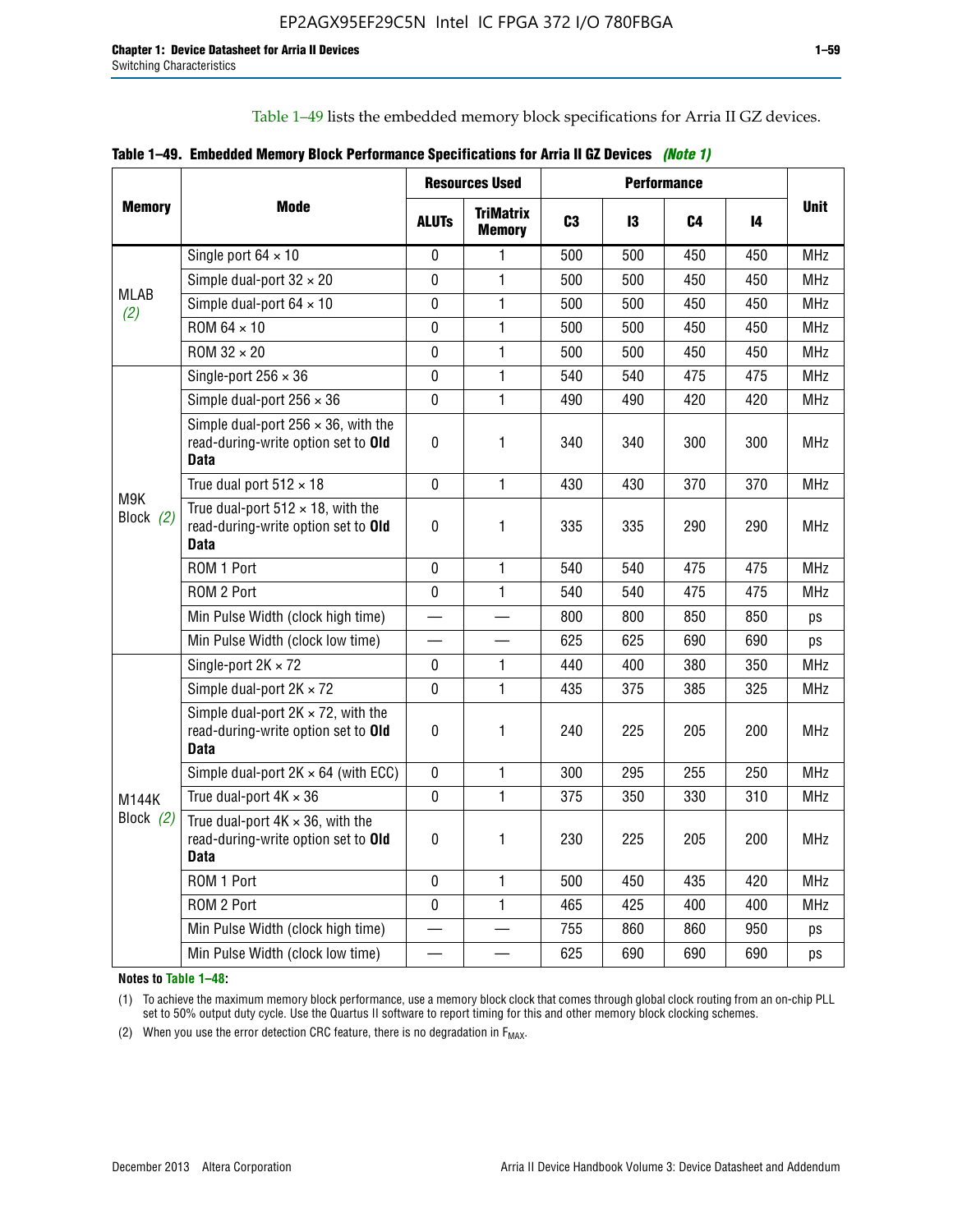Table 1–49 lists the embedded memory block specifications for Arria II GZ devices.

**Table 1–49. Embedded Memory Block Performance Specifications for Arria II GZ Devices** *(Note 1)*

| Memory | Mode | Resources Used | | Performance | | | | Unit |
|---|---|---|---|---|---|---|---|---|
| | | ALUTs | TriMatrix Memory | C3 | I3 | C4 | I4 | |
| MLAB *(2)* | Single port 64 × 10 | 0 | 1 | 500 | 500 | 450 | 450 | MHz |
| | Simple dual-port 32 × 20 | 0 | 1 | 500 | 500 | 450 | 450 | MHz |
| | Simple dual-port 64 × 10 | 0 | 1 | 500 | 500 | 450 | 450 | MHz |
| | ROM 64 × 10 | 0 | 1 | 500 | 500 | 450 | 450 | MHz |
| | ROM 32 × 20 | 0 | 1 | 500 | 500 | 450 | 450 | MHz |
| M9K Block *(2)* | Single-port 256 × 36 | 0 | 1 | 540 | 540 | 475 | 475 | MHz |
| | Simple dual-port 256 × 36 | 0 | 1 | 490 | 490 | 420 | 420 | MHz |
| | Simple dual-port 256 × 36, with the read-during-write option set to **Old Data** | 0 | 1 | 340 | 340 | 300 | 300 | MHz |
| | True dual port 512 × 18 | 0 | 1 | 430 | 430 | 370 | 370 | MHz |
| | True dual-port 512 × 18, with the read-during-write option set to **Old Data** | 0 | 1 | 335 | 335 | 290 | 290 | MHz |
| | ROM 1 Port | 0 | 1 | 540 | 540 | 475 | 475 | MHz |
| | ROM 2 Port | 0 | 1 | 540 | 540 | 475 | 475 | MHz |
| | Min Pulse Width (clock high time) | — | — | 800 | 800 | 850 | 850 | ps |
| | Min Pulse Width (clock low time) | — | — | 625 | 625 | 690 | 690 | ps |
| M144K Block *(2)* | Single-port 2K × 72 | 0 | 1 | 440 | 400 | 380 | 350 | MHz |
| | Simple dual-port 2K × 72 | 0 | 1 | 435 | 375 | 385 | 325 | MHz |
| | Simple dual-port 2K × 72, with the read-during-write option set to **Old Data** | 0 | 1 | 240 | 225 | 205 | 200 | MHz |
| | Simple dual-port 2K × 64 (with ECC) | 0 | 1 | 300 | 295 | 255 | 250 | MHz |
| | True dual-port 4K × 36 | 0 | 1 | 375 | 350 | 330 | 310 | MHz |
| | True dual-port 4K × 36, with the read-during-write option set to **Old Data** | 0 | 1 | 230 | 225 | 205 | 200 | MHz |
| | ROM 1 Port | 0 | 1 | 500 | 450 | 435 | 420 | MHz |
| | ROM 2 Port | 0 | 1 | 465 | 425 | 400 | 400 | MHz |
| | Min Pulse Width (clock high time) | — | — | 755 | 860 | 860 | 950 | ps |
| | Min Pulse Width (clock low time) | — | — | 625 | 690 | 690 | 690 | ps |

**Notes to Table 1–48:**

(1) To achieve the maximum memory block performance, use a memory block clock that comes through global clock routing from an on-chip PLL set to 50% output duty cycle. Use the Quartus II software to report timing for this and other memory block clocking schemes.

(2) When you use the error detection CRC feature, there is no degradation in $F_{MAX}$.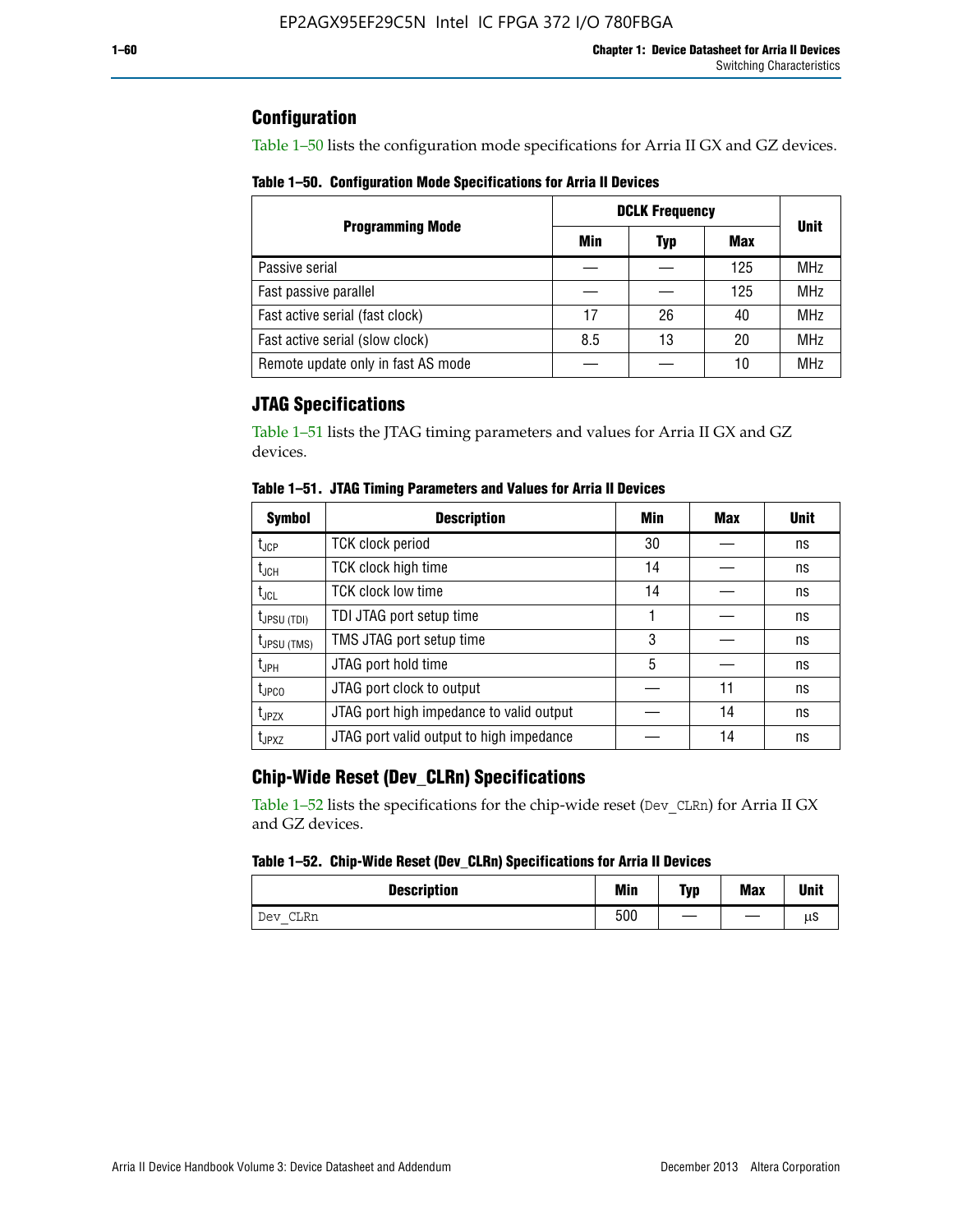## Configuration

Table 1–50 lists the configuration mode specifications for Arria II GX and GZ devices.

**Table 1–50. Configuration Mode Specifications for Arria II Devices**

| Programming Mode | DCLK Frequency | | | Unit |
|---|---|---|---|---|
| | Min | Typ | Max | |
| Passive serial | — | — | 125 | MHz |
| Fast passive parallel | — | — | 125 | MHz |
| Fast active serial (fast clock) | 17 | 26 | 40 | MHz |
| Fast active serial (slow clock) | 8.5 | 13 | 20 | MHz |
| Remote update only in fast AS mode | — | — | 10 | MHz |

## JTAG Specifications

Table 1–51 lists the JTAG timing parameters and values for Arria II GX and GZ devices.

**Table 1–51. JTAG Timing Parameters and Values for Arria II Devices**

| Symbol | Description | Min | Max | Unit |
|---|---|---|---|---|
| $t_{JCP}$ | TCK clock period | 30 | — | ns |
| $t_{JCH}$ | TCK clock high time | 14 | — | ns |
| $t_{JCL}$ | TCK clock low time | 14 | — | ns |
| $t_{JPSU\ (TDI)}$ | TDI JTAG port setup time | 1 | — | ns |
| $t_{JPSU\ (TMS)}$ | TMS JTAG port setup time | 3 | — | ns |
| $t_{JPH}$ | JTAG port hold time | 5 | — | ns |
| $t_{JPCO}$ | JTAG port clock to output | — | 11 | ns |
| $t_{JPZX}$ | JTAG port high impedance to valid output | — | 14 | ns |
| $t_{JPXZ}$ | JTAG port valid output to high impedance | — | 14 | ns |

## Chip-Wide Reset (Dev_CLRn) Specifications

Table 1–52 lists the specifications for the chip-wide reset (`Dev_CLRn`) for Arria II GX and GZ devices.

**Table 1–52. Chip-Wide Reset (Dev_CLRn) Specifications for Arria II Devices**

| Description | Min | Typ | Max | Unit |
|---|---|---|---|---|
| `Dev_CLRn` | 500 | — | — | μs |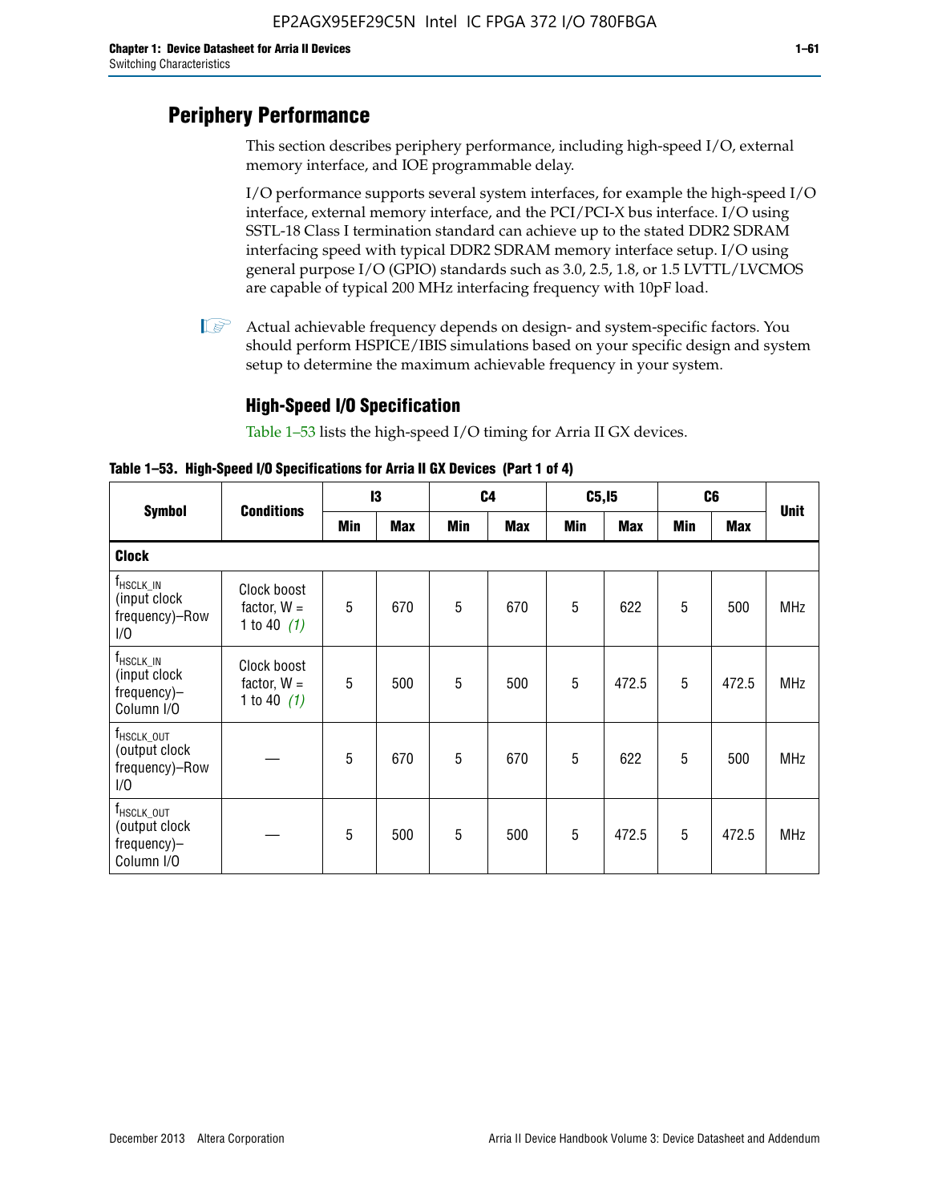# Periphery Performance

This section describes periphery performance, including high-speed I/O, external memory interface, and IOE programmable delay.

I/O performance supports several system interfaces, for example the high-speed I/O interface, external memory interface, and the PCI/PCI-X bus interface. I/O using SSTL-18 Class I termination standard can achieve up to the stated DDR2 SDRAM interfacing speed with typical DDR2 SDRAM memory interface setup. I/O using general purpose I/O (GPIO) standards such as 3.0, 2.5, 1.8, or 1.5 LVTTL/LVCMOS are capable of typical 200 MHz interfacing frequency with 10pF load.

Actual achievable frequency depends on design- and system-specific factors. You should perform HSPICE/IBIS simulations based on your specific design and system setup to determine the maximum achievable frequency in your system.

## High-Speed I/O Specification

Table 1–53 lists the high-speed I/O timing for Arria II GX devices.

**Table 1–53. High-Speed I/O Specifications for Arria II GX Devices (Part 1 of 4)**

| Symbol | Conditions | I3 | | C4 | | C5,I5 | | C6 | | Unit |
|---|---|---|---|---|---|---|---|---|---|---|
| | | Min | Max | Min | Max | Min | Max | Min | Max | |
| **Clock** | | | | | | | | | | |
| $f_{HSCLK\_IN}$ (input clock frequency)–Row I/O | Clock boost factor, W = 1 to 40 *(1)* | 5 | 670 | 5 | 670 | 5 | 622 | 5 | 500 | MHz |
| $f_{HSCLK\_IN}$ (input clock frequency)–Column I/O | Clock boost factor, W = 1 to 40 *(1)* | 5 | 500 | 5 | 500 | 5 | 472.5 | 5 | 472.5 | MHz |
| $f_{HSCLK\_OUT}$ (output clock frequency)–Row I/O | — | 5 | 670 | 5 | 670 | 5 | 622 | 5 | 500 | MHz |
| $f_{HSCLK\_OUT}$ (output clock frequency)–Column I/O | — | 5 | 500 | 5 | 500 | 5 | 472.5 | 5 | 472.5 | MHz |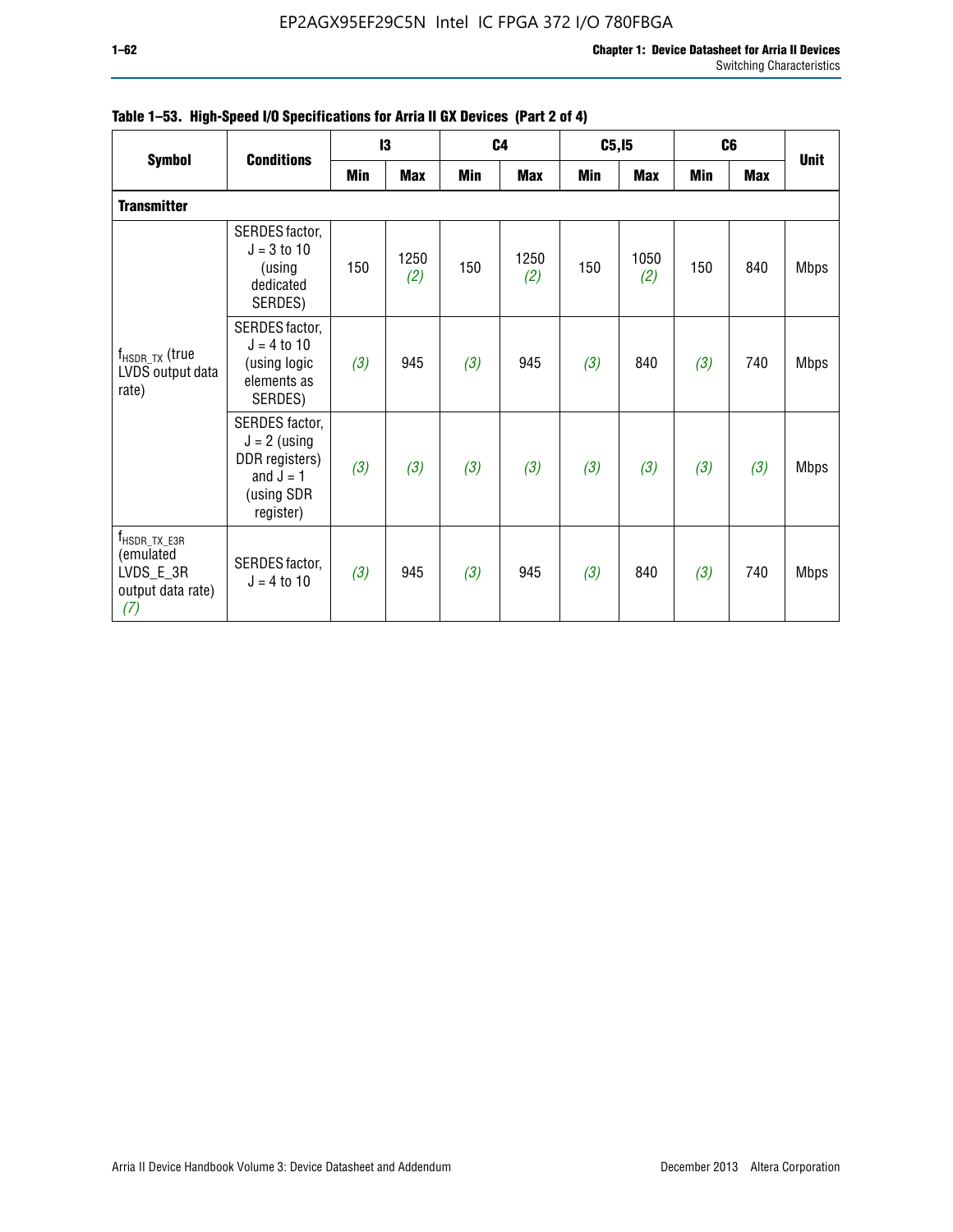**Table 1–53. High-Speed I/O Specifications for Arria II GX Devices (Part 2 of 4)**

| Symbol | Conditions | I3 | | C4 | | C5,I5 | | C6 | | Unit |
|---|---|---|---|---|---|---|---|---|---|---|
| | | Min | Max | Min | Max | Min | Max | Min | Max | |
| **Transmitter** | | | | | | | | | | |
| $f_{HSDR\_TX}$ (true LVDS output data rate) | SERDES factor, $J = 3$ to 10 (using dedicated SERDES) | 150 | 1250 *(2)* | 150 | 1250 *(2)* | 150 | 1050 *(2)* | 150 | 840 | Mbps |
| | SERDES factor, $J = 4$ to 10 (using logic elements as SERDES) | *(3)* | 945 | *(3)* | 945 | *(3)* | 840 | *(3)* | 740 | Mbps |
| | SERDES factor, $J = 2$ (using DDR registers) and $J = 1$ (using SDR register) | *(3)* | *(3)* | *(3)* | *(3)* | *(3)* | *(3)* | *(3)* | *(3)* | Mbps |
| $f_{HSDR\_TX\_E3R}$ (emulated LVDS_E_3R output data rate) *(7)* | SERDES factor, $J = 4$ to 10 | *(3)* | 945 | *(3)* | 945 | *(3)* | 840 | *(3)* | 740 | Mbps |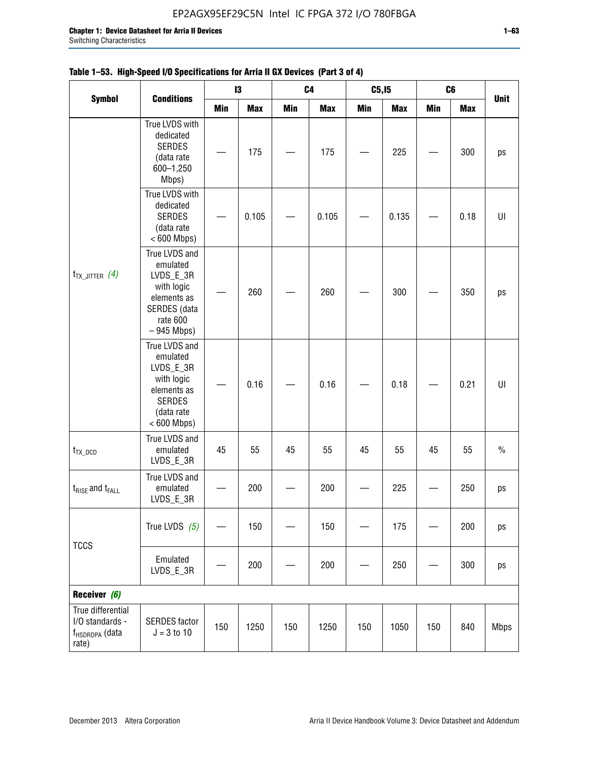**Table 1–53. High-Speed I/O Specifications for Arria II GX Devices (Part 3 of 4)**

| Symbol | Conditions | I3 | | C4 | | C5,I5 | | C6 | | Unit |
|---|---|---|---|---|---|---|---|---|---|---|
| | | Min | Max | Min | Max | Min | Max | Min | Max | |
| $t_{TX\_JITTER}$ *(4)* | True LVDS with dedicated SERDES (data rate 600–1,250 Mbps) | — | 175 | — | 175 | — | 225 | — | 300 | ps |
| | True LVDS with dedicated SERDES (data rate < 600 Mbps) | — | 0.105 | — | 0.105 | — | 0.135 | — | 0.18 | UI |
| | True LVDS and emulated LVDS_E_3R with logic elements as SERDES (data rate 600 – 945 Mbps) | — | 260 | — | 260 | — | 300 | — | 350 | ps |
| | True LVDS and emulated LVDS_E_3R with logic elements as SERDES (data rate < 600 Mbps) | — | 0.16 | — | 0.16 | — | 0.18 | — | 0.21 | UI |
| $t_{TX\_DCD}$ | True LVDS and emulated LVDS_E_3R | 45 | 55 | 45 | 55 | 45 | 55 | 45 | 55 | % |
| $t_{RISE}$ and $t_{FALL}$ | True LVDS and emulated LVDS_E_3R | — | 200 | — | 200 | — | 225 | — | 250 | ps |
| TCCS | True LVDS *(5)* | — | 150 | — | 150 | — | 175 | — | 200 | ps |
| | Emulated LVDS_E_3R | — | 200 | — | 200 | — | 250 | — | 300 | ps |
| **Receiver** *(6)* | | | | | | | | | | |
| True differential I/O standards - $f_{HSDRDPA}$ (data rate) | SERDES factor J = 3 to 10 | 150 | 1250 | 150 | 1250 | 150 | 1050 | 150 | 840 | Mbps |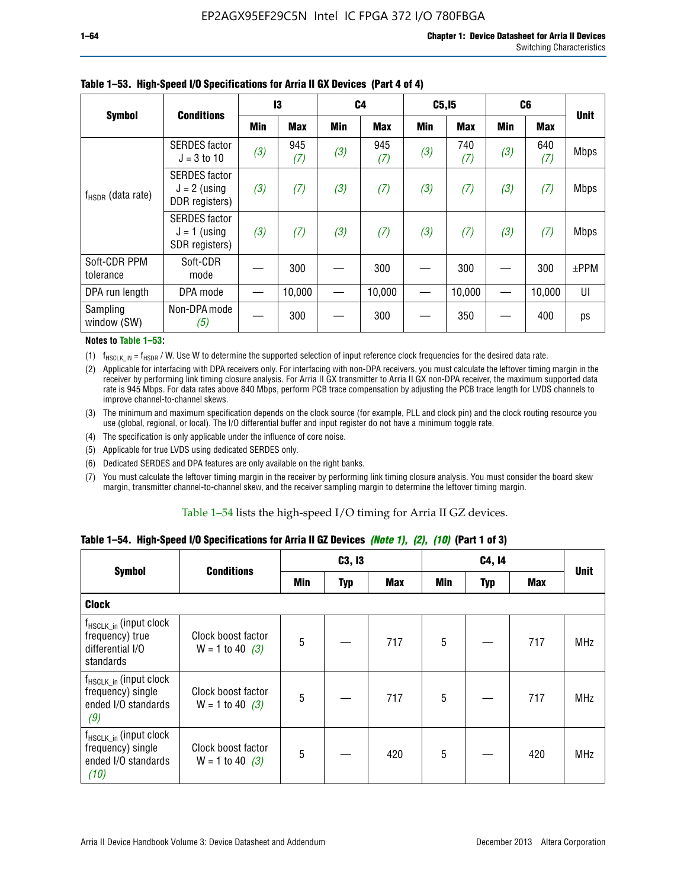**Table 1–53. High-Speed I/O Specifications for Arria II GX Devices (Part 4 of 4)**

| Symbol | Conditions | I3 | | C4 | | C5,I5 | | C6 | | Unit |
|---|---|---|---|---|---|---|---|---|---|---|
| | | Min | Max | Min | Max | Min | Max | Min | Max | |
| $f_{HSDR}$ (data rate) | SERDES factor J = 3 to 10 | *(3)* | 945 *(7)* | *(3)* | 945 *(7)* | *(3)* | 740 *(7)* | *(3)* | 640 *(7)* | Mbps |
| | SERDES factor J = 2 (using DDR registers) | *(3)* | *(7)* | *(3)* | *(7)* | *(3)* | *(7)* | *(3)* | *(7)* | Mbps |
| | SERDES factor J = 1 (using SDR registers) | *(3)* | *(7)* | *(3)* | *(7)* | *(3)* | *(7)* | *(3)* | *(7)* | Mbps |
| Soft-CDR PPM tolerance | Soft-CDR mode | — | 300 | — | 300 | — | 300 | — | 300 | ±PPM |
| DPA run length | DPA mode | — | 10,000 | — | 10,000 | — | 10,000 | — | 10,000 | UI |
| Sampling window (SW) | Non-DPA mode *(5)* | — | 300 | — | 300 | — | 350 | — | 400 | ps |

**Notes to Table 1–53:**

(1) $f_{HSCLK\_IN} = f_{HSDR}$ / W. Use W to determine the supported selection of input reference clock frequencies for the desired data rate.

(2) Applicable for interfacing with DPA receivers only. For interfacing with non-DPA receivers, you must calculate the leftover timing margin in the receiver by performing link timing closure analysis. For Arria II GX transmitter to Arria II GX non-DPA receiver, the maximum supported data rate is 945 Mbps. For data rates above 840 Mbps, perform PCB trace compensation by adjusting the PCB trace length for LVDS channels to improve channel-to-channel skews.

(3) The minimum and maximum specification depends on the clock source (for example, PLL and clock pin) and the clock routing resource you use (global, regional, or local). The I/O differential buffer and input register do not have a minimum toggle rate.

(4) The specification is only applicable under the influence of core noise.

(5) Applicable for true LVDS using dedicated SERDES only.

(6) Dedicated SERDES and DPA features are only available on the right banks.

(7) You must calculate the leftover timing margin in the receiver by performing link timing closure analysis. You must consider the board skew margin, transmitter channel-to-channel skew, and the receiver sampling margin to determine the leftover timing margin.

Table 1–54 lists the high-speed I/O timing for Arria II GZ devices.

**Table 1–54. High-Speed I/O Specifications for Arria II GZ Devices *(Note 1), (2), (10)* (Part 1 of 3)**

| Symbol | Conditions | C3, I3 | | | C4, I4 | | | Unit |
|---|---|---|---|---|---|---|---|---|
| | | Min | Typ | Max | Min | Typ | Max | |
| **Clock** | | | | | | | | |
| $f_{HSCLK\_in}$ (input clock frequency) true differential I/O standards | Clock boost factor W = 1 to 40 *(3)* | 5 | — | 717 | 5 | — | 717 | MHz |
| $f_{HSCLK\_in}$ (input clock frequency) single ended I/O standards *(9)* | Clock boost factor W = 1 to 40 *(3)* | 5 | — | 717 | 5 | — | 717 | MHz |
| $f_{HSCLK\_in}$ (input clock frequency) single ended I/O standards *(10)* | Clock boost factor W = 1 to 40 *(3)* | 5 | — | 420 | 5 | — | 420 | MHz |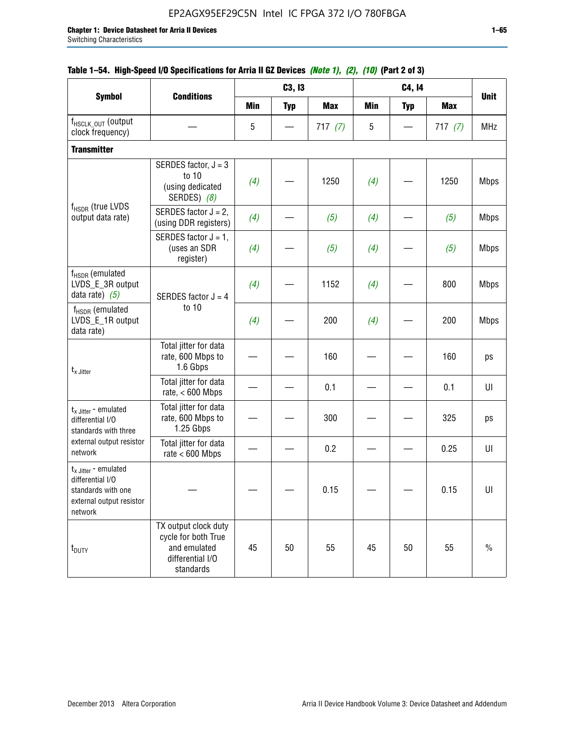**Table 1–54. High-Speed I/O Specifications for Arria II GZ Devices** *(Note 1), (2), (10)* **(Part 2 of 3)**

| Symbol | Conditions | C3, I3 | | | C4, I4 | | | Unit |
|---|---|---|---|---|---|---|---|---|
| | | Min | Typ | Max | Min | Typ | Max | |
| $f_{HSCLK\_OUT}$ (output clock frequency) | — | 5 | — | 717 *(7)* | 5 | — | 717 *(7)* | MHz |
| **Transmitter** | | | | | | | | |
| $f_{HSDR}$ (true LVDS output data rate) | SERDES factor, J = 3 to 10 (using dedicated SERDES) *(8)* | *(4)* | — | 1250 | *(4)* | — | 1250 | Mbps |
| | SERDES factor J = 2, (using DDR registers) | *(4)* | — | *(5)* | *(4)* | — | *(5)* | Mbps |
| | SERDES factor J = 1, (uses an SDR register) | *(4)* | — | *(5)* | *(4)* | — | *(5)* | Mbps |
| $f_{HSDR}$ (emulated LVDS_E_3R output data rate) *(5)* | SERDES factor J = 4 to 10 | *(4)* | — | 1152 | *(4)* | — | 800 | Mbps |
| $f_{HSDR}$ (emulated LVDS_E_1R output data rate) | | *(4)* | — | 200 | *(4)* | — | 200 | Mbps |
| $t_{x\ Jitter}$ | Total jitter for data rate, 600 Mbps to 1.6 Gbps | — | — | 160 | — | — | 160 | ps |
| | Total jitter for data rate, < 600 Mbps | — | — | 0.1 | — | — | 0.1 | UI |
| $t_{x\ Jitter}$ - emulated differential I/O standards with three external output resistor network | Total jitter for data rate, 600 Mbps to 1.25 Gbps | — | — | 300 | — | — | 325 | ps |
| | Total jitter for data rate < 600 Mbps | — | — | 0.2 | — | — | 0.25 | UI |
| $t_{x\ Jitter}$ - emulated differential I/O standards with one external output resistor network | — | — | — | 0.15 | — | — | 0.15 | UI |
| $t_{DUTY}$ | TX output clock duty cycle for both True and emulated differential I/O standards | 45 | 50 | 55 | 45 | 50 | 55 | % |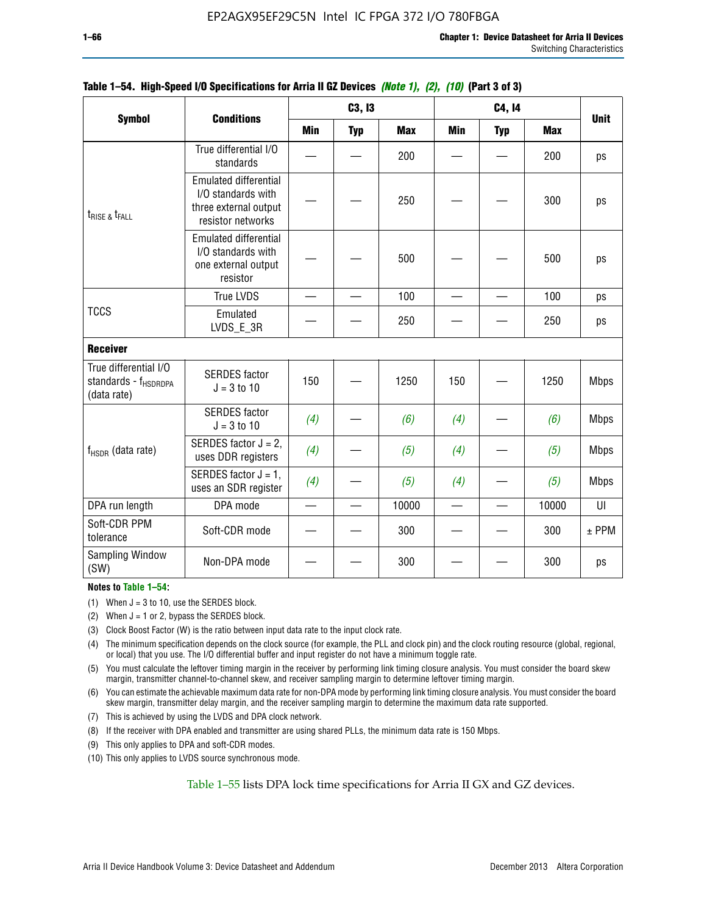**Table 1–54. High-Speed I/O Specifications for Arria II GZ Devices *(Note 1), (2), (10)* (Part 3 of 3)**

| Symbol | Conditions | C3, I3 | | | C4, I4 | | | Unit |
|---|---|---|---|---|---|---|---|---|
| | | Min | Typ | Max | Min | Typ | Max | |
| $t_{RISE}$ & $t_{FALL}$ | True differential I/O standards | — | — | 200 | — | — | 200 | ps |
| | Emulated differential I/O standards with three external output resistor networks | — | — | 250 | — | — | 300 | ps |
| | Emulated differential I/O standards with one external output resistor | — | — | 500 | — | — | 500 | ps |
| TCCS | True LVDS | — | — | 100 | — | — | 100 | ps |
| | Emulated LVDS_E_3R | — | — | 250 | — | — | 250 | ps |
| **Receiver** | | | | | | | | |
| True differential I/O standards - $f_{HSDRDPA}$ (data rate) | SERDES factor J = 3 to 10 | 150 | — | 1250 | 150 | — | 1250 | Mbps |
| $f_{HSDR}$ (data rate) | SERDES factor J = 3 to 10 | *(4)* | — | *(6)* | *(4)* | — | *(6)* | Mbps |
| | SERDES factor J = 2, uses DDR registers | *(4)* | — | *(5)* | *(4)* | — | *(5)* | Mbps |
| | SERDES factor J = 1, uses an SDR register | *(4)* | — | *(5)* | *(4)* | — | *(5)* | Mbps |
| DPA run length | DPA mode | — | — | 10000 | — | — | 10000 | UI |
| Soft-CDR PPM tolerance | Soft-CDR mode | — | — | 300 | — | — | 300 | ± PPM |
| Sampling Window (SW) | Non-DPA mode | — | — | 300 | — | — | 300 | ps |

**Notes to Table 1–54:**

(1) When J = 3 to 10, use the SERDES block.

(2) When J = 1 or 2, bypass the SERDES block.

(3) Clock Boost Factor (W) is the ratio between input data rate to the input clock rate.

(4) The minimum specification depends on the clock source (for example, the PLL and clock pin) and the clock routing resource (global, regional, or local) that you use. The I/O differential buffer and input register do not have a minimum toggle rate.

(5) You must calculate the leftover timing margin in the receiver by performing link timing closure analysis. You must consider the board skew margin, transmitter channel-to-channel skew, and receiver sampling margin to determine leftover timing margin.

(6) You can estimate the achievable maximum data rate for non-DPA mode by performing link timing closure analysis. You must consider the board skew margin, transmitter delay margin, and the receiver sampling margin to determine the maximum data rate supported.

(7) This is achieved by using the LVDS and DPA clock network.

(8) If the receiver with DPA enabled and transmitter are using shared PLLs, the minimum data rate is 150 Mbps.

(9) This only applies to DPA and soft-CDR modes.

(10) This only applies to LVDS source synchronous mode.

Table 1–55 lists DPA lock time specifications for Arria II GX and GZ devices.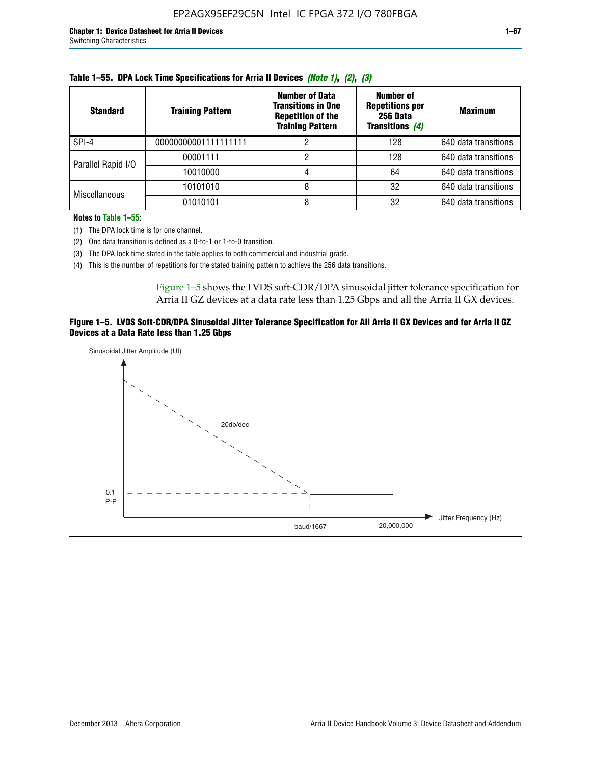**Table 1–55. DPA Lock Time Specifications for Arria II Devices *(Note 1)*, *(2)*, *(3)***

| Standard | Training Pattern | Number of Data Transitions in One Repetition of the Training Pattern | Number of Repetitions per 256 Data Transitions *(4)* | Maximum |
|---|---|---|---|---|
| SPI-4 | 00000000001111111111 | 2 | 128 | 640 data transitions |
| Parallel Rapid I/O | 00001111 | 2 | 128 | 640 data transitions |
| | 10010000 | 4 | 64 | 640 data transitions |
| Miscellaneous | 10101010 | 8 | 32 | 640 data transitions |
| | 01010101 | 8 | 32 | 640 data transitions |

**Notes to Table 1–55:**

(1) The DPA lock time is for one channel.

(2) One data transition is defined as a 0-to-1 or 1-to-0 transition.

(3) The DPA lock time stated in the table applies to both commercial and industrial grade.

(4) This is the number of repetitions for the stated training pattern to achieve the 256 data transitions.

Figure 1–5 shows the LVDS soft-CDR/DPA sinusoidal jitter tolerance specification for Arria II GZ devices at a data rate less than 1.25 Gbps and all the Arria II GX devices.

**Figure 1–5. LVDS Soft-CDR/DPA Sinusoidal Jitter Tolerance Specification for All Arria II GX Devices and for Arria II GZ Devices at a Data Rate less than 1.25 Gbps**

Sinusoidal Jitter Amplitude (UI)

20db/dec

0.1 P-P

baud/1667

20,000,000

Jitter Frequency (Hz)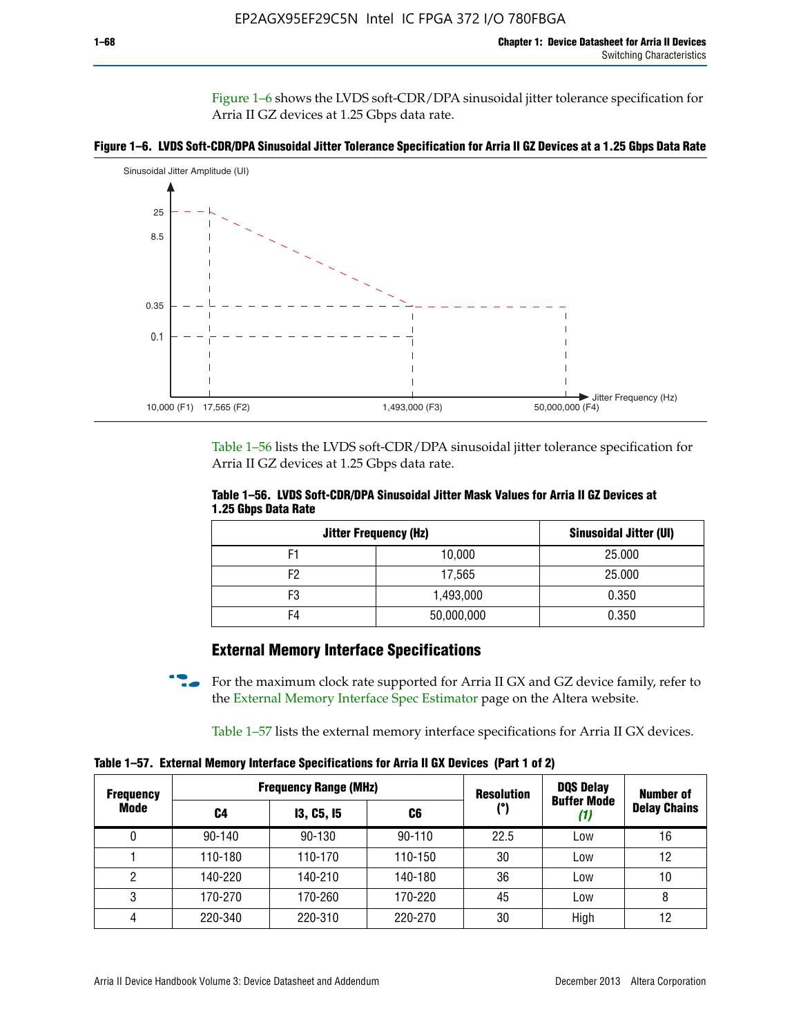Figure 1–6 shows the LVDS soft-CDR/DPA sinusoidal jitter tolerance specification for Arria II GZ devices at 1.25 Gbps data rate.

**Figure 1–6. LVDS Soft-CDR/DPA Sinusoidal Jitter Tolerance Specification for Arria II GZ Devices at a 1.25 Gbps Data Rate**

Table 1–56 lists the LVDS soft-CDR/DPA sinusoidal jitter tolerance specification for Arria II GZ devices at 1.25 Gbps data rate.

**Table 1–56. LVDS Soft-CDR/DPA Sinusoidal Jitter Mask Values for Arria II GZ Devices at 1.25 Gbps Data Rate**

| Jitter Frequency (Hz) | | Sinusoidal Jitter (UI) |
|---|---|---|
| F1 | 10,000 | 25.000 |
| F2 | 17,565 | 25.000 |
| F3 | 1,493,000 | 0.350 |
| F4 | 50,000,000 | 0.350 |

## External Memory Interface Specifications

For the maximum clock rate supported for Arria II GX and GZ device family, refer to the External Memory Interface Spec Estimator page on the Altera website.

Table 1–57 lists the external memory interface specifications for Arria II GX devices.

**Table 1–57. External Memory Interface Specifications for Arria II GX Devices (Part 1 of 2)**

| Frequency Mode | Frequency Range (MHz) | | | Resolution (°) | DQS Delay Buffer Mode *(1)* | Number of Delay Chains |
|---|---|---|---|---|---|---|
| | C4 | I3, C5, I5 | C6 | | | |
| 0 | 90-140 | 90-130 | 90-110 | 22.5 | Low | 16 |
| 1 | 110-180 | 110-170 | 110-150 | 30 | Low | 12 |
| 2 | 140-220 | 140-210 | 140-180 | 36 | Low | 10 |
| 3 | 170-270 | 170-260 | 170-220 | 45 | Low | 8 |
| 4 | 220-340 | 220-310 | 220-270 | 30 | High | 12 |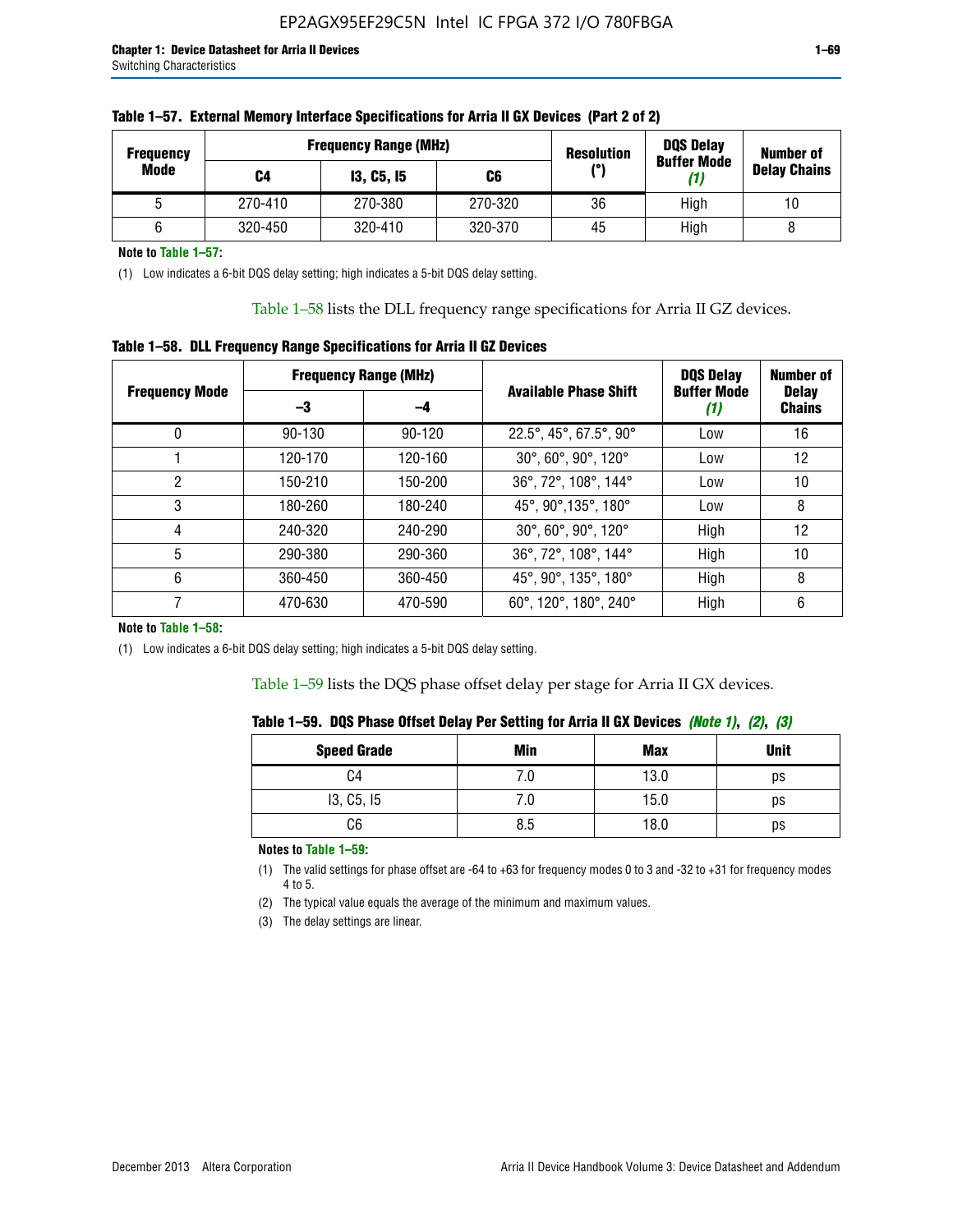**Table 1–57. External Memory Interface Specifications for Arria II GX Devices (Part 2 of 2)**

| Frequency Mode | Frequency Range (MHz) | | | Resolution (°) | DQS Delay Buffer Mode *(1)* | Number of Delay Chains |
|---|---|---|---|---|---|---|
| | C4 | I3, C5, I5 | C6 | | | |
| 5 | 270-410 | 270-380 | 270-320 | 36 | High | 10 |
| 6 | 320-450 | 320-410 | 320-370 | 45 | High | 8 |

**Note to Table 1–57:**

(1) Low indicates a 6-bit DQS delay setting; high indicates a 5-bit DQS delay setting.

Table 1–58 lists the DLL frequency range specifications for Arria II GZ devices.

**Table 1–58. DLL Frequency Range Specifications for Arria II GZ Devices**

| Frequency Mode | Frequency Range (MHz) | | Available Phase Shift | DQS Delay Buffer Mode *(1)* | Number of Delay Chains |
|---|---|---|---|---|---|
| | –3 | –4 | | | |
| 0 | 90-130 | 90-120 | 22.5°, 45°, 67.5°, 90° | Low | 16 |
| 1 | 120-170 | 120-160 | 30°, 60°, 90°, 120° | Low | 12 |
| 2 | 150-210 | 150-200 | 36°, 72°, 108°, 144° | Low | 10 |
| 3 | 180-260 | 180-240 | 45°, 90°,135°, 180° | Low | 8 |
| 4 | 240-320 | 240-290 | 30°, 60°, 90°, 120° | High | 12 |
| 5 | 290-380 | 290-360 | 36°, 72°, 108°, 144° | High | 10 |
| 6 | 360-450 | 360-450 | 45°, 90°, 135°, 180° | High | 8 |
| 7 | 470-630 | 470-590 | 60°, 120°, 180°, 240° | High | 6 |

**Note to Table 1–58:**

(1) Low indicates a 6-bit DQS delay setting; high indicates a 5-bit DQS delay setting.

Table 1–59 lists the DQS phase offset delay per stage for Arria II GX devices.

**Table 1–59. DQS Phase Offset Delay Per Setting for Arria II GX Devices *(Note 1)*, *(2)*, *(3)***

| Speed Grade | Min | Max | Unit |
|---|---|---|---|
| C4 | 7.0 | 13.0 | ps |
| I3, C5, I5 | 7.0 | 15.0 | ps |
| C6 | 8.5 | 18.0 | ps |

**Notes to Table 1–59:**

(1) The valid settings for phase offset are -64 to +63 for frequency modes 0 to 3 and -32 to +31 for frequency modes 4 to 5.

(2) The typical value equals the average of the minimum and maximum values.

(3) The delay settings are linear.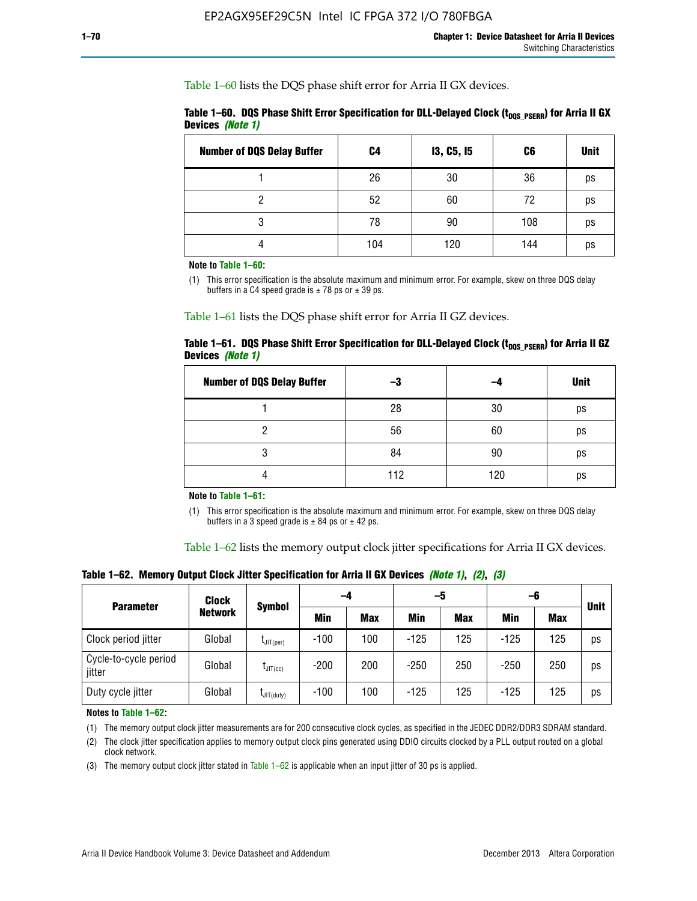Table 1–60 lists the DQS phase shift error for Arria II GX devices.

**Table 1–60. DQS Phase Shift Error Specification for DLL-Delayed Clock ($t_{DQS\_PSERR}$) for Arria II GX Devices *(Note 1)***

| Number of DQS Delay Buffer | C4 | I3, C5, I5 | C6 | Unit |
|---|---|---|---|---|
| 1 | 26 | 30 | 36 | ps |
| 2 | 52 | 60 | 72 | ps |
| 3 | 78 | 90 | 108 | ps |
| 4 | 104 | 120 | 144 | ps |

**Note to Table 1–60:**

(1) This error specification is the absolute maximum and minimum error. For example, skew on three DQS delay buffers in a C4 speed grade is ± 78 ps or ± 39 ps.

Table 1–61 lists the DQS phase shift error for Arria II GZ devices.

**Table 1–61. DQS Phase Shift Error Specification for DLL-Delayed Clock ($t_{DQS\_PSERR}$) for Arria II GZ Devices *(Note 1)***

| Number of DQS Delay Buffer | –3 | –4 | Unit |
|---|---|---|---|
| 1 | 28 | 30 | ps |
| 2 | 56 | 60 | ps |
| 3 | 84 | 90 | ps |
| 4 | 112 | 120 | ps |

**Note to Table 1–61:**

(1) This error specification is the absolute maximum and minimum error. For example, skew on three DQS delay buffers in a 3 speed grade is ± 84 ps or ± 42 ps.

Table 1–62 lists the memory output clock jitter specifications for Arria II GX devices.

**Table 1–62. Memory Output Clock Jitter Specification for Arria II GX Devices *(Note 1)*, *(2)*, *(3)***

| Parameter | Clock Network | Symbol | –4 | | –5 | | –6 | | Unit |
|---|---|---|---|---|---|---|---|---|---|
| | | | Min | Max | Min | Max | Min | Max | |
| Clock period jitter | Global | $t_{JIT(per)}$ | -100 | 100 | -125 | 125 | -125 | 125 | ps |
| Cycle-to-cycle period jitter | Global | $t_{JIT(cc)}$ | -200 | 200 | -250 | 250 | -250 | 250 | ps |
| Duty cycle jitter | Global | $t_{JIT(duty)}$ | -100 | 100 | -125 | 125 | -125 | 125 | ps |

**Notes to Table 1–62:**

(1) The memory output clock jitter measurements are for 200 consecutive clock cycles, as specified in the JEDEC DDR2/DDR3 SDRAM standard.

(2) The clock jitter specification applies to memory output clock pins generated using DDIO circuits clocked by a PLL output routed on a global clock network.

(3) The memory output clock jitter stated in Table 1–62 is applicable when an input jitter of 30 ps is applied.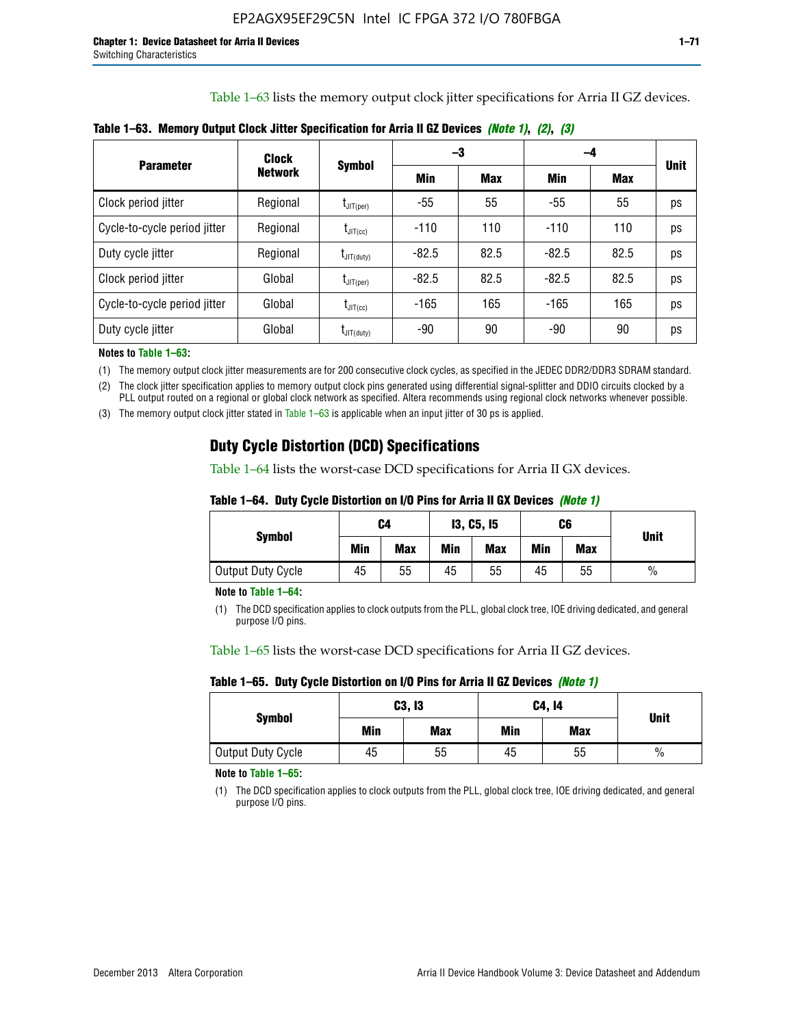Table 1–63 lists the memory output clock jitter specifications for Arria II GZ devices.

**Table 1–63. Memory Output Clock Jitter Specification for Arria II GZ Devices *(Note 1)*, *(2)*, *(3)***

| Parameter | Clock Network | Symbol | –3 | | –4 | | Unit |
|---|---|---|---|---|---|---|---|
| | | | Min | Max | Min | Max | |
| Clock period jitter | Regional | $t_{JIT(per)}$ | -55 | 55 | -55 | 55 | ps |
| Cycle-to-cycle period jitter | Regional | $t_{JIT(cc)}$ | -110 | 110 | -110 | 110 | ps |
| Duty cycle jitter | Regional | $t_{JIT(duty)}$ | -82.5 | 82.5 | -82.5 | 82.5 | ps |
| Clock period jitter | Global | $t_{JIT(per)}$ | -82.5 | 82.5 | -82.5 | 82.5 | ps |
| Cycle-to-cycle period jitter | Global | $t_{JIT(cc)}$ | -165 | 165 | -165 | 165 | ps |
| Duty cycle jitter | Global | $t_{JIT(duty)}$ | -90 | 90 | -90 | 90 | ps |

**Notes to Table 1–63:**

(1) The memory output clock jitter measurements are for 200 consecutive clock cycles, as specified in the JEDEC DDR2/DDR3 SDRAM standard.

(2) The clock jitter specification applies to memory output clock pins generated using differential signal-splitter and DDIO circuits clocked by a PLL output routed on a regional or global clock network as specified. Altera recommends using regional clock networks whenever possible.

(3) The memory output clock jitter stated in Table 1–63 is applicable when an input jitter of 30 ps is applied.

## Duty Cycle Distortion (DCD) Specifications

Table 1–64 lists the worst-case DCD specifications for Arria II GX devices.

**Table 1–64. Duty Cycle Distortion on I/O Pins for Arria II GX Devices *(Note 1)***

| Symbol | C4 | | I3, C5, I5 | | C6 | | Unit |
|---|---|---|---|---|---|---|---|
| | Min | Max | Min | Max | Min | Max | |
| Output Duty Cycle | 45 | 55 | 45 | 55 | 45 | 55 | % |

**Note to Table 1–64:**

(1) The DCD specification applies to clock outputs from the PLL, global clock tree, IOE driving dedicated, and general purpose I/O pins.

Table 1–65 lists the worst-case DCD specifications for Arria II GZ devices.

**Table 1–65. Duty Cycle Distortion on I/O Pins for Arria II GZ Devices *(Note 1)***

| Symbol | C3, I3 | | C4, I4 | | Unit |
|---|---|---|---|---|---|
| | Min | Max | Min | Max | |
| Output Duty Cycle | 45 | 55 | 45 | 55 | % |

**Note to Table 1–65:**

(1) The DCD specification applies to clock outputs from the PLL, global clock tree, IOE driving dedicated, and general purpose I/O pins.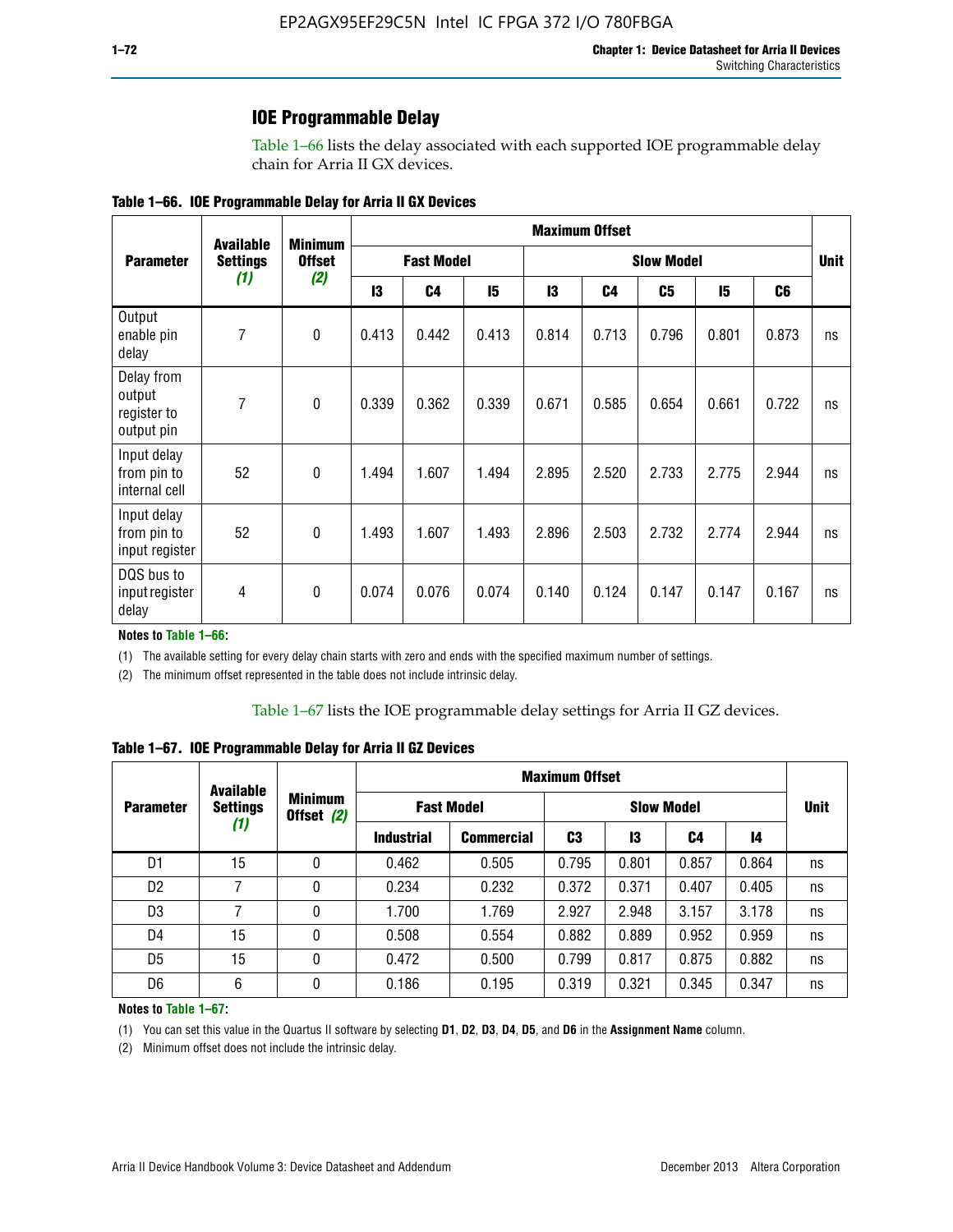## IOE Programmable Delay

Table 1–66 lists the delay associated with each supported IOE programmable delay chain for Arria II GX devices.

**Table 1–66. IOE Programmable Delay for Arria II GX Devices**

| Parameter | Available Settings *(1)* | Minimum Offset *(2)* | Maximum Offset | | | | | | | | Unit |
|---|---|---|---|---|---|---|---|---|---|---|---|
| | | | Fast Model | | | Slow Model | | | | | |
| | | | I3 | C4 | I5 | I3 | C4 | C5 | I5 | C6 | |
| Output enable pin delay | 7 | 0 | 0.413 | 0.442 | 0.413 | 0.814 | 0.713 | 0.796 | 0.801 | 0.873 | ns |
| Delay from output register to output pin | 7 | 0 | 0.339 | 0.362 | 0.339 | 0.671 | 0.585 | 0.654 | 0.661 | 0.722 | ns |
| Input delay from pin to internal cell | 52 | 0 | 1.494 | 1.607 | 1.494 | 2.895 | 2.520 | 2.733 | 2.775 | 2.944 | ns |
| Input delay from pin to input register | 52 | 0 | 1.493 | 1.607 | 1.493 | 2.896 | 2.503 | 2.732 | 2.774 | 2.944 | ns |
| DQS bus to input register delay | 4 | 0 | 0.074 | 0.076 | 0.074 | 0.140 | 0.124 | 0.147 | 0.147 | 0.167 | ns |

**Notes to Table 1–66:**

(1) The available setting for every delay chain starts with zero and ends with the specified maximum number of settings.

(2) The minimum offset represented in the table does not include intrinsic delay.

Table 1–67 lists the IOE programmable delay settings for Arria II GZ devices.

**Table 1–67. IOE Programmable Delay for Arria II GZ Devices**

| Parameter | Available Settings *(1)* | Minimum Offset *(2)* | Maximum Offset | | | | | | Unit |
|---|---|---|---|---|---|---|---|---|---|
| | | | Fast Model | | Slow Model | | | | |
| | | | Industrial | Commercial | C3 | I3 | C4 | I4 | |
| D1 | 15 | 0 | 0.462 | 0.505 | 0.795 | 0.801 | 0.857 | 0.864 | ns |
| D2 | 7 | 0 | 0.234 | 0.232 | 0.372 | 0.371 | 0.407 | 0.405 | ns |
| D3 | 7 | 0 | 1.700 | 1.769 | 2.927 | 2.948 | 3.157 | 3.178 | ns |
| D4 | 15 | 0 | 0.508 | 0.554 | 0.882 | 0.889 | 0.952 | 0.959 | ns |
| D5 | 15 | 0 | 0.472 | 0.500 | 0.799 | 0.817 | 0.875 | 0.882 | ns |
| D6 | 6 | 0 | 0.186 | 0.195 | 0.319 | 0.321 | 0.345 | 0.347 | ns |

**Notes to Table 1–67:**

(1) You can set this value in the Quartus II software by selecting **D1**, **D2**, **D3**, **D4**, **D5**, and **D6** in the **Assignment Name** column.

(2) Minimum offset does not include the intrinsic delay.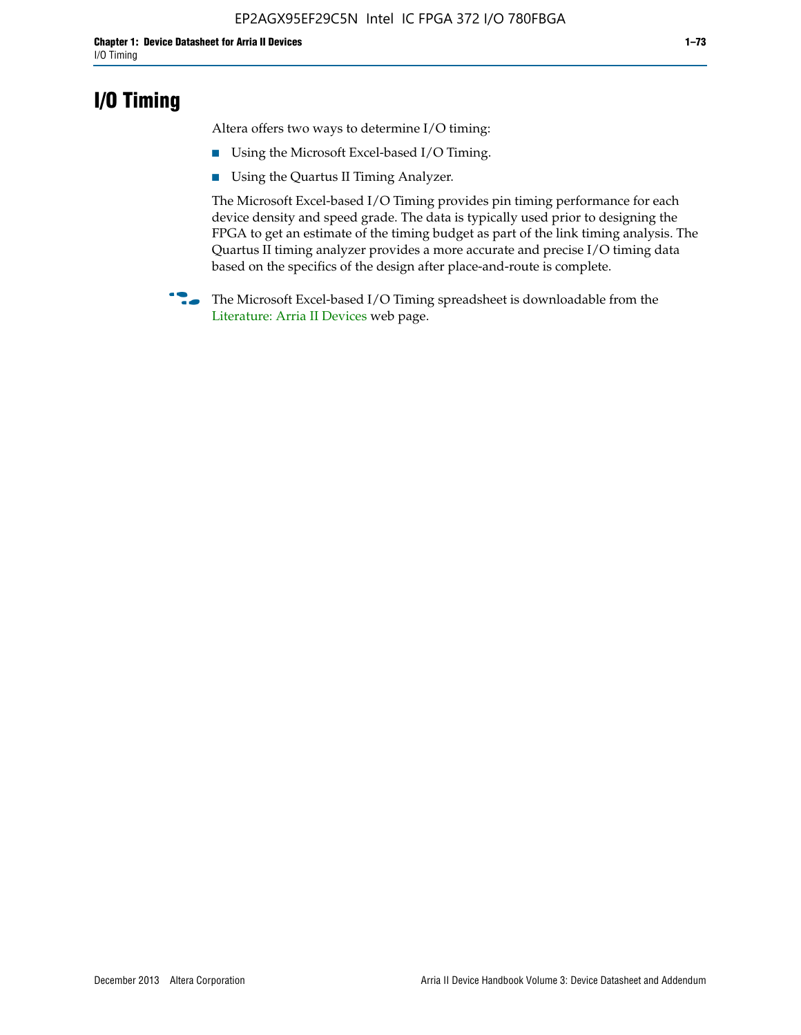# I/O Timing

Altera offers two ways to determine I/O timing:

- Using the Microsoft Excel-based I/O Timing.
- Using the Quartus II Timing Analyzer.

The Microsoft Excel-based I/O Timing provides pin timing performance for each device density and speed grade. The data is typically used prior to designing the FPGA to get an estimate of the timing budget as part of the link timing analysis. The Quartus II timing analyzer provides a more accurate and precise I/O timing data based on the specifics of the design after place-and-route is complete.

The Microsoft Excel-based I/O Timing spreadsheet is downloadable from the Literature: Arria II Devices web page.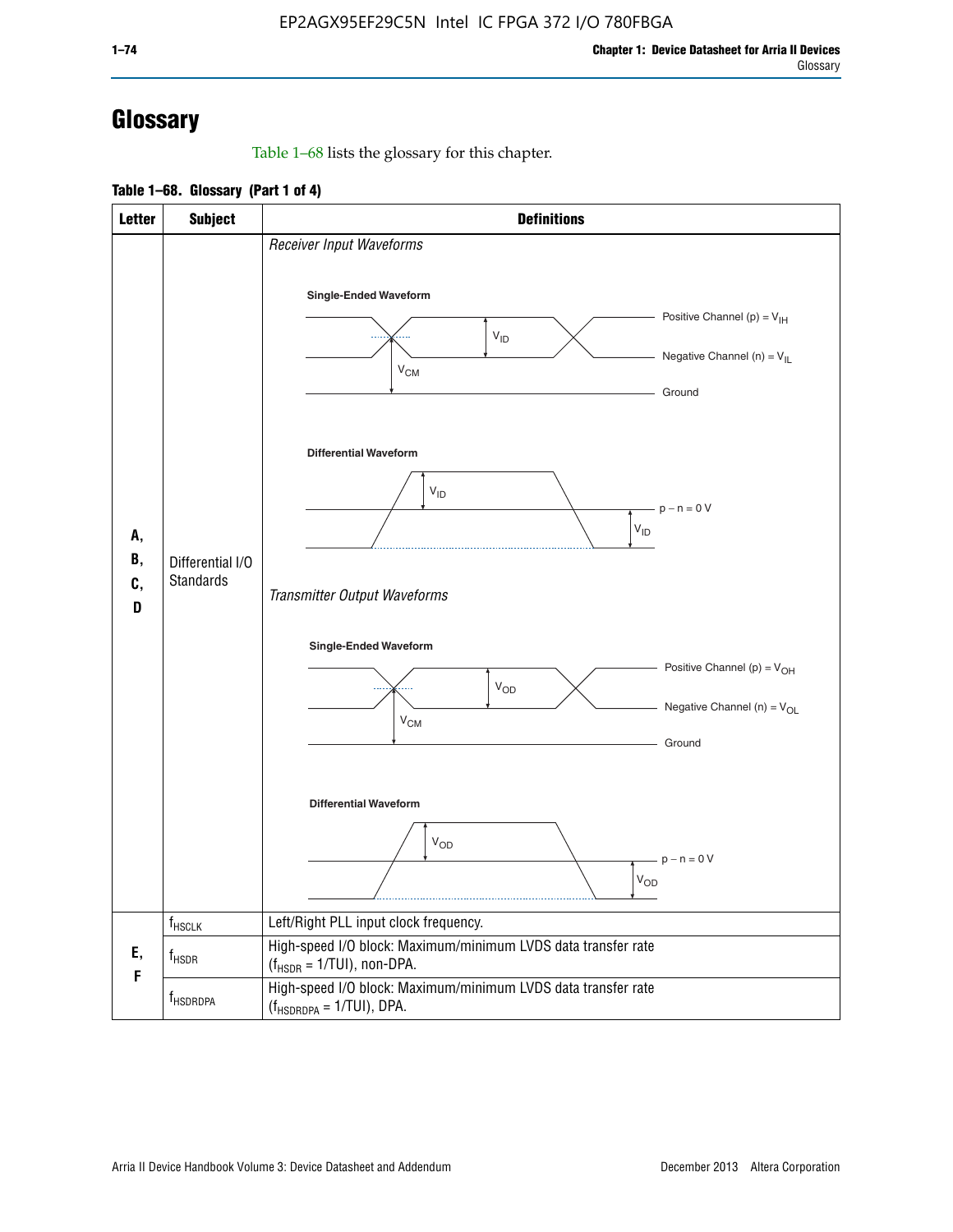# Glossary

Table 1–68 lists the glossary for this chapter.

**Table 1–68. Glossary (Part 1 of 4)**

| Letter | Subject | Definitions |
|---|---|---|
| A, B, C, D | Differential I/O Standards | *Receiver Input Waveforms*<br><br>**Single-Ended Waveform**<br>Positive Channel (p) = $V_{IH}$<br>Negative Channel (n) = $V_{IL}$<br>Ground<br>$V_{ID}$, $V_{CM}$<br><br>**Differential Waveform**<br>$V_{ID}$<br>p − n = 0 V<br>$V_{ID}$<br><br>*Transmitter Output Waveforms*<br><br>**Single-Ended Waveform**<br>Positive Channel (p) = $V_{OH}$<br>Negative Channel (n) = $V_{OL}$<br>Ground<br>$V_{OD}$, $V_{CM}$<br><br>**Differential Waveform**<br>$V_{OD}$<br>p − n = 0 V<br>$V_{OD}$ |
| E, F | $f_{HSCLK}$ | Left/Right PLL input clock frequency. |
| | $f_{HSDR}$ | High-speed I/O block: Maximum/minimum LVDS data transfer rate ($f_{HSDR}$ = 1/TUI), non-DPA. |
| | $f_{HSDRDPA}$ | High-speed I/O block: Maximum/minimum LVDS data transfer rate ($f_{HSDRDPA}$ = 1/TUI), DPA. |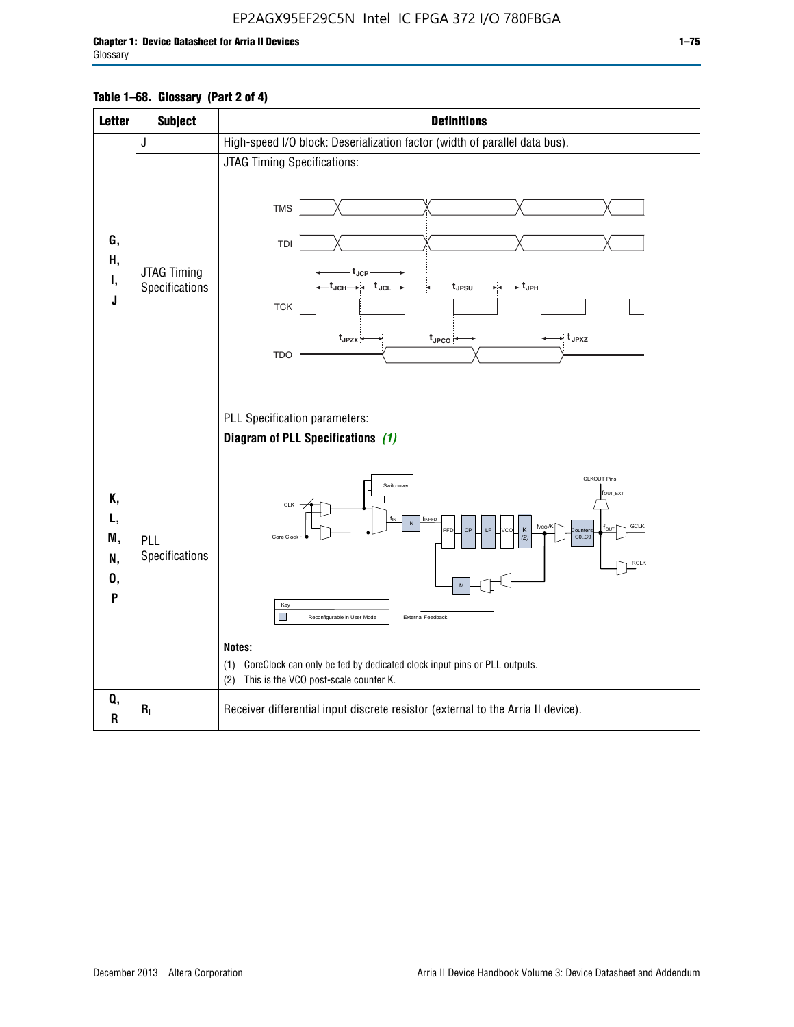**Table 1–68. Glossary (Part 2 of 4)**

| Letter | Subject | Definitions |
|---|---|---|
| G, H, I, J | J | High-speed I/O block: Deserialization factor (width of parallel data bus). |
| | JTAG Timing Specifications | JTAG Timing Specifications: |
| K, L, M, N, O, P | PLL Specifications | PLL Specification parameters: **Diagram of PLL Specifications** *(1)* **Notes:** (1) CoreClock can only be fed by dedicated clock input pins or PLL outputs. (2) This is the VCO post-scale counter K. |
| Q, R | $R_L$ | Receiver differential input discrete resistor (external to the Arria II device). |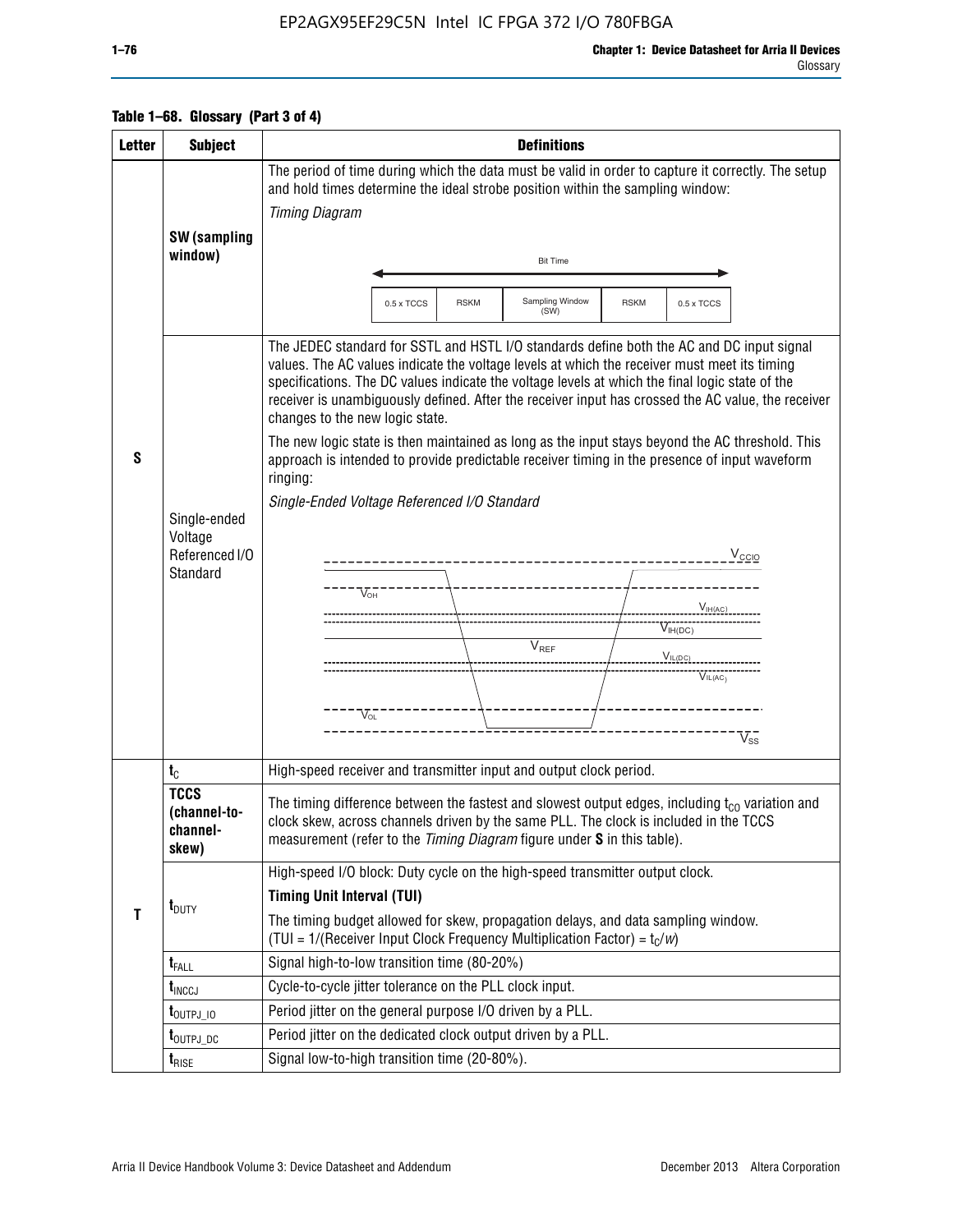**Table 1–68. Glossary (Part 3 of 4)**

| Letter | Subject | Definitions |
|---|---|---|
| S | **SW (sampling window)** | The period of time during which the data must be valid in order to capture it correctly. The setup and hold times determine the ideal strobe position within the sampling window: *Timing Diagram* Bit Time: 0.5 x TCCS, RSKM, Sampling Window (SW), RSKM, 0.5 x TCCS |
| | Single-ended Voltage Referenced I/O Standard | The JEDEC standard for SSTL and HSTL I/O standards define both the AC and DC input signal values. The AC values indicate the voltage levels at which the receiver must meet its timing specifications. The DC values indicate the voltage levels at which the final logic state of the receiver is unambiguously defined. After the receiver input has crossed the AC value, the receiver changes to the new logic state. The new logic state is then maintained as long as the input stays beyond the AC threshold. This approach is intended to provide predictable receiver timing in the presence of input waveform ringing: *Single-Ended Voltage Referenced I/O Standard* ($V_{CCIO}$, $V_{OH}$, $V_{IH(AC)}$, $V_{IH(DC)}$, $V_{REF}$, $V_{IL(DC)}$, $V_{IL(AC)}$, $V_{OL}$, $V_{SS}$) |
| T | $t_C$ | High-speed receiver and transmitter input and output clock period. |
| | **TCCS (channel-to-channel-skew)** | The timing difference between the fastest and slowest output edges, including $t_{CO}$ variation and clock skew, across channels driven by the same PLL. The clock is included in the TCCS measurement (refer to the *Timing Diagram* figure under **S** in this table). |
| | $t_{DUTY}$ | High-speed I/O block: Duty cycle on the high-speed transmitter output clock. **Timing Unit Interval (TUI)** The timing budget allowed for skew, propagation delays, and data sampling window. (TUI = 1/(Receiver Input Clock Frequency Multiplication Factor) = $t_C/w$) |
| | $t_{FALL}$ | Signal high-to-low transition time (80-20%) |
| | $t_{INCCJ}$ | Cycle-to-cycle jitter tolerance on the PLL clock input. |
| | $t_{OUTPJ\_IO}$ | Period jitter on the general purpose I/O driven by a PLL. |
| | $t_{OUTPJ\_DC}$ | Period jitter on the dedicated clock output driven by a PLL. |
| | $t_{RISE}$ | Signal low-to-high transition time (20-80%). |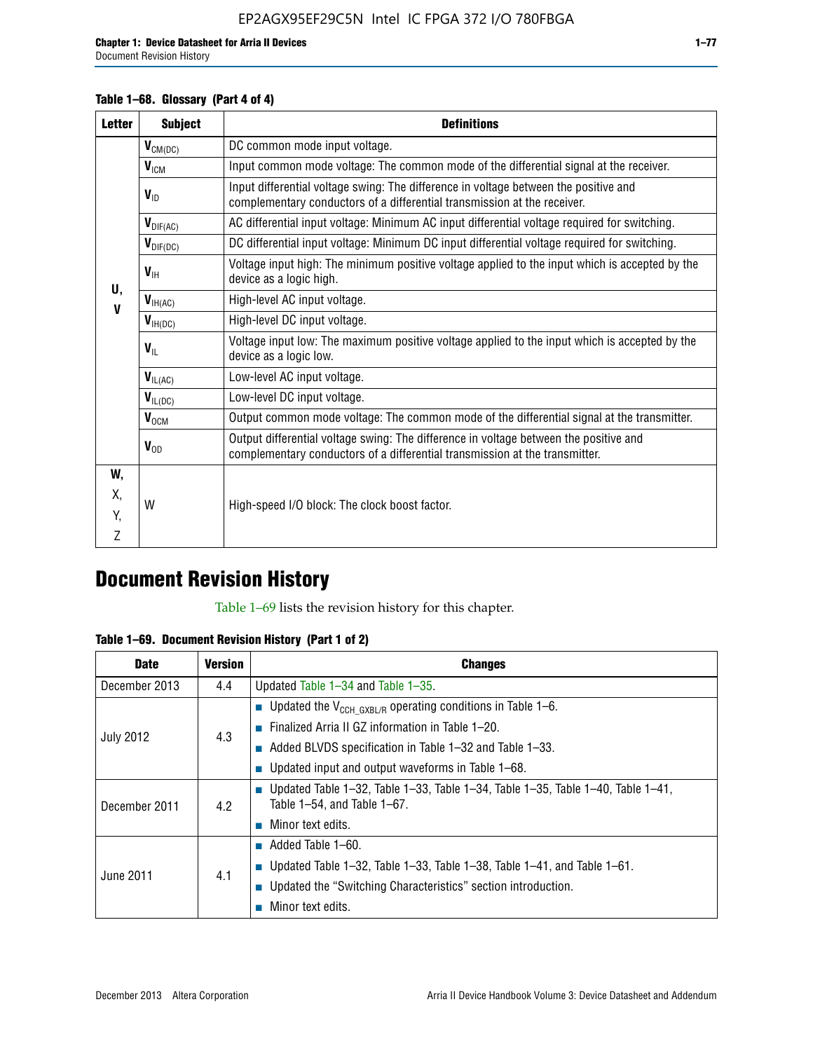**Table 1–68. Glossary (Part 4 of 4)**

| Letter | Subject | Definitions |
|---|---|---|
| U, V | $V_{CM(DC)}$ | DC common mode input voltage. |
| | $V_{ICM}$ | Input common mode voltage: The common mode of the differential signal at the receiver. |
| | $V_{ID}$ | Input differential voltage swing: The difference in voltage between the positive and complementary conductors of a differential transmission at the receiver. |
| | $V_{DIF(AC)}$ | AC differential input voltage: Minimum AC input differential voltage required for switching. |
| | $V_{DIF(DC)}$ | DC differential input voltage: Minimum DC input differential voltage required for switching. |
| | $V_{IH}$ | Voltage input high: The minimum positive voltage applied to the input which is accepted by the device as a logic high. |
| | $V_{IH(AC)}$ | High-level AC input voltage. |
| | $V_{IH(DC)}$ | High-level DC input voltage. |
| | $V_{IL}$ | Voltage input low: The maximum positive voltage applied to the input which is accepted by the device as a logic low. |
| | $V_{IL(AC)}$ | Low-level AC input voltage. |
| | $V_{IL(DC)}$ | Low-level DC input voltage. |
| | $V_{OCM}$ | Output common mode voltage: The common mode of the differential signal at the transmitter. |
| | $V_{OD}$ | Output differential voltage swing: The difference in voltage between the positive and complementary conductors of a differential transmission at the transmitter. |
| W, X, Y, Z | W | High-speed I/O block: The clock boost factor. |

# Document Revision History

Table 1–69 lists the revision history for this chapter.

**Table 1–69. Document Revision History (Part 1 of 2)**

| Date | Version | Changes |
|---|---|---|
| December 2013 | 4.4 | Updated Table 1–34 and Table 1–35. |
| July 2012 | 4.3 | ■ Updated the $V_{CCH\_GXBL/R}$ operating conditions in Table 1–6.<br>■ Finalized Arria II GZ information in Table 1–20.<br>■ Added BLVDS specification in Table 1–32 and Table 1–33.<br>■ Updated input and output waveforms in Table 1–68. |
| December 2011 | 4.2 | ■ Updated Table 1–32, Table 1–33, Table 1–34, Table 1–35, Table 1–40, Table 1–41, Table 1–54, and Table 1–67.<br>■ Minor text edits. |
| June 2011 | 4.1 | ■ Added Table 1–60.<br>■ Updated Table 1–32, Table 1–33, Table 1–38, Table 1–41, and Table 1–61.<br>■ Updated the "Switching Characteristics" section introduction.<br>■ Minor text edits. |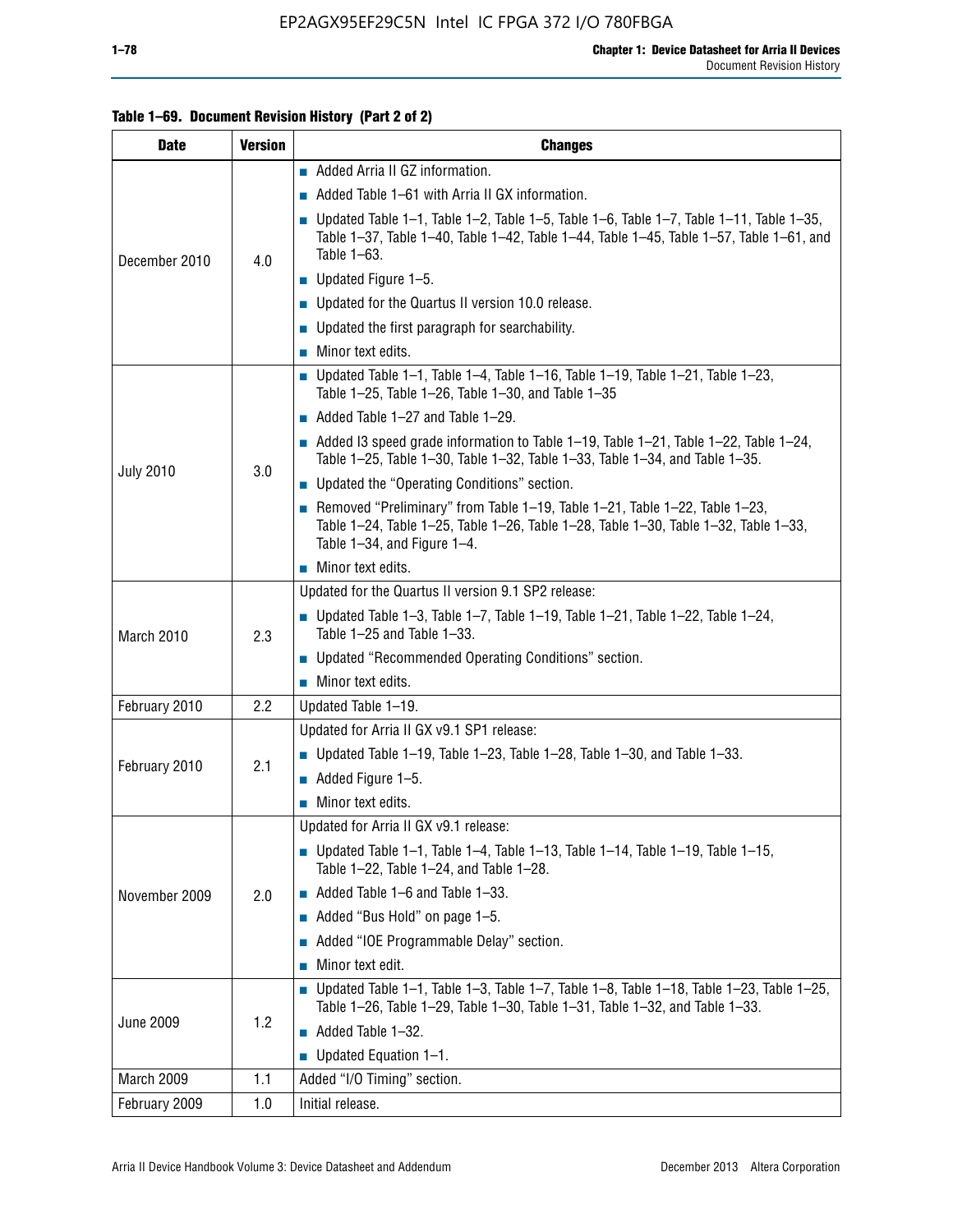**Table 1–69. Document Revision History (Part 2 of 2)**

| Date | Version | Changes |
|---|---|---|
| December 2010 | 4.0 | ■ Added Arria II GZ information.<br>■ Added Table 1–61 with Arria II GX information.<br>■ Updated Table 1–1, Table 1–2, Table 1–5, Table 1–6, Table 1–7, Table 1–11, Table 1–35, Table 1–37, Table 1–40, Table 1–42, Table 1–44, Table 1–45, Table 1–57, Table 1–61, and Table 1–63.<br>■ Updated Figure 1–5.<br>■ Updated for the Quartus II version 10.0 release.<br>■ Updated the first paragraph for searchability.<br>■ Minor text edits. |
| July 2010 | 3.0 | ■ Updated Table 1–1, Table 1–4, Table 1–16, Table 1–19, Table 1–21, Table 1–23, Table 1–25, Table 1–26, Table 1–30, and Table 1–35<br>■ Added Table 1–27 and Table 1–29.<br>■ Added I3 speed grade information to Table 1–19, Table 1–21, Table 1–22, Table 1–24, Table 1–25, Table 1–30, Table 1–32, Table 1–33, Table 1–34, and Table 1–35.<br>■ Updated the "Operating Conditions" section.<br>■ Removed "Preliminary" from Table 1–19, Table 1–21, Table 1–22, Table 1–23, Table 1–24, Table 1–25, Table 1–26, Table 1–28, Table 1–30, Table 1–32, Table 1–33, Table 1–34, and Figure 1–4.<br>■ Minor text edits. |
| March 2010 | 2.3 | Updated for the Quartus II version 9.1 SP2 release:<br>■ Updated Table 1–3, Table 1–7, Table 1–19, Table 1–21, Table 1–22, Table 1–24, Table 1–25 and Table 1–33.<br>■ Updated "Recommended Operating Conditions" section.<br>■ Minor text edits. |
| February 2010 | 2.2 | Updated Table 1–19. |
| February 2010 | 2.1 | Updated for Arria II GX v9.1 SP1 release:<br>■ Updated Table 1–19, Table 1–23, Table 1–28, Table 1–30, and Table 1–33.<br>■ Added Figure 1–5.<br>■ Minor text edits. |
| November 2009 | 2.0 | Updated for Arria II GX v9.1 release:<br>■ Updated Table 1–1, Table 1–4, Table 1–13, Table 1–14, Table 1–19, Table 1–15, Table 1–22, Table 1–24, and Table 1–28.<br>■ Added Table 1–6 and Table 1–33.<br>■ Added "Bus Hold" on page 1–5.<br>■ Added "IOE Programmable Delay" section.<br>■ Minor text edit. |
| June 2009 | 1.2 | ■ Updated Table 1–1, Table 1–3, Table 1–7, Table 1–8, Table 1–18, Table 1–23, Table 1–25, Table 1–26, Table 1–29, Table 1–30, Table 1–31, Table 1–32, and Table 1–33.<br>■ Added Table 1–32.<br>■ Updated Equation 1–1. |
| March 2009 | 1.1 | Added "I/O Timing" section. |
| February 2009 | 1.0 | Initial release. |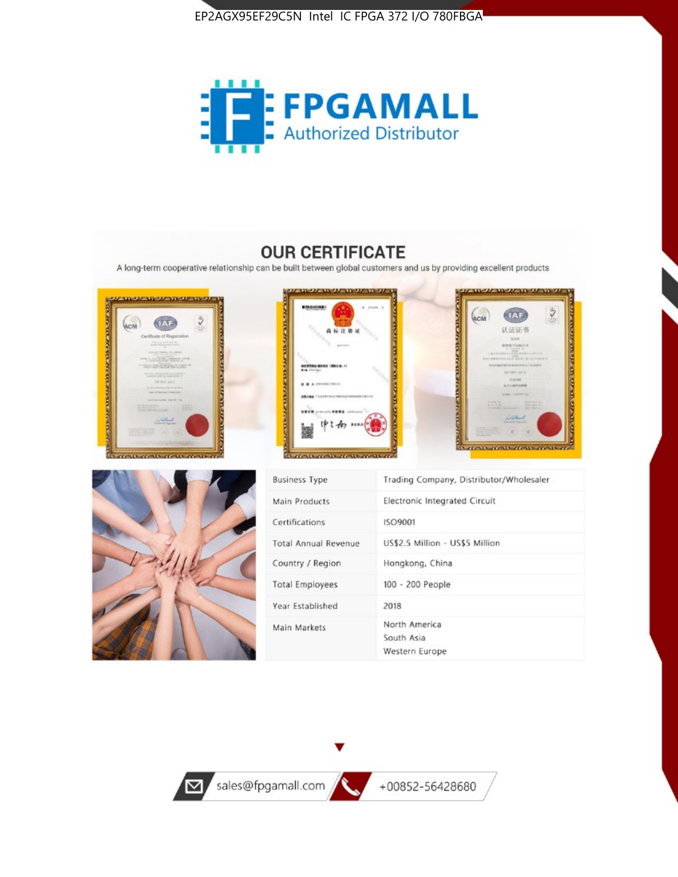FPGAMALL
Authorized Distributor

## OUR CERTIFICATE

A long-term cooperative relationship can be built between global customers and us by providing excellent products

| | |
|---|---|
| Business Type | Trading Company, Distributor/Wholesaler |
| Main Products | Electronic Integrated Circuit |
| Certifications | ISO9001 |
| Total Annual Revenue | US$2.5 Million - US$5 Million |
| Country / Region | Hongkong, China |
| Total Employees | 100 - 200 People |
| Year Established | 2018 |
| Main Markets | North America<br>South Asia<br>Western Europe |

sales@fpgamall.com

+00852-56428680